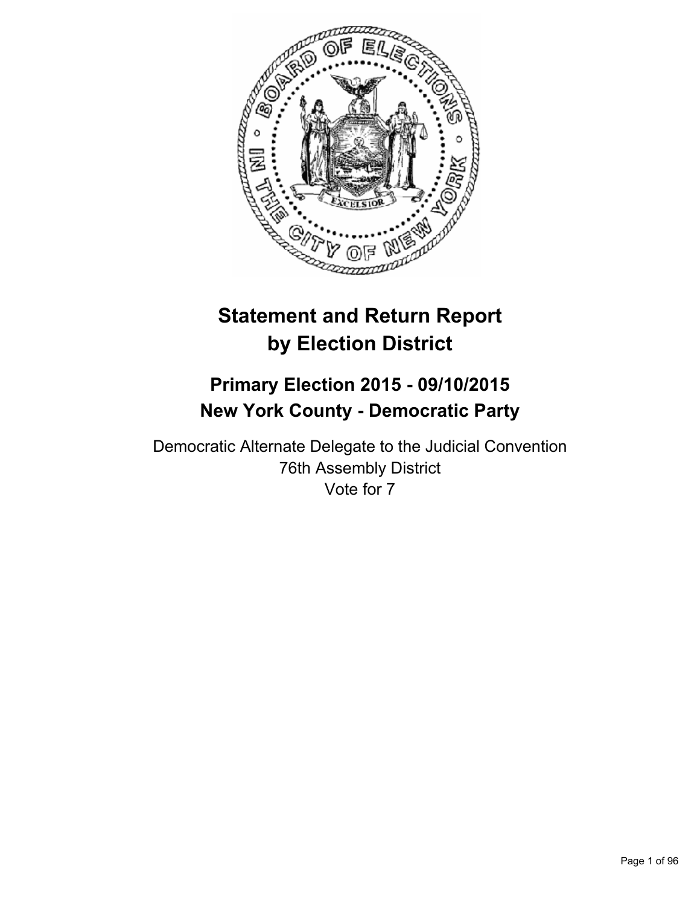# Statement and Return Report by Election District

## Primary Election 2015 - 09/10/2015
## New York County - Democratic Party

Democratic Alternate Delegate to the Judicial Convention
76th Assembly District
Vote for 7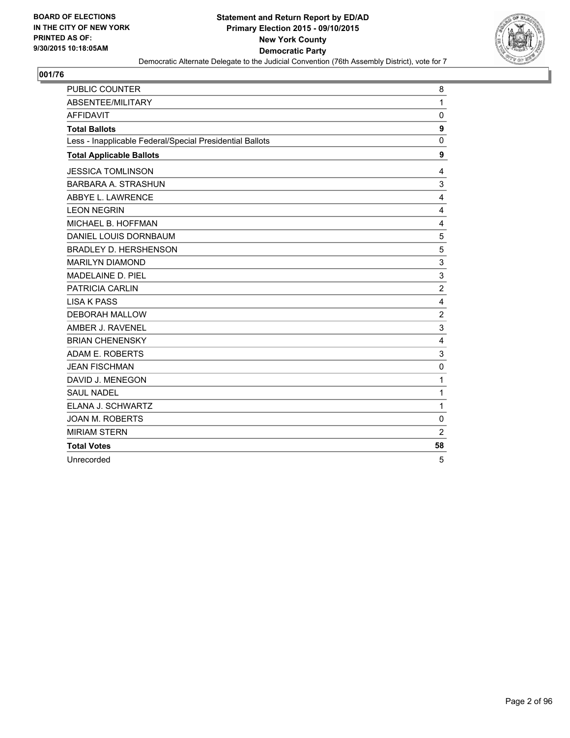**BOARD OF ELECTIONS IN THE CITY OF NEW YORK PRINTED AS OF: 9/30/2015 10:18:05AM**

# Statement and Return Report by ED/AD
## Primary Election 2015 - 09/10/2015
## New York County
## Democratic Party

Democratic Alternate Delegate to the Judicial Convention (76th Assembly District), vote for 7

### 001/76

| | |
|---|---|
| PUBLIC COUNTER | 8 |
| ABSENTEE/MILITARY | 1 |
| AFFIDAVIT | 0 |
| **Total Ballots** | **9** |
| Less - Inapplicable Federal/Special Presidential Ballots | 0 |
| **Total Applicable Ballots** | **9** |
| JESSICA TOMLINSON | 4 |
| BARBARA A. STRASHUN | 3 |
| ABBYE L. LAWRENCE | 4 |
| LEON NEGRIN | 4 |
| MICHAEL B. HOFFMAN | 4 |
| DANIEL LOUIS DORNBAUM | 5 |
| BRADLEY D. HERSHENSON | 5 |
| MARILYN DIAMOND | 3 |
| MADELAINE D. PIEL | 3 |
| PATRICIA CARLIN | 2 |
| LISA K PASS | 4 |
| DEBORAH MALLOW | 2 |
| AMBER J. RAVENEL | 3 |
| BRIAN CHENENSKY | 4 |
| ADAM E. ROBERTS | 3 |
| JEAN FISCHMAN | 0 |
| DAVID J. MENEGON | 1 |
| SAUL NADEL | 1 |
| ELANA J. SCHWARTZ | 1 |
| JOAN M. ROBERTS | 0 |
| MIRIAM STERN | 2 |
| **Total Votes** | **58** |
| Unrecorded | 5 |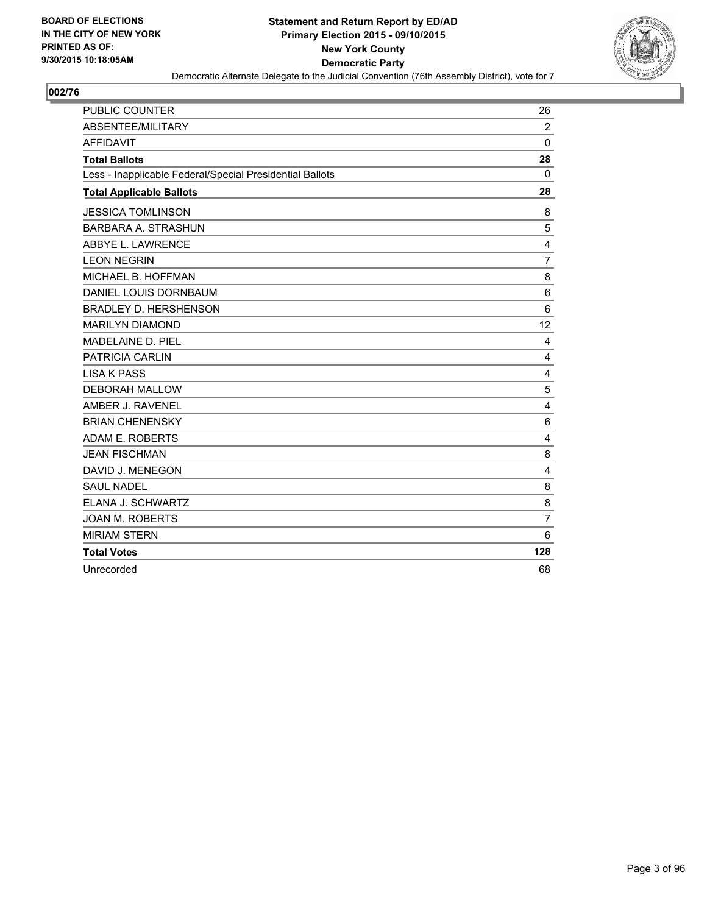BOARD OF ELECTIONS
IN THE CITY OF NEW YORK
PRINTED AS OF:
9/30/2015 10:18:05AM

**Statement and Return Report by ED/AD**
**Primary Election 2015 - 09/10/2015**
**New York County**
**Democratic Party**
Democratic Alternate Delegate to the Judicial Convention (76th Assembly District), vote for 7

## 002/76

| | |
|---|---|
| PUBLIC COUNTER | 26 |
| ABSENTEE/MILITARY | 2 |
| AFFIDAVIT | 0 |
| **Total Ballots** | **28** |
| Less - Inapplicable Federal/Special Presidential Ballots | 0 |
| **Total Applicable Ballots** | **28** |
| JESSICA TOMLINSON | 8 |
| BARBARA A. STRASHUN | 5 |
| ABBYE L. LAWRENCE | 4 |
| LEON NEGRIN | 7 |
| MICHAEL B. HOFFMAN | 8 |
| DANIEL LOUIS DORNBAUM | 6 |
| BRADLEY D. HERSHENSON | 6 |
| MARILYN DIAMOND | 12 |
| MADELAINE D. PIEL | 4 |
| PATRICIA CARLIN | 4 |
| LISA K PASS | 4 |
| DEBORAH MALLOW | 5 |
| AMBER J. RAVENEL | 4 |
| BRIAN CHENENSKY | 6 |
| ADAM E. ROBERTS | 4 |
| JEAN FISCHMAN | 8 |
| DAVID J. MENEGON | 4 |
| SAUL NADEL | 8 |
| ELANA J. SCHWARTZ | 8 |
| JOAN M. ROBERTS | 7 |
| MIRIAM STERN | 6 |
| **Total Votes** | **128** |
| Unrecorded | 68 |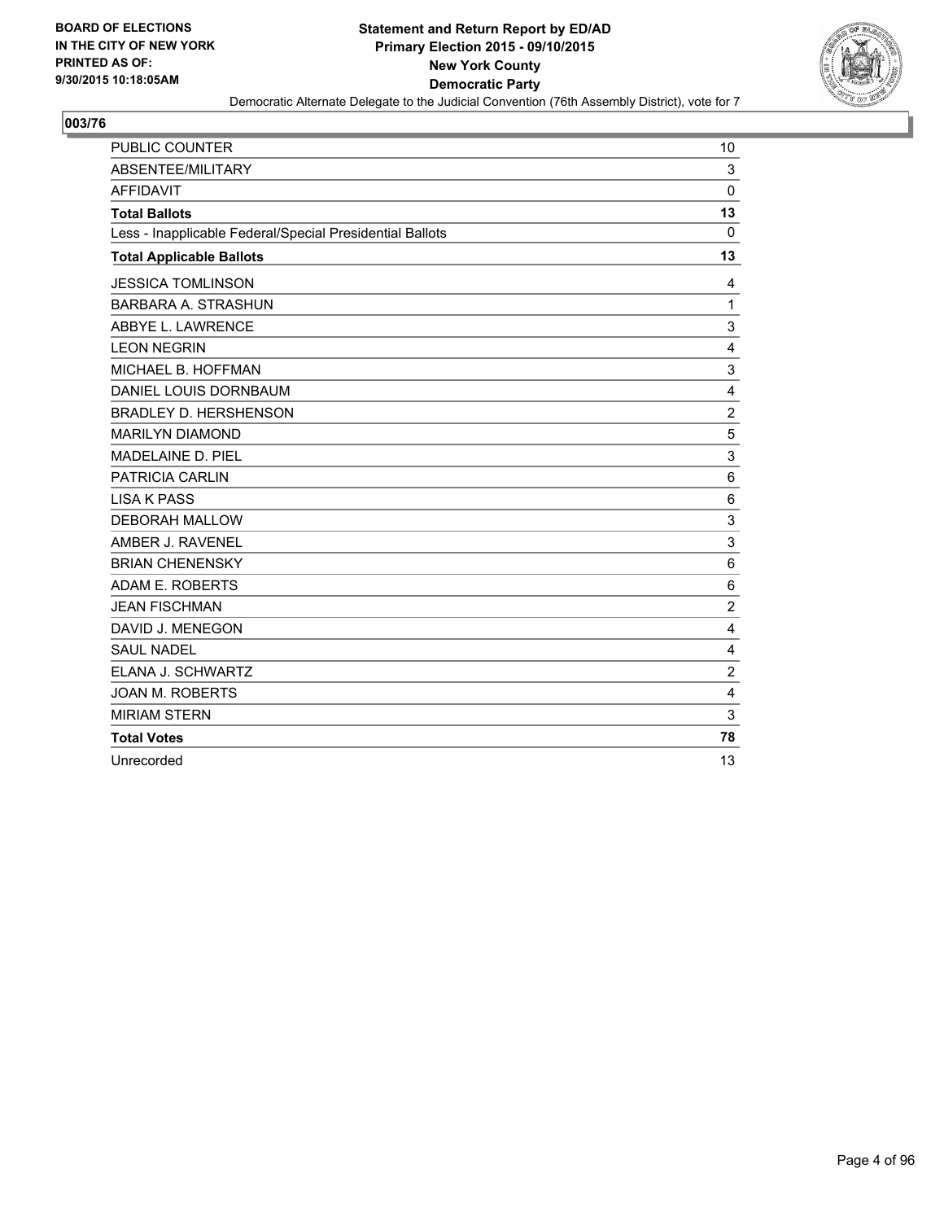**BOARD OF ELECTIONS IN THE CITY OF NEW YORK PRINTED AS OF: 9/30/2015 10:18:05AM**

**Statement and Return Report by ED/AD**
**Primary Election 2015 - 09/10/2015**
**New York County**
**Democratic Party**
Democratic Alternate Delegate to the Judicial Convention (76th Assembly District), vote for 7

**003/76**

| | |
|---|---|
| PUBLIC COUNTER | 10 |
| ABSENTEE/MILITARY | 3 |
| AFFIDAVIT | 0 |
| **Total Ballots** | **13** |
| Less - Inapplicable Federal/Special Presidential Ballots | 0 |
| **Total Applicable Ballots** | **13** |
| JESSICA TOMLINSON | 4 |
| BARBARA A. STRASHUN | 1 |
| ABBYE L. LAWRENCE | 3 |
| LEON NEGRIN | 4 |
| MICHAEL B. HOFFMAN | 3 |
| DANIEL LOUIS DORNBAUM | 4 |
| BRADLEY D. HERSHENSON | 2 |
| MARILYN DIAMOND | 5 |
| MADELAINE D. PIEL | 3 |
| PATRICIA CARLIN | 6 |
| LISA K PASS | 6 |
| DEBORAH MALLOW | 3 |
| AMBER J. RAVENEL | 3 |
| BRIAN CHENENSKY | 6 |
| ADAM E. ROBERTS | 6 |
| JEAN FISCHMAN | 2 |
| DAVID J. MENEGON | 4 |
| SAUL NADEL | 4 |
| ELANA J. SCHWARTZ | 2 |
| JOAN M. ROBERTS | 4 |
| MIRIAM STERN | 3 |
| **Total Votes** | **78** |
| Unrecorded | 13 |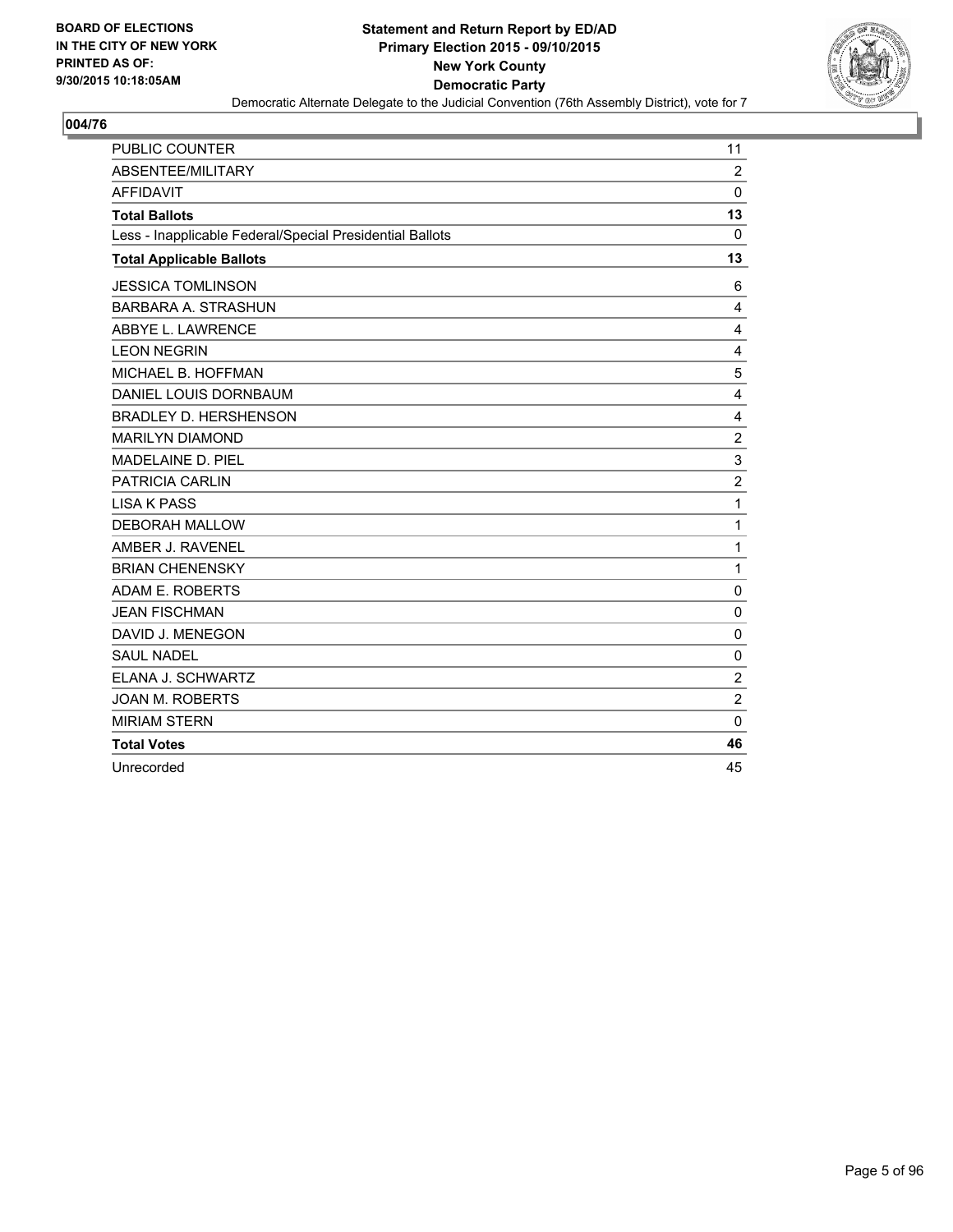**BOARD OF ELECTIONS IN THE CITY OF NEW YORK PRINTED AS OF: 9/30/2015 10:18:05AM**

**Statement and Return Report by ED/AD**
**Primary Election 2015 - 09/10/2015**
**New York County**
**Democratic Party**
Democratic Alternate Delegate to the Judicial Convention (76th Assembly District), vote for 7

## 004/76

| | |
|---|---|
| PUBLIC COUNTER | 11 |
| ABSENTEE/MILITARY | 2 |
| AFFIDAVIT | 0 |
| **Total Ballots** | **13** |
| Less - Inapplicable Federal/Special Presidential Ballots | 0 |
| **Total Applicable Ballots** | **13** |
| JESSICA TOMLINSON | 6 |
| BARBARA A. STRASHUN | 4 |
| ABBYE L. LAWRENCE | 4 |
| LEON NEGRIN | 4 |
| MICHAEL B. HOFFMAN | 5 |
| DANIEL LOUIS DORNBAUM | 4 |
| BRADLEY D. HERSHENSON | 4 |
| MARILYN DIAMOND | 2 |
| MADELAINE D. PIEL | 3 |
| PATRICIA CARLIN | 2 |
| LISA K PASS | 1 |
| DEBORAH MALLOW | 1 |
| AMBER J. RAVENEL | 1 |
| BRIAN CHENENSKY | 1 |
| ADAM E. ROBERTS | 0 |
| JEAN FISCHMAN | 0 |
| DAVID J. MENEGON | 0 |
| SAUL NADEL | 0 |
| ELANA J. SCHWARTZ | 2 |
| JOAN M. ROBERTS | 2 |
| MIRIAM STERN | 0 |
| **Total Votes** | **46** |
| Unrecorded | 45 |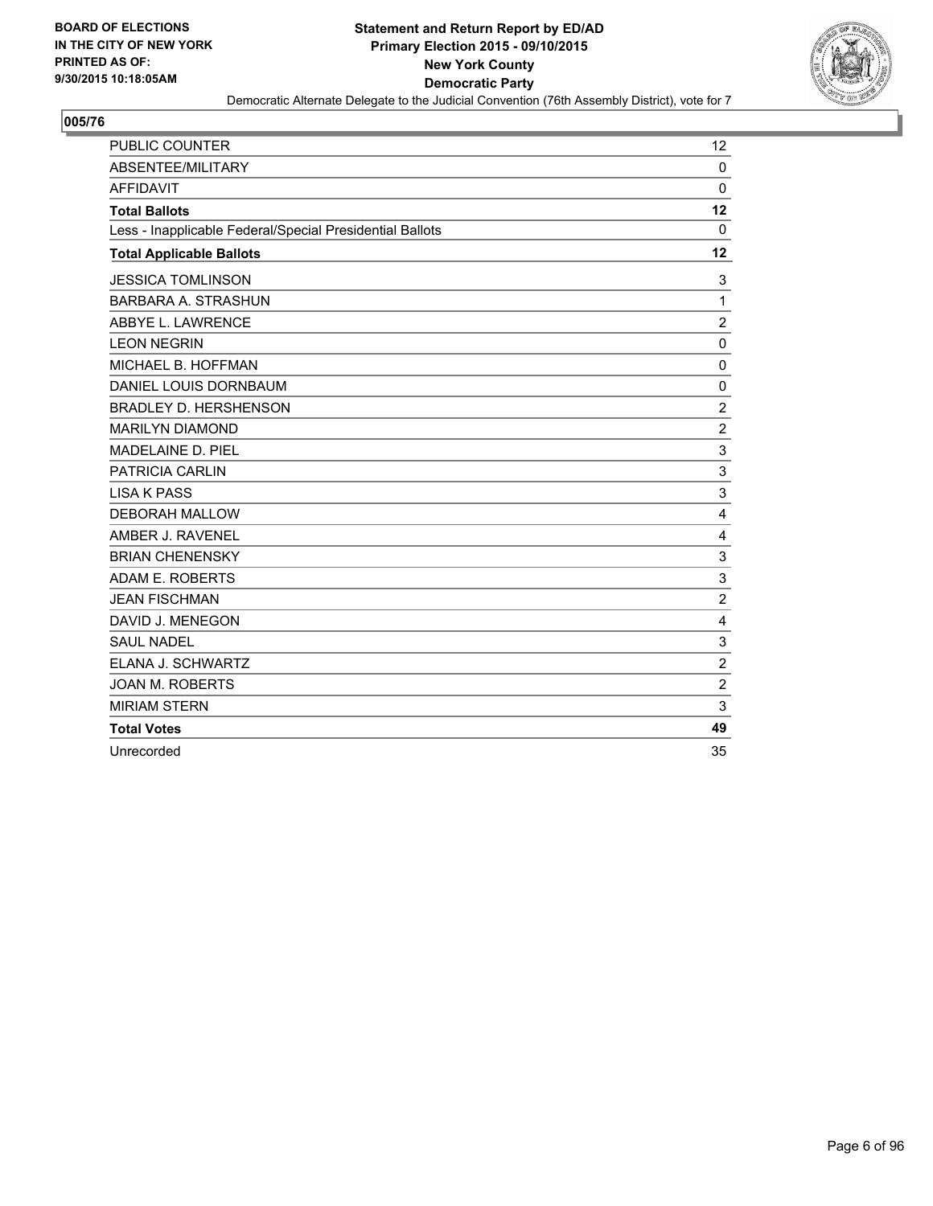BOARD OF ELECTIONS
IN THE CITY OF NEW YORK
PRINTED AS OF:
9/30/2015 10:18:05AM

**Statement and Return Report by ED/AD**
**Primary Election 2015 - 09/10/2015**
**New York County**
**Democratic Party**
Democratic Alternate Delegate to the Judicial Convention (76th Assembly District), vote for 7

## 005/76

| | |
|---|---|
| PUBLIC COUNTER | 12 |
| ABSENTEE/MILITARY | 0 |
| AFFIDAVIT | 0 |
| **Total Ballots** | **12** |
| Less - Inapplicable Federal/Special Presidential Ballots | 0 |
| **Total Applicable Ballots** | **12** |
| JESSICA TOMLINSON | 3 |
| BARBARA A. STRASHUN | 1 |
| ABBYE L. LAWRENCE | 2 |
| LEON NEGRIN | 0 |
| MICHAEL B. HOFFMAN | 0 |
| DANIEL LOUIS DORNBAUM | 0 |
| BRADLEY D. HERSHENSON | 2 |
| MARILYN DIAMOND | 2 |
| MADELAINE D. PIEL | 3 |
| PATRICIA CARLIN | 3 |
| LISA K PASS | 3 |
| DEBORAH MALLOW | 4 |
| AMBER J. RAVENEL | 4 |
| BRIAN CHENENSKY | 3 |
| ADAM E. ROBERTS | 3 |
| JEAN FISCHMAN | 2 |
| DAVID J. MENEGON | 4 |
| SAUL NADEL | 3 |
| ELANA J. SCHWARTZ | 2 |
| JOAN M. ROBERTS | 2 |
| MIRIAM STERN | 3 |
| **Total Votes** | **49** |
| Unrecorded | 35 |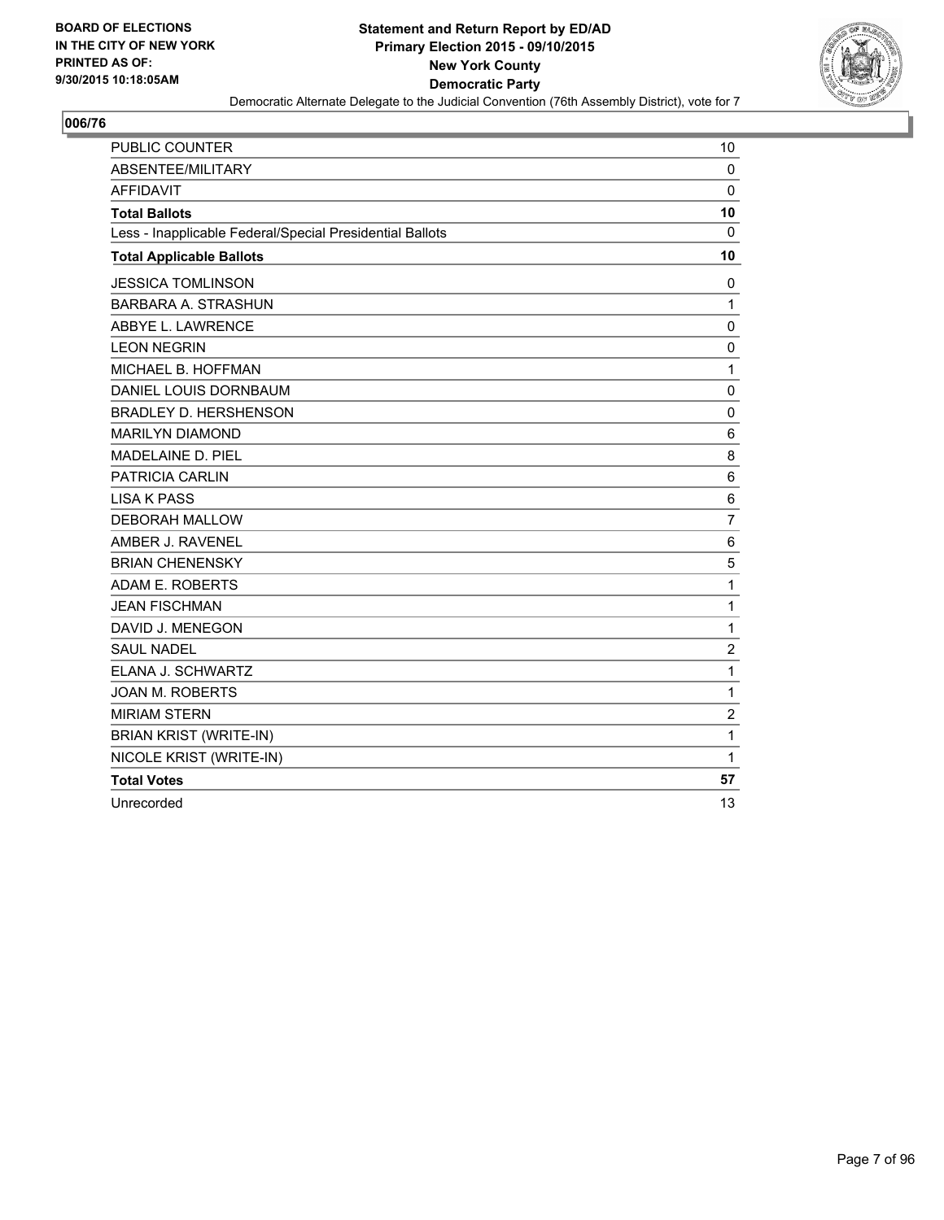**BOARD OF ELECTIONS IN THE CITY OF NEW YORK PRINTED AS OF: 9/30/2015 10:18:05AM**

**Statement and Return Report by ED/AD**
**Primary Election 2015 - 09/10/2015**
**New York County**
**Democratic Party**
Democratic Alternate Delegate to the Judicial Convention (76th Assembly District), vote for 7

**006/76**

| | |
|---|---|
| PUBLIC COUNTER | 10 |
| ABSENTEE/MILITARY | 0 |
| AFFIDAVIT | 0 |
| **Total Ballots** | **10** |
| Less - Inapplicable Federal/Special Presidential Ballots | 0 |
| **Total Applicable Ballots** | **10** |
| JESSICA TOMLINSON | 0 |
| BARBARA A. STRASHUN | 1 |
| ABBYE L. LAWRENCE | 0 |
| LEON NEGRIN | 0 |
| MICHAEL B. HOFFMAN | 1 |
| DANIEL LOUIS DORNBAUM | 0 |
| BRADLEY D. HERSHENSON | 0 |
| MARILYN DIAMOND | 6 |
| MADELAINE D. PIEL | 8 |
| PATRICIA CARLIN | 6 |
| LISA K PASS | 6 |
| DEBORAH MALLOW | 7 |
| AMBER J. RAVENEL | 6 |
| BRIAN CHENENSKY | 5 |
| ADAM E. ROBERTS | 1 |
| JEAN FISCHMAN | 1 |
| DAVID J. MENEGON | 1 |
| SAUL NADEL | 2 |
| ELANA J. SCHWARTZ | 1 |
| JOAN M. ROBERTS | 1 |
| MIRIAM STERN | 2 |
| BRIAN KRIST (WRITE-IN) | 1 |
| NICOLE KRIST (WRITE-IN) | 1 |
| **Total Votes** | **57** |
| Unrecorded | 13 |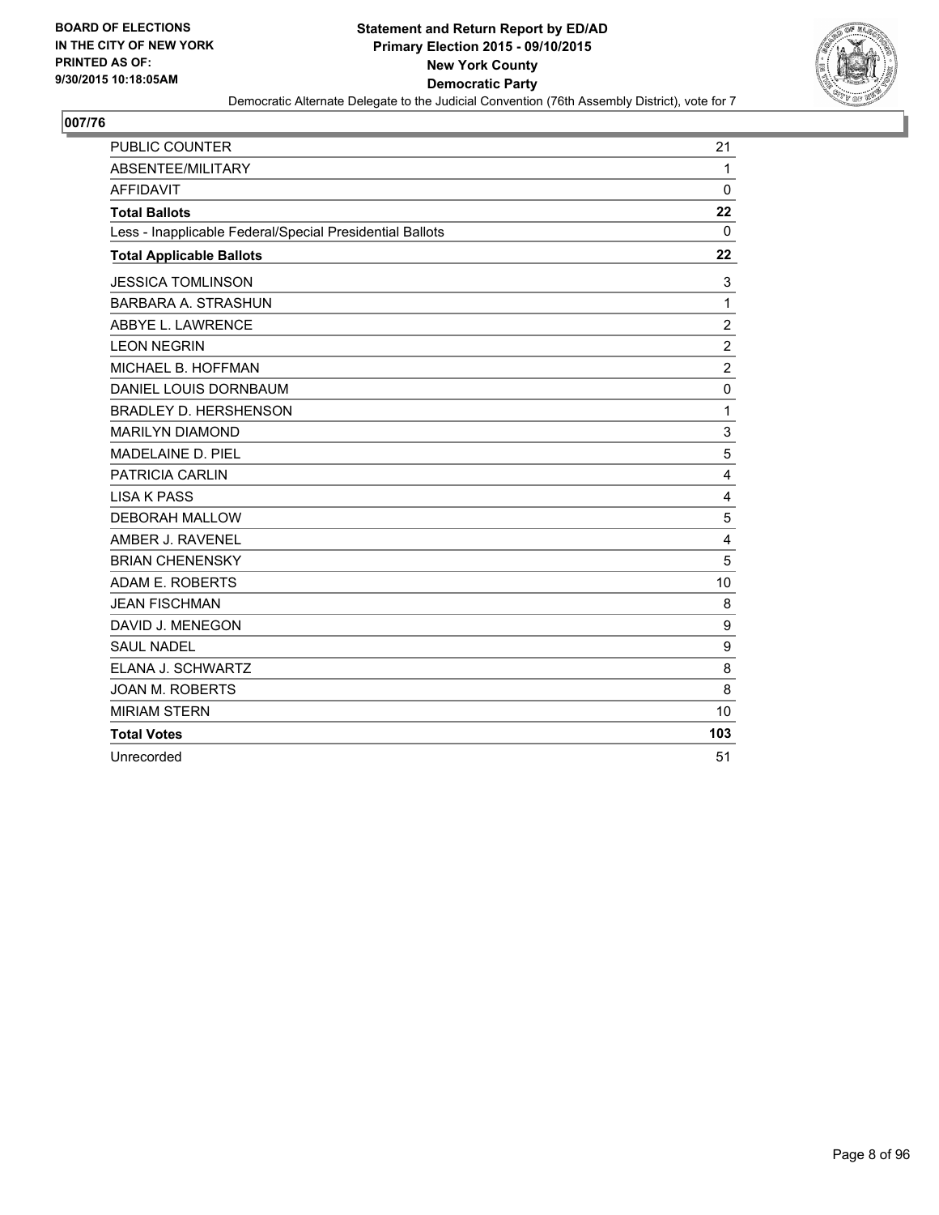BOARD OF ELECTIONS
IN THE CITY OF NEW YORK
PRINTED AS OF:
9/30/2015 10:18:05AM

**Statement and Return Report by ED/AD**
**Primary Election 2015 - 09/10/2015**
**New York County**
**Democratic Party**
Democratic Alternate Delegate to the Judicial Convention (76th Assembly District), vote for 7

## 007/76

| | |
|---|---|
| PUBLIC COUNTER | 21 |
| ABSENTEE/MILITARY | 1 |
| AFFIDAVIT | 0 |
| **Total Ballots** | **22** |
| Less - Inapplicable Federal/Special Presidential Ballots | 0 |
| **Total Applicable Ballots** | **22** |
| JESSICA TOMLINSON | 3 |
| BARBARA A. STRASHUN | 1 |
| ABBYE L. LAWRENCE | 2 |
| LEON NEGRIN | 2 |
| MICHAEL B. HOFFMAN | 2 |
| DANIEL LOUIS DORNBAUM | 0 |
| BRADLEY D. HERSHENSON | 1 |
| MARILYN DIAMOND | 3 |
| MADELAINE D. PIEL | 5 |
| PATRICIA CARLIN | 4 |
| LISA K PASS | 4 |
| DEBORAH MALLOW | 5 |
| AMBER J. RAVENEL | 4 |
| BRIAN CHENENSKY | 5 |
| ADAM E. ROBERTS | 10 |
| JEAN FISCHMAN | 8 |
| DAVID J. MENEGON | 9 |
| SAUL NADEL | 9 |
| ELANA J. SCHWARTZ | 8 |
| JOAN M. ROBERTS | 8 |
| MIRIAM STERN | 10 |
| **Total Votes** | **103** |
| Unrecorded | 51 |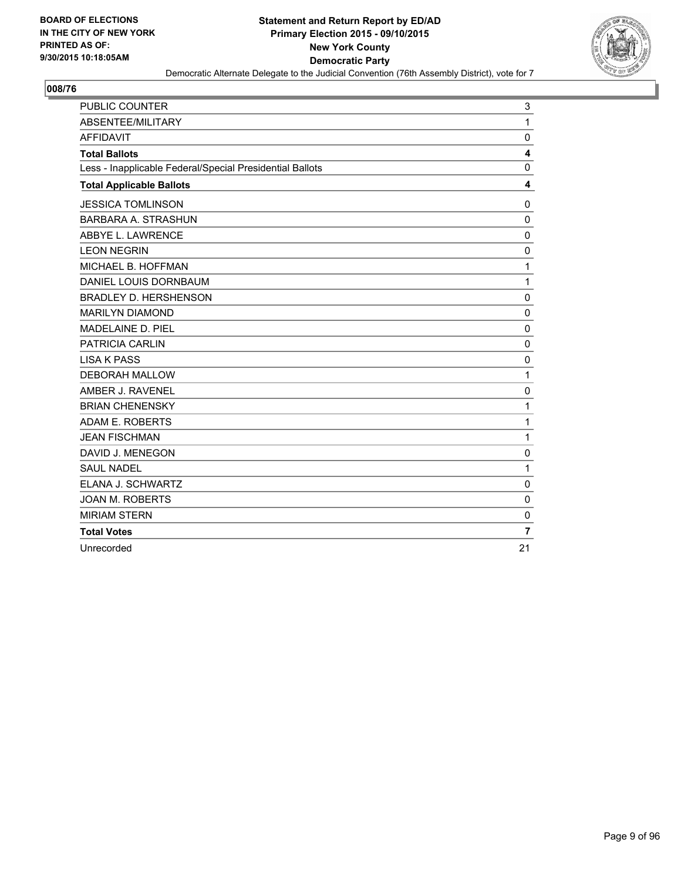**BOARD OF ELECTIONS IN THE CITY OF NEW YORK PRINTED AS OF: 9/30/2015 10:18:05AM**

# Statement and Return Report by ED/AD
## Primary Election 2015 - 09/10/2015
## New York County
## Democratic Party
Democratic Alternate Delegate to the Judicial Convention (76th Assembly District), vote for 7

### 008/76

| | |
|---|---|
| PUBLIC COUNTER | 3 |
| ABSENTEE/MILITARY | 1 |
| AFFIDAVIT | 0 |
| **Total Ballots** | **4** |
| Less - Inapplicable Federal/Special Presidential Ballots | 0 |
| **Total Applicable Ballots** | **4** |
| JESSICA TOMLINSON | 0 |
| BARBARA A. STRASHUN | 0 |
| ABBYE L. LAWRENCE | 0 |
| LEON NEGRIN | 0 |
| MICHAEL B. HOFFMAN | 1 |
| DANIEL LOUIS DORNBAUM | 1 |
| BRADLEY D. HERSHENSON | 0 |
| MARILYN DIAMOND | 0 |
| MADELAINE D. PIEL | 0 |
| PATRICIA CARLIN | 0 |
| LISA K PASS | 0 |
| DEBORAH MALLOW | 1 |
| AMBER J. RAVENEL | 0 |
| BRIAN CHENENSKY | 1 |
| ADAM E. ROBERTS | 1 |
| JEAN FISCHMAN | 1 |
| DAVID J. MENEGON | 0 |
| SAUL NADEL | 1 |
| ELANA J. SCHWARTZ | 0 |
| JOAN M. ROBERTS | 0 |
| MIRIAM STERN | 0 |
| **Total Votes** | **7** |
| Unrecorded | 21 |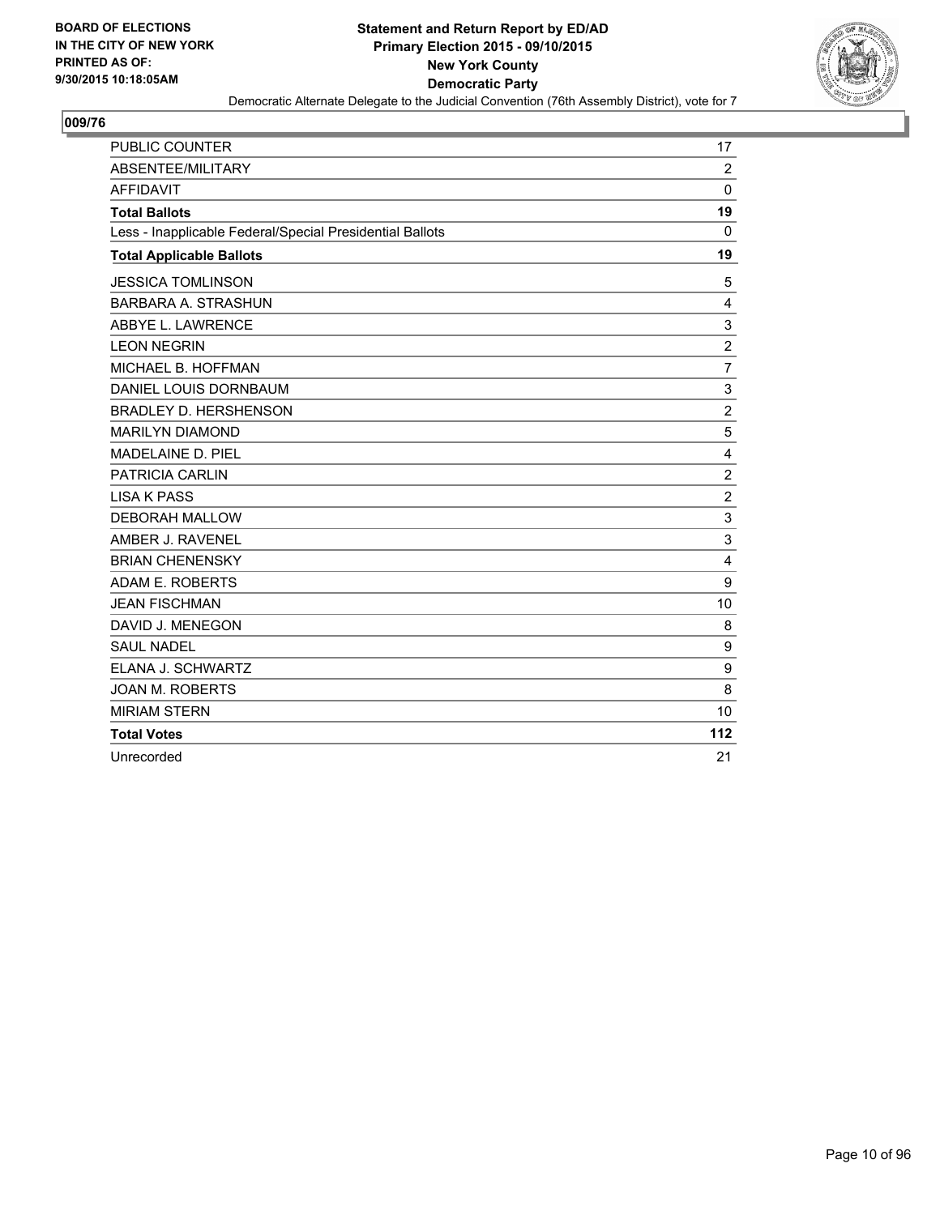**BOARD OF ELECTIONS IN THE CITY OF NEW YORK PRINTED AS OF: 9/30/2015 10:18:05AM**

**Statement and Return Report by ED/AD**
**Primary Election 2015 - 09/10/2015**
**New York County**
**Democratic Party**
Democratic Alternate Delegate to the Judicial Convention (76th Assembly District), vote for 7

## 009/76

| | |
|---|---|
| PUBLIC COUNTER | 17 |
| ABSENTEE/MILITARY | 2 |
| AFFIDAVIT | 0 |
| **Total Ballots** | **19** |
| Less - Inapplicable Federal/Special Presidential Ballots | 0 |
| **Total Applicable Ballots** | **19** |
| JESSICA TOMLINSON | 5 |
| BARBARA A. STRASHUN | 4 |
| ABBYE L. LAWRENCE | 3 |
| LEON NEGRIN | 2 |
| MICHAEL B. HOFFMAN | 7 |
| DANIEL LOUIS DORNBAUM | 3 |
| BRADLEY D. HERSHENSON | 2 |
| MARILYN DIAMOND | 5 |
| MADELAINE D. PIEL | 4 |
| PATRICIA CARLIN | 2 |
| LISA K PASS | 2 |
| DEBORAH MALLOW | 3 |
| AMBER J. RAVENEL | 3 |
| BRIAN CHENENSKY | 4 |
| ADAM E. ROBERTS | 9 |
| JEAN FISCHMAN | 10 |
| DAVID J. MENEGON | 8 |
| SAUL NADEL | 9 |
| ELANA J. SCHWARTZ | 9 |
| JOAN M. ROBERTS | 8 |
| MIRIAM STERN | 10 |
| **Total Votes** | **112** |
| Unrecorded | 21 |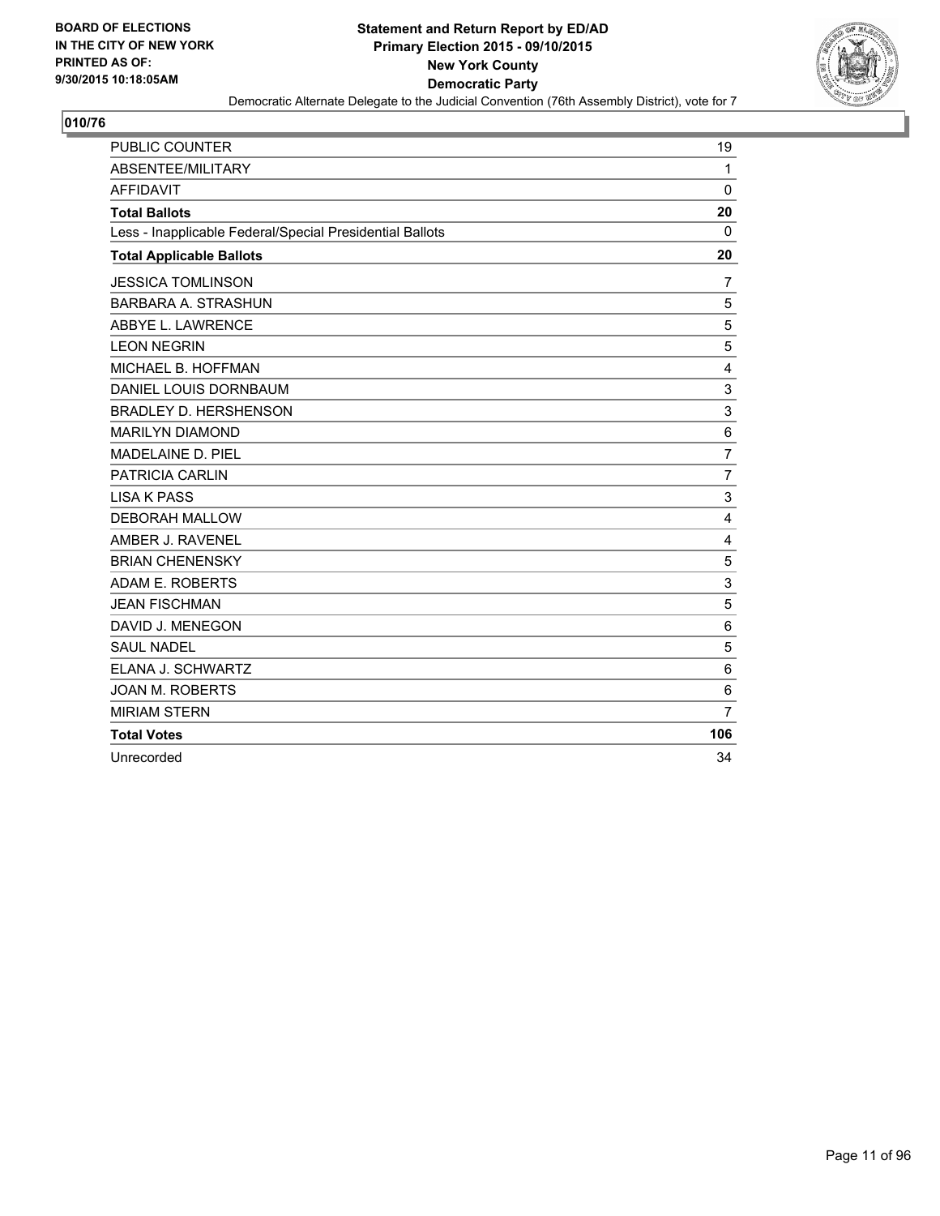**BOARD OF ELECTIONS**
**IN THE CITY OF NEW YORK**
**PRINTED AS OF:**
**9/30/2015 10:18:05AM**

**Statement and Return Report by ED/AD**
**Primary Election 2015 - 09/10/2015**
**New York County**
**Democratic Party**
Democratic Alternate Delegate to the Judicial Convention (76th Assembly District), vote for 7

## 010/76

| | |
|---|---|
| PUBLIC COUNTER | 19 |
| ABSENTEE/MILITARY | 1 |
| AFFIDAVIT | 0 |
| **Total Ballots** | **20** |
| Less - Inapplicable Federal/Special Presidential Ballots | 0 |
| **Total Applicable Ballots** | **20** |
| JESSICA TOMLINSON | 7 |
| BARBARA A. STRASHUN | 5 |
| ABBYE L. LAWRENCE | 5 |
| LEON NEGRIN | 5 |
| MICHAEL B. HOFFMAN | 4 |
| DANIEL LOUIS DORNBAUM | 3 |
| BRADLEY D. HERSHENSON | 3 |
| MARILYN DIAMOND | 6 |
| MADELAINE D. PIEL | 7 |
| PATRICIA CARLIN | 7 |
| LISA K PASS | 3 |
| DEBORAH MALLOW | 4 |
| AMBER J. RAVENEL | 4 |
| BRIAN CHENENSKY | 5 |
| ADAM E. ROBERTS | 3 |
| JEAN FISCHMAN | 5 |
| DAVID J. MENEGON | 6 |
| SAUL NADEL | 5 |
| ELANA J. SCHWARTZ | 6 |
| JOAN M. ROBERTS | 6 |
| MIRIAM STERN | 7 |
| **Total Votes** | **106** |
| Unrecorded | 34 |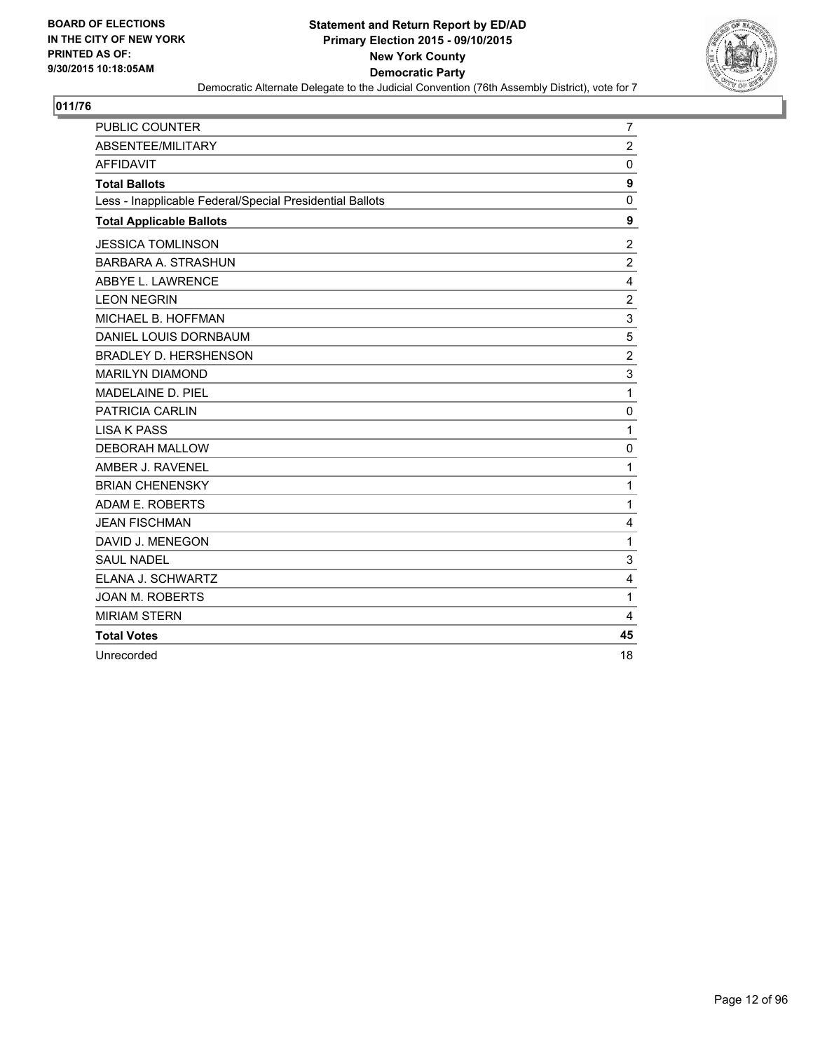BOARD OF ELECTIONS
IN THE CITY OF NEW YORK
PRINTED AS OF:
9/30/2015 10:18:05AM

**Statement and Return Report by ED/AD**
**Primary Election 2015 - 09/10/2015**
**New York County**
**Democratic Party**
Democratic Alternate Delegate to the Judicial Convention (76th Assembly District), vote for 7

## 011/76

| | |
|---|---|
| PUBLIC COUNTER | 7 |
| ABSENTEE/MILITARY | 2 |
| AFFIDAVIT | 0 |
| **Total Ballots** | **9** |
| Less - Inapplicable Federal/Special Presidential Ballots | 0 |
| **Total Applicable Ballots** | **9** |
| JESSICA TOMLINSON | 2 |
| BARBARA A. STRASHUN | 2 |
| ABBYE L. LAWRENCE | 4 |
| LEON NEGRIN | 2 |
| MICHAEL B. HOFFMAN | 3 |
| DANIEL LOUIS DORNBAUM | 5 |
| BRADLEY D. HERSHENSON | 2 |
| MARILYN DIAMOND | 3 |
| MADELAINE D. PIEL | 1 |
| PATRICIA CARLIN | 0 |
| LISA K PASS | 1 |
| DEBORAH MALLOW | 0 |
| AMBER J. RAVENEL | 1 |
| BRIAN CHENENSKY | 1 |
| ADAM E. ROBERTS | 1 |
| JEAN FISCHMAN | 4 |
| DAVID J. MENEGON | 1 |
| SAUL NADEL | 3 |
| ELANA J. SCHWARTZ | 4 |
| JOAN M. ROBERTS | 1 |
| MIRIAM STERN | 4 |
| **Total Votes** | **45** |
| Unrecorded | 18 |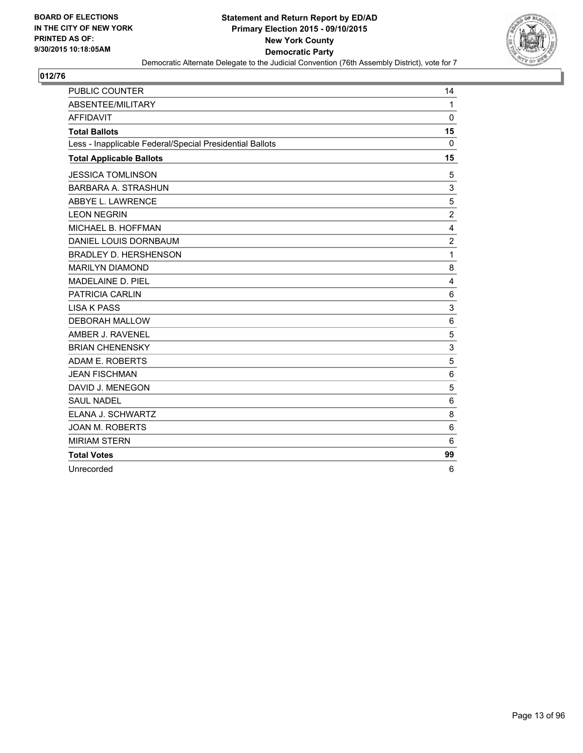**BOARD OF ELECTIONS**
**IN THE CITY OF NEW YORK**
**PRINTED AS OF:**
**9/30/2015 10:18:05AM**

**Statement and Return Report by ED/AD**
**Primary Election 2015 - 09/10/2015**
**New York County**
**Democratic Party**
Democratic Alternate Delegate to the Judicial Convention (76th Assembly District), vote for 7

## 012/76

| | |
|---|---|
| PUBLIC COUNTER | 14 |
| ABSENTEE/MILITARY | 1 |
| AFFIDAVIT | 0 |
| **Total Ballots** | **15** |
| Less - Inapplicable Federal/Special Presidential Ballots | 0 |
| **Total Applicable Ballots** | **15** |
| JESSICA TOMLINSON | 5 |
| BARBARA A. STRASHUN | 3 |
| ABBYE L. LAWRENCE | 5 |
| LEON NEGRIN | 2 |
| MICHAEL B. HOFFMAN | 4 |
| DANIEL LOUIS DORNBAUM | 2 |
| BRADLEY D. HERSHENSON | 1 |
| MARILYN DIAMOND | 8 |
| MADELAINE D. PIEL | 4 |
| PATRICIA CARLIN | 6 |
| LISA K PASS | 3 |
| DEBORAH MALLOW | 6 |
| AMBER J. RAVENEL | 5 |
| BRIAN CHENENSKY | 3 |
| ADAM E. ROBERTS | 5 |
| JEAN FISCHMAN | 6 |
| DAVID J. MENEGON | 5 |
| SAUL NADEL | 6 |
| ELANA J. SCHWARTZ | 8 |
| JOAN M. ROBERTS | 6 |
| MIRIAM STERN | 6 |
| **Total Votes** | **99** |
| Unrecorded | 6 |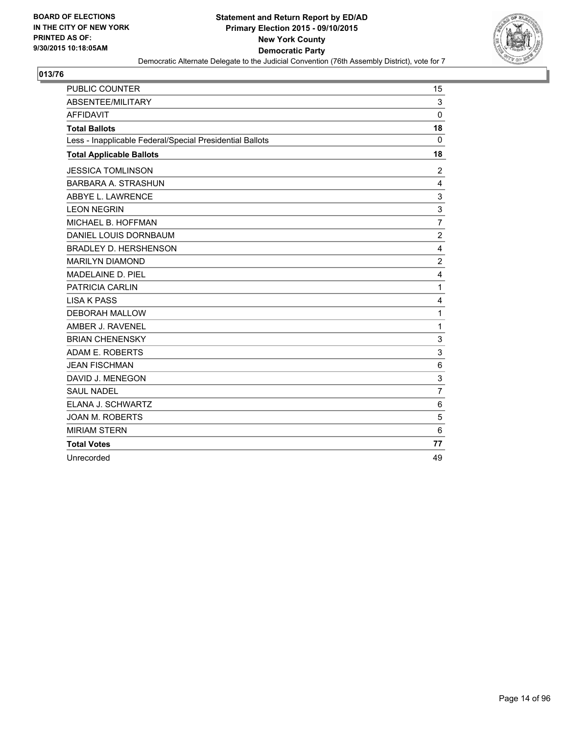BOARD OF ELECTIONS
IN THE CITY OF NEW YORK
PRINTED AS OF:
9/30/2015 10:18:05AM

**Statement and Return Report by ED/AD**
**Primary Election 2015 - 09/10/2015**
**New York County**
**Democratic Party**
Democratic Alternate Delegate to the Judicial Convention (76th Assembly District), vote for 7

## 013/76

| | |
|---|---|
| PUBLIC COUNTER | 15 |
| ABSENTEE/MILITARY | 3 |
| AFFIDAVIT | 0 |
| **Total Ballots** | **18** |
| Less - Inapplicable Federal/Special Presidential Ballots | 0 |
| **Total Applicable Ballots** | **18** |
| JESSICA TOMLINSON | 2 |
| BARBARA A. STRASHUN | 4 |
| ABBYE L. LAWRENCE | 3 |
| LEON NEGRIN | 3 |
| MICHAEL B. HOFFMAN | 7 |
| DANIEL LOUIS DORNBAUM | 2 |
| BRADLEY D. HERSHENSON | 4 |
| MARILYN DIAMOND | 2 |
| MADELAINE D. PIEL | 4 |
| PATRICIA CARLIN | 1 |
| LISA K PASS | 4 |
| DEBORAH MALLOW | 1 |
| AMBER J. RAVENEL | 1 |
| BRIAN CHENENSKY | 3 |
| ADAM E. ROBERTS | 3 |
| JEAN FISCHMAN | 6 |
| DAVID J. MENEGON | 3 |
| SAUL NADEL | 7 |
| ELANA J. SCHWARTZ | 6 |
| JOAN M. ROBERTS | 5 |
| MIRIAM STERN | 6 |
| **Total Votes** | **77** |
| Unrecorded | 49 |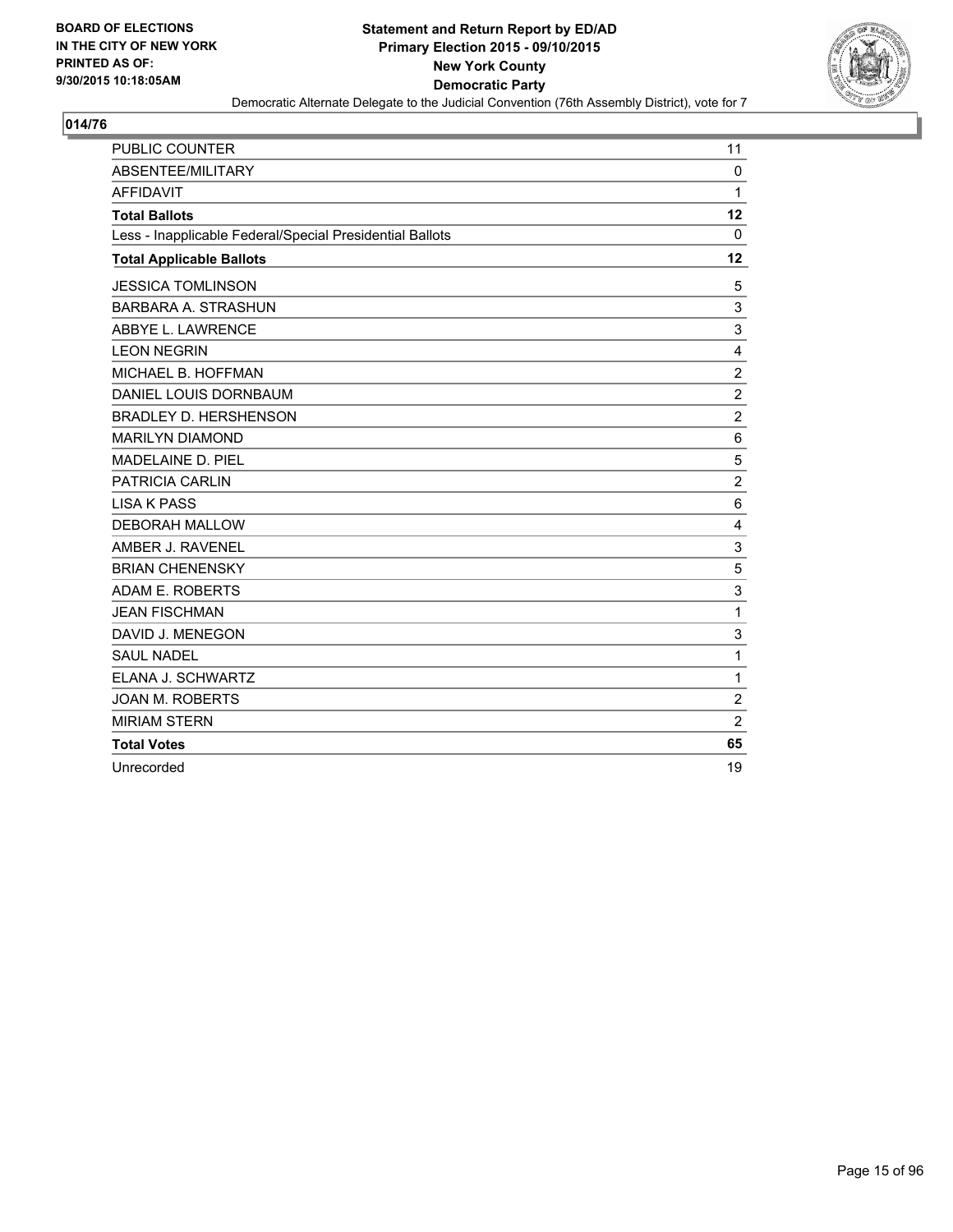**BOARD OF ELECTIONS IN THE CITY OF NEW YORK PRINTED AS OF: 9/30/2015 10:18:05AM**

**Statement and Return Report by ED/AD**
**Primary Election 2015 - 09/10/2015**
**New York County**
**Democratic Party**

Democratic Alternate Delegate to the Judicial Convention (76th Assembly District), vote for 7

## 014/76

| | |
|---|---|
| PUBLIC COUNTER | 11 |
| ABSENTEE/MILITARY | 0 |
| AFFIDAVIT | 1 |
| **Total Ballots** | **12** |
| Less - Inapplicable Federal/Special Presidential Ballots | 0 |
| **Total Applicable Ballots** | **12** |
| JESSICA TOMLINSON | 5 |
| BARBARA A. STRASHUN | 3 |
| ABBYE L. LAWRENCE | 3 |
| LEON NEGRIN | 4 |
| MICHAEL B. HOFFMAN | 2 |
| DANIEL LOUIS DORNBAUM | 2 |
| BRADLEY D. HERSHENSON | 2 |
| MARILYN DIAMOND | 6 |
| MADELAINE D. PIEL | 5 |
| PATRICIA CARLIN | 2 |
| LISA K PASS | 6 |
| DEBORAH MALLOW | 4 |
| AMBER J. RAVENEL | 3 |
| BRIAN CHENENSKY | 5 |
| ADAM E. ROBERTS | 3 |
| JEAN FISCHMAN | 1 |
| DAVID J. MENEGON | 3 |
| SAUL NADEL | 1 |
| ELANA J. SCHWARTZ | 1 |
| JOAN M. ROBERTS | 2 |
| MIRIAM STERN | 2 |
| **Total Votes** | **65** |
| Unrecorded | 19 |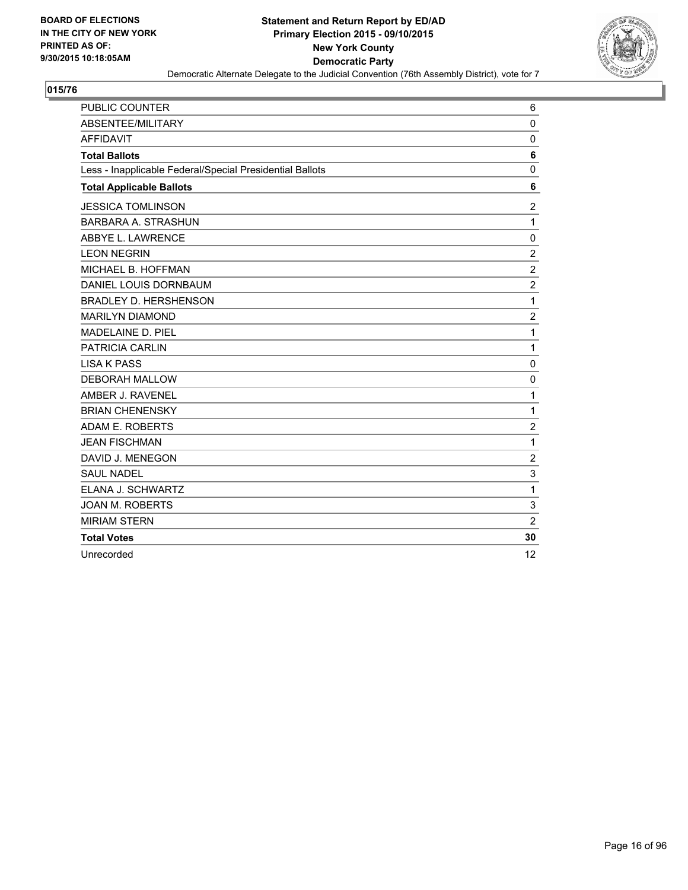**BOARD OF ELECTIONS IN THE CITY OF NEW YORK PRINTED AS OF: 9/30/2015 10:18:05AM**

## Statement and Return Report by ED/AD
## Primary Election 2015 - 09/10/2015
## New York County
## Democratic Party

Democratic Alternate Delegate to the Judicial Convention (76th Assembly District), vote for 7

### 015/76

| | |
|---|---|
| PUBLIC COUNTER | 6 |
| ABSENTEE/MILITARY | 0 |
| AFFIDAVIT | 0 |
| **Total Ballots** | **6** |
| Less - Inapplicable Federal/Special Presidential Ballots | 0 |
| **Total Applicable Ballots** | **6** |
| JESSICA TOMLINSON | 2 |
| BARBARA A. STRASHUN | 1 |
| ABBYE L. LAWRENCE | 0 |
| LEON NEGRIN | 2 |
| MICHAEL B. HOFFMAN | 2 |
| DANIEL LOUIS DORNBAUM | 2 |
| BRADLEY D. HERSHENSON | 1 |
| MARILYN DIAMOND | 2 |
| MADELAINE D. PIEL | 1 |
| PATRICIA CARLIN | 1 |
| LISA K PASS | 0 |
| DEBORAH MALLOW | 0 |
| AMBER J. RAVENEL | 1 |
| BRIAN CHENENSKY | 1 |
| ADAM E. ROBERTS | 2 |
| JEAN FISCHMAN | 1 |
| DAVID J. MENEGON | 2 |
| SAUL NADEL | 3 |
| ELANA J. SCHWARTZ | 1 |
| JOAN M. ROBERTS | 3 |
| MIRIAM STERN | 2 |
| **Total Votes** | **30** |
| Unrecorded | 12 |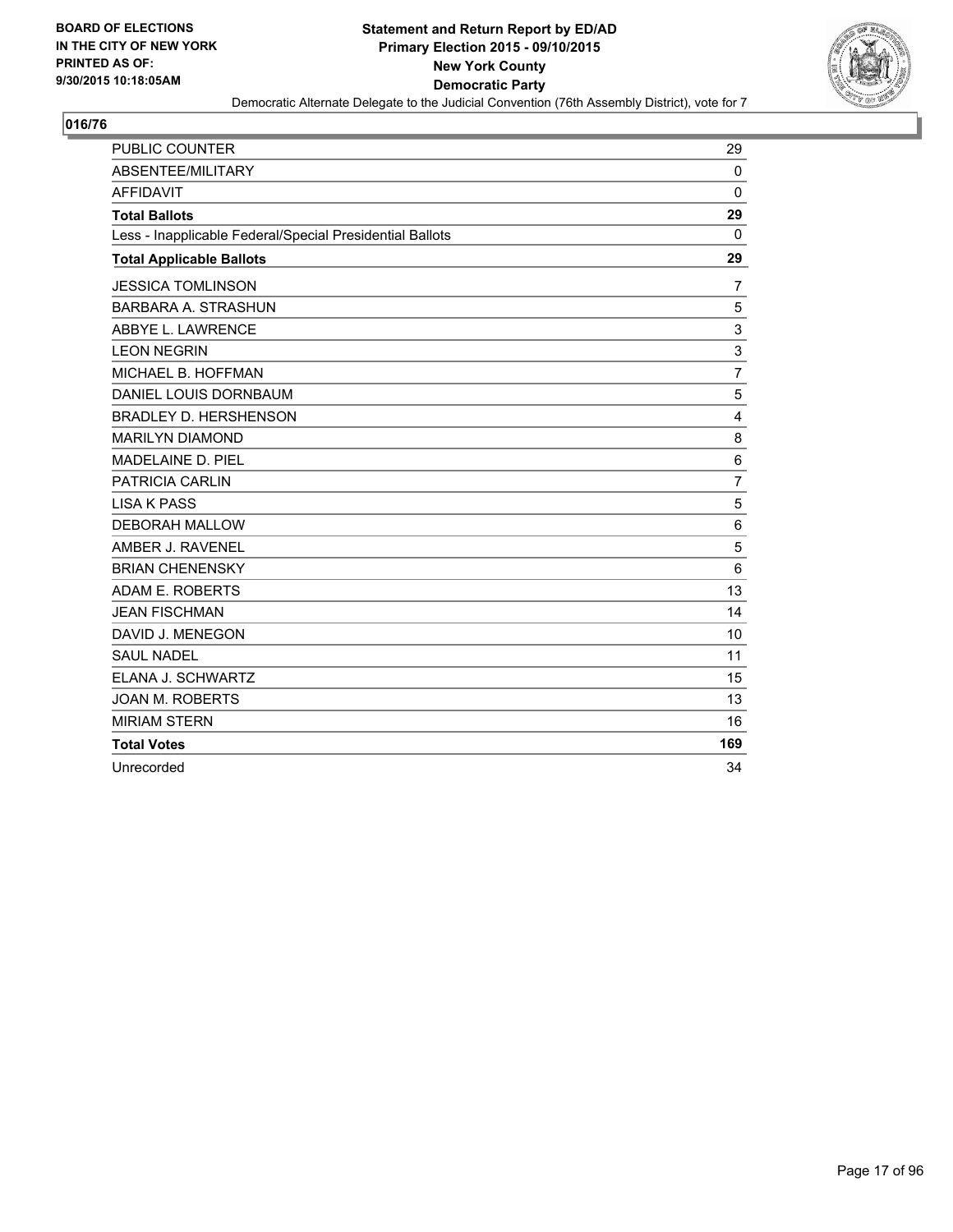BOARD OF ELECTIONS
IN THE CITY OF NEW YORK
PRINTED AS OF:
9/30/2015 10:18:05AM

**Statement and Return Report by ED/AD**
**Primary Election 2015 - 09/10/2015**
**New York County**
**Democratic Party**
Democratic Alternate Delegate to the Judicial Convention (76th Assembly District), vote for 7

## 016/76

| | |
|---|---|
| PUBLIC COUNTER | 29 |
| ABSENTEE/MILITARY | 0 |
| AFFIDAVIT | 0 |
| **Total Ballots** | **29** |
| Less - Inapplicable Federal/Special Presidential Ballots | 0 |
| **Total Applicable Ballots** | **29** |
| JESSICA TOMLINSON | 7 |
| BARBARA A. STRASHUN | 5 |
| ABBYE L. LAWRENCE | 3 |
| LEON NEGRIN | 3 |
| MICHAEL B. HOFFMAN | 7 |
| DANIEL LOUIS DORNBAUM | 5 |
| BRADLEY D. HERSHENSON | 4 |
| MARILYN DIAMOND | 8 |
| MADELAINE D. PIEL | 6 |
| PATRICIA CARLIN | 7 |
| LISA K PASS | 5 |
| DEBORAH MALLOW | 6 |
| AMBER J. RAVENEL | 5 |
| BRIAN CHENENSKY | 6 |
| ADAM E. ROBERTS | 13 |
| JEAN FISCHMAN | 14 |
| DAVID J. MENEGON | 10 |
| SAUL NADEL | 11 |
| ELANA J. SCHWARTZ | 15 |
| JOAN M. ROBERTS | 13 |
| MIRIAM STERN | 16 |
| **Total Votes** | **169** |
| Unrecorded | 34 |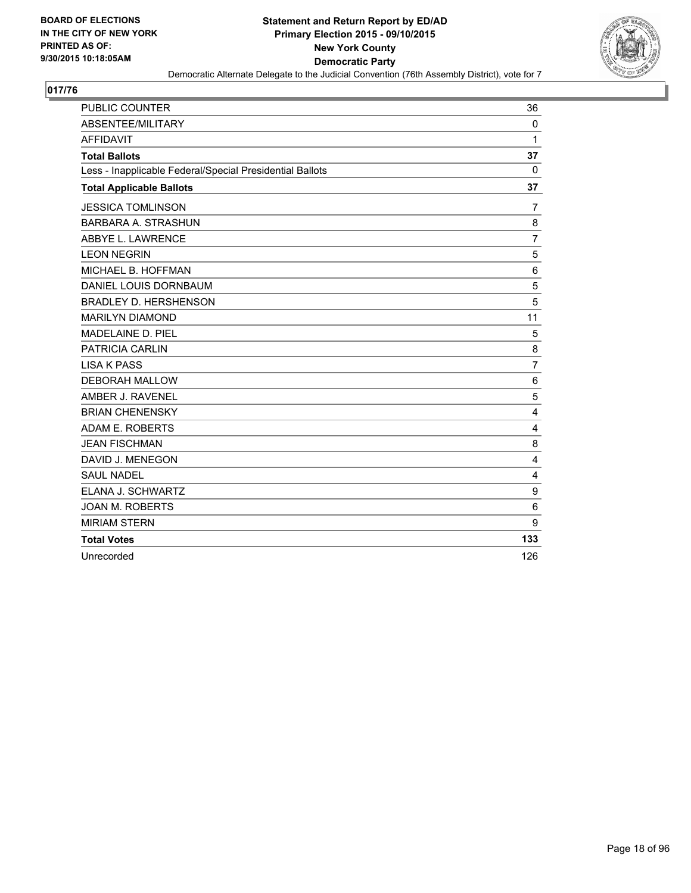**BOARD OF ELECTIONS IN THE CITY OF NEW YORK PRINTED AS OF: 9/30/2015 10:18:05AM**

**Statement and Return Report by ED/AD**
**Primary Election 2015 - 09/10/2015**
**New York County**
**Democratic Party**
Democratic Alternate Delegate to the Judicial Convention (76th Assembly District), vote for 7

## 017/76

| | |
|---|---|
| PUBLIC COUNTER | 36 |
| ABSENTEE/MILITARY | 0 |
| AFFIDAVIT | 1 |
| **Total Ballots** | **37** |
| Less - Inapplicable Federal/Special Presidential Ballots | 0 |
| **Total Applicable Ballots** | **37** |
| JESSICA TOMLINSON | 7 |
| BARBARA A. STRASHUN | 8 |
| ABBYE L. LAWRENCE | 7 |
| LEON NEGRIN | 5 |
| MICHAEL B. HOFFMAN | 6 |
| DANIEL LOUIS DORNBAUM | 5 |
| BRADLEY D. HERSHENSON | 5 |
| MARILYN DIAMOND | 11 |
| MADELAINE D. PIEL | 5 |
| PATRICIA CARLIN | 8 |
| LISA K PASS | 7 |
| DEBORAH MALLOW | 6 |
| AMBER J. RAVENEL | 5 |
| BRIAN CHENENSKY | 4 |
| ADAM E. ROBERTS | 4 |
| JEAN FISCHMAN | 8 |
| DAVID J. MENEGON | 4 |
| SAUL NADEL | 4 |
| ELANA J. SCHWARTZ | 9 |
| JOAN M. ROBERTS | 6 |
| MIRIAM STERN | 9 |
| **Total Votes** | **133** |
| Unrecorded | 126 |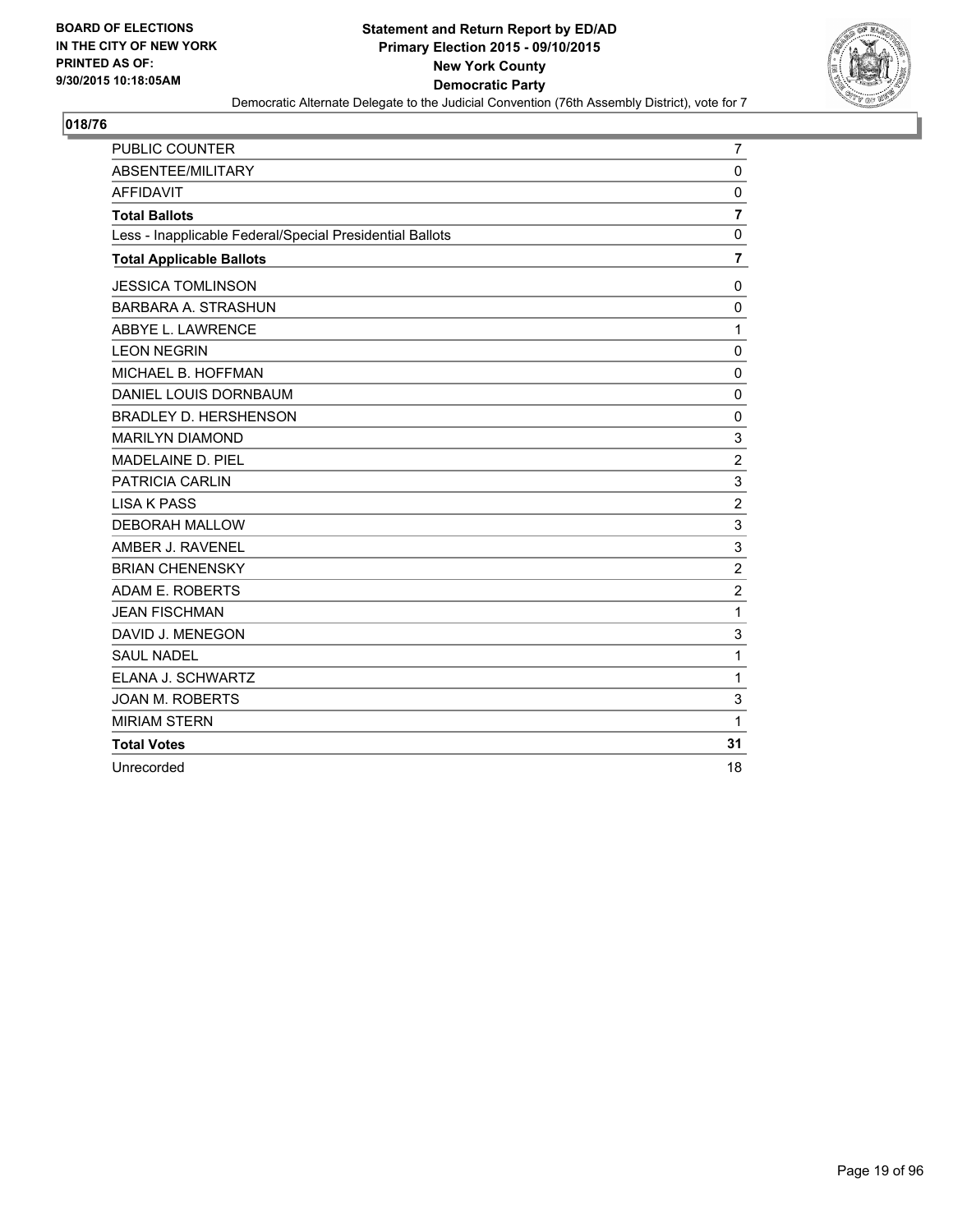**BOARD OF ELECTIONS IN THE CITY OF NEW YORK PRINTED AS OF: 9/30/2015 10:18:05AM**

**Statement and Return Report by ED/AD**
**Primary Election 2015 - 09/10/2015**
**New York County**
**Democratic Party**
Democratic Alternate Delegate to the Judicial Convention (76th Assembly District), vote for 7

## 018/76

| | |
|---|---|
| PUBLIC COUNTER | 7 |
| ABSENTEE/MILITARY | 0 |
| AFFIDAVIT | 0 |
| **Total Ballots** | **7** |
| Less - Inapplicable Federal/Special Presidential Ballots | 0 |
| **Total Applicable Ballots** | **7** |
| JESSICA TOMLINSON | 0 |
| BARBARA A. STRASHUN | 0 |
| ABBYE L. LAWRENCE | 1 |
| LEON NEGRIN | 0 |
| MICHAEL B. HOFFMAN | 0 |
| DANIEL LOUIS DORNBAUM | 0 |
| BRADLEY D. HERSHENSON | 0 |
| MARILYN DIAMOND | 3 |
| MADELAINE D. PIEL | 2 |
| PATRICIA CARLIN | 3 |
| LISA K PASS | 2 |
| DEBORAH MALLOW | 3 |
| AMBER J. RAVENEL | 3 |
| BRIAN CHENENSKY | 2 |
| ADAM E. ROBERTS | 2 |
| JEAN FISCHMAN | 1 |
| DAVID J. MENEGON | 3 |
| SAUL NADEL | 1 |
| ELANA J. SCHWARTZ | 1 |
| JOAN M. ROBERTS | 3 |
| MIRIAM STERN | 1 |
| **Total Votes** | **31** |
| Unrecorded | 18 |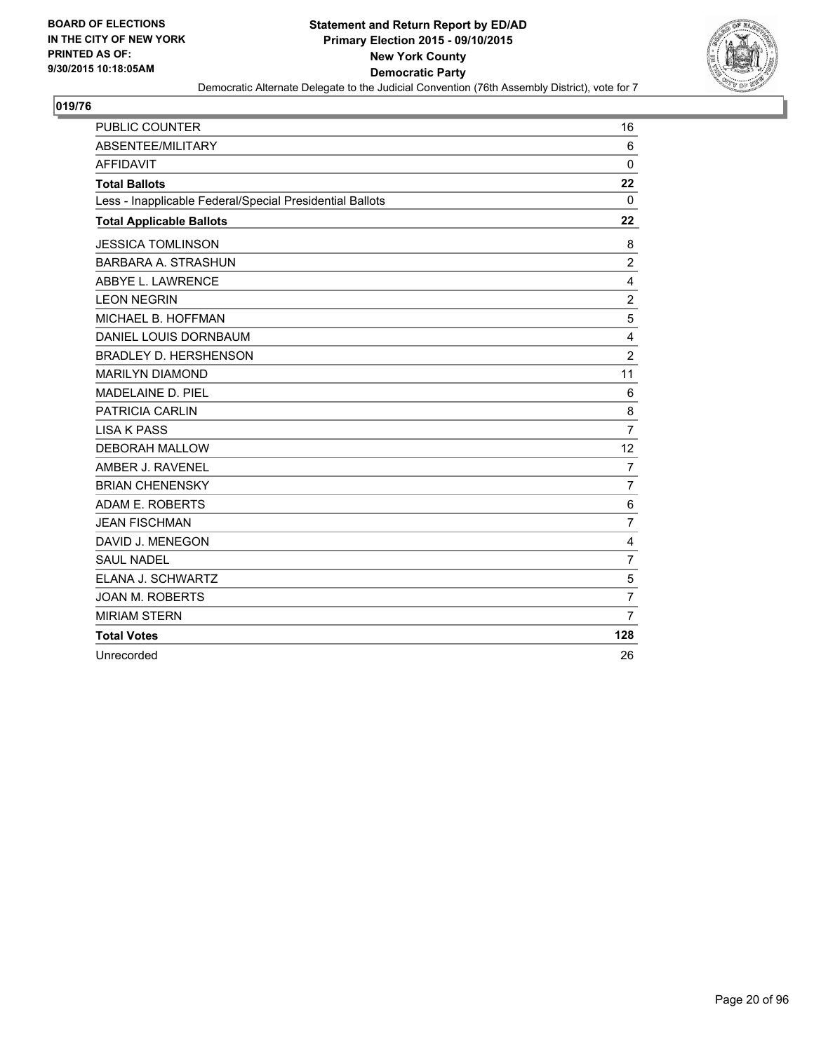**BOARD OF ELECTIONS IN THE CITY OF NEW YORK PRINTED AS OF: 9/30/2015 10:18:05AM**

**Statement and Return Report by ED/AD**
**Primary Election 2015 - 09/10/2015**
**New York County**
**Democratic Party**
Democratic Alternate Delegate to the Judicial Convention (76th Assembly District), vote for 7

## 019/76

| | |
|---|---|
| PUBLIC COUNTER | 16 |
| ABSENTEE/MILITARY | 6 |
| AFFIDAVIT | 0 |
| **Total Ballots** | **22** |
| Less - Inapplicable Federal/Special Presidential Ballots | 0 |
| **Total Applicable Ballots** | **22** |
| JESSICA TOMLINSON | 8 |
| BARBARA A. STRASHUN | 2 |
| ABBYE L. LAWRENCE | 4 |
| LEON NEGRIN | 2 |
| MICHAEL B. HOFFMAN | 5 |
| DANIEL LOUIS DORNBAUM | 4 |
| BRADLEY D. HERSHENSON | 2 |
| MARILYN DIAMOND | 11 |
| MADELAINE D. PIEL | 6 |
| PATRICIA CARLIN | 8 |
| LISA K PASS | 7 |
| DEBORAH MALLOW | 12 |
| AMBER J. RAVENEL | 7 |
| BRIAN CHENENSKY | 7 |
| ADAM E. ROBERTS | 6 |
| JEAN FISCHMAN | 7 |
| DAVID J. MENEGON | 4 |
| SAUL NADEL | 7 |
| ELANA J. SCHWARTZ | 5 |
| JOAN M. ROBERTS | 7 |
| MIRIAM STERN | 7 |
| **Total Votes** | **128** |
| Unrecorded | 26 |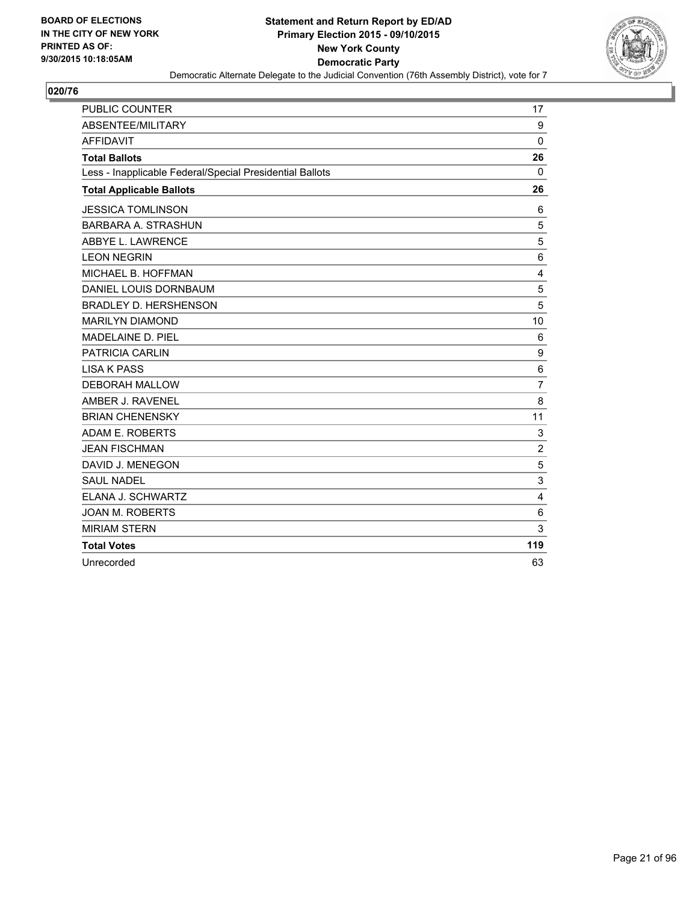BOARD OF ELECTIONS
IN THE CITY OF NEW YORK
PRINTED AS OF:
9/30/2015 10:18:05AM

**Statement and Return Report by ED/AD**
**Primary Election 2015 - 09/10/2015**
**New York County**
**Democratic Party**
Democratic Alternate Delegate to the Judicial Convention (76th Assembly District), vote for 7

## 020/76

| | |
|---|---|
| PUBLIC COUNTER | 17 |
| ABSENTEE/MILITARY | 9 |
| AFFIDAVIT | 0 |
| **Total Ballots** | **26** |
| Less - Inapplicable Federal/Special Presidential Ballots | 0 |
| **Total Applicable Ballots** | **26** |
| JESSICA TOMLINSON | 6 |
| BARBARA A. STRASHUN | 5 |
| ABBYE L. LAWRENCE | 5 |
| LEON NEGRIN | 6 |
| MICHAEL B. HOFFMAN | 4 |
| DANIEL LOUIS DORNBAUM | 5 |
| BRADLEY D. HERSHENSON | 5 |
| MARILYN DIAMOND | 10 |
| MADELAINE D. PIEL | 6 |
| PATRICIA CARLIN | 9 |
| LISA K PASS | 6 |
| DEBORAH MALLOW | 7 |
| AMBER J. RAVENEL | 8 |
| BRIAN CHENENSKY | 11 |
| ADAM E. ROBERTS | 3 |
| JEAN FISCHMAN | 2 |
| DAVID J. MENEGON | 5 |
| SAUL NADEL | 3 |
| ELANA J. SCHWARTZ | 4 |
| JOAN M. ROBERTS | 6 |
| MIRIAM STERN | 3 |
| **Total Votes** | **119** |
| Unrecorded | 63 |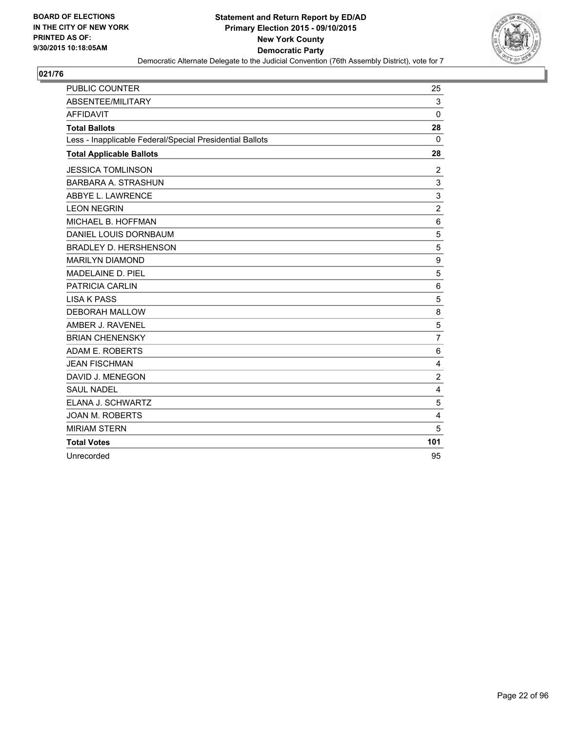**BOARD OF ELECTIONS IN THE CITY OF NEW YORK PRINTED AS OF: 9/30/2015 10:18:05AM**

**Statement and Return Report by ED/AD Primary Election 2015 - 09/10/2015 New York County Democratic Party**

Democratic Alternate Delegate to the Judicial Convention (76th Assembly District), vote for 7

## 021/76

| | |
|---|---|
| PUBLIC COUNTER | 25 |
| ABSENTEE/MILITARY | 3 |
| AFFIDAVIT | 0 |
| **Total Ballots** | **28** |
| Less - Inapplicable Federal/Special Presidential Ballots | 0 |
| **Total Applicable Ballots** | **28** |
| JESSICA TOMLINSON | 2 |
| BARBARA A. STRASHUN | 3 |
| ABBYE L. LAWRENCE | 3 |
| LEON NEGRIN | 2 |
| MICHAEL B. HOFFMAN | 6 |
| DANIEL LOUIS DORNBAUM | 5 |
| BRADLEY D. HERSHENSON | 5 |
| MARILYN DIAMOND | 9 |
| MADELAINE D. PIEL | 5 |
| PATRICIA CARLIN | 6 |
| LISA K PASS | 5 |
| DEBORAH MALLOW | 8 |
| AMBER J. RAVENEL | 5 |
| BRIAN CHENENSKY | 7 |
| ADAM E. ROBERTS | 6 |
| JEAN FISCHMAN | 4 |
| DAVID J. MENEGON | 2 |
| SAUL NADEL | 4 |
| ELANA J. SCHWARTZ | 5 |
| JOAN M. ROBERTS | 4 |
| MIRIAM STERN | 5 |
| **Total Votes** | **101** |
| Unrecorded | 95 |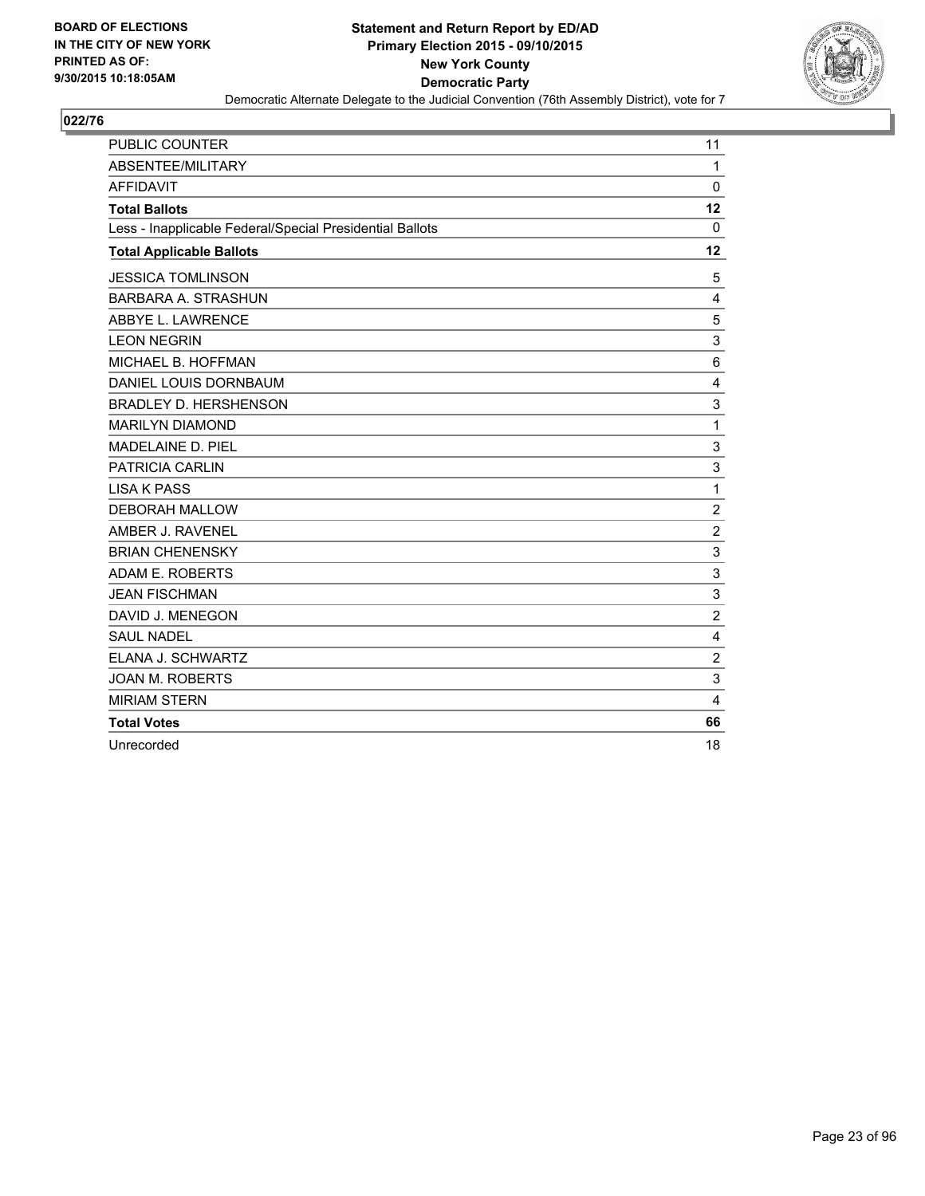**BOARD OF ELECTIONS IN THE CITY OF NEW YORK PRINTED AS OF: 9/30/2015 10:18:05AM**

**Statement and Return Report by ED/AD Primary Election 2015 - 09/10/2015 New York County Democratic Party**

Democratic Alternate Delegate to the Judicial Convention (76th Assembly District), vote for 7

## 022/76

| | |
|---|---|
| PUBLIC COUNTER | 11 |
| ABSENTEE/MILITARY | 1 |
| AFFIDAVIT | 0 |
| **Total Ballots** | **12** |
| Less - Inapplicable Federal/Special Presidential Ballots | 0 |
| **Total Applicable Ballots** | **12** |
| JESSICA TOMLINSON | 5 |
| BARBARA A. STRASHUN | 4 |
| ABBYE L. LAWRENCE | 5 |
| LEON NEGRIN | 3 |
| MICHAEL B. HOFFMAN | 6 |
| DANIEL LOUIS DORNBAUM | 4 |
| BRADLEY D. HERSHENSON | 3 |
| MARILYN DIAMOND | 1 |
| MADELAINE D. PIEL | 3 |
| PATRICIA CARLIN | 3 |
| LISA K PASS | 1 |
| DEBORAH MALLOW | 2 |
| AMBER J. RAVENEL | 2 |
| BRIAN CHENENSKY | 3 |
| ADAM E. ROBERTS | 3 |
| JEAN FISCHMAN | 3 |
| DAVID J. MENEGON | 2 |
| SAUL NADEL | 4 |
| ELANA J. SCHWARTZ | 2 |
| JOAN M. ROBERTS | 3 |
| MIRIAM STERN | 4 |
| **Total Votes** | **66** |
| Unrecorded | 18 |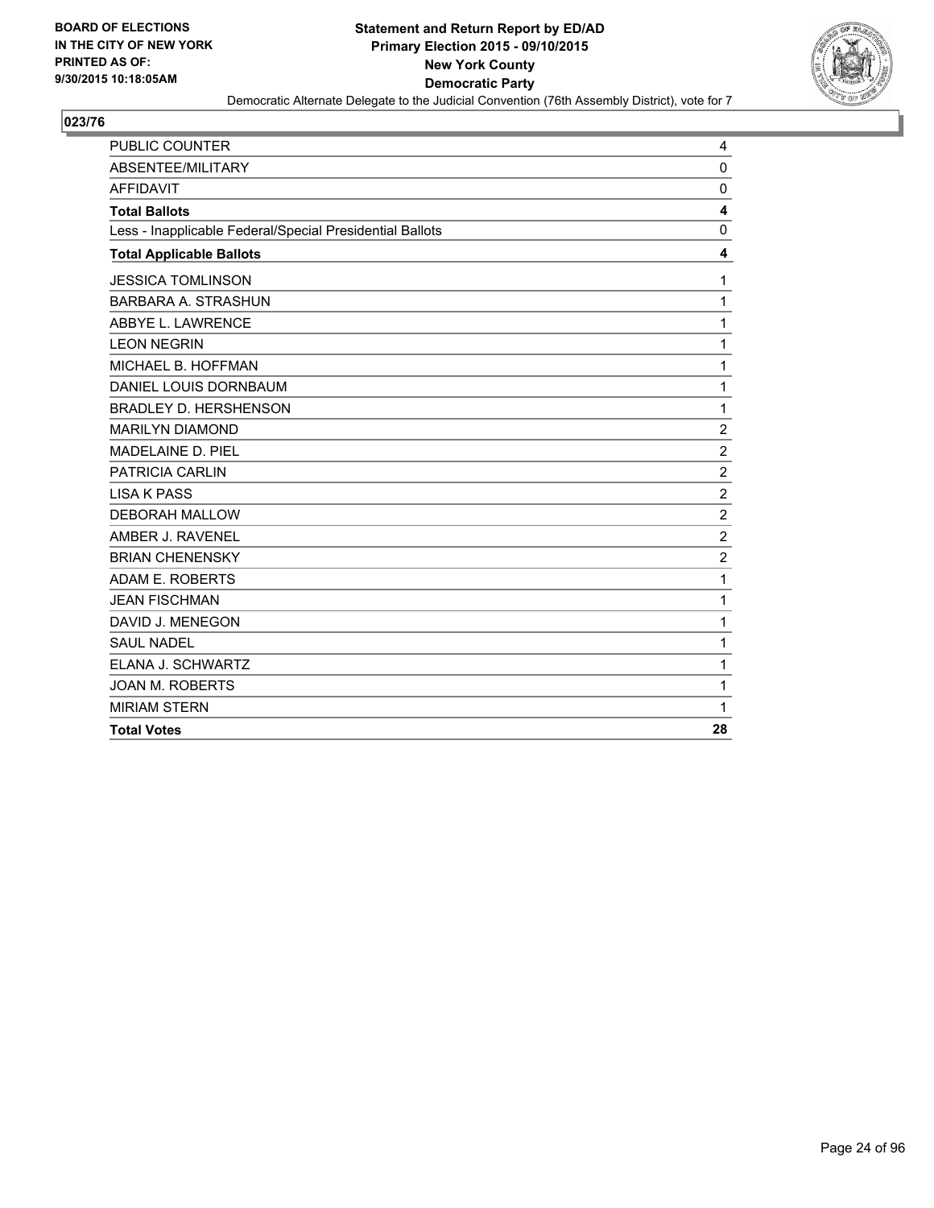**BOARD OF ELECTIONS IN THE CITY OF NEW YORK PRINTED AS OF: 9/30/2015 10:18:05AM**

**Statement and Return Report by ED/AD**
**Primary Election 2015 - 09/10/2015**
**New York County**
**Democratic Party**
Democratic Alternate Delegate to the Judicial Convention (76th Assembly District), vote for 7

**023/76**

| | |
|---|---|
| PUBLIC COUNTER | 4 |
| ABSENTEE/MILITARY | 0 |
| AFFIDAVIT | 0 |
| **Total Ballots** | **4** |
| Less - Inapplicable Federal/Special Presidential Ballots | 0 |
| **Total Applicable Ballots** | **4** |
| JESSICA TOMLINSON | 1 |
| BARBARA A. STRASHUN | 1 |
| ABBYE L. LAWRENCE | 1 |
| LEON NEGRIN | 1 |
| MICHAEL B. HOFFMAN | 1 |
| DANIEL LOUIS DORNBAUM | 1 |
| BRADLEY D. HERSHENSON | 1 |
| MARILYN DIAMOND | 2 |
| MADELAINE D. PIEL | 2 |
| PATRICIA CARLIN | 2 |
| LISA K PASS | 2 |
| DEBORAH MALLOW | 2 |
| AMBER J. RAVENEL | 2 |
| BRIAN CHENENSKY | 2 |
| ADAM E. ROBERTS | 1 |
| JEAN FISCHMAN | 1 |
| DAVID J. MENEGON | 1 |
| SAUL NADEL | 1 |
| ELANA J. SCHWARTZ | 1 |
| JOAN M. ROBERTS | 1 |
| MIRIAM STERN | 1 |
| **Total Votes** | **28** |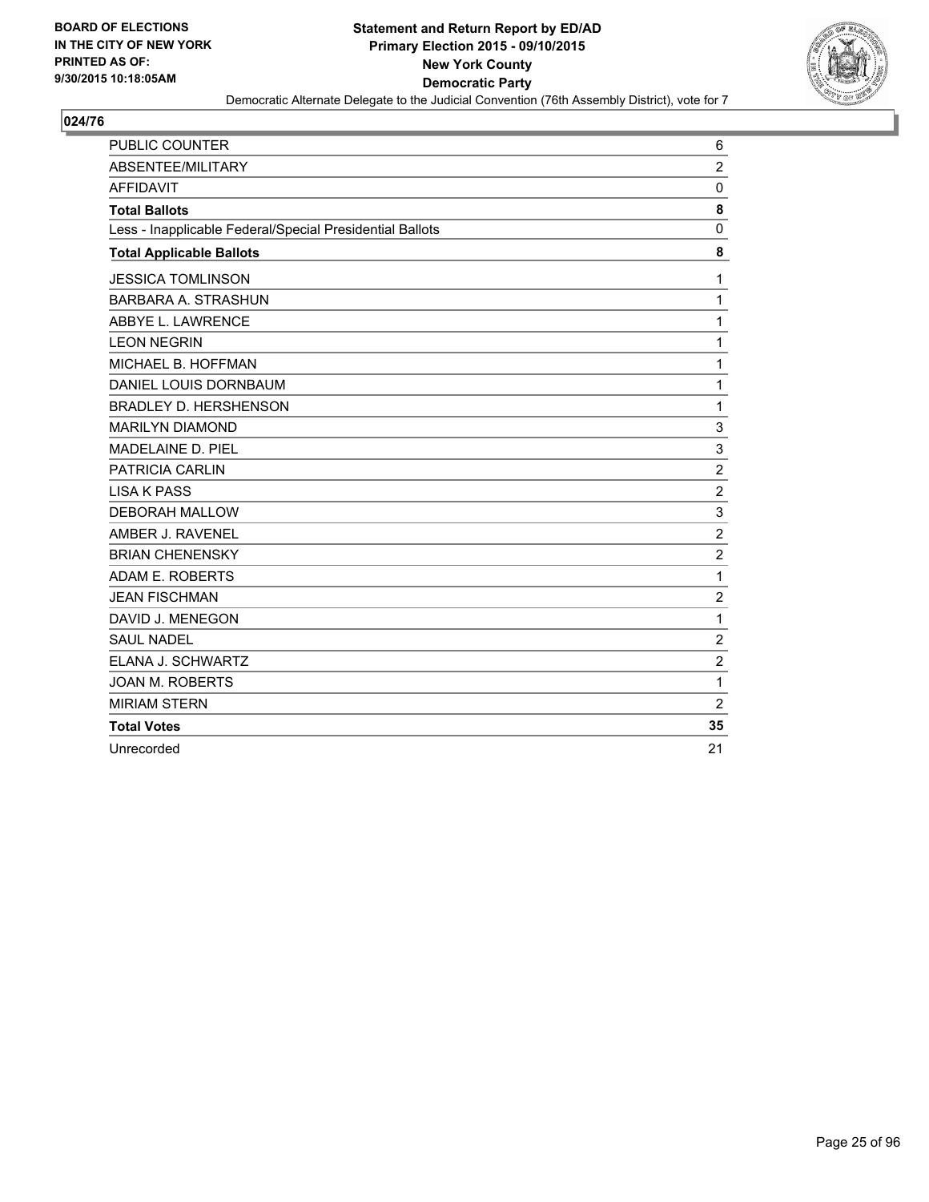**BOARD OF ELECTIONS IN THE CITY OF NEW YORK PRINTED AS OF: 9/30/2015 10:18:05AM**

**Statement and Return Report by ED/AD**
**Primary Election 2015 - 09/10/2015**
**New York County**
**Democratic Party**
Democratic Alternate Delegate to the Judicial Convention (76th Assembly District), vote for 7

## 024/76

| | |
|---|---|
| PUBLIC COUNTER | 6 |
| ABSENTEE/MILITARY | 2 |
| AFFIDAVIT | 0 |
| **Total Ballots** | **8** |
| Less - Inapplicable Federal/Special Presidential Ballots | 0 |
| **Total Applicable Ballots** | **8** |
| JESSICA TOMLINSON | 1 |
| BARBARA A. STRASHUN | 1 |
| ABBYE L. LAWRENCE | 1 |
| LEON NEGRIN | 1 |
| MICHAEL B. HOFFMAN | 1 |
| DANIEL LOUIS DORNBAUM | 1 |
| BRADLEY D. HERSHENSON | 1 |
| MARILYN DIAMOND | 3 |
| MADELAINE D. PIEL | 3 |
| PATRICIA CARLIN | 2 |
| LISA K PASS | 2 |
| DEBORAH MALLOW | 3 |
| AMBER J. RAVENEL | 2 |
| BRIAN CHENENSKY | 2 |
| ADAM E. ROBERTS | 1 |
| JEAN FISCHMAN | 2 |
| DAVID J. MENEGON | 1 |
| SAUL NADEL | 2 |
| ELANA J. SCHWARTZ | 2 |
| JOAN M. ROBERTS | 1 |
| MIRIAM STERN | 2 |
| **Total Votes** | **35** |
| Unrecorded | 21 |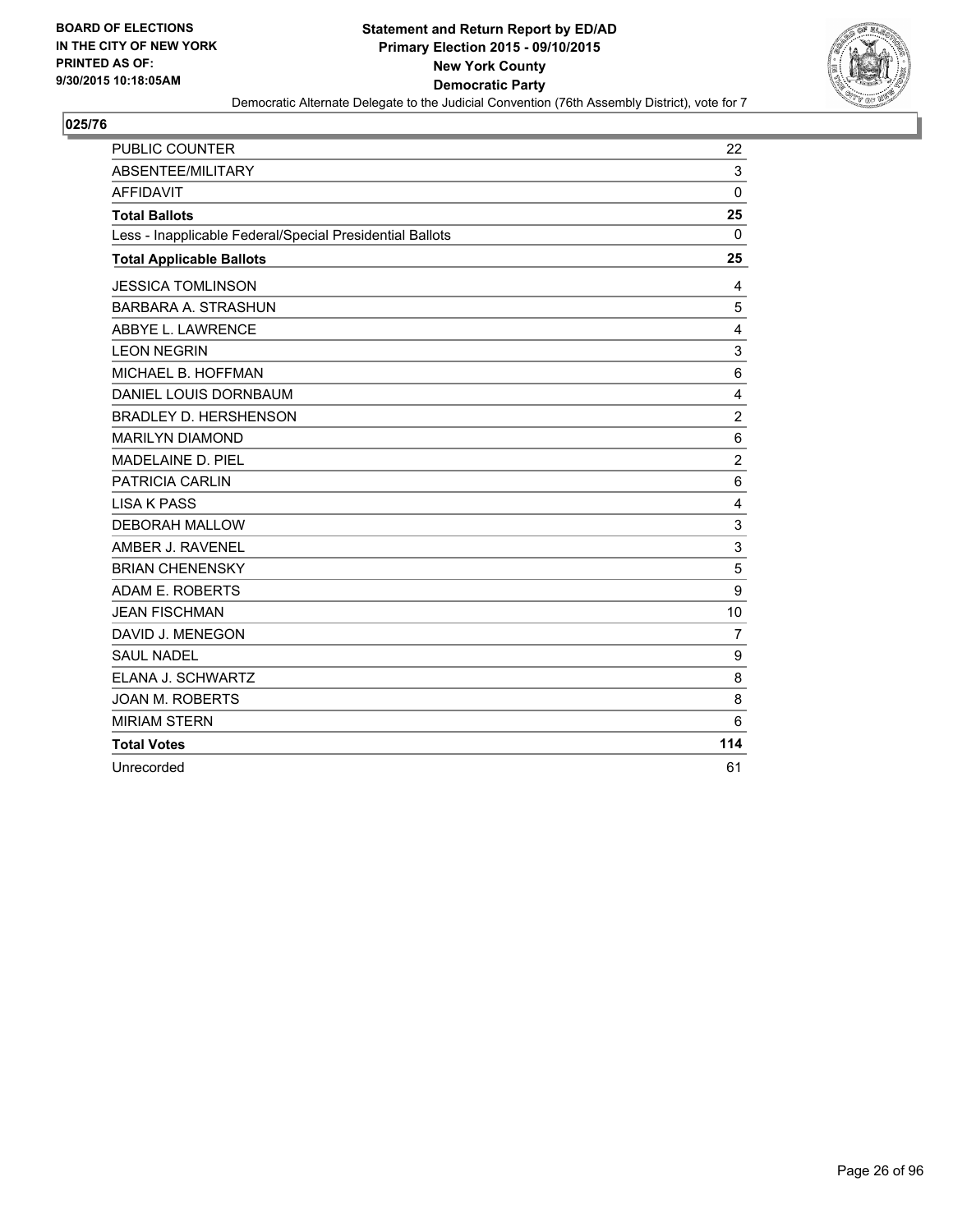**BOARD OF ELECTIONS IN THE CITY OF NEW YORK PRINTED AS OF: 9/30/2015 10:18:05AM**

**Statement and Return Report by ED/AD Primary Election 2015 - 09/10/2015 New York County Democratic Party**

Democratic Alternate Delegate to the Judicial Convention (76th Assembly District), vote for 7

**025/76**

| | |
|---|---|
| PUBLIC COUNTER | 22 |
| ABSENTEE/MILITARY | 3 |
| AFFIDAVIT | 0 |
| **Total Ballots** | **25** |
| Less - Inapplicable Federal/Special Presidential Ballots | 0 |
| **Total Applicable Ballots** | **25** |
| JESSICA TOMLINSON | 4 |
| BARBARA A. STRASHUN | 5 |
| ABBYE L. LAWRENCE | 4 |
| LEON NEGRIN | 3 |
| MICHAEL B. HOFFMAN | 6 |
| DANIEL LOUIS DORNBAUM | 4 |
| BRADLEY D. HERSHENSON | 2 |
| MARILYN DIAMOND | 6 |
| MADELAINE D. PIEL | 2 |
| PATRICIA CARLIN | 6 |
| LISA K PASS | 4 |
| DEBORAH MALLOW | 3 |
| AMBER J. RAVENEL | 3 |
| BRIAN CHENENSKY | 5 |
| ADAM E. ROBERTS | 9 |
| JEAN FISCHMAN | 10 |
| DAVID J. MENEGON | 7 |
| SAUL NADEL | 9 |
| ELANA J. SCHWARTZ | 8 |
| JOAN M. ROBERTS | 8 |
| MIRIAM STERN | 6 |
| **Total Votes** | **114** |
| Unrecorded | 61 |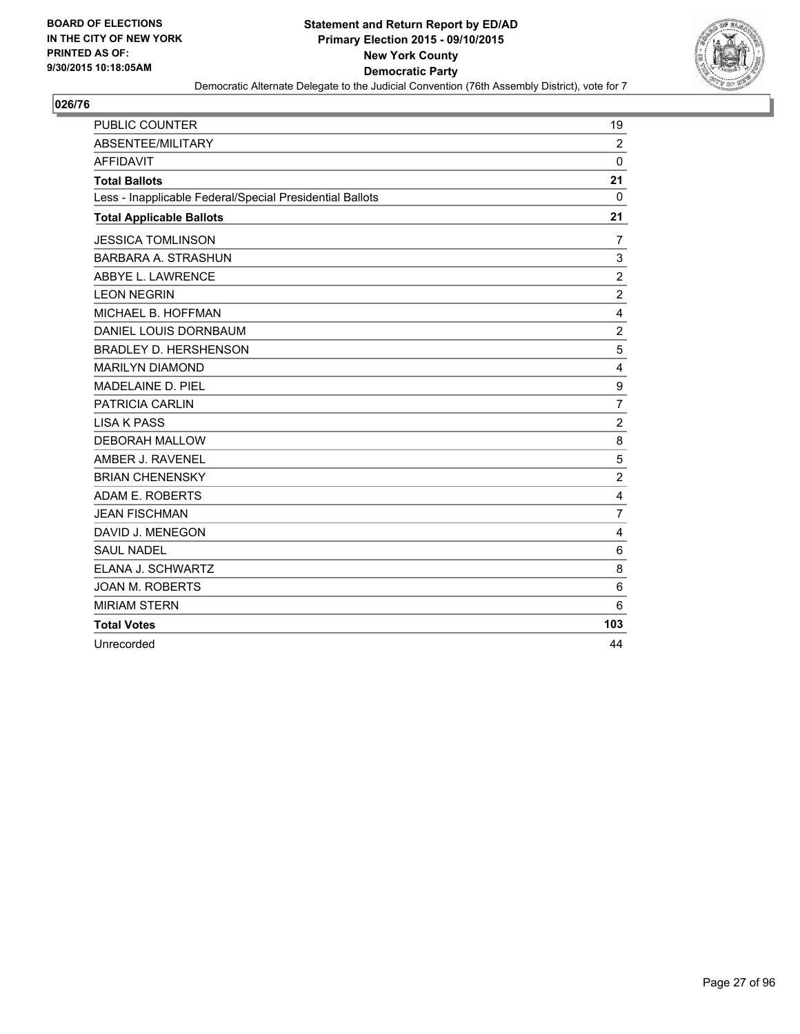BOARD OF ELECTIONS
IN THE CITY OF NEW YORK
PRINTED AS OF:
9/30/2015 10:18:05AM

**Statement and Return Report by ED/AD**
**Primary Election 2015 - 09/10/2015**
**New York County**
**Democratic Party**
Democratic Alternate Delegate to the Judicial Convention (76th Assembly District), vote for 7

**026/76**

| | |
|---|---|
| PUBLIC COUNTER | 19 |
| ABSENTEE/MILITARY | 2 |
| AFFIDAVIT | 0 |
| **Total Ballots** | **21** |
| Less - Inapplicable Federal/Special Presidential Ballots | 0 |
| **Total Applicable Ballots** | **21** |
| JESSICA TOMLINSON | 7 |
| BARBARA A. STRASHUN | 3 |
| ABBYE L. LAWRENCE | 2 |
| LEON NEGRIN | 2 |
| MICHAEL B. HOFFMAN | 4 |
| DANIEL LOUIS DORNBAUM | 2 |
| BRADLEY D. HERSHENSON | 5 |
| MARILYN DIAMOND | 4 |
| MADELAINE D. PIEL | 9 |
| PATRICIA CARLIN | 7 |
| LISA K PASS | 2 |
| DEBORAH MALLOW | 8 |
| AMBER J. RAVENEL | 5 |
| BRIAN CHENENSKY | 2 |
| ADAM E. ROBERTS | 4 |
| JEAN FISCHMAN | 7 |
| DAVID J. MENEGON | 4 |
| SAUL NADEL | 6 |
| ELANA J. SCHWARTZ | 8 |
| JOAN M. ROBERTS | 6 |
| MIRIAM STERN | 6 |
| **Total Votes** | **103** |
| Unrecorded | 44 |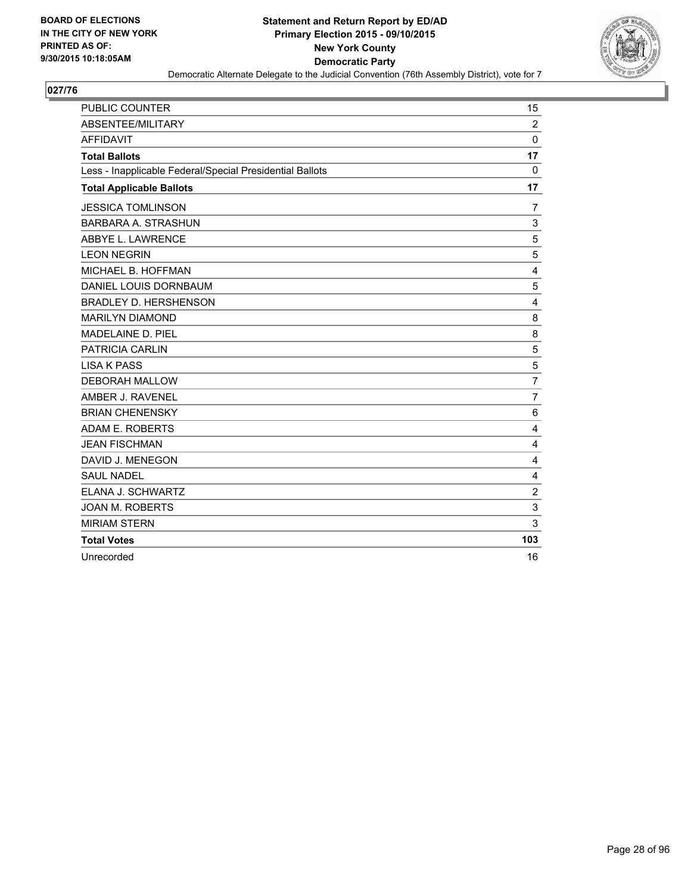**BOARD OF ELECTIONS IN THE CITY OF NEW YORK PRINTED AS OF: 9/30/2015 10:18:05AM**

**Statement and Return Report by ED/AD Primary Election 2015 - 09/10/2015 New York County Democratic Party**

Democratic Alternate Delegate to the Judicial Convention (76th Assembly District), vote for 7

**027/76**

| | |
|---|---|
| PUBLIC COUNTER | 15 |
| ABSENTEE/MILITARY | 2 |
| AFFIDAVIT | 0 |
| **Total Ballots** | **17** |
| Less - Inapplicable Federal/Special Presidential Ballots | 0 |
| **Total Applicable Ballots** | **17** |
| JESSICA TOMLINSON | 7 |
| BARBARA A. STRASHUN | 3 |
| ABBYE L. LAWRENCE | 5 |
| LEON NEGRIN | 5 |
| MICHAEL B. HOFFMAN | 4 |
| DANIEL LOUIS DORNBAUM | 5 |
| BRADLEY D. HERSHENSON | 4 |
| MARILYN DIAMOND | 8 |
| MADELAINE D. PIEL | 8 |
| PATRICIA CARLIN | 5 |
| LISA K PASS | 5 |
| DEBORAH MALLOW | 7 |
| AMBER J. RAVENEL | 7 |
| BRIAN CHENENSKY | 6 |
| ADAM E. ROBERTS | 4 |
| JEAN FISCHMAN | 4 |
| DAVID J. MENEGON | 4 |
| SAUL NADEL | 4 |
| ELANA J. SCHWARTZ | 2 |
| JOAN M. ROBERTS | 3 |
| MIRIAM STERN | 3 |
| **Total Votes** | **103** |
| Unrecorded | 16 |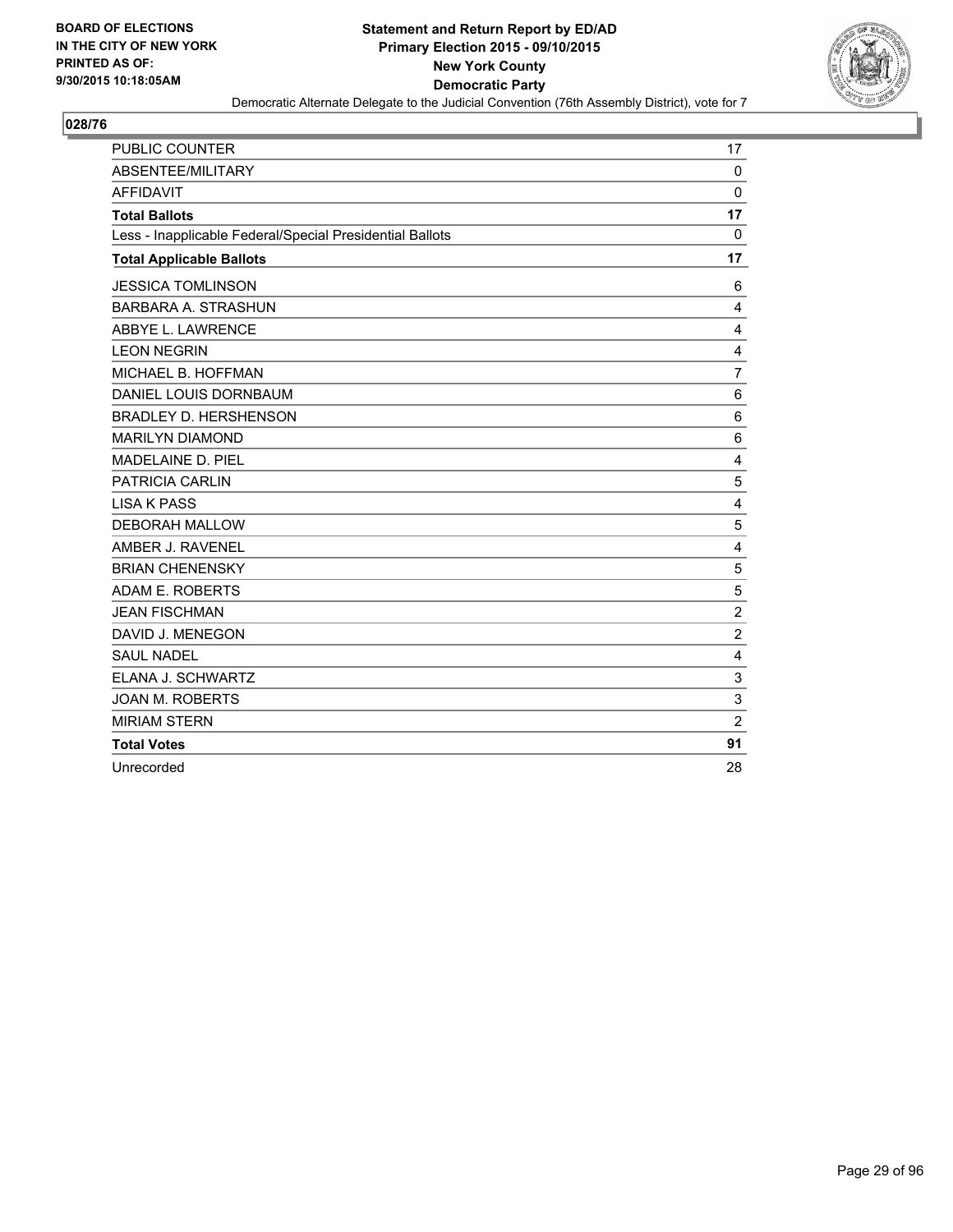**BOARD OF ELECTIONS IN THE CITY OF NEW YORK PRINTED AS OF: 9/30/2015 10:18:05AM**

**Statement and Return Report by ED/AD**
**Primary Election 2015 - 09/10/2015**
**New York County**
**Democratic Party**
Democratic Alternate Delegate to the Judicial Convention (76th Assembly District), vote for 7

## 028/76

| | |
|---|---|
| PUBLIC COUNTER | 17 |
| ABSENTEE/MILITARY | 0 |
| AFFIDAVIT | 0 |
| **Total Ballots** | **17** |
| Less - Inapplicable Federal/Special Presidential Ballots | 0 |
| **Total Applicable Ballots** | **17** |
| JESSICA TOMLINSON | 6 |
| BARBARA A. STRASHUN | 4 |
| ABBYE L. LAWRENCE | 4 |
| LEON NEGRIN | 4 |
| MICHAEL B. HOFFMAN | 7 |
| DANIEL LOUIS DORNBAUM | 6 |
| BRADLEY D. HERSHENSON | 6 |
| MARILYN DIAMOND | 6 |
| MADELAINE D. PIEL | 4 |
| PATRICIA CARLIN | 5 |
| LISA K PASS | 4 |
| DEBORAH MALLOW | 5 |
| AMBER J. RAVENEL | 4 |
| BRIAN CHENENSKY | 5 |
| ADAM E. ROBERTS | 5 |
| JEAN FISCHMAN | 2 |
| DAVID J. MENEGON | 2 |
| SAUL NADEL | 4 |
| ELANA J. SCHWARTZ | 3 |
| JOAN M. ROBERTS | 3 |
| MIRIAM STERN | 2 |
| **Total Votes** | **91** |
| Unrecorded | 28 |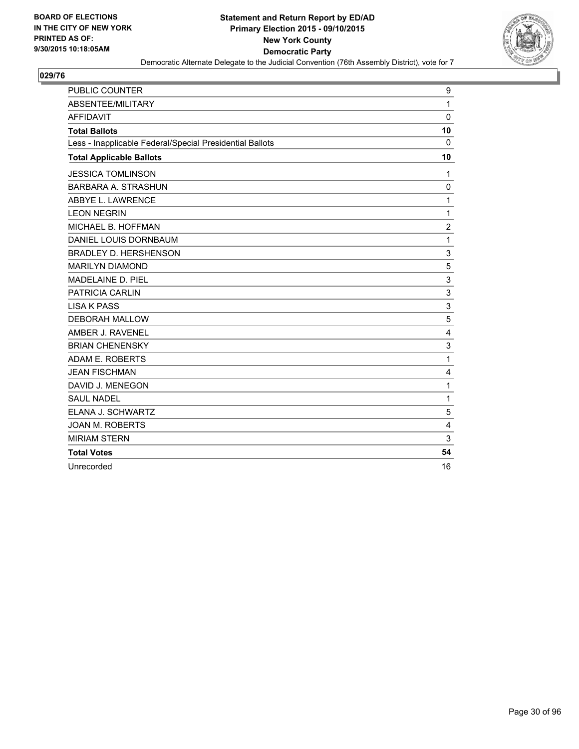BOARD OF ELECTIONS
IN THE CITY OF NEW YORK
PRINTED AS OF:
9/30/2015 10:18:05AM

**Statement and Return Report by ED/AD**
**Primary Election 2015 - 09/10/2015**
**New York County**
**Democratic Party**
Democratic Alternate Delegate to the Judicial Convention (76th Assembly District), vote for 7

**029/76**

| | |
|---|---|
| PUBLIC COUNTER | 9 |
| ABSENTEE/MILITARY | 1 |
| AFFIDAVIT | 0 |
| **Total Ballots** | **10** |
| Less - Inapplicable Federal/Special Presidential Ballots | 0 |
| **Total Applicable Ballots** | **10** |
| JESSICA TOMLINSON | 1 |
| BARBARA A. STRASHUN | 0 |
| ABBYE L. LAWRENCE | 1 |
| LEON NEGRIN | 1 |
| MICHAEL B. HOFFMAN | 2 |
| DANIEL LOUIS DORNBAUM | 1 |
| BRADLEY D. HERSHENSON | 3 |
| MARILYN DIAMOND | 5 |
| MADELAINE D. PIEL | 3 |
| PATRICIA CARLIN | 3 |
| LISA K PASS | 3 |
| DEBORAH MALLOW | 5 |
| AMBER J. RAVENEL | 4 |
| BRIAN CHENENSKY | 3 |
| ADAM E. ROBERTS | 1 |
| JEAN FISCHMAN | 4 |
| DAVID J. MENEGON | 1 |
| SAUL NADEL | 1 |
| ELANA J. SCHWARTZ | 5 |
| JOAN M. ROBERTS | 4 |
| MIRIAM STERN | 3 |
| **Total Votes** | **54** |
| Unrecorded | 16 |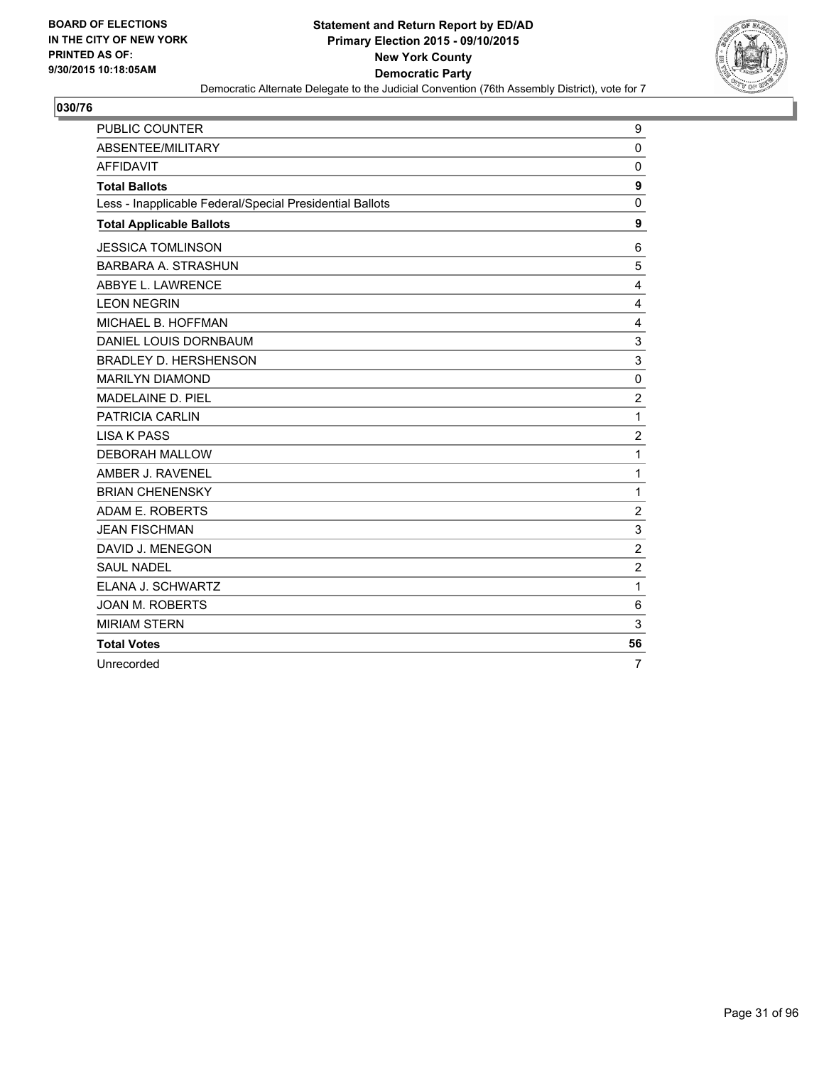**BOARD OF ELECTIONS IN THE CITY OF NEW YORK PRINTED AS OF: 9/30/2015 10:18:05AM**

**Statement and Return Report by ED/AD**
**Primary Election 2015 - 09/10/2015**
**New York County**
**Democratic Party**
Democratic Alternate Delegate to the Judicial Convention (76th Assembly District), vote for 7

**030/76**

| | |
|---|---|
| PUBLIC COUNTER | 9 |
| ABSENTEE/MILITARY | 0 |
| AFFIDAVIT | 0 |
| **Total Ballots** | **9** |
| Less - Inapplicable Federal/Special Presidential Ballots | 0 |
| **Total Applicable Ballots** | **9** |
| JESSICA TOMLINSON | 6 |
| BARBARA A. STRASHUN | 5 |
| ABBYE L. LAWRENCE | 4 |
| LEON NEGRIN | 4 |
| MICHAEL B. HOFFMAN | 4 |
| DANIEL LOUIS DORNBAUM | 3 |
| BRADLEY D. HERSHENSON | 3 |
| MARILYN DIAMOND | 0 |
| MADELAINE D. PIEL | 2 |
| PATRICIA CARLIN | 1 |
| LISA K PASS | 2 |
| DEBORAH MALLOW | 1 |
| AMBER J. RAVENEL | 1 |
| BRIAN CHENENSKY | 1 |
| ADAM E. ROBERTS | 2 |
| JEAN FISCHMAN | 3 |
| DAVID J. MENEGON | 2 |
| SAUL NADEL | 2 |
| ELANA J. SCHWARTZ | 1 |
| JOAN M. ROBERTS | 6 |
| MIRIAM STERN | 3 |
| **Total Votes** | **56** |
| Unrecorded | 7 |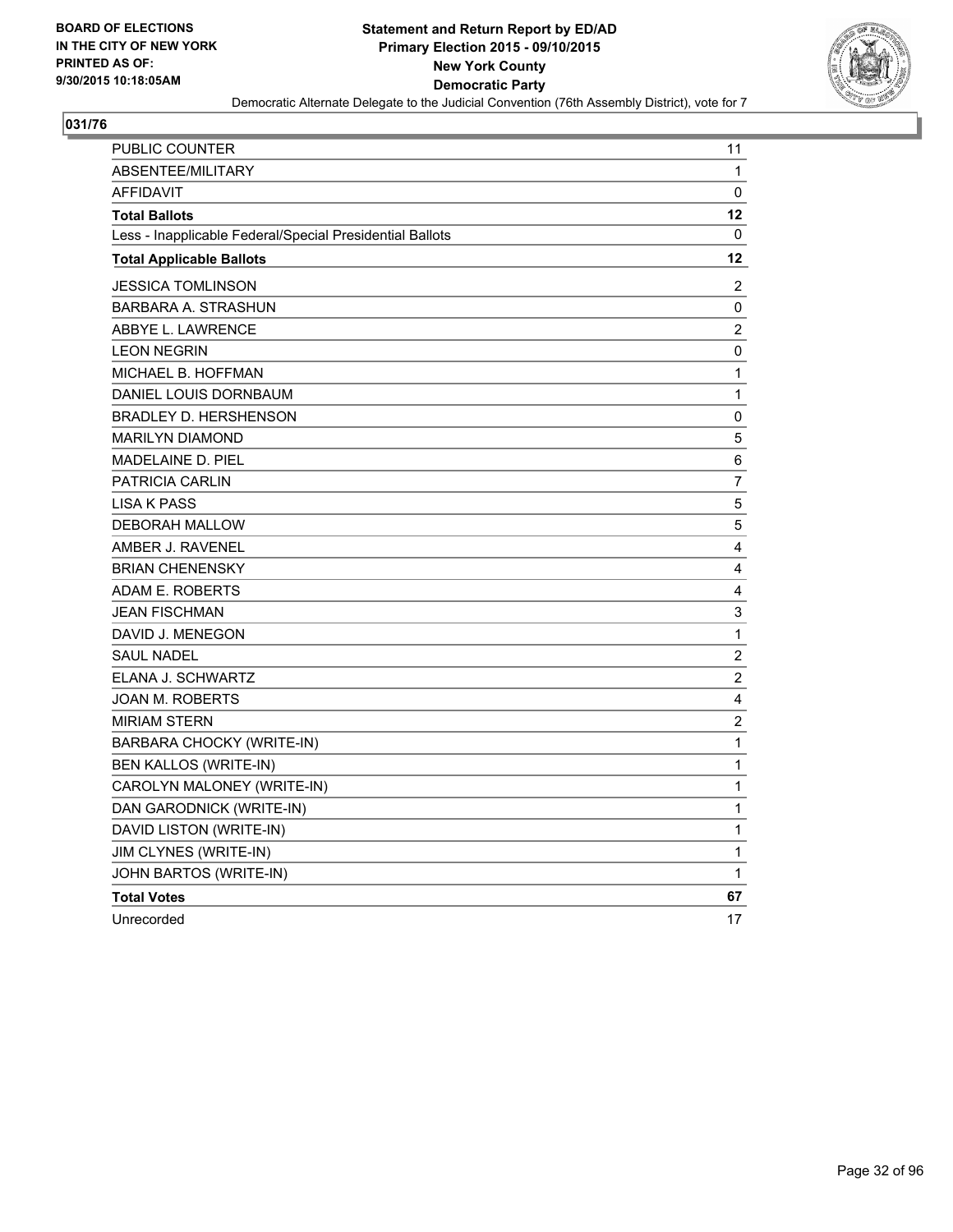BOARD OF ELECTIONS
IN THE CITY OF NEW YORK
PRINTED AS OF:
9/30/2015 10:18:05AM

**Statement and Return Report by ED/AD**
**Primary Election 2015 - 09/10/2015**
**New York County**
**Democratic Party**
Democratic Alternate Delegate to the Judicial Convention (76th Assembly District), vote for 7

## 031/76

| | |
|---|---|
| PUBLIC COUNTER | 11 |
| ABSENTEE/MILITARY | 1 |
| AFFIDAVIT | 0 |
| **Total Ballots** | **12** |
| Less - Inapplicable Federal/Special Presidential Ballots | 0 |
| **Total Applicable Ballots** | **12** |
| JESSICA TOMLINSON | 2 |
| BARBARA A. STRASHUN | 0 |
| ABBYE L. LAWRENCE | 2 |
| LEON NEGRIN | 0 |
| MICHAEL B. HOFFMAN | 1 |
| DANIEL LOUIS DORNBAUM | 1 |
| BRADLEY D. HERSHENSON | 0 |
| MARILYN DIAMOND | 5 |
| MADELAINE D. PIEL | 6 |
| PATRICIA CARLIN | 7 |
| LISA K PASS | 5 |
| DEBORAH MALLOW | 5 |
| AMBER J. RAVENEL | 4 |
| BRIAN CHENENSKY | 4 |
| ADAM E. ROBERTS | 4 |
| JEAN FISCHMAN | 3 |
| DAVID J. MENEGON | 1 |
| SAUL NADEL | 2 |
| ELANA J. SCHWARTZ | 2 |
| JOAN M. ROBERTS | 4 |
| MIRIAM STERN | 2 |
| BARBARA CHOCKY (WRITE-IN) | 1 |
| BEN KALLOS (WRITE-IN) | 1 |
| CAROLYN MALONEY (WRITE-IN) | 1 |
| DAN GARODNICK (WRITE-IN) | 1 |
| DAVID LISTON (WRITE-IN) | 1 |
| JIM CLYNES (WRITE-IN) | 1 |
| JOHN BARTOS (WRITE-IN) | 1 |
| **Total Votes** | **67** |
| Unrecorded | 17 |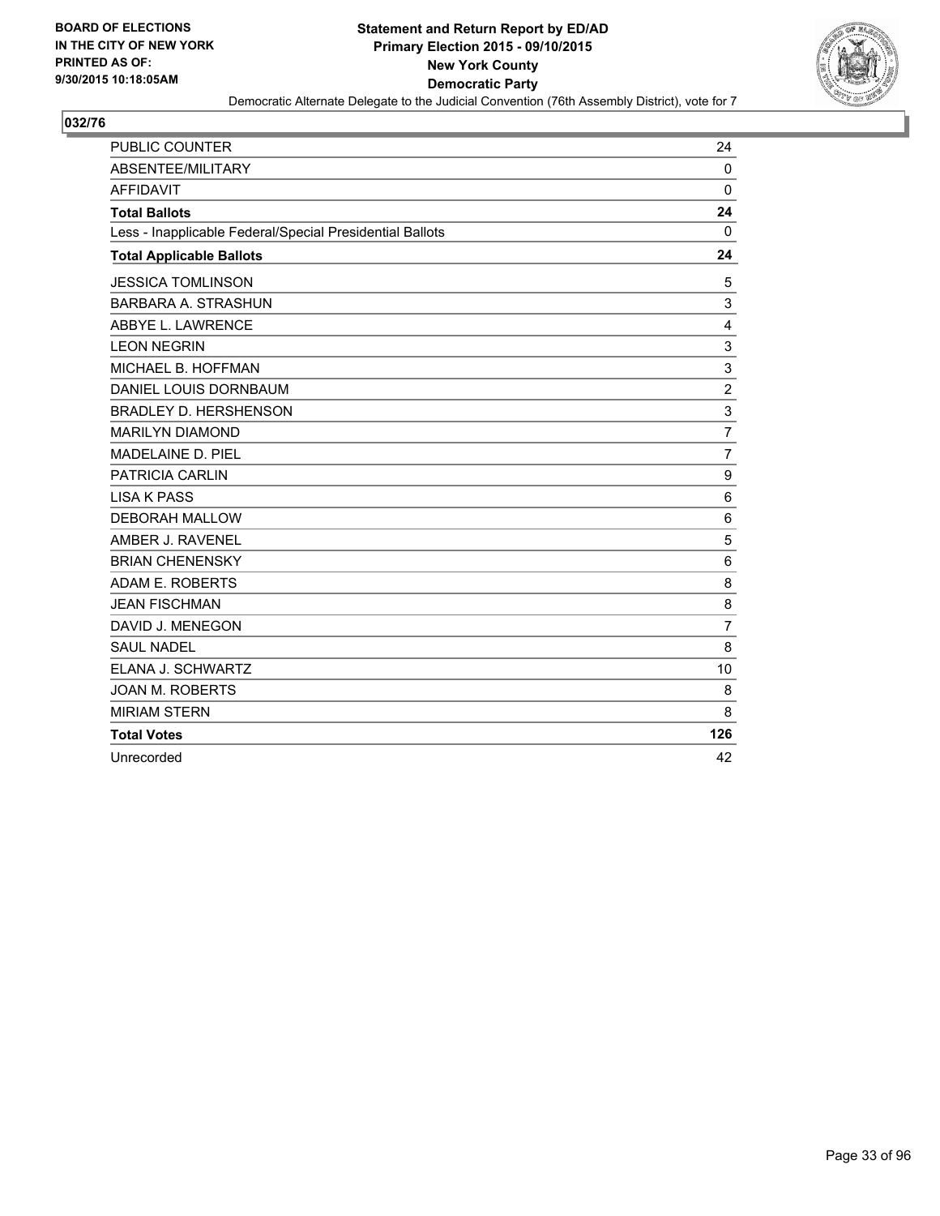**BOARD OF ELECTIONS IN THE CITY OF NEW YORK PRINTED AS OF: 9/30/2015 10:18:05AM**

**Statement and Return Report by ED/AD**
**Primary Election 2015 - 09/10/2015**
**New York County**
**Democratic Party**
Democratic Alternate Delegate to the Judicial Convention (76th Assembly District), vote for 7

## 032/76

| | |
|---|---|
| PUBLIC COUNTER | 24 |
| ABSENTEE/MILITARY | 0 |
| AFFIDAVIT | 0 |
| **Total Ballots** | **24** |
| Less - Inapplicable Federal/Special Presidential Ballots | 0 |
| **Total Applicable Ballots** | **24** |
| JESSICA TOMLINSON | 5 |
| BARBARA A. STRASHUN | 3 |
| ABBYE L. LAWRENCE | 4 |
| LEON NEGRIN | 3 |
| MICHAEL B. HOFFMAN | 3 |
| DANIEL LOUIS DORNBAUM | 2 |
| BRADLEY D. HERSHENSON | 3 |
| MARILYN DIAMOND | 7 |
| MADELAINE D. PIEL | 7 |
| PATRICIA CARLIN | 9 |
| LISA K PASS | 6 |
| DEBORAH MALLOW | 6 |
| AMBER J. RAVENEL | 5 |
| BRIAN CHENENSKY | 6 |
| ADAM E. ROBERTS | 8 |
| JEAN FISCHMAN | 8 |
| DAVID J. MENEGON | 7 |
| SAUL NADEL | 8 |
| ELANA J. SCHWARTZ | 10 |
| JOAN M. ROBERTS | 8 |
| MIRIAM STERN | 8 |
| **Total Votes** | **126** |
| Unrecorded | 42 |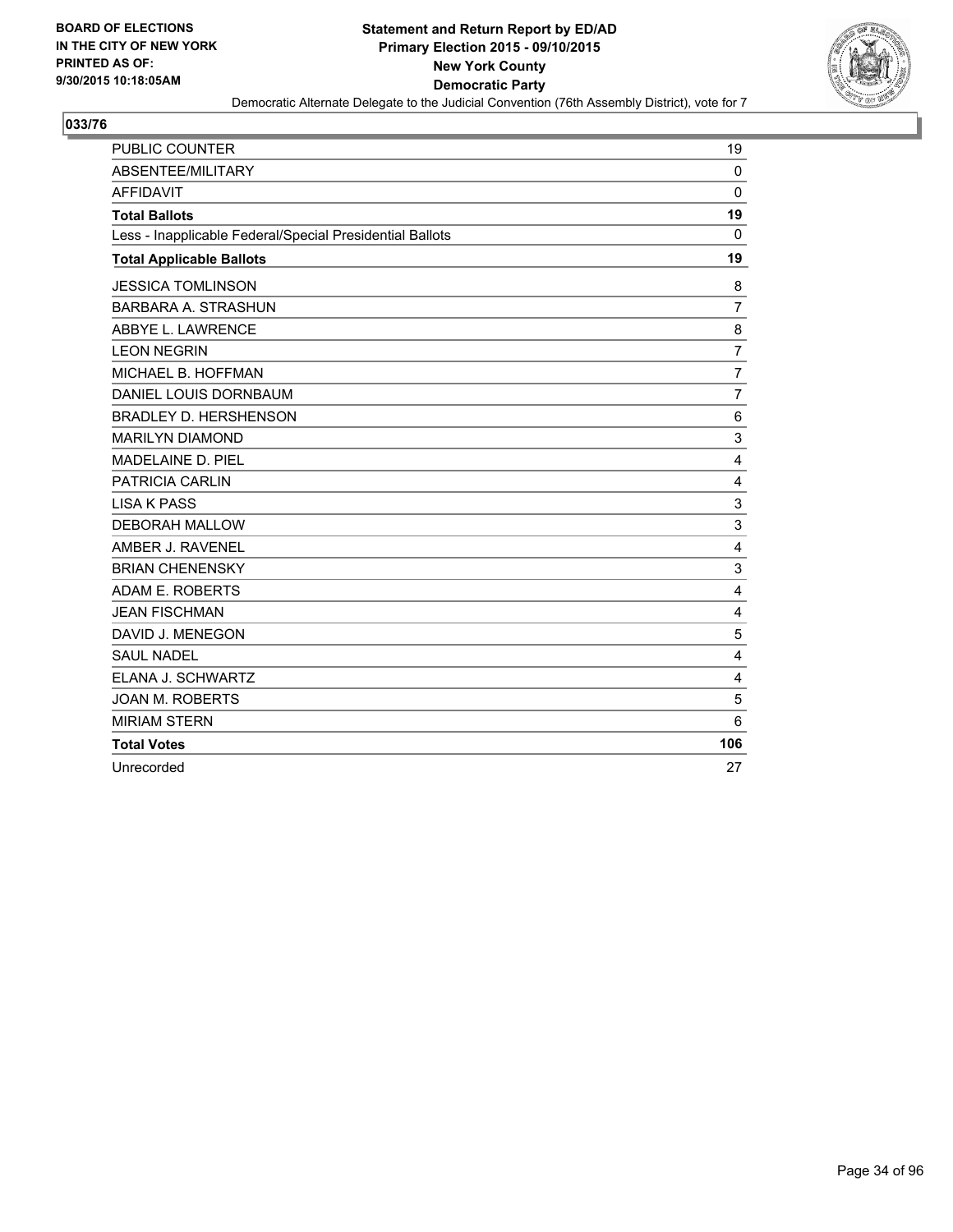**BOARD OF ELECTIONS IN THE CITY OF NEW YORK PRINTED AS OF: 9/30/2015 10:18:05AM**

**Statement and Return Report by ED/AD**
**Primary Election 2015 - 09/10/2015**
**New York County**
**Democratic Party**

Democratic Alternate Delegate to the Judicial Convention (76th Assembly District), vote for 7

## 033/76

| | |
|---|---|
| PUBLIC COUNTER | 19 |
| ABSENTEE/MILITARY | 0 |
| AFFIDAVIT | 0 |
| **Total Ballots** | **19** |
| Less - Inapplicable Federal/Special Presidential Ballots | 0 |
| **Total Applicable Ballots** | **19** |
| JESSICA TOMLINSON | 8 |
| BARBARA A. STRASHUN | 7 |
| ABBYE L. LAWRENCE | 8 |
| LEON NEGRIN | 7 |
| MICHAEL B. HOFFMAN | 7 |
| DANIEL LOUIS DORNBAUM | 7 |
| BRADLEY D. HERSHENSON | 6 |
| MARILYN DIAMOND | 3 |
| MADELAINE D. PIEL | 4 |
| PATRICIA CARLIN | 4 |
| LISA K PASS | 3 |
| DEBORAH MALLOW | 3 |
| AMBER J. RAVENEL | 4 |
| BRIAN CHENENSKY | 3 |
| ADAM E. ROBERTS | 4 |
| JEAN FISCHMAN | 4 |
| DAVID J. MENEGON | 5 |
| SAUL NADEL | 4 |
| ELANA J. SCHWARTZ | 4 |
| JOAN M. ROBERTS | 5 |
| MIRIAM STERN | 6 |
| **Total Votes** | **106** |
| Unrecorded | 27 |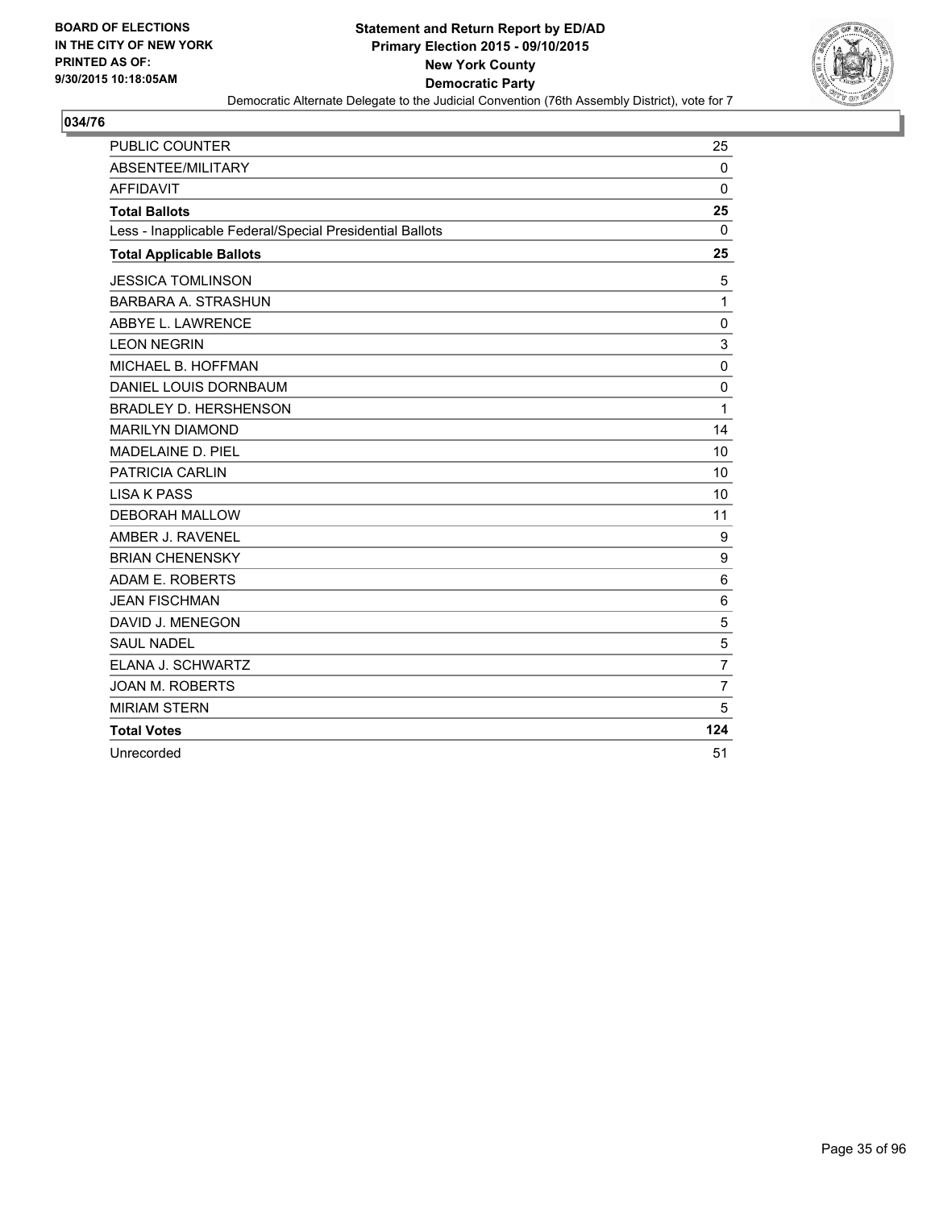**BOARD OF ELECTIONS IN THE CITY OF NEW YORK PRINTED AS OF: 9/30/2015 10:18:05AM**

**Statement and Return Report by ED/AD**
**Primary Election 2015 - 09/10/2015**
**New York County**
**Democratic Party**

Democratic Alternate Delegate to the Judicial Convention (76th Assembly District), vote for 7

## 034/76

| | |
|---|---|
| PUBLIC COUNTER | 25 |
| ABSENTEE/MILITARY | 0 |
| AFFIDAVIT | 0 |
| **Total Ballots** | **25** |
| Less - Inapplicable Federal/Special Presidential Ballots | 0 |
| **Total Applicable Ballots** | **25** |
| JESSICA TOMLINSON | 5 |
| BARBARA A. STRASHUN | 1 |
| ABBYE L. LAWRENCE | 0 |
| LEON NEGRIN | 3 |
| MICHAEL B. HOFFMAN | 0 |
| DANIEL LOUIS DORNBAUM | 0 |
| BRADLEY D. HERSHENSON | 1 |
| MARILYN DIAMOND | 14 |
| MADELAINE D. PIEL | 10 |
| PATRICIA CARLIN | 10 |
| LISA K PASS | 10 |
| DEBORAH MALLOW | 11 |
| AMBER J. RAVENEL | 9 |
| BRIAN CHENENSKY | 9 |
| ADAM E. ROBERTS | 6 |
| JEAN FISCHMAN | 6 |
| DAVID J. MENEGON | 5 |
| SAUL NADEL | 5 |
| ELANA J. SCHWARTZ | 7 |
| JOAN M. ROBERTS | 7 |
| MIRIAM STERN | 5 |
| **Total Votes** | **124** |
| Unrecorded | 51 |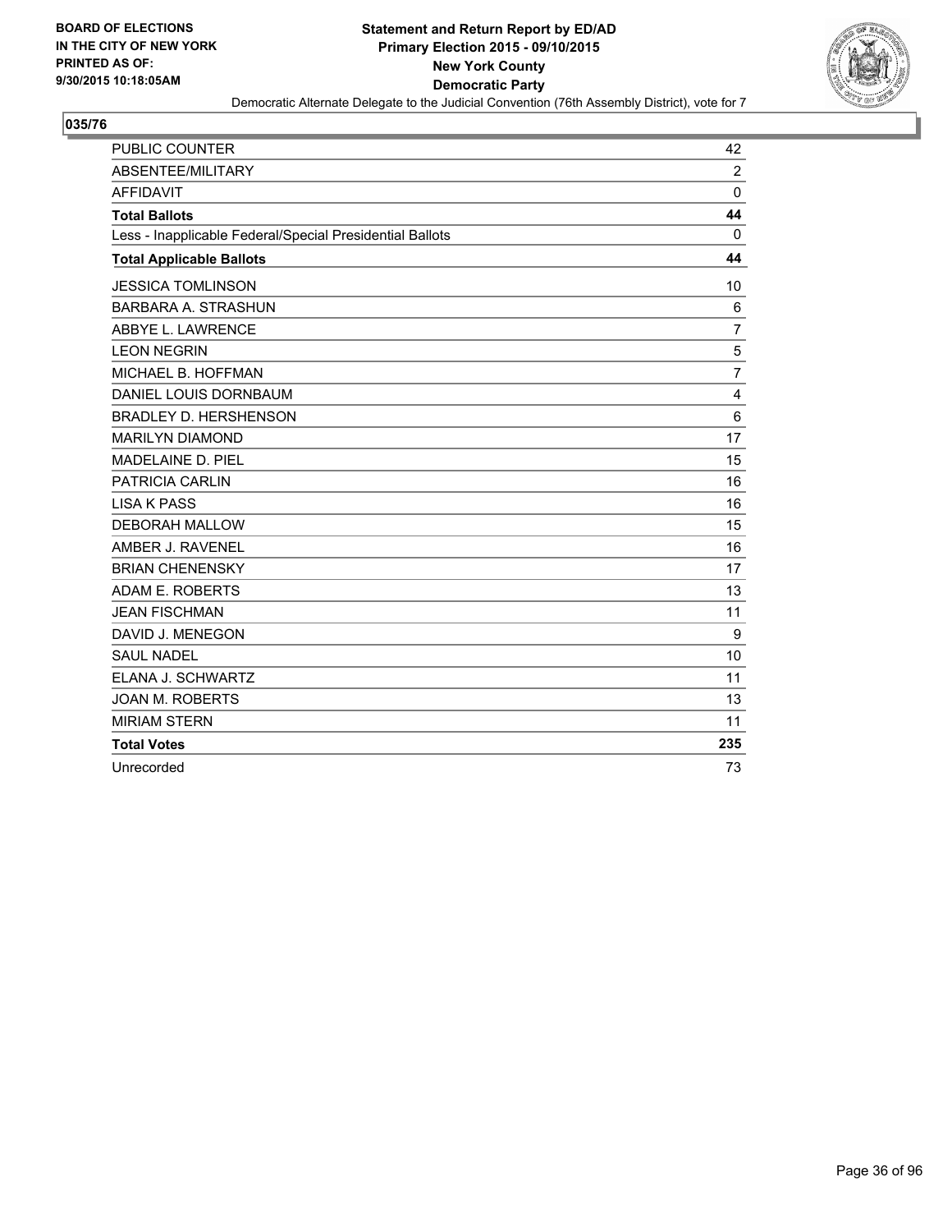BOARD OF ELECTIONS
IN THE CITY OF NEW YORK
PRINTED AS OF:
9/30/2015 10:18:05AM

**Statement and Return Report by ED/AD**
**Primary Election 2015 - 09/10/2015**
**New York County**
**Democratic Party**
Democratic Alternate Delegate to the Judicial Convention (76th Assembly District), vote for 7

## 035/76

| | |
|---|---|
| PUBLIC COUNTER | 42 |
| ABSENTEE/MILITARY | 2 |
| AFFIDAVIT | 0 |
| **Total Ballots** | **44** |
| Less - Inapplicable Federal/Special Presidential Ballots | 0 |
| **Total Applicable Ballots** | **44** |
| JESSICA TOMLINSON | 10 |
| BARBARA A. STRASHUN | 6 |
| ABBYE L. LAWRENCE | 7 |
| LEON NEGRIN | 5 |
| MICHAEL B. HOFFMAN | 7 |
| DANIEL LOUIS DORNBAUM | 4 |
| BRADLEY D. HERSHENSON | 6 |
| MARILYN DIAMOND | 17 |
| MADELAINE D. PIEL | 15 |
| PATRICIA CARLIN | 16 |
| LISA K PASS | 16 |
| DEBORAH MALLOW | 15 |
| AMBER J. RAVENEL | 16 |
| BRIAN CHENENSKY | 17 |
| ADAM E. ROBERTS | 13 |
| JEAN FISCHMAN | 11 |
| DAVID J. MENEGON | 9 |
| SAUL NADEL | 10 |
| ELANA J. SCHWARTZ | 11 |
| JOAN M. ROBERTS | 13 |
| MIRIAM STERN | 11 |
| **Total Votes** | **235** |
| Unrecorded | 73 |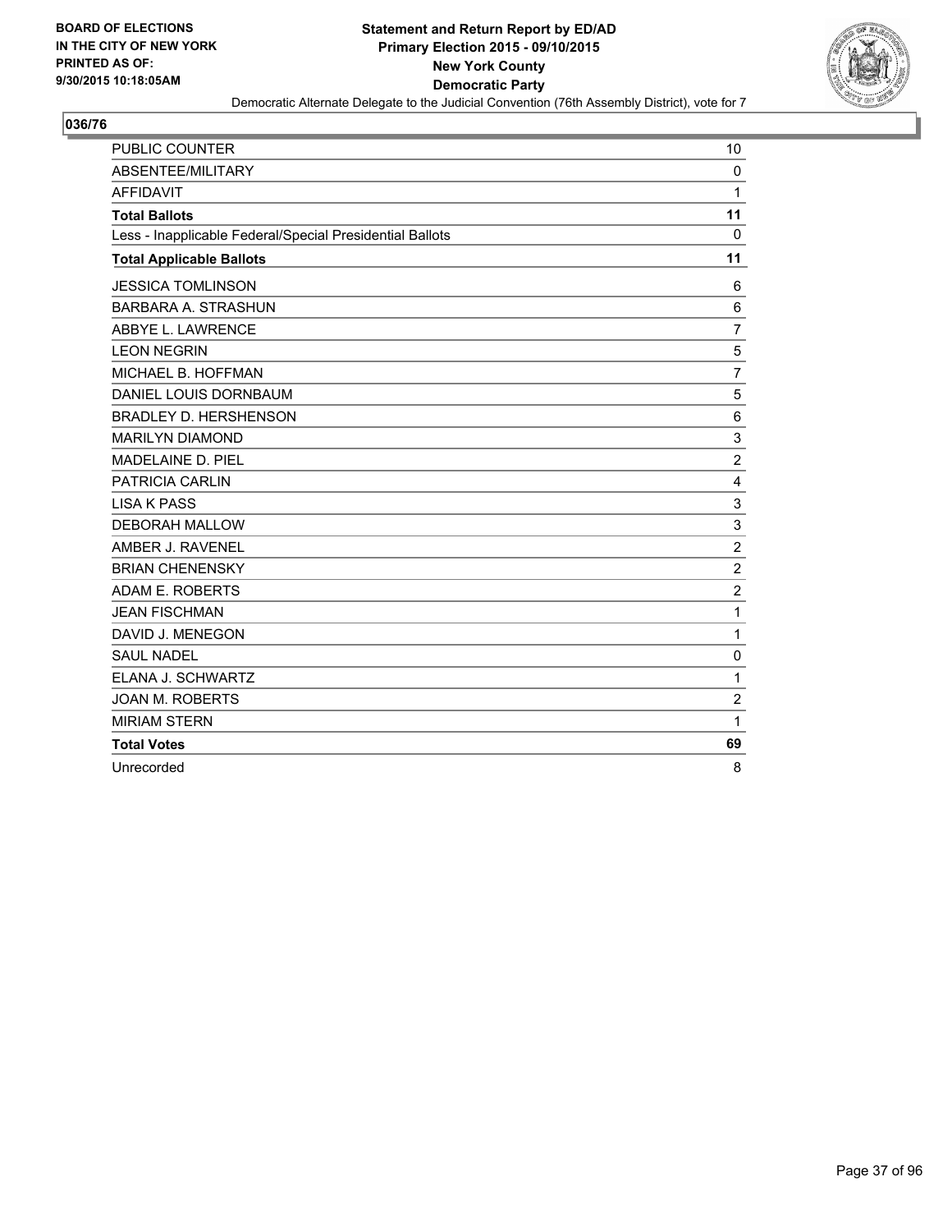**BOARD OF ELECTIONS IN THE CITY OF NEW YORK PRINTED AS OF: 9/30/2015 10:18:05AM**

**Statement and Return Report by ED/AD**
**Primary Election 2015 - 09/10/2015**
**New York County**
**Democratic Party**
Democratic Alternate Delegate to the Judicial Convention (76th Assembly District), vote for 7

**036/76**

| | |
|---|---|
| PUBLIC COUNTER | 10 |
| ABSENTEE/MILITARY | 0 |
| AFFIDAVIT | 1 |
| **Total Ballots** | **11** |
| Less - Inapplicable Federal/Special Presidential Ballots | 0 |
| **Total Applicable Ballots** | **11** |
| JESSICA TOMLINSON | 6 |
| BARBARA A. STRASHUN | 6 |
| ABBYE L. LAWRENCE | 7 |
| LEON NEGRIN | 5 |
| MICHAEL B. HOFFMAN | 7 |
| DANIEL LOUIS DORNBAUM | 5 |
| BRADLEY D. HERSHENSON | 6 |
| MARILYN DIAMOND | 3 |
| MADELAINE D. PIEL | 2 |
| PATRICIA CARLIN | 4 |
| LISA K PASS | 3 |
| DEBORAH MALLOW | 3 |
| AMBER J. RAVENEL | 2 |
| BRIAN CHENENSKY | 2 |
| ADAM E. ROBERTS | 2 |
| JEAN FISCHMAN | 1 |
| DAVID J. MENEGON | 1 |
| SAUL NADEL | 0 |
| ELANA J. SCHWARTZ | 1 |
| JOAN M. ROBERTS | 2 |
| MIRIAM STERN | 1 |
| **Total Votes** | **69** |
| Unrecorded | 8 |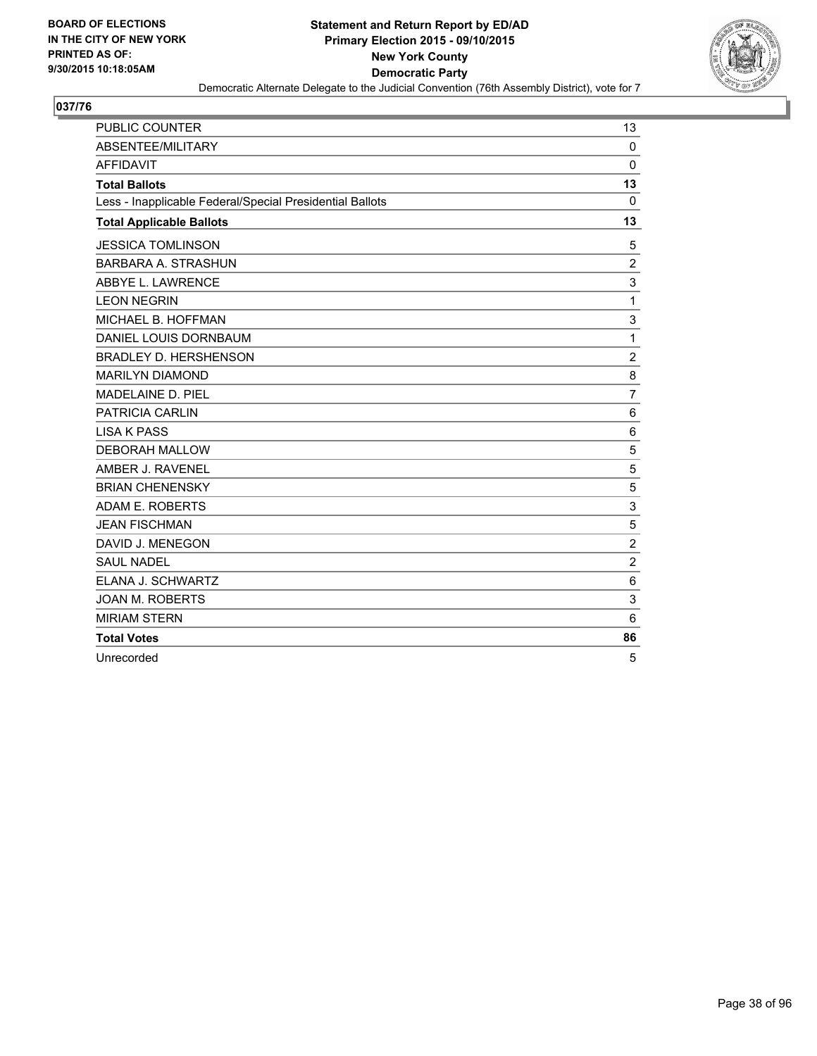**BOARD OF ELECTIONS IN THE CITY OF NEW YORK PRINTED AS OF: 9/30/2015 10:18:05AM**

**Statement and Return Report by ED/AD**
**Primary Election 2015 - 09/10/2015**
**New York County**
**Democratic Party**
Democratic Alternate Delegate to the Judicial Convention (76th Assembly District), vote for 7

## 037/76

| | |
|---|---|
| PUBLIC COUNTER | 13 |
| ABSENTEE/MILITARY | 0 |
| AFFIDAVIT | 0 |
| **Total Ballots** | **13** |
| Less - Inapplicable Federal/Special Presidential Ballots | 0 |
| **Total Applicable Ballots** | **13** |
| JESSICA TOMLINSON | 5 |
| BARBARA A. STRASHUN | 2 |
| ABBYE L. LAWRENCE | 3 |
| LEON NEGRIN | 1 |
| MICHAEL B. HOFFMAN | 3 |
| DANIEL LOUIS DORNBAUM | 1 |
| BRADLEY D. HERSHENSON | 2 |
| MARILYN DIAMOND | 8 |
| MADELAINE D. PIEL | 7 |
| PATRICIA CARLIN | 6 |
| LISA K PASS | 6 |
| DEBORAH MALLOW | 5 |
| AMBER J. RAVENEL | 5 |
| BRIAN CHENENSKY | 5 |
| ADAM E. ROBERTS | 3 |
| JEAN FISCHMAN | 5 |
| DAVID J. MENEGON | 2 |
| SAUL NADEL | 2 |
| ELANA J. SCHWARTZ | 6 |
| JOAN M. ROBERTS | 3 |
| MIRIAM STERN | 6 |
| **Total Votes** | **86** |
| Unrecorded | 5 |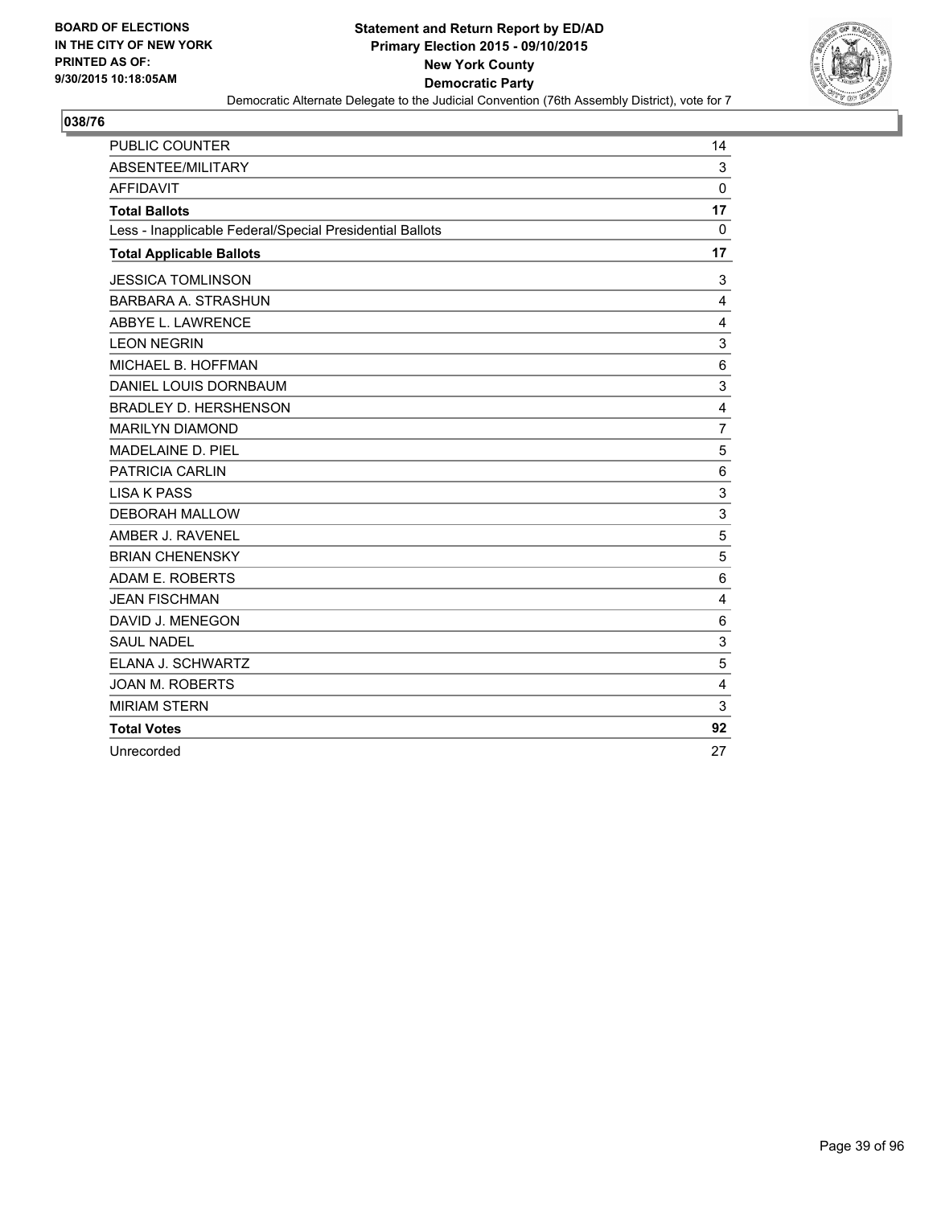BOARD OF ELECTIONS
IN THE CITY OF NEW YORK
PRINTED AS OF:
9/30/2015 10:18:05AM

**Statement and Return Report by ED/AD**
**Primary Election 2015 - 09/10/2015**
**New York County**
**Democratic Party**
Democratic Alternate Delegate to the Judicial Convention (76th Assembly District), vote for 7

**038/76**

| | |
|---|---|
| PUBLIC COUNTER | 14 |
| ABSENTEE/MILITARY | 3 |
| AFFIDAVIT | 0 |
| **Total Ballots** | **17** |
| Less - Inapplicable Federal/Special Presidential Ballots | 0 |
| **Total Applicable Ballots** | **17** |
| JESSICA TOMLINSON | 3 |
| BARBARA A. STRASHUN | 4 |
| ABBYE L. LAWRENCE | 4 |
| LEON NEGRIN | 3 |
| MICHAEL B. HOFFMAN | 6 |
| DANIEL LOUIS DORNBAUM | 3 |
| BRADLEY D. HERSHENSON | 4 |
| MARILYN DIAMOND | 7 |
| MADELAINE D. PIEL | 5 |
| PATRICIA CARLIN | 6 |
| LISA K PASS | 3 |
| DEBORAH MALLOW | 3 |
| AMBER J. RAVENEL | 5 |
| BRIAN CHENENSKY | 5 |
| ADAM E. ROBERTS | 6 |
| JEAN FISCHMAN | 4 |
| DAVID J. MENEGON | 6 |
| SAUL NADEL | 3 |
| ELANA J. SCHWARTZ | 5 |
| JOAN M. ROBERTS | 4 |
| MIRIAM STERN | 3 |
| **Total Votes** | **92** |
| Unrecorded | 27 |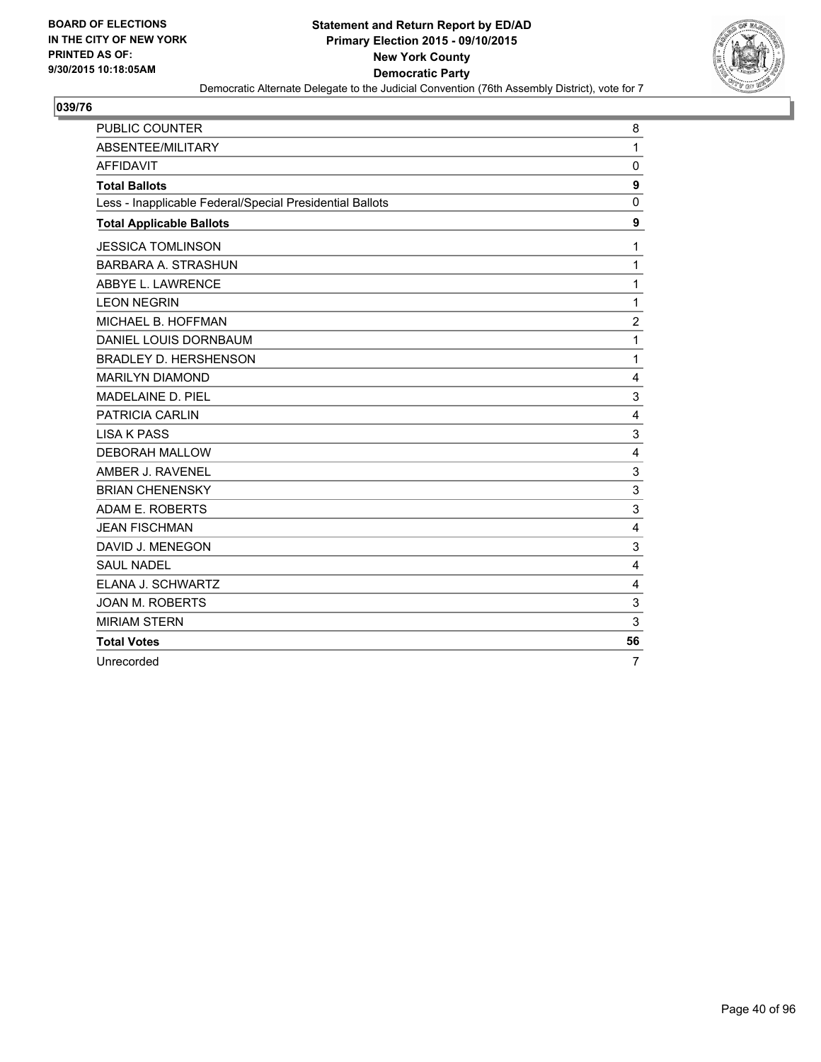**BOARD OF ELECTIONS IN THE CITY OF NEW YORK PRINTED AS OF: 9/30/2015 10:18:05AM**

**Statement and Return Report by ED/AD**
**Primary Election 2015 - 09/10/2015**
**New York County**
**Democratic Party**
Democratic Alternate Delegate to the Judicial Convention (76th Assembly District), vote for 7

## 039/76

| | |
|---|---|
| PUBLIC COUNTER | 8 |
| ABSENTEE/MILITARY | 1 |
| AFFIDAVIT | 0 |
| **Total Ballots** | **9** |
| Less - Inapplicable Federal/Special Presidential Ballots | 0 |
| **Total Applicable Ballots** | **9** |
| JESSICA TOMLINSON | 1 |
| BARBARA A. STRASHUN | 1 |
| ABBYE L. LAWRENCE | 1 |
| LEON NEGRIN | 1 |
| MICHAEL B. HOFFMAN | 2 |
| DANIEL LOUIS DORNBAUM | 1 |
| BRADLEY D. HERSHENSON | 1 |
| MARILYN DIAMOND | 4 |
| MADELAINE D. PIEL | 3 |
| PATRICIA CARLIN | 4 |
| LISA K PASS | 3 |
| DEBORAH MALLOW | 4 |
| AMBER J. RAVENEL | 3 |
| BRIAN CHENENSKY | 3 |
| ADAM E. ROBERTS | 3 |
| JEAN FISCHMAN | 4 |
| DAVID J. MENEGON | 3 |
| SAUL NADEL | 4 |
| ELANA J. SCHWARTZ | 4 |
| JOAN M. ROBERTS | 3 |
| MIRIAM STERN | 3 |
| **Total Votes** | **56** |
| Unrecorded | 7 |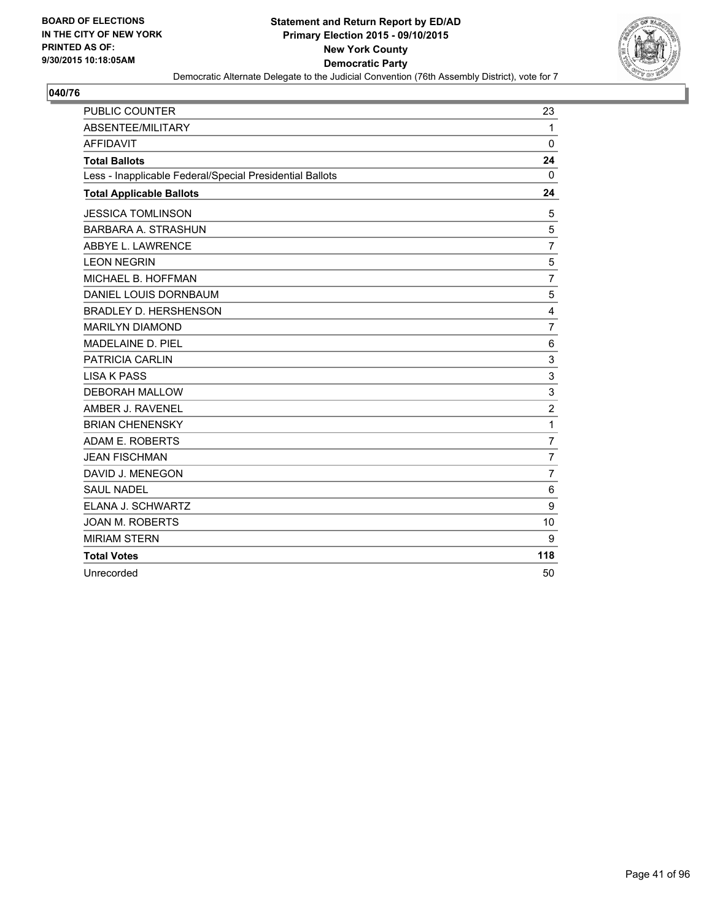**BOARD OF ELECTIONS IN THE CITY OF NEW YORK PRINTED AS OF: 9/30/2015 10:18:05AM**

**Statement and Return Report by ED/AD Primary Election 2015 - 09/10/2015 New York County Democratic Party**

Democratic Alternate Delegate to the Judicial Convention (76th Assembly District), vote for 7

**040/76**

| | |
|---|---|
| PUBLIC COUNTER | 23 |
| ABSENTEE/MILITARY | 1 |
| AFFIDAVIT | 0 |
| **Total Ballots** | **24** |
| Less - Inapplicable Federal/Special Presidential Ballots | 0 |
| **Total Applicable Ballots** | **24** |
| JESSICA TOMLINSON | 5 |
| BARBARA A. STRASHUN | 5 |
| ABBYE L. LAWRENCE | 7 |
| LEON NEGRIN | 5 |
| MICHAEL B. HOFFMAN | 7 |
| DANIEL LOUIS DORNBAUM | 5 |
| BRADLEY D. HERSHENSON | 4 |
| MARILYN DIAMOND | 7 |
| MADELAINE D. PIEL | 6 |
| PATRICIA CARLIN | 3 |
| LISA K PASS | 3 |
| DEBORAH MALLOW | 3 |
| AMBER J. RAVENEL | 2 |
| BRIAN CHENENSKY | 1 |
| ADAM E. ROBERTS | 7 |
| JEAN FISCHMAN | 7 |
| DAVID J. MENEGON | 7 |
| SAUL NADEL | 6 |
| ELANA J. SCHWARTZ | 9 |
| JOAN M. ROBERTS | 10 |
| MIRIAM STERN | 9 |
| **Total Votes** | **118** |
| Unrecorded | 50 |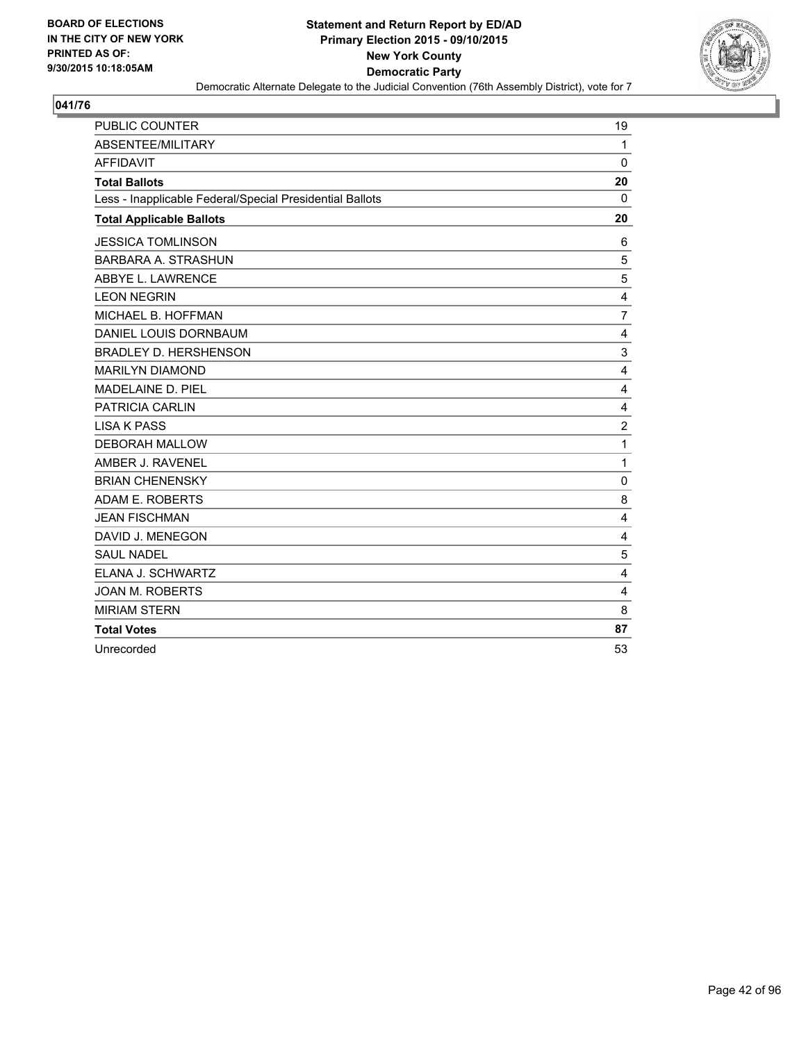BOARD OF ELECTIONS
IN THE CITY OF NEW YORK
PRINTED AS OF:
9/30/2015 10:18:05AM

**Statement and Return Report by ED/AD**
**Primary Election 2015 - 09/10/2015**
**New York County**
**Democratic Party**
Democratic Alternate Delegate to the Judicial Convention (76th Assembly District), vote for 7

## 041/76

| | |
|---|---|
| PUBLIC COUNTER | 19 |
| ABSENTEE/MILITARY | 1 |
| AFFIDAVIT | 0 |
| **Total Ballots** | **20** |
| Less - Inapplicable Federal/Special Presidential Ballots | 0 |
| **Total Applicable Ballots** | **20** |
| JESSICA TOMLINSON | 6 |
| BARBARA A. STRASHUN | 5 |
| ABBYE L. LAWRENCE | 5 |
| LEON NEGRIN | 4 |
| MICHAEL B. HOFFMAN | 7 |
| DANIEL LOUIS DORNBAUM | 4 |
| BRADLEY D. HERSHENSON | 3 |
| MARILYN DIAMOND | 4 |
| MADELAINE D. PIEL | 4 |
| PATRICIA CARLIN | 4 |
| LISA K PASS | 2 |
| DEBORAH MALLOW | 1 |
| AMBER J. RAVENEL | 1 |
| BRIAN CHENENSKY | 0 |
| ADAM E. ROBERTS | 8 |
| JEAN FISCHMAN | 4 |
| DAVID J. MENEGON | 4 |
| SAUL NADEL | 5 |
| ELANA J. SCHWARTZ | 4 |
| JOAN M. ROBERTS | 4 |
| MIRIAM STERN | 8 |
| **Total Votes** | **87** |
| Unrecorded | 53 |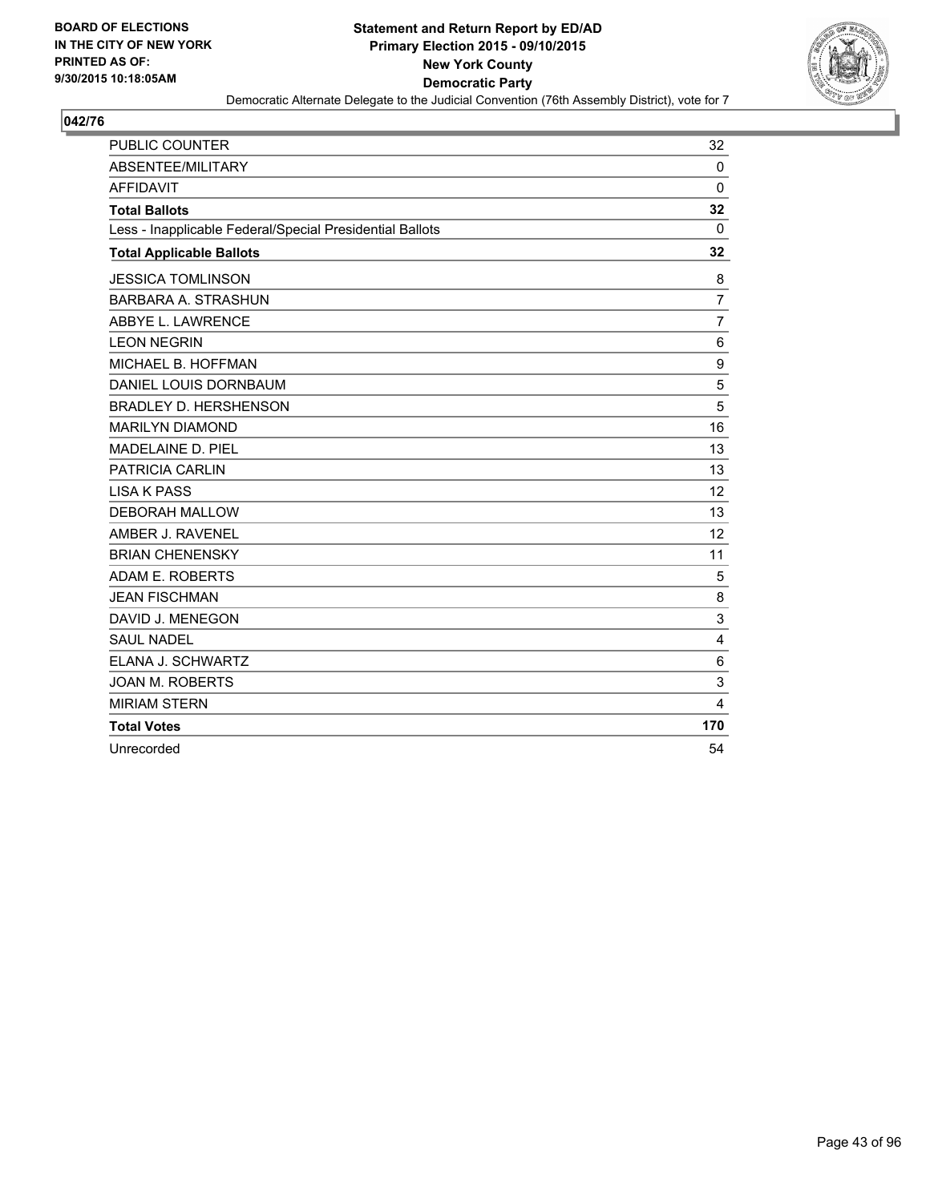BOARD OF ELECTIONS
IN THE CITY OF NEW YORK
PRINTED AS OF:
9/30/2015 10:18:05AM

**Statement and Return Report by ED/AD**
**Primary Election 2015 - 09/10/2015**
**New York County**
**Democratic Party**
Democratic Alternate Delegate to the Judicial Convention (76th Assembly District), vote for 7

**042/76**

| | |
|---|---|
| PUBLIC COUNTER | 32 |
| ABSENTEE/MILITARY | 0 |
| AFFIDAVIT | 0 |
| **Total Ballots** | **32** |
| Less - Inapplicable Federal/Special Presidential Ballots | 0 |
| **Total Applicable Ballots** | **32** |
| JESSICA TOMLINSON | 8 |
| BARBARA A. STRASHUN | 7 |
| ABBYE L. LAWRENCE | 7 |
| LEON NEGRIN | 6 |
| MICHAEL B. HOFFMAN | 9 |
| DANIEL LOUIS DORNBAUM | 5 |
| BRADLEY D. HERSHENSON | 5 |
| MARILYN DIAMOND | 16 |
| MADELAINE D. PIEL | 13 |
| PATRICIA CARLIN | 13 |
| LISA K PASS | 12 |
| DEBORAH MALLOW | 13 |
| AMBER J. RAVENEL | 12 |
| BRIAN CHENENSKY | 11 |
| ADAM E. ROBERTS | 5 |
| JEAN FISCHMAN | 8 |
| DAVID J. MENEGON | 3 |
| SAUL NADEL | 4 |
| ELANA J. SCHWARTZ | 6 |
| JOAN M. ROBERTS | 3 |
| MIRIAM STERN | 4 |
| **Total Votes** | **170** |
| Unrecorded | 54 |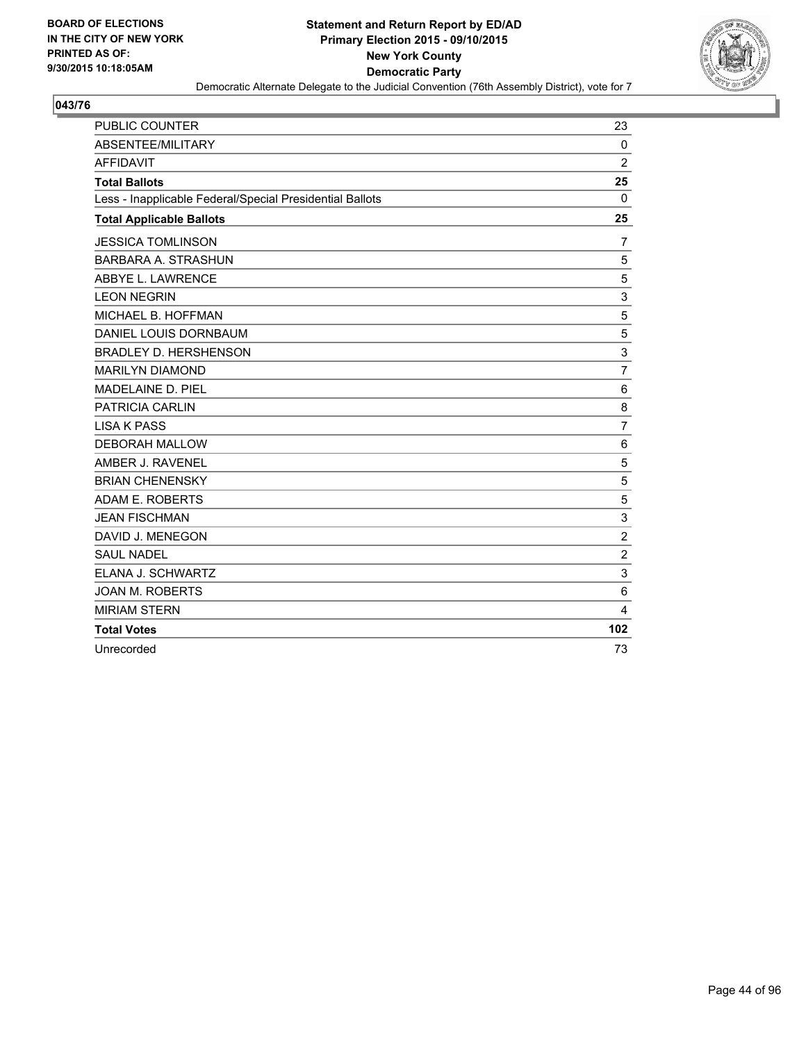**BOARD OF ELECTIONS IN THE CITY OF NEW YORK PRINTED AS OF: 9/30/2015 10:18:05AM**

**Statement and Return Report by ED/AD**
**Primary Election 2015 - 09/10/2015**
**New York County**
**Democratic Party**
Democratic Alternate Delegate to the Judicial Convention (76th Assembly District), vote for 7

## 043/76

| | |
|---|---|
| PUBLIC COUNTER | 23 |
| ABSENTEE/MILITARY | 0 |
| AFFIDAVIT | 2 |
| **Total Ballots** | **25** |
| Less - Inapplicable Federal/Special Presidential Ballots | 0 |
| **Total Applicable Ballots** | **25** |
| JESSICA TOMLINSON | 7 |
| BARBARA A. STRASHUN | 5 |
| ABBYE L. LAWRENCE | 5 |
| LEON NEGRIN | 3 |
| MICHAEL B. HOFFMAN | 5 |
| DANIEL LOUIS DORNBAUM | 5 |
| BRADLEY D. HERSHENSON | 3 |
| MARILYN DIAMOND | 7 |
| MADELAINE D. PIEL | 6 |
| PATRICIA CARLIN | 8 |
| LISA K PASS | 7 |
| DEBORAH MALLOW | 6 |
| AMBER J. RAVENEL | 5 |
| BRIAN CHENENSKY | 5 |
| ADAM E. ROBERTS | 5 |
| JEAN FISCHMAN | 3 |
| DAVID J. MENEGON | 2 |
| SAUL NADEL | 2 |
| ELANA J. SCHWARTZ | 3 |
| JOAN M. ROBERTS | 6 |
| MIRIAM STERN | 4 |
| **Total Votes** | **102** |
| Unrecorded | 73 |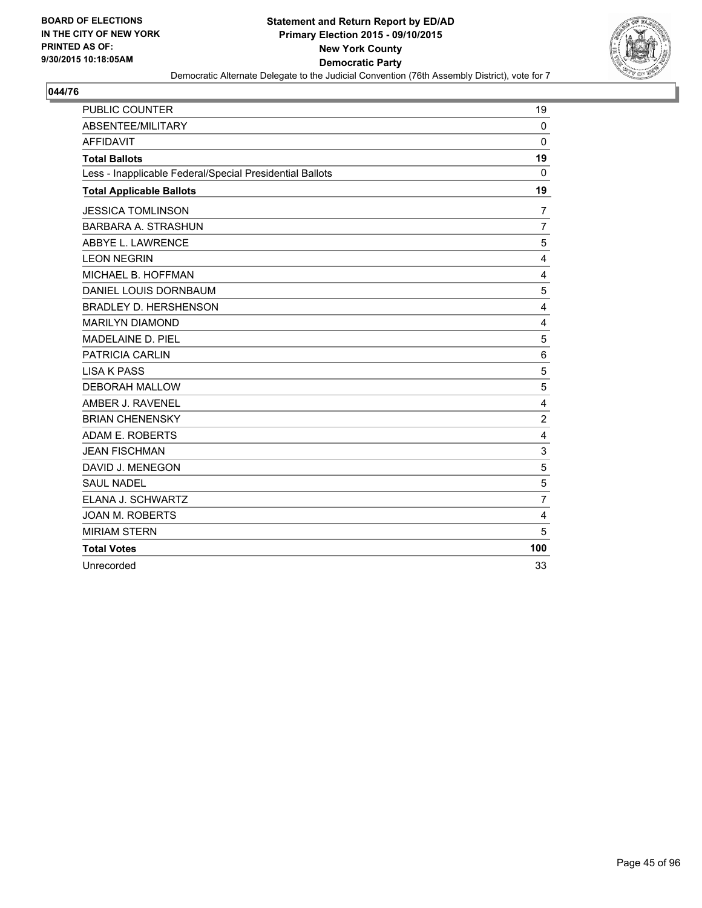**BOARD OF ELECTIONS IN THE CITY OF NEW YORK PRINTED AS OF: 9/30/2015 10:18:05AM**

# Statement and Return Report by ED/AD
## Primary Election 2015 - 09/10/2015
## New York County
## Democratic Party

Democratic Alternate Delegate to the Judicial Convention (76th Assembly District), vote for 7

### 044/76

| | |
|---|---|
| PUBLIC COUNTER | 19 |
| ABSENTEE/MILITARY | 0 |
| AFFIDAVIT | 0 |
| **Total Ballots** | **19** |
| Less - Inapplicable Federal/Special Presidential Ballots | 0 |
| **Total Applicable Ballots** | **19** |
| JESSICA TOMLINSON | 7 |
| BARBARA A. STRASHUN | 7 |
| ABBYE L. LAWRENCE | 5 |
| LEON NEGRIN | 4 |
| MICHAEL B. HOFFMAN | 4 |
| DANIEL LOUIS DORNBAUM | 5 |
| BRADLEY D. HERSHENSON | 4 |
| MARILYN DIAMOND | 4 |
| MADELAINE D. PIEL | 5 |
| PATRICIA CARLIN | 6 |
| LISA K PASS | 5 |
| DEBORAH MALLOW | 5 |
| AMBER J. RAVENEL | 4 |
| BRIAN CHENENSKY | 2 |
| ADAM E. ROBERTS | 4 |
| JEAN FISCHMAN | 3 |
| DAVID J. MENEGON | 5 |
| SAUL NADEL | 5 |
| ELANA J. SCHWARTZ | 7 |
| JOAN M. ROBERTS | 4 |
| MIRIAM STERN | 5 |
| **Total Votes** | **100** |
| Unrecorded | 33 |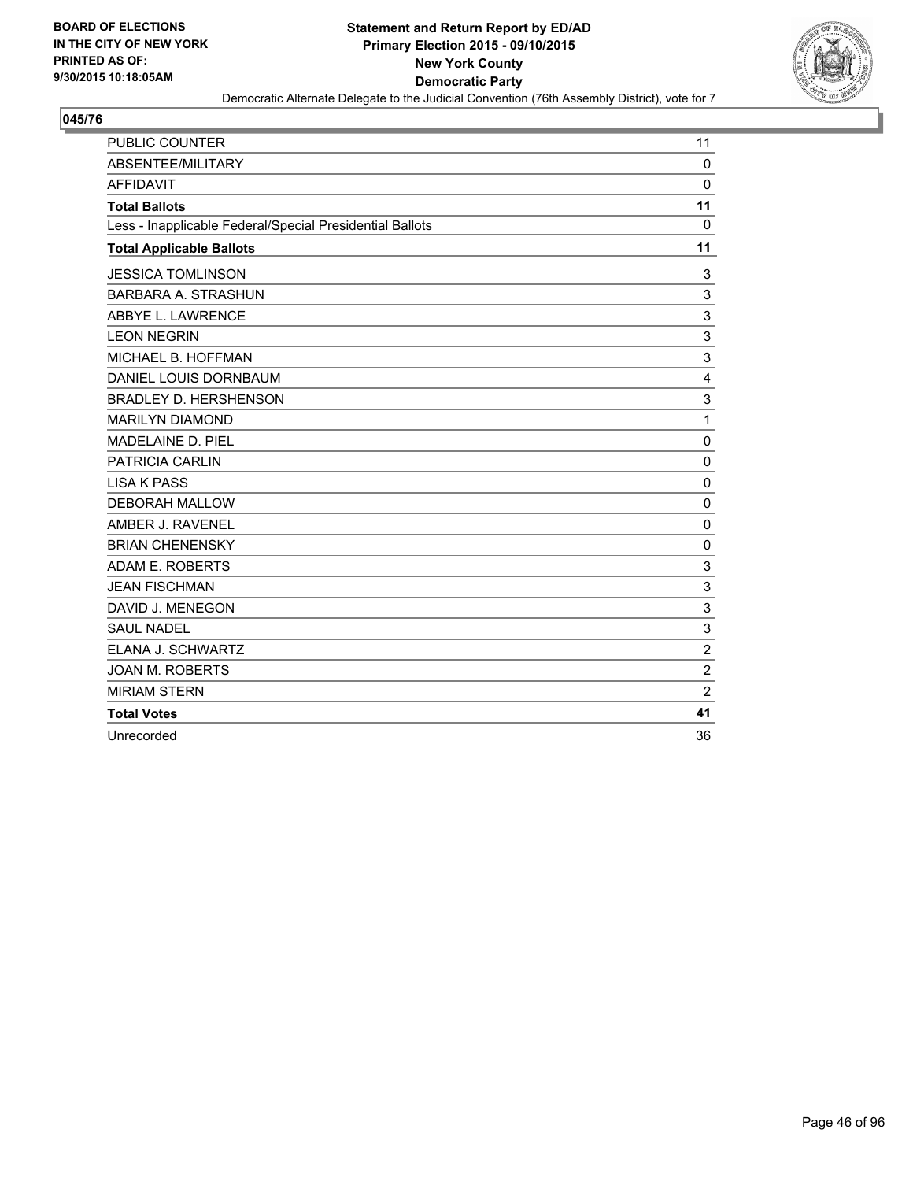**BOARD OF ELECTIONS IN THE CITY OF NEW YORK PRINTED AS OF: 9/30/2015 10:18:05AM**

**Statement and Return Report by ED/AD**
**Primary Election 2015 - 09/10/2015**
**New York County**
**Democratic Party**
Democratic Alternate Delegate to the Judicial Convention (76th Assembly District), vote for 7

**045/76**

| | |
|---|---|
| PUBLIC COUNTER | 11 |
| ABSENTEE/MILITARY | 0 |
| AFFIDAVIT | 0 |
| **Total Ballots** | **11** |
| Less - Inapplicable Federal/Special Presidential Ballots | 0 |
| **Total Applicable Ballots** | **11** |
| JESSICA TOMLINSON | 3 |
| BARBARA A. STRASHUN | 3 |
| ABBYE L. LAWRENCE | 3 |
| LEON NEGRIN | 3 |
| MICHAEL B. HOFFMAN | 3 |
| DANIEL LOUIS DORNBAUM | 4 |
| BRADLEY D. HERSHENSON | 3 |
| MARILYN DIAMOND | 1 |
| MADELAINE D. PIEL | 0 |
| PATRICIA CARLIN | 0 |
| LISA K PASS | 0 |
| DEBORAH MALLOW | 0 |
| AMBER J. RAVENEL | 0 |
| BRIAN CHENENSKY | 0 |
| ADAM E. ROBERTS | 3 |
| JEAN FISCHMAN | 3 |
| DAVID J. MENEGON | 3 |
| SAUL NADEL | 3 |
| ELANA J. SCHWARTZ | 2 |
| JOAN M. ROBERTS | 2 |
| MIRIAM STERN | 2 |
| **Total Votes** | **41** |
| Unrecorded | 36 |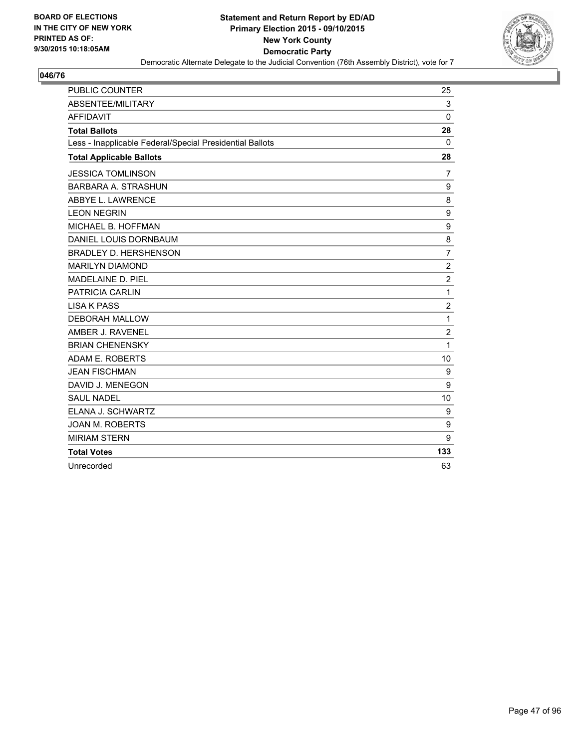BOARD OF ELECTIONS
IN THE CITY OF NEW YORK
PRINTED AS OF:
9/30/2015 10:18:05AM

**Statement and Return Report by ED/AD**
**Primary Election 2015 - 09/10/2015**
**New York County**
**Democratic Party**
Democratic Alternate Delegate to the Judicial Convention (76th Assembly District), vote for 7

## 046/76

| | |
|---|---|
| PUBLIC COUNTER | 25 |
| ABSENTEE/MILITARY | 3 |
| AFFIDAVIT | 0 |
| **Total Ballots** | **28** |
| Less - Inapplicable Federal/Special Presidential Ballots | 0 |
| **Total Applicable Ballots** | **28** |
| JESSICA TOMLINSON | 7 |
| BARBARA A. STRASHUN | 9 |
| ABBYE L. LAWRENCE | 8 |
| LEON NEGRIN | 9 |
| MICHAEL B. HOFFMAN | 9 |
| DANIEL LOUIS DORNBAUM | 8 |
| BRADLEY D. HERSHENSON | 7 |
| MARILYN DIAMOND | 2 |
| MADELAINE D. PIEL | 2 |
| PATRICIA CARLIN | 1 |
| LISA K PASS | 2 |
| DEBORAH MALLOW | 1 |
| AMBER J. RAVENEL | 2 |
| BRIAN CHENENSKY | 1 |
| ADAM E. ROBERTS | 10 |
| JEAN FISCHMAN | 9 |
| DAVID J. MENEGON | 9 |
| SAUL NADEL | 10 |
| ELANA J. SCHWARTZ | 9 |
| JOAN M. ROBERTS | 9 |
| MIRIAM STERN | 9 |
| **Total Votes** | **133** |
| Unrecorded | 63 |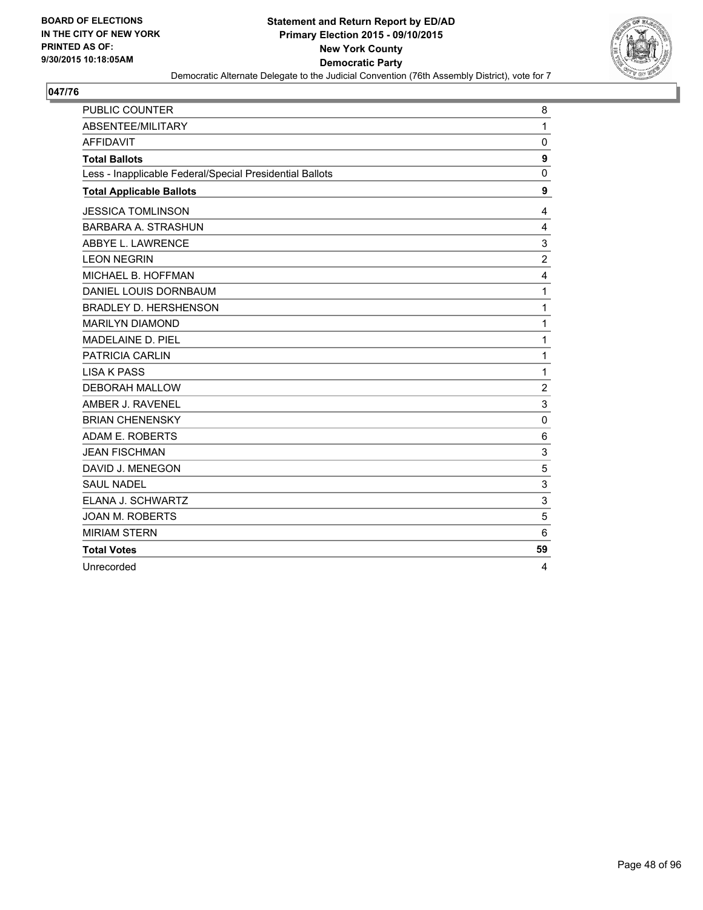**BOARD OF ELECTIONS IN THE CITY OF NEW YORK PRINTED AS OF: 9/30/2015 10:18:05AM**

**Statement and Return Report by ED/AD**
**Primary Election 2015 - 09/10/2015**
**New York County**
**Democratic Party**
Democratic Alternate Delegate to the Judicial Convention (76th Assembly District), vote for 7

**047/76**

| | |
|---|---|
| PUBLIC COUNTER | 8 |
| ABSENTEE/MILITARY | 1 |
| AFFIDAVIT | 0 |
| **Total Ballots** | **9** |
| Less - Inapplicable Federal/Special Presidential Ballots | 0 |
| **Total Applicable Ballots** | **9** |
| JESSICA TOMLINSON | 4 |
| BARBARA A. STRASHUN | 4 |
| ABBYE L. LAWRENCE | 3 |
| LEON NEGRIN | 2 |
| MICHAEL B. HOFFMAN | 4 |
| DANIEL LOUIS DORNBAUM | 1 |
| BRADLEY D. HERSHENSON | 1 |
| MARILYN DIAMOND | 1 |
| MADELAINE D. PIEL | 1 |
| PATRICIA CARLIN | 1 |
| LISA K PASS | 1 |
| DEBORAH MALLOW | 2 |
| AMBER J. RAVENEL | 3 |
| BRIAN CHENENSKY | 0 |
| ADAM E. ROBERTS | 6 |
| JEAN FISCHMAN | 3 |
| DAVID J. MENEGON | 5 |
| SAUL NADEL | 3 |
| ELANA J. SCHWARTZ | 3 |
| JOAN M. ROBERTS | 5 |
| MIRIAM STERN | 6 |
| **Total Votes** | **59** |
| Unrecorded | 4 |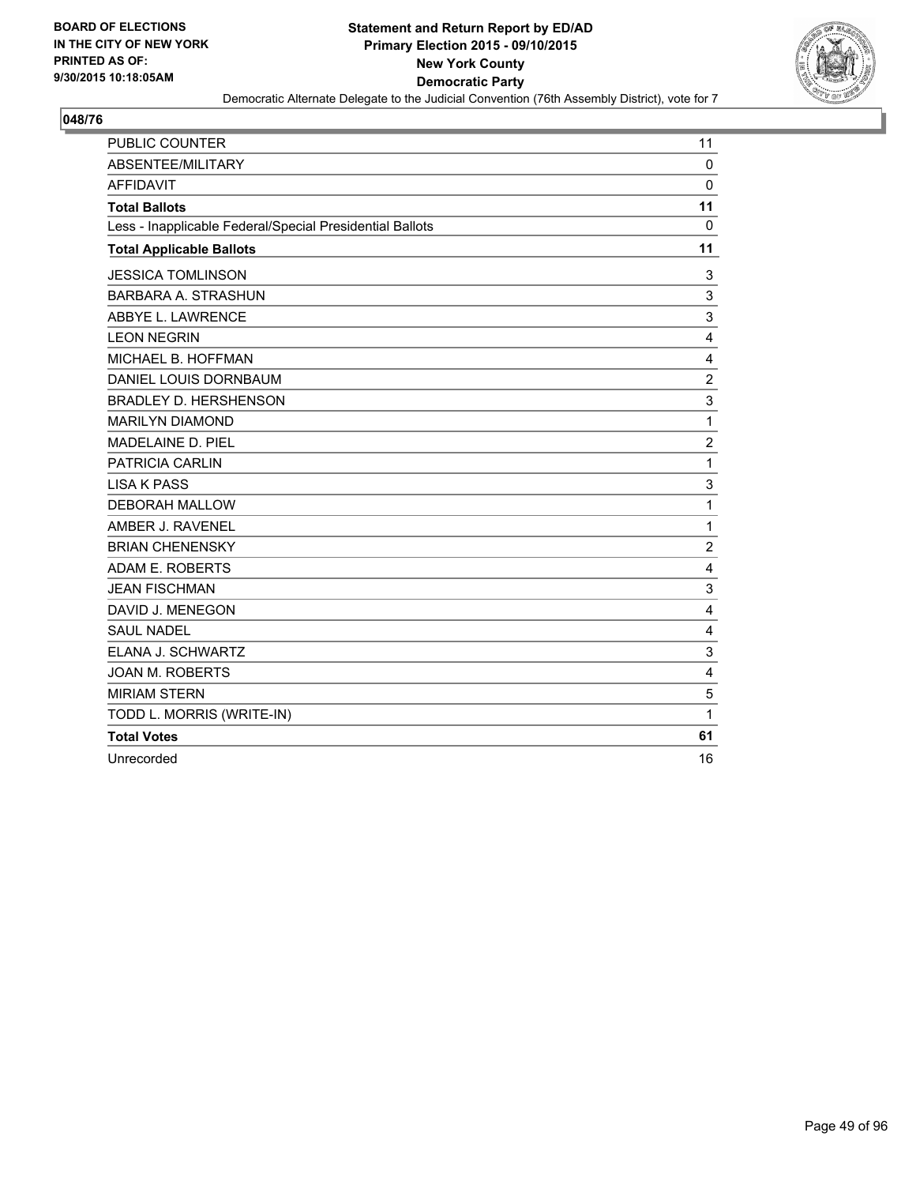**BOARD OF ELECTIONS IN THE CITY OF NEW YORK PRINTED AS OF: 9/30/2015 10:18:05AM**

**Statement and Return Report by ED/AD**
**Primary Election 2015 - 09/10/2015**
**New York County**
**Democratic Party**
Democratic Alternate Delegate to the Judicial Convention (76th Assembly District), vote for 7

## 048/76

| | |
|---|---|
| PUBLIC COUNTER | 11 |
| ABSENTEE/MILITARY | 0 |
| AFFIDAVIT | 0 |
| **Total Ballots** | **11** |
| Less - Inapplicable Federal/Special Presidential Ballots | 0 |
| **Total Applicable Ballots** | **11** |
| JESSICA TOMLINSON | 3 |
| BARBARA A. STRASHUN | 3 |
| ABBYE L. LAWRENCE | 3 |
| LEON NEGRIN | 4 |
| MICHAEL B. HOFFMAN | 4 |
| DANIEL LOUIS DORNBAUM | 2 |
| BRADLEY D. HERSHENSON | 3 |
| MARILYN DIAMOND | 1 |
| MADELAINE D. PIEL | 2 |
| PATRICIA CARLIN | 1 |
| LISA K PASS | 3 |
| DEBORAH MALLOW | 1 |
| AMBER J. RAVENEL | 1 |
| BRIAN CHENENSKY | 2 |
| ADAM E. ROBERTS | 4 |
| JEAN FISCHMAN | 3 |
| DAVID J. MENEGON | 4 |
| SAUL NADEL | 4 |
| ELANA J. SCHWARTZ | 3 |
| JOAN M. ROBERTS | 4 |
| MIRIAM STERN | 5 |
| TODD L. MORRIS (WRITE-IN) | 1 |
| **Total Votes** | **61** |
| Unrecorded | 16 |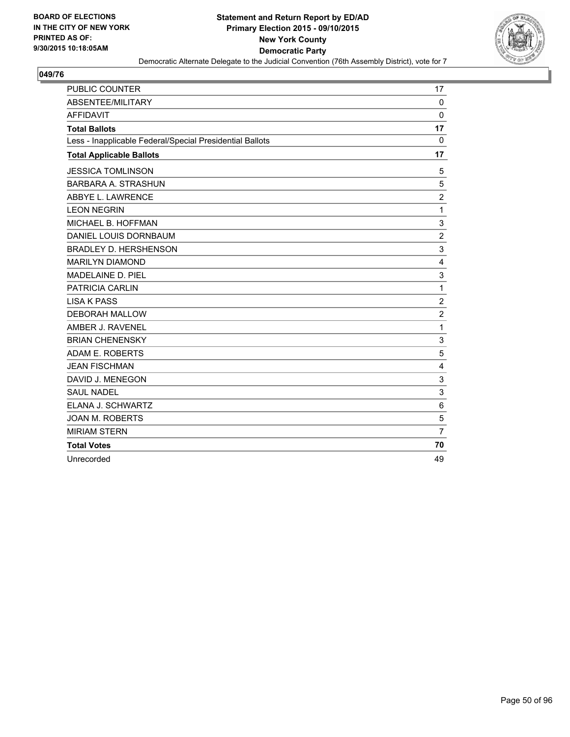**BOARD OF ELECTIONS IN THE CITY OF NEW YORK PRINTED AS OF: 9/30/2015 10:18:05AM**

**Statement and Return Report by ED/AD**
**Primary Election 2015 - 09/10/2015**
**New York County**
**Democratic Party**

Democratic Alternate Delegate to the Judicial Convention (76th Assembly District), vote for 7

## 049/76

| | |
|---|---|
| PUBLIC COUNTER | 17 |
| ABSENTEE/MILITARY | 0 |
| AFFIDAVIT | 0 |
| **Total Ballots** | **17** |
| Less - Inapplicable Federal/Special Presidential Ballots | 0 |
| **Total Applicable Ballots** | **17** |
| JESSICA TOMLINSON | 5 |
| BARBARA A. STRASHUN | 5 |
| ABBYE L. LAWRENCE | 2 |
| LEON NEGRIN | 1 |
| MICHAEL B. HOFFMAN | 3 |
| DANIEL LOUIS DORNBAUM | 2 |
| BRADLEY D. HERSHENSON | 3 |
| MARILYN DIAMOND | 4 |
| MADELAINE D. PIEL | 3 |
| PATRICIA CARLIN | 1 |
| LISA K PASS | 2 |
| DEBORAH MALLOW | 2 |
| AMBER J. RAVENEL | 1 |
| BRIAN CHENENSKY | 3 |
| ADAM E. ROBERTS | 5 |
| JEAN FISCHMAN | 4 |
| DAVID J. MENEGON | 3 |
| SAUL NADEL | 3 |
| ELANA J. SCHWARTZ | 6 |
| JOAN M. ROBERTS | 5 |
| MIRIAM STERN | 7 |
| **Total Votes** | **70** |
| Unrecorded | 49 |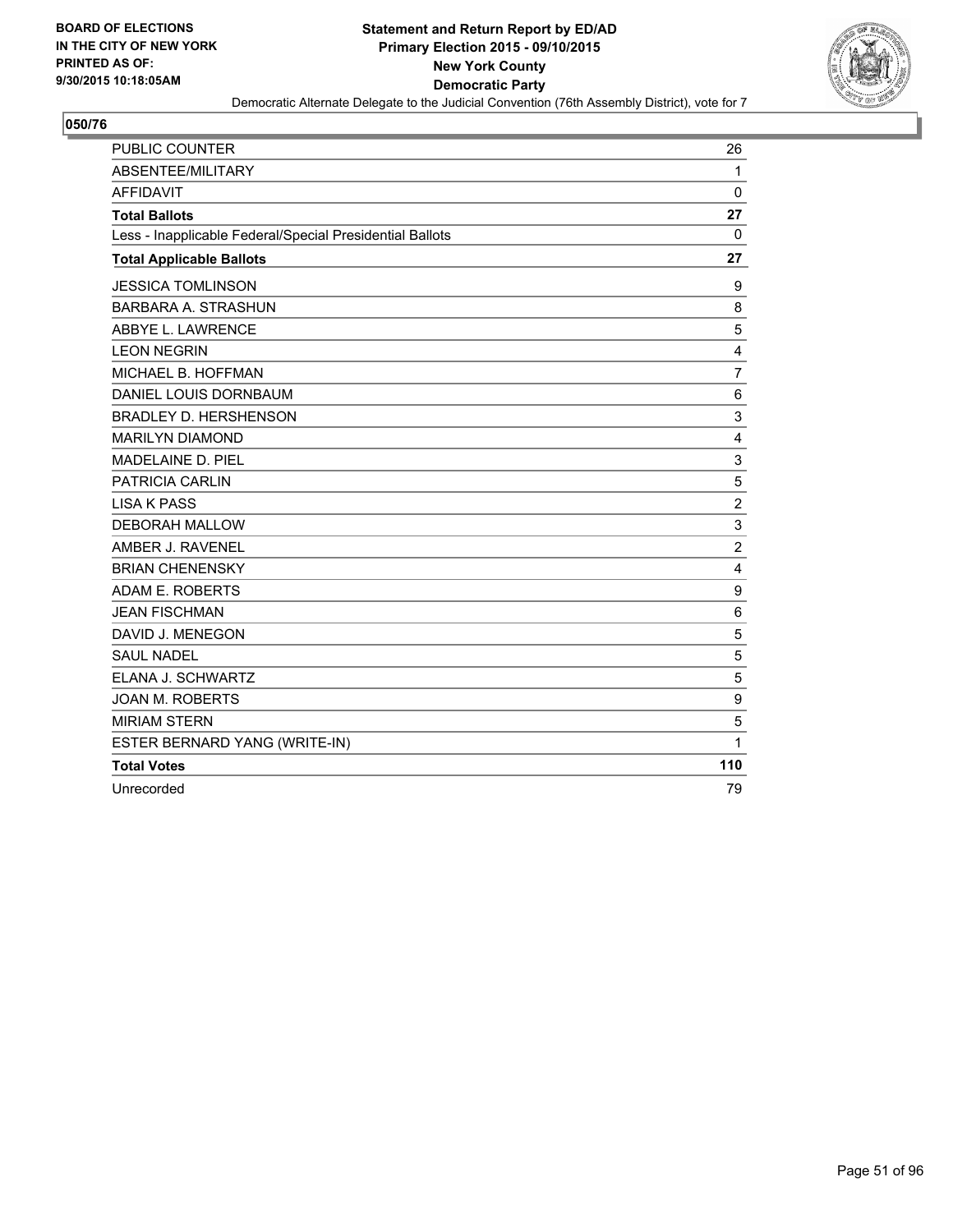BOARD OF ELECTIONS
IN THE CITY OF NEW YORK
PRINTED AS OF:
9/30/2015 10:18:05AM

**Statement and Return Report by ED/AD**
**Primary Election 2015 - 09/10/2015**
**New York County**
**Democratic Party**
Democratic Alternate Delegate to the Judicial Convention (76th Assembly District), vote for 7

## 050/76

| | |
|---|---|
| PUBLIC COUNTER | 26 |
| ABSENTEE/MILITARY | 1 |
| AFFIDAVIT | 0 |
| **Total Ballots** | **27** |
| Less - Inapplicable Federal/Special Presidential Ballots | 0 |
| **Total Applicable Ballots** | **27** |
| JESSICA TOMLINSON | 9 |
| BARBARA A. STRASHUN | 8 |
| ABBYE L. LAWRENCE | 5 |
| LEON NEGRIN | 4 |
| MICHAEL B. HOFFMAN | 7 |
| DANIEL LOUIS DORNBAUM | 6 |
| BRADLEY D. HERSHENSON | 3 |
| MARILYN DIAMOND | 4 |
| MADELAINE D. PIEL | 3 |
| PATRICIA CARLIN | 5 |
| LISA K PASS | 2 |
| DEBORAH MALLOW | 3 |
| AMBER J. RAVENEL | 2 |
| BRIAN CHENENSKY | 4 |
| ADAM E. ROBERTS | 9 |
| JEAN FISCHMAN | 6 |
| DAVID J. MENEGON | 5 |
| SAUL NADEL | 5 |
| ELANA J. SCHWARTZ | 5 |
| JOAN M. ROBERTS | 9 |
| MIRIAM STERN | 5 |
| ESTER BERNARD YANG (WRITE-IN) | 1 |
| **Total Votes** | **110** |
| Unrecorded | 79 |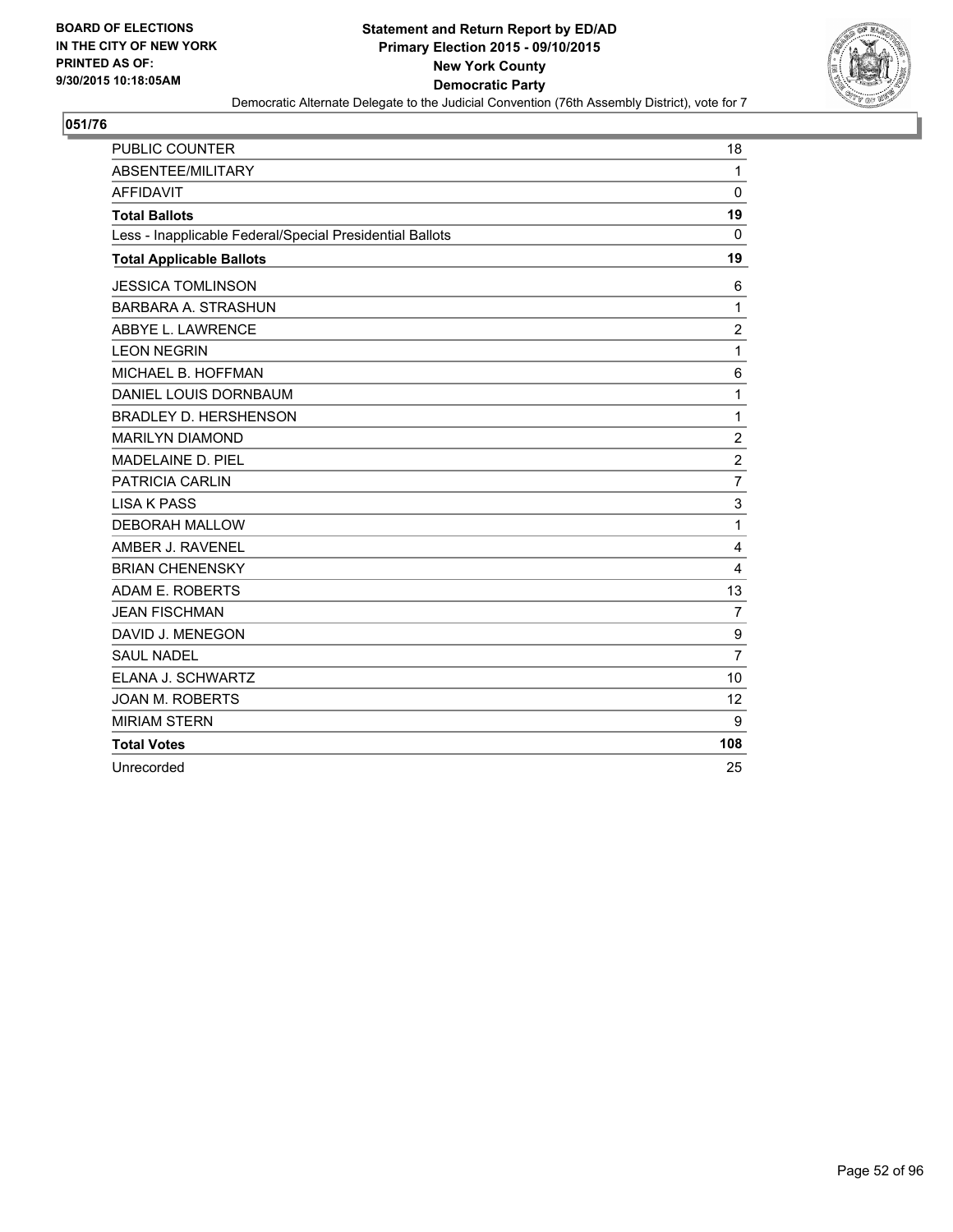**BOARD OF ELECTIONS IN THE CITY OF NEW YORK PRINTED AS OF: 9/30/2015 10:18:05AM**

**Statement and Return Report by ED/AD**
**Primary Election 2015 - 09/10/2015**
**New York County**
**Democratic Party**
Democratic Alternate Delegate to the Judicial Convention (76th Assembly District), vote for 7

**051/76**

| | |
|---|---|
| PUBLIC COUNTER | 18 |
| ABSENTEE/MILITARY | 1 |
| AFFIDAVIT | 0 |
| **Total Ballots** | **19** |
| Less - Inapplicable Federal/Special Presidential Ballots | 0 |
| **Total Applicable Ballots** | **19** |
| JESSICA TOMLINSON | 6 |
| BARBARA A. STRASHUN | 1 |
| ABBYE L. LAWRENCE | 2 |
| LEON NEGRIN | 1 |
| MICHAEL B. HOFFMAN | 6 |
| DANIEL LOUIS DORNBAUM | 1 |
| BRADLEY D. HERSHENSON | 1 |
| MARILYN DIAMOND | 2 |
| MADELAINE D. PIEL | 2 |
| PATRICIA CARLIN | 7 |
| LISA K PASS | 3 |
| DEBORAH MALLOW | 1 |
| AMBER J. RAVENEL | 4 |
| BRIAN CHENENSKY | 4 |
| ADAM E. ROBERTS | 13 |
| JEAN FISCHMAN | 7 |
| DAVID J. MENEGON | 9 |
| SAUL NADEL | 7 |
| ELANA J. SCHWARTZ | 10 |
| JOAN M. ROBERTS | 12 |
| MIRIAM STERN | 9 |
| **Total Votes** | **108** |
| Unrecorded | 25 |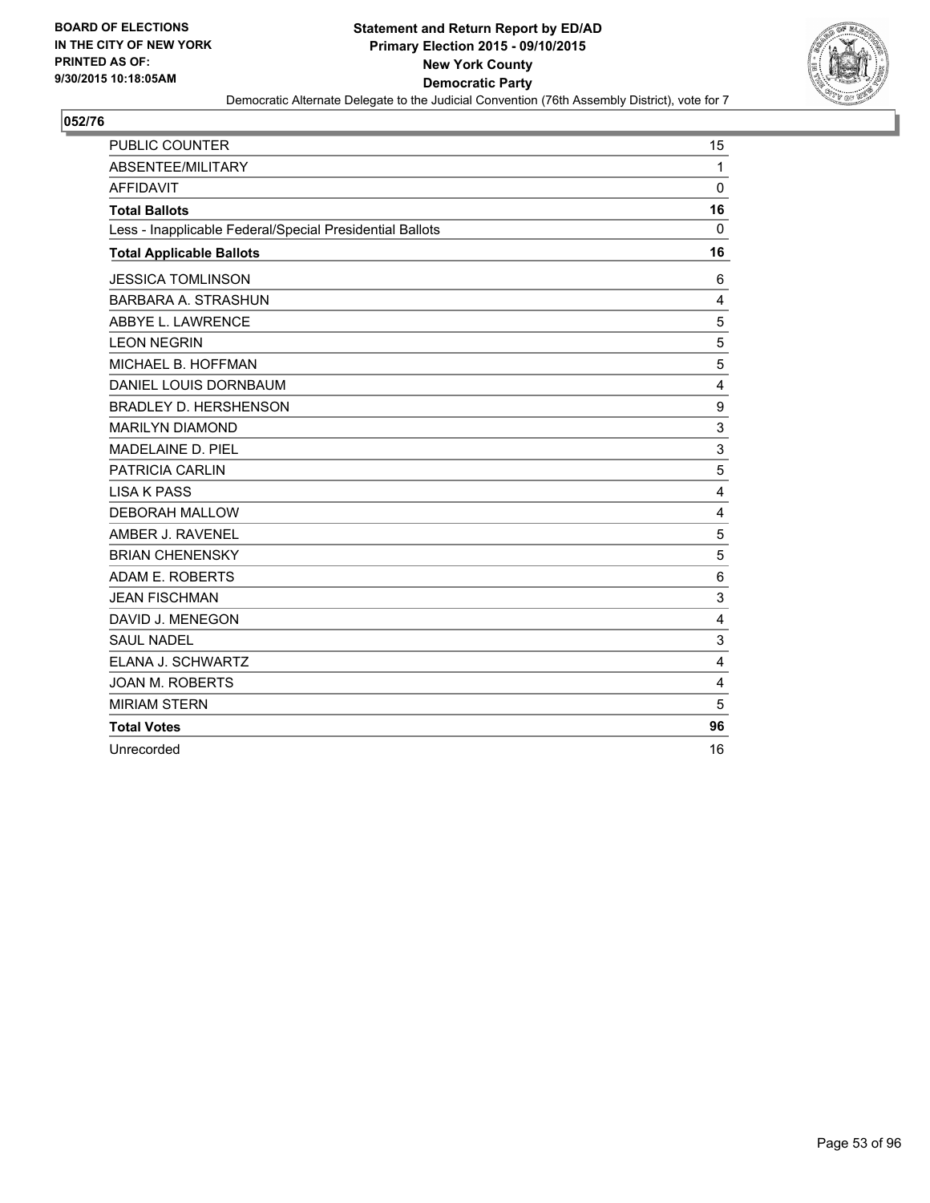**BOARD OF ELECTIONS
IN THE CITY OF NEW YORK
PRINTED AS OF:
9/30/2015 10:18:05AM**

**Statement and Return Report by ED/AD
Primary Election 2015 - 09/10/2015
New York County
Democratic Party**

Democratic Alternate Delegate to the Judicial Convention (76th Assembly District), vote for 7

**052/76**

| | |
|---|---|
| PUBLIC COUNTER | 15 |
| ABSENTEE/MILITARY | 1 |
| AFFIDAVIT | 0 |
| **Total Ballots** | **16** |
| Less - Inapplicable Federal/Special Presidential Ballots | 0 |
| **Total Applicable Ballots** | **16** |
| JESSICA TOMLINSON | 6 |
| BARBARA A. STRASHUN | 4 |
| ABBYE L. LAWRENCE | 5 |
| LEON NEGRIN | 5 |
| MICHAEL B. HOFFMAN | 5 |
| DANIEL LOUIS DORNBAUM | 4 |
| BRADLEY D. HERSHENSON | 9 |
| MARILYN DIAMOND | 3 |
| MADELAINE D. PIEL | 3 |
| PATRICIA CARLIN | 5 |
| LISA K PASS | 4 |
| DEBORAH MALLOW | 4 |
| AMBER J. RAVENEL | 5 |
| BRIAN CHENENSKY | 5 |
| ADAM E. ROBERTS | 6 |
| JEAN FISCHMAN | 3 |
| DAVID J. MENEGON | 4 |
| SAUL NADEL | 3 |
| ELANA J. SCHWARTZ | 4 |
| JOAN M. ROBERTS | 4 |
| MIRIAM STERN | 5 |
| **Total Votes** | **96** |
| Unrecorded | 16 |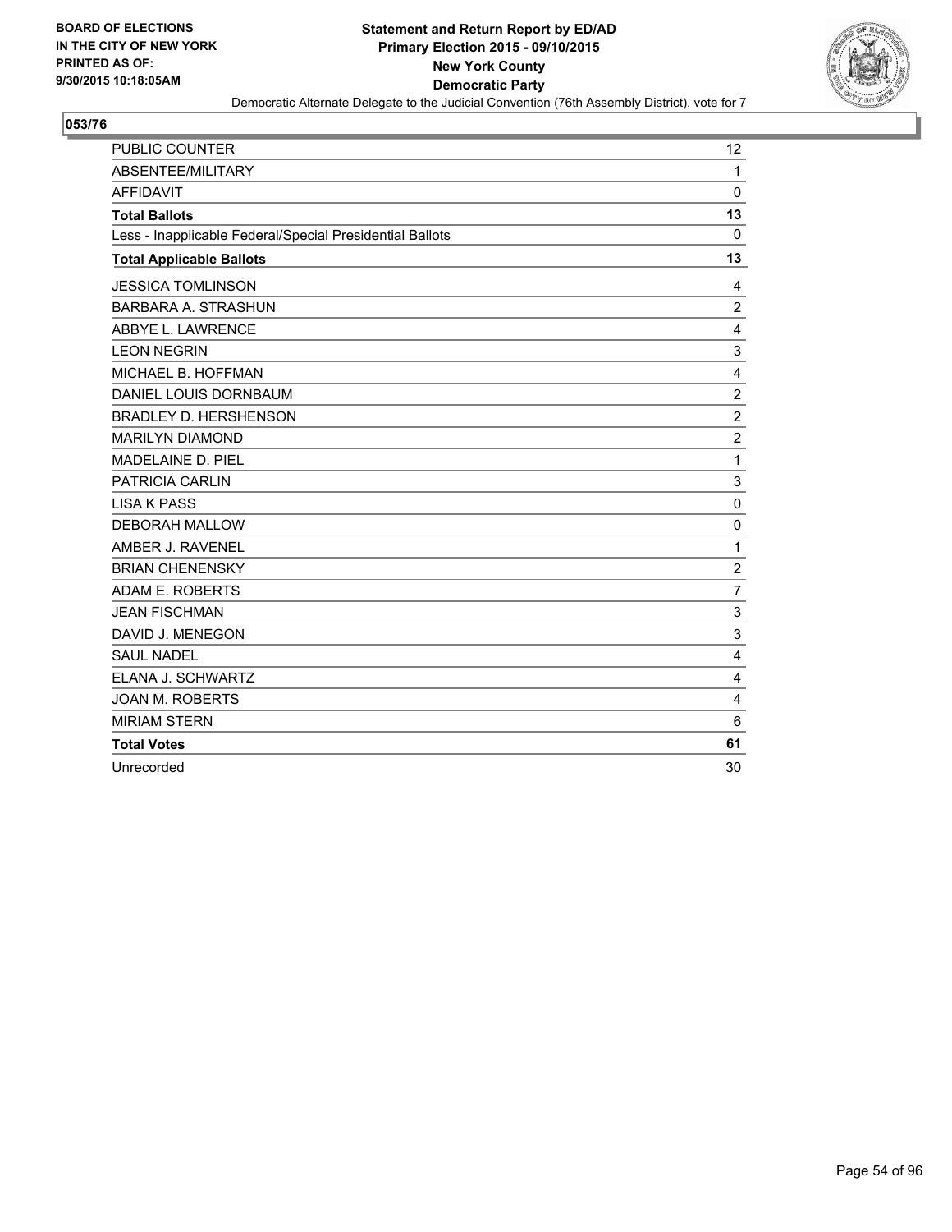**BOARD OF ELECTIONS IN THE CITY OF NEW YORK PRINTED AS OF: 9/30/2015 10:18:05AM**

**Statement and Return Report by ED/AD**
**Primary Election 2015 - 09/10/2015**
**New York County**
**Democratic Party**
Democratic Alternate Delegate to the Judicial Convention (76th Assembly District), vote for 7

**053/76**

| | |
|---|---|
| PUBLIC COUNTER | 12 |
| ABSENTEE/MILITARY | 1 |
| AFFIDAVIT | 0 |
| **Total Ballots** | **13** |
| Less - Inapplicable Federal/Special Presidential Ballots | 0 |
| **Total Applicable Ballots** | **13** |
| JESSICA TOMLINSON | 4 |
| BARBARA A. STRASHUN | 2 |
| ABBYE L. LAWRENCE | 4 |
| LEON NEGRIN | 3 |
| MICHAEL B. HOFFMAN | 4 |
| DANIEL LOUIS DORNBAUM | 2 |
| BRADLEY D. HERSHENSON | 2 |
| MARILYN DIAMOND | 2 |
| MADELAINE D. PIEL | 1 |
| PATRICIA CARLIN | 3 |
| LISA K PASS | 0 |
| DEBORAH MALLOW | 0 |
| AMBER J. RAVENEL | 1 |
| BRIAN CHENENSKY | 2 |
| ADAM E. ROBERTS | 7 |
| JEAN FISCHMAN | 3 |
| DAVID J. MENEGON | 3 |
| SAUL NADEL | 4 |
| ELANA J. SCHWARTZ | 4 |
| JOAN M. ROBERTS | 4 |
| MIRIAM STERN | 6 |
| **Total Votes** | **61** |
| Unrecorded | 30 |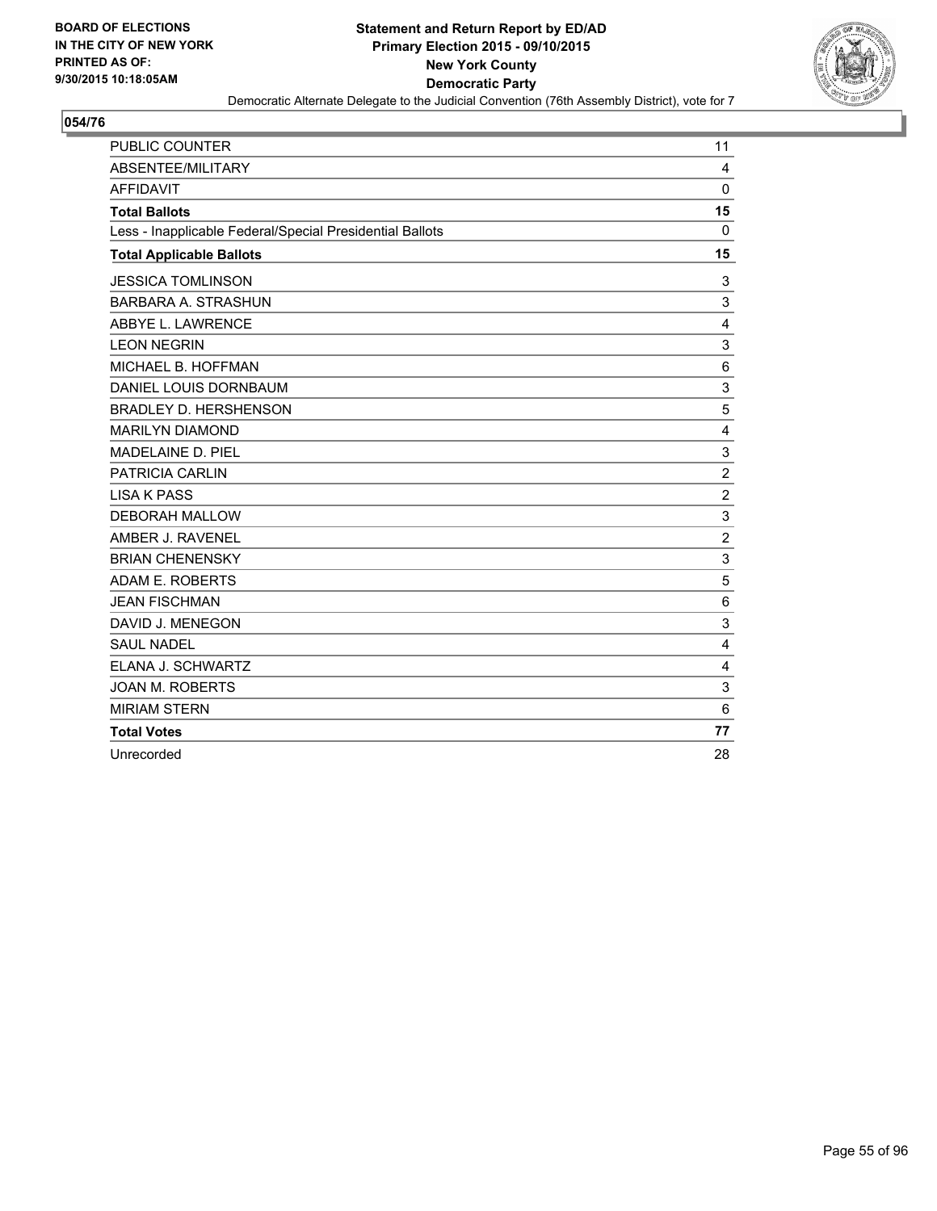BOARD OF ELECTIONS
IN THE CITY OF NEW YORK
PRINTED AS OF:
9/30/2015 10:18:05AM

**Statement and Return Report by ED/AD**
**Primary Election 2015 - 09/10/2015**
**New York County**
**Democratic Party**
Democratic Alternate Delegate to the Judicial Convention (76th Assembly District), vote for 7

## 054/76

| | |
|---|---|
| PUBLIC COUNTER | 11 |
| ABSENTEE/MILITARY | 4 |
| AFFIDAVIT | 0 |
| **Total Ballots** | **15** |
| Less - Inapplicable Federal/Special Presidential Ballots | 0 |
| **Total Applicable Ballots** | **15** |
| JESSICA TOMLINSON | 3 |
| BARBARA A. STRASHUN | 3 |
| ABBYE L. LAWRENCE | 4 |
| LEON NEGRIN | 3 |
| MICHAEL B. HOFFMAN | 6 |
| DANIEL LOUIS DORNBAUM | 3 |
| BRADLEY D. HERSHENSON | 5 |
| MARILYN DIAMOND | 4 |
| MADELAINE D. PIEL | 3 |
| PATRICIA CARLIN | 2 |
| LISA K PASS | 2 |
| DEBORAH MALLOW | 3 |
| AMBER J. RAVENEL | 2 |
| BRIAN CHENENSKY | 3 |
| ADAM E. ROBERTS | 5 |
| JEAN FISCHMAN | 6 |
| DAVID J. MENEGON | 3 |
| SAUL NADEL | 4 |
| ELANA J. SCHWARTZ | 4 |
| JOAN M. ROBERTS | 3 |
| MIRIAM STERN | 6 |
| **Total Votes** | **77** |
| Unrecorded | 28 |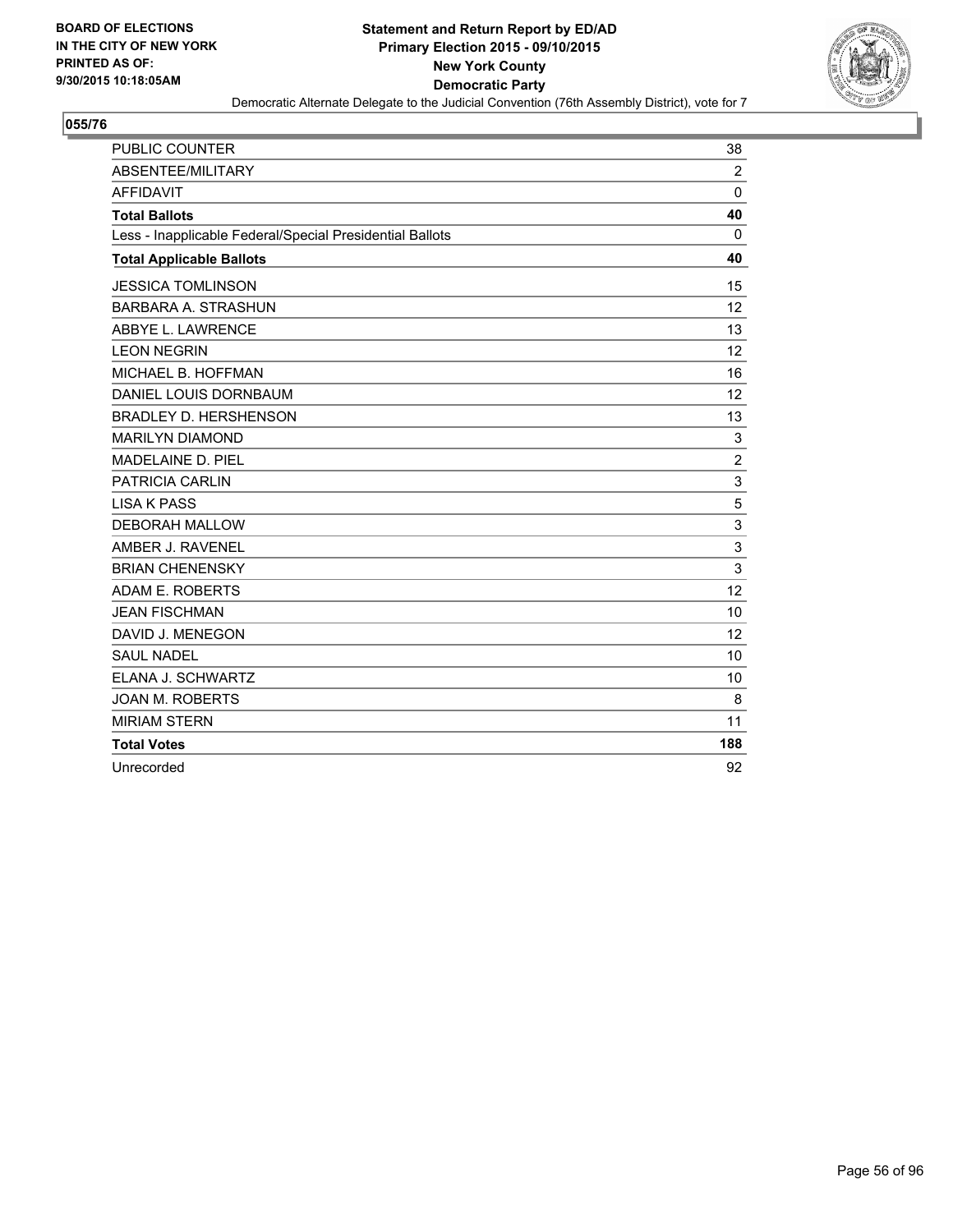**BOARD OF ELECTIONS IN THE CITY OF NEW YORK PRINTED AS OF: 9/30/2015 10:18:05AM**

**Statement and Return Report by ED/AD**
**Primary Election 2015 - 09/10/2015**
**New York County**
**Democratic Party**
Democratic Alternate Delegate to the Judicial Convention (76th Assembly District), vote for 7

**055/76**

| | |
|---|---|
| PUBLIC COUNTER | 38 |
| ABSENTEE/MILITARY | 2 |
| AFFIDAVIT | 0 |
| **Total Ballots** | **40** |
| Less - Inapplicable Federal/Special Presidential Ballots | 0 |
| **Total Applicable Ballots** | **40** |
| JESSICA TOMLINSON | 15 |
| BARBARA A. STRASHUN | 12 |
| ABBYE L. LAWRENCE | 13 |
| LEON NEGRIN | 12 |
| MICHAEL B. HOFFMAN | 16 |
| DANIEL LOUIS DORNBAUM | 12 |
| BRADLEY D. HERSHENSON | 13 |
| MARILYN DIAMOND | 3 |
| MADELAINE D. PIEL | 2 |
| PATRICIA CARLIN | 3 |
| LISA K PASS | 5 |
| DEBORAH MALLOW | 3 |
| AMBER J. RAVENEL | 3 |
| BRIAN CHENENSKY | 3 |
| ADAM E. ROBERTS | 12 |
| JEAN FISCHMAN | 10 |
| DAVID J. MENEGON | 12 |
| SAUL NADEL | 10 |
| ELANA J. SCHWARTZ | 10 |
| JOAN M. ROBERTS | 8 |
| MIRIAM STERN | 11 |
| **Total Votes** | **188** |
| Unrecorded | 92 |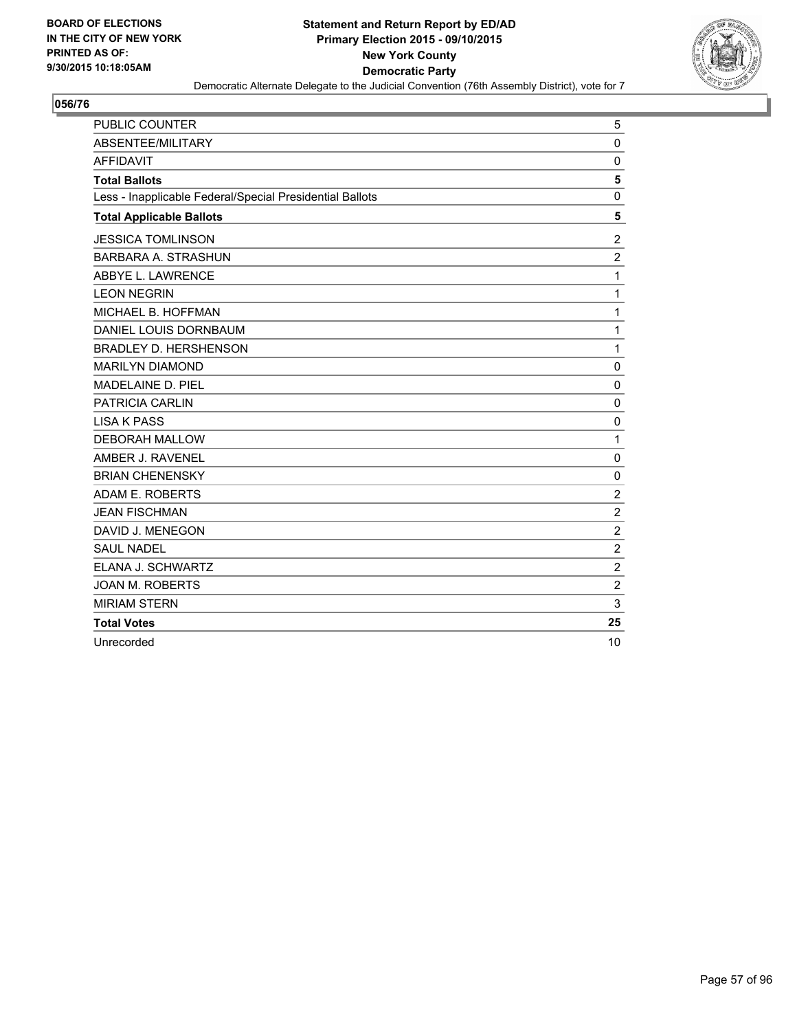BOARD OF ELECTIONS
IN THE CITY OF NEW YORK
PRINTED AS OF:
9/30/2015 10:18:05AM

**Statement and Return Report by ED/AD**
**Primary Election 2015 - 09/10/2015**
**New York County**
**Democratic Party**
Democratic Alternate Delegate to the Judicial Convention (76th Assembly District), vote for 7

## 056/76

| | |
|---|---|
| PUBLIC COUNTER | 5 |
| ABSENTEE/MILITARY | 0 |
| AFFIDAVIT | 0 |
| **Total Ballots** | **5** |
| Less - Inapplicable Federal/Special Presidential Ballots | 0 |
| **Total Applicable Ballots** | **5** |
| JESSICA TOMLINSON | 2 |
| BARBARA A. STRASHUN | 2 |
| ABBYE L. LAWRENCE | 1 |
| LEON NEGRIN | 1 |
| MICHAEL B. HOFFMAN | 1 |
| DANIEL LOUIS DORNBAUM | 1 |
| BRADLEY D. HERSHENSON | 1 |
| MARILYN DIAMOND | 0 |
| MADELAINE D. PIEL | 0 |
| PATRICIA CARLIN | 0 |
| LISA K PASS | 0 |
| DEBORAH MALLOW | 1 |
| AMBER J. RAVENEL | 0 |
| BRIAN CHENENSKY | 0 |
| ADAM E. ROBERTS | 2 |
| JEAN FISCHMAN | 2 |
| DAVID J. MENEGON | 2 |
| SAUL NADEL | 2 |
| ELANA J. SCHWARTZ | 2 |
| JOAN M. ROBERTS | 2 |
| MIRIAM STERN | 3 |
| **Total Votes** | **25** |
| Unrecorded | 10 |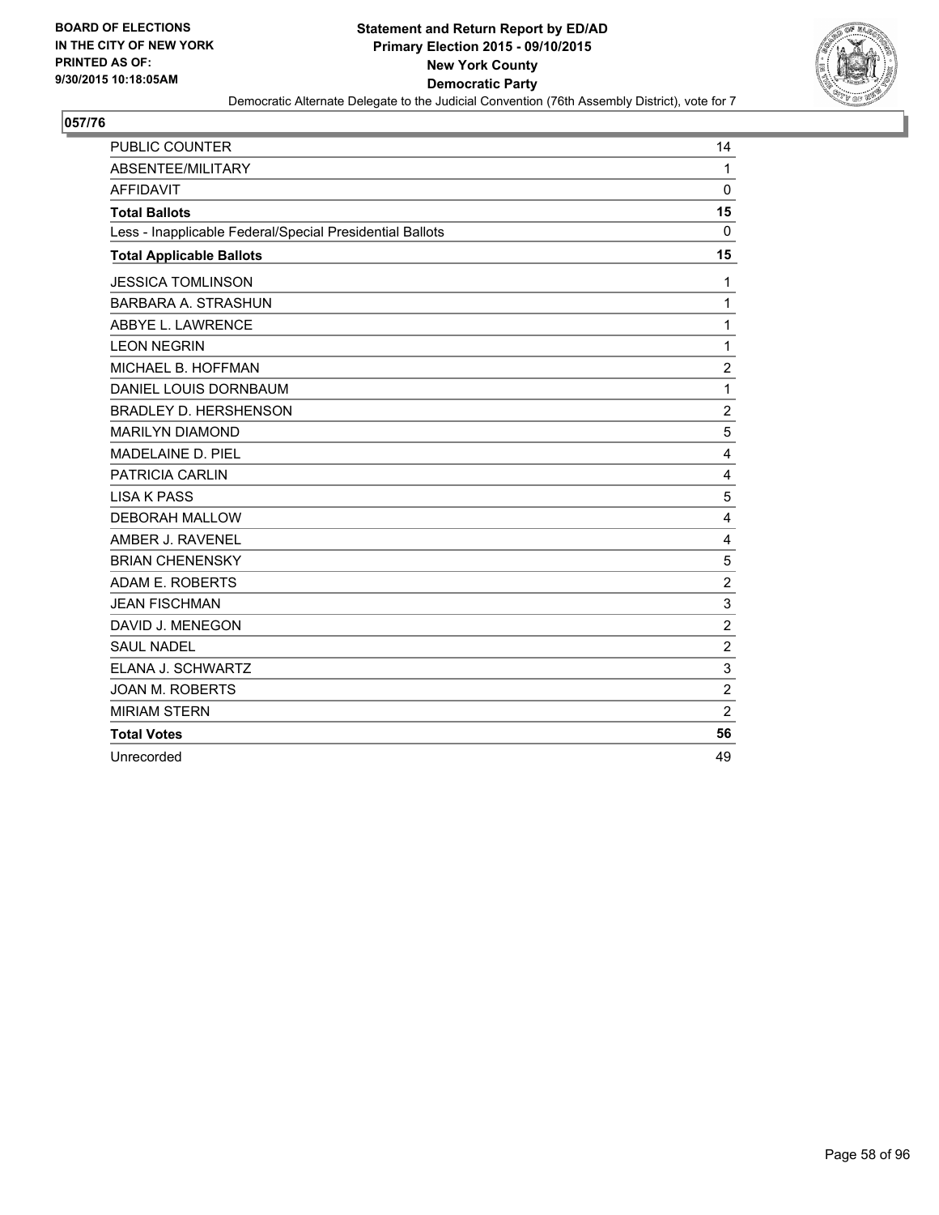BOARD OF ELECTIONS
IN THE CITY OF NEW YORK
PRINTED AS OF:
9/30/2015 10:18:05AM

**Statement and Return Report by ED/AD**
**Primary Election 2015 - 09/10/2015**
**New York County**
**Democratic Party**
Democratic Alternate Delegate to the Judicial Convention (76th Assembly District), vote for 7

## 057/76

| | |
|---|---|
| PUBLIC COUNTER | 14 |
| ABSENTEE/MILITARY | 1 |
| AFFIDAVIT | 0 |
| **Total Ballots** | **15** |
| Less - Inapplicable Federal/Special Presidential Ballots | 0 |
| **Total Applicable Ballots** | **15** |
| JESSICA TOMLINSON | 1 |
| BARBARA A. STRASHUN | 1 |
| ABBYE L. LAWRENCE | 1 |
| LEON NEGRIN | 1 |
| MICHAEL B. HOFFMAN | 2 |
| DANIEL LOUIS DORNBAUM | 1 |
| BRADLEY D. HERSHENSON | 2 |
| MARILYN DIAMOND | 5 |
| MADELAINE D. PIEL | 4 |
| PATRICIA CARLIN | 4 |
| LISA K PASS | 5 |
| DEBORAH MALLOW | 4 |
| AMBER J. RAVENEL | 4 |
| BRIAN CHENENSKY | 5 |
| ADAM E. ROBERTS | 2 |
| JEAN FISCHMAN | 3 |
| DAVID J. MENEGON | 2 |
| SAUL NADEL | 2 |
| ELANA J. SCHWARTZ | 3 |
| JOAN M. ROBERTS | 2 |
| MIRIAM STERN | 2 |
| **Total Votes** | **56** |
| Unrecorded | 49 |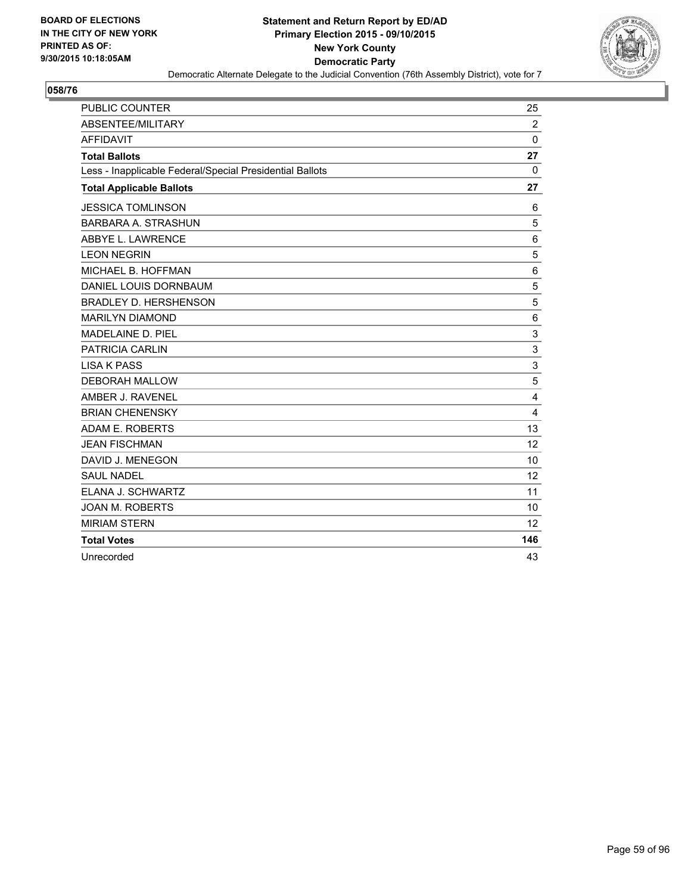**BOARD OF ELECTIONS IN THE CITY OF NEW YORK PRINTED AS OF: 9/30/2015 10:18:05AM**

**Statement and Return Report by ED/AD**
**Primary Election 2015 - 09/10/2015**
**New York County**
**Democratic Party**
Democratic Alternate Delegate to the Judicial Convention (76th Assembly District), vote for 7

## 058/76

| | |
|---|---|
| PUBLIC COUNTER | 25 |
| ABSENTEE/MILITARY | 2 |
| AFFIDAVIT | 0 |
| **Total Ballots** | **27** |
| Less - Inapplicable Federal/Special Presidential Ballots | 0 |
| **Total Applicable Ballots** | **27** |
| JESSICA TOMLINSON | 6 |
| BARBARA A. STRASHUN | 5 |
| ABBYE L. LAWRENCE | 6 |
| LEON NEGRIN | 5 |
| MICHAEL B. HOFFMAN | 6 |
| DANIEL LOUIS DORNBAUM | 5 |
| BRADLEY D. HERSHENSON | 5 |
| MARILYN DIAMOND | 6 |
| MADELAINE D. PIEL | 3 |
| PATRICIA CARLIN | 3 |
| LISA K PASS | 3 |
| DEBORAH MALLOW | 5 |
| AMBER J. RAVENEL | 4 |
| BRIAN CHENENSKY | 4 |
| ADAM E. ROBERTS | 13 |
| JEAN FISCHMAN | 12 |
| DAVID J. MENEGON | 10 |
| SAUL NADEL | 12 |
| ELANA J. SCHWARTZ | 11 |
| JOAN M. ROBERTS | 10 |
| MIRIAM STERN | 12 |
| **Total Votes** | **146** |
| Unrecorded | 43 |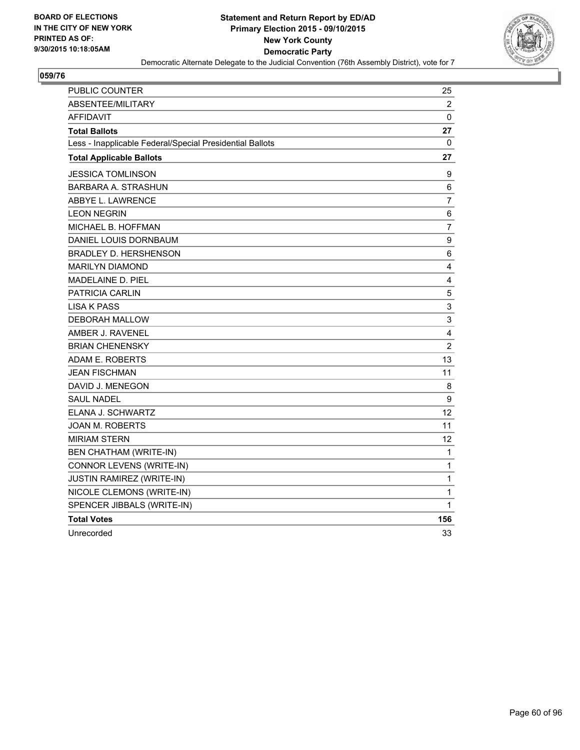**BOARD OF ELECTIONS IN THE CITY OF NEW YORK PRINTED AS OF: 9/30/2015 10:18:05AM**

**Statement and Return Report by ED/AD**
**Primary Election 2015 - 09/10/2015**
**New York County**
**Democratic Party**
Democratic Alternate Delegate to the Judicial Convention (76th Assembly District), vote for 7

**059/76**

| | |
|---|---|
| PUBLIC COUNTER | 25 |
| ABSENTEE/MILITARY | 2 |
| AFFIDAVIT | 0 |
| **Total Ballots** | **27** |
| Less - Inapplicable Federal/Special Presidential Ballots | 0 |
| **Total Applicable Ballots** | **27** |
| JESSICA TOMLINSON | 9 |
| BARBARA A. STRASHUN | 6 |
| ABBYE L. LAWRENCE | 7 |
| LEON NEGRIN | 6 |
| MICHAEL B. HOFFMAN | 7 |
| DANIEL LOUIS DORNBAUM | 9 |
| BRADLEY D. HERSHENSON | 6 |
| MARILYN DIAMOND | 4 |
| MADELAINE D. PIEL | 4 |
| PATRICIA CARLIN | 5 |
| LISA K PASS | 3 |
| DEBORAH MALLOW | 3 |
| AMBER J. RAVENEL | 4 |
| BRIAN CHENENSKY | 2 |
| ADAM E. ROBERTS | 13 |
| JEAN FISCHMAN | 11 |
| DAVID J. MENEGON | 8 |
| SAUL NADEL | 9 |
| ELANA J. SCHWARTZ | 12 |
| JOAN M. ROBERTS | 11 |
| MIRIAM STERN | 12 |
| BEN CHATHAM (WRITE-IN) | 1 |
| CONNOR LEVENS (WRITE-IN) | 1 |
| JUSTIN RAMIREZ (WRITE-IN) | 1 |
| NICOLE CLEMONS (WRITE-IN) | 1 |
| SPENCER JIBBALS (WRITE-IN) | 1 |
| **Total Votes** | **156** |
| Unrecorded | 33 |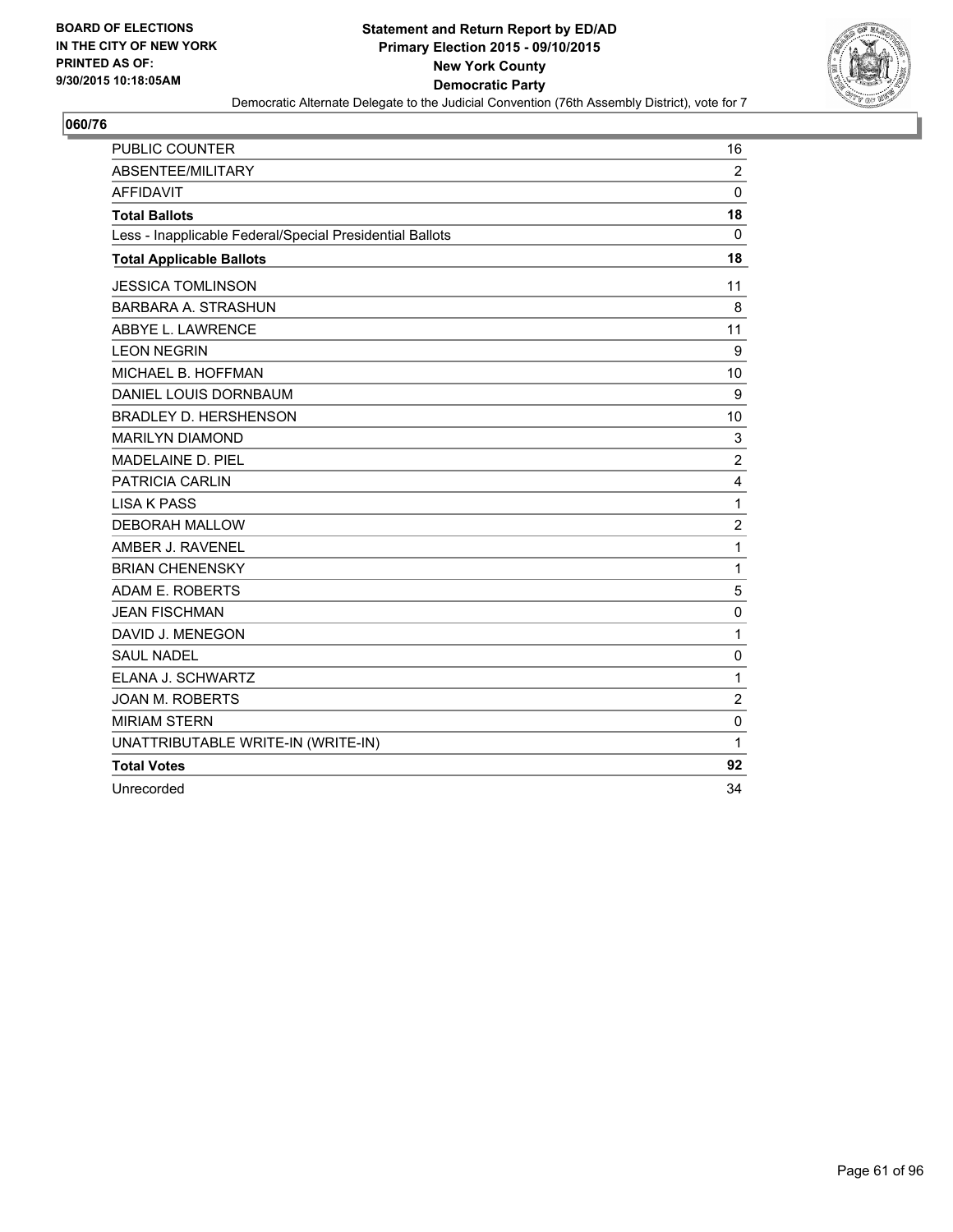BOARD OF ELECTIONS
IN THE CITY OF NEW YORK
PRINTED AS OF:
9/30/2015 10:18:05AM

**Statement and Return Report by ED/AD**
**Primary Election 2015 - 09/10/2015**
**New York County**
**Democratic Party**
Democratic Alternate Delegate to the Judicial Convention (76th Assembly District), vote for 7

## 060/76

| | |
|---|---|
| PUBLIC COUNTER | 16 |
| ABSENTEE/MILITARY | 2 |
| AFFIDAVIT | 0 |
| **Total Ballots** | **18** |
| Less - Inapplicable Federal/Special Presidential Ballots | 0 |
| **Total Applicable Ballots** | **18** |
| JESSICA TOMLINSON | 11 |
| BARBARA A. STRASHUN | 8 |
| ABBYE L. LAWRENCE | 11 |
| LEON NEGRIN | 9 |
| MICHAEL B. HOFFMAN | 10 |
| DANIEL LOUIS DORNBAUM | 9 |
| BRADLEY D. HERSHENSON | 10 |
| MARILYN DIAMOND | 3 |
| MADELAINE D. PIEL | 2 |
| PATRICIA CARLIN | 4 |
| LISA K PASS | 1 |
| DEBORAH MALLOW | 2 |
| AMBER J. RAVENEL | 1 |
| BRIAN CHENENSKY | 1 |
| ADAM E. ROBERTS | 5 |
| JEAN FISCHMAN | 0 |
| DAVID J. MENEGON | 1 |
| SAUL NADEL | 0 |
| ELANA J. SCHWARTZ | 1 |
| JOAN M. ROBERTS | 2 |
| MIRIAM STERN | 0 |
| UNATTRIBUTABLE WRITE-IN (WRITE-IN) | 1 |
| **Total Votes** | **92** |
| Unrecorded | 34 |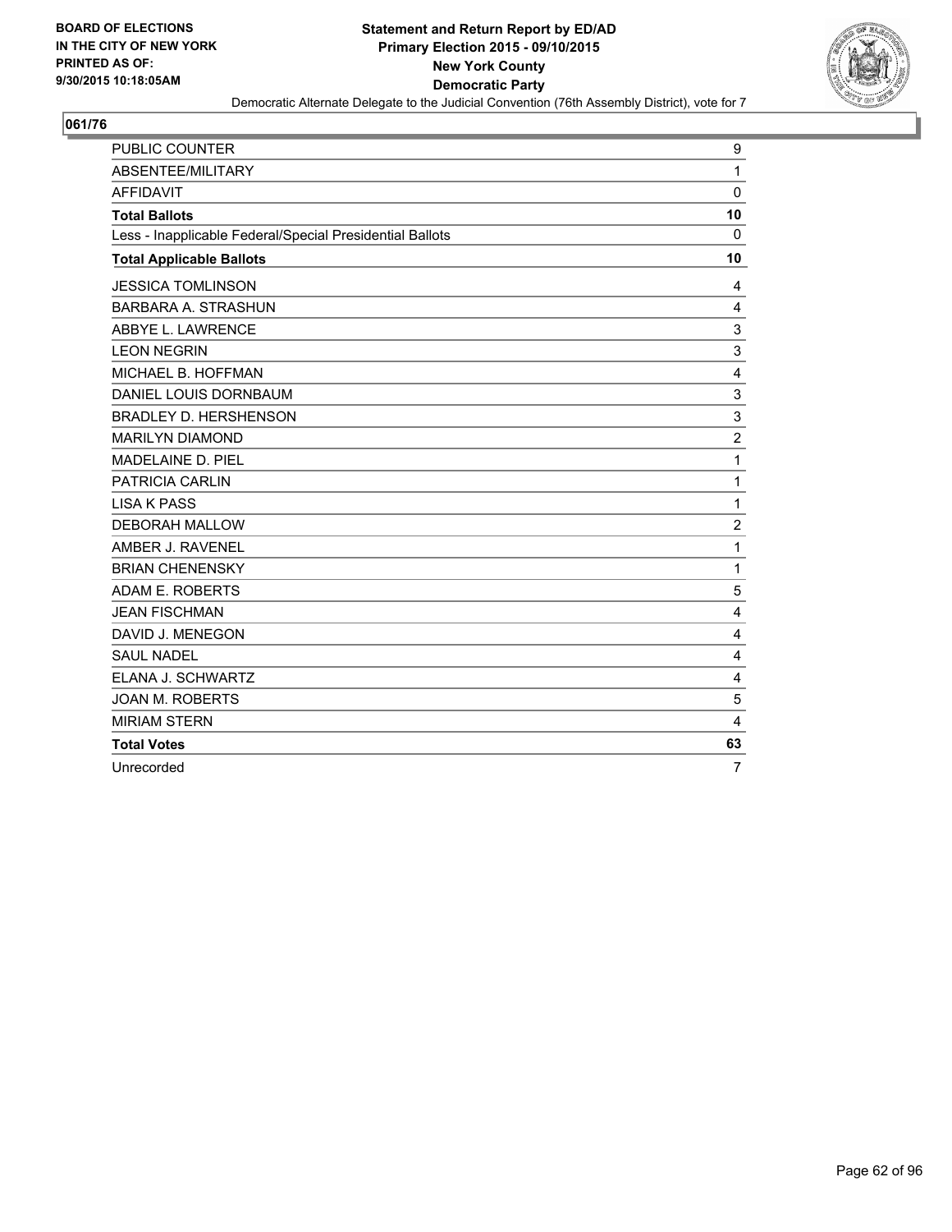**BOARD OF ELECTIONS IN THE CITY OF NEW YORK PRINTED AS OF: 9/30/2015 10:18:05AM**

**Statement and Return Report by ED/AD Primary Election 2015 - 09/10/2015 New York County Democratic Party**

Democratic Alternate Delegate to the Judicial Convention (76th Assembly District), vote for 7

## 061/76

| | |
|---|---|
| PUBLIC COUNTER | 9 |
| ABSENTEE/MILITARY | 1 |
| AFFIDAVIT | 0 |
| **Total Ballots** | **10** |
| Less - Inapplicable Federal/Special Presidential Ballots | 0 |
| **Total Applicable Ballots** | **10** |
| JESSICA TOMLINSON | 4 |
| BARBARA A. STRASHUN | 4 |
| ABBYE L. LAWRENCE | 3 |
| LEON NEGRIN | 3 |
| MICHAEL B. HOFFMAN | 4 |
| DANIEL LOUIS DORNBAUM | 3 |
| BRADLEY D. HERSHENSON | 3 |
| MARILYN DIAMOND | 2 |
| MADELAINE D. PIEL | 1 |
| PATRICIA CARLIN | 1 |
| LISA K PASS | 1 |
| DEBORAH MALLOW | 2 |
| AMBER J. RAVENEL | 1 |
| BRIAN CHENENSKY | 1 |
| ADAM E. ROBERTS | 5 |
| JEAN FISCHMAN | 4 |
| DAVID J. MENEGON | 4 |
| SAUL NADEL | 4 |
| ELANA J. SCHWARTZ | 4 |
| JOAN M. ROBERTS | 5 |
| MIRIAM STERN | 4 |
| **Total Votes** | **63** |
| Unrecorded | 7 |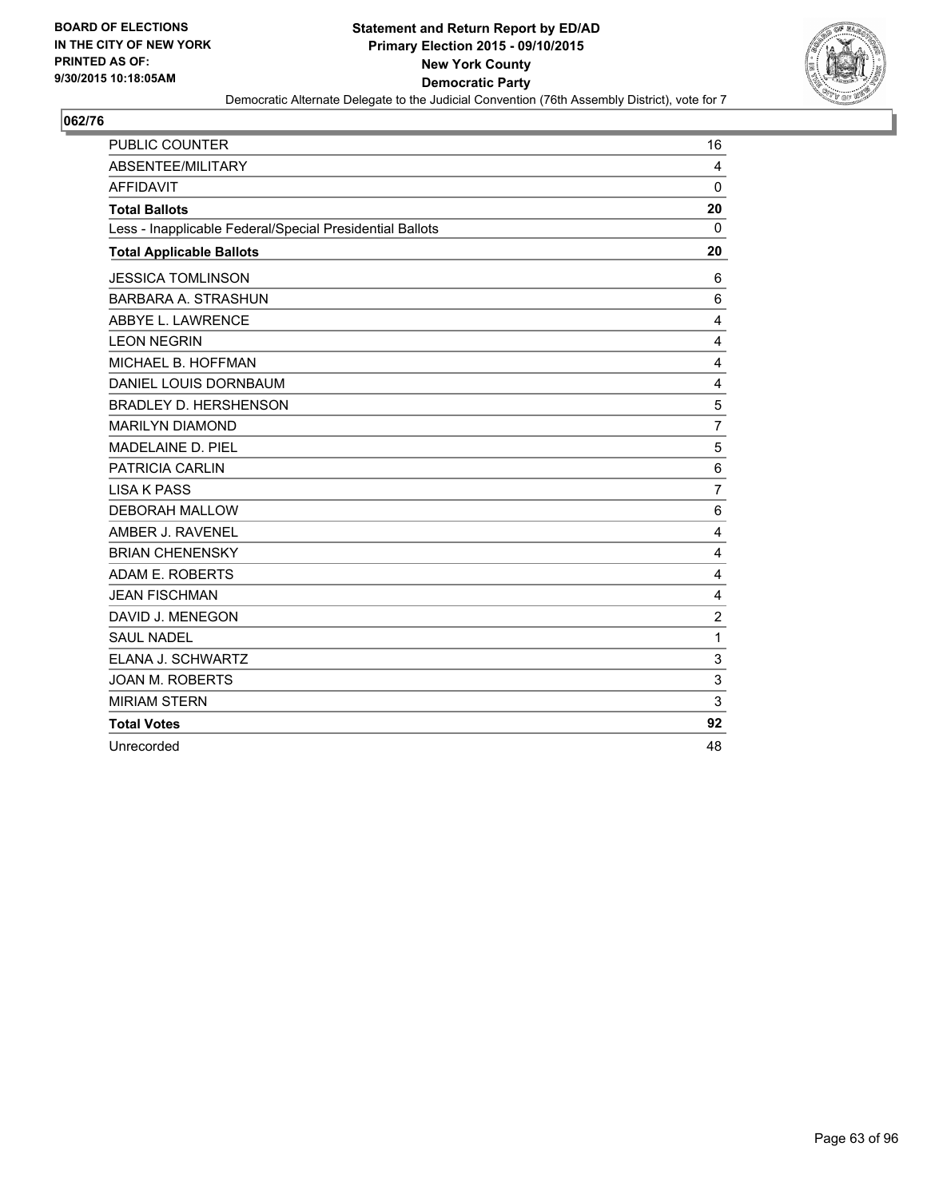**BOARD OF ELECTIONS IN THE CITY OF NEW YORK PRINTED AS OF: 9/30/2015 10:18:05AM**

**Statement and Return Report by ED/AD Primary Election 2015 - 09/10/2015 New York County Democratic Party**

Democratic Alternate Delegate to the Judicial Convention (76th Assembly District), vote for 7

**062/76**

| | |
|---|---|
| PUBLIC COUNTER | 16 |
| ABSENTEE/MILITARY | 4 |
| AFFIDAVIT | 0 |
| **Total Ballots** | **20** |
| Less - Inapplicable Federal/Special Presidential Ballots | 0 |
| **Total Applicable Ballots** | **20** |
| JESSICA TOMLINSON | 6 |
| BARBARA A. STRASHUN | 6 |
| ABBYE L. LAWRENCE | 4 |
| LEON NEGRIN | 4 |
| MICHAEL B. HOFFMAN | 4 |
| DANIEL LOUIS DORNBAUM | 4 |
| BRADLEY D. HERSHENSON | 5 |
| MARILYN DIAMOND | 7 |
| MADELAINE D. PIEL | 5 |
| PATRICIA CARLIN | 6 |
| LISA K PASS | 7 |
| DEBORAH MALLOW | 6 |
| AMBER J. RAVENEL | 4 |
| BRIAN CHENENSKY | 4 |
| ADAM E. ROBERTS | 4 |
| JEAN FISCHMAN | 4 |
| DAVID J. MENEGON | 2 |
| SAUL NADEL | 1 |
| ELANA J. SCHWARTZ | 3 |
| JOAN M. ROBERTS | 3 |
| MIRIAM STERN | 3 |
| **Total Votes** | **92** |
| Unrecorded | 48 |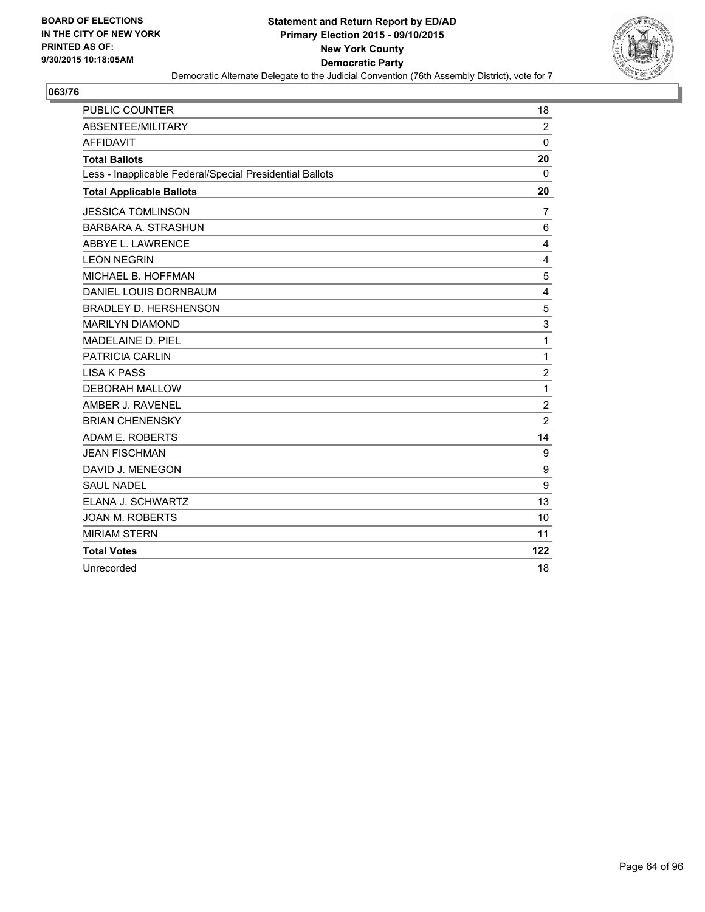**BOARD OF ELECTIONS IN THE CITY OF NEW YORK PRINTED AS OF: 9/30/2015 10:18:05AM**

**Statement and Return Report by ED/AD**
**Primary Election 2015 - 09/10/2015**
**New York County**
**Democratic Party**
Democratic Alternate Delegate to the Judicial Convention (76th Assembly District), vote for 7

## 063/76

| | |
|---|---|
| PUBLIC COUNTER | 18 |
| ABSENTEE/MILITARY | 2 |
| AFFIDAVIT | 0 |
| **Total Ballots** | **20** |
| Less - Inapplicable Federal/Special Presidential Ballots | 0 |
| **Total Applicable Ballots** | **20** |
| JESSICA TOMLINSON | 7 |
| BARBARA A. STRASHUN | 6 |
| ABBYE L. LAWRENCE | 4 |
| LEON NEGRIN | 4 |
| MICHAEL B. HOFFMAN | 5 |
| DANIEL LOUIS DORNBAUM | 4 |
| BRADLEY D. HERSHENSON | 5 |
| MARILYN DIAMOND | 3 |
| MADELAINE D. PIEL | 1 |
| PATRICIA CARLIN | 1 |
| LISA K PASS | 2 |
| DEBORAH MALLOW | 1 |
| AMBER J. RAVENEL | 2 |
| BRIAN CHENENSKY | 2 |
| ADAM E. ROBERTS | 14 |
| JEAN FISCHMAN | 9 |
| DAVID J. MENEGON | 9 |
| SAUL NADEL | 9 |
| ELANA J. SCHWARTZ | 13 |
| JOAN M. ROBERTS | 10 |
| MIRIAM STERN | 11 |
| **Total Votes** | **122** |
| Unrecorded | 18 |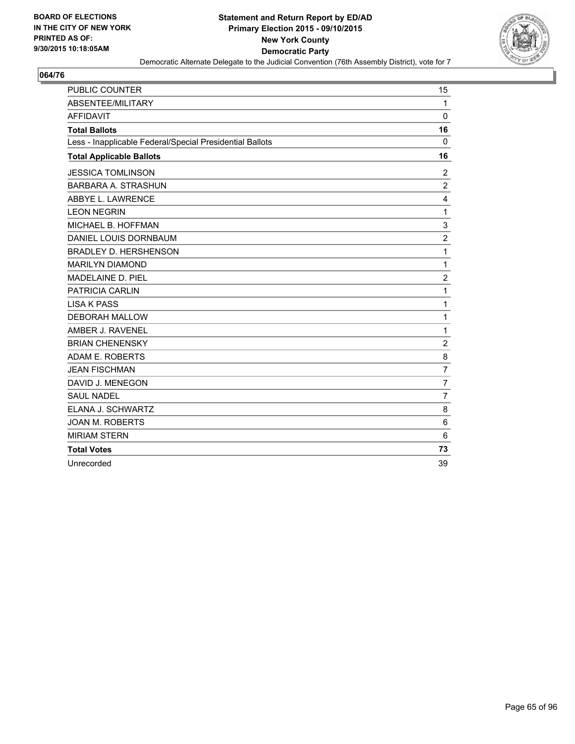BOARD OF ELECTIONS
IN THE CITY OF NEW YORK
PRINTED AS OF:
9/30/2015 10:18:05AM

**Statement and Return Report by ED/AD**
**Primary Election 2015 - 09/10/2015**
**New York County**
**Democratic Party**
Democratic Alternate Delegate to the Judicial Convention (76th Assembly District), vote for 7

## 064/76

| | |
|---|---|
| PUBLIC COUNTER | 15 |
| ABSENTEE/MILITARY | 1 |
| AFFIDAVIT | 0 |
| **Total Ballots** | **16** |
| Less - Inapplicable Federal/Special Presidential Ballots | 0 |
| **Total Applicable Ballots** | **16** |
| JESSICA TOMLINSON | 2 |
| BARBARA A. STRASHUN | 2 |
| ABBYE L. LAWRENCE | 4 |
| LEON NEGRIN | 1 |
| MICHAEL B. HOFFMAN | 3 |
| DANIEL LOUIS DORNBAUM | 2 |
| BRADLEY D. HERSHENSON | 1 |
| MARILYN DIAMOND | 1 |
| MADELAINE D. PIEL | 2 |
| PATRICIA CARLIN | 1 |
| LISA K PASS | 1 |
| DEBORAH MALLOW | 1 |
| AMBER J. RAVENEL | 1 |
| BRIAN CHENENSKY | 2 |
| ADAM E. ROBERTS | 8 |
| JEAN FISCHMAN | 7 |
| DAVID J. MENEGON | 7 |
| SAUL NADEL | 7 |
| ELANA J. SCHWARTZ | 8 |
| JOAN M. ROBERTS | 6 |
| MIRIAM STERN | 6 |
| **Total Votes** | **73** |
| Unrecorded | 39 |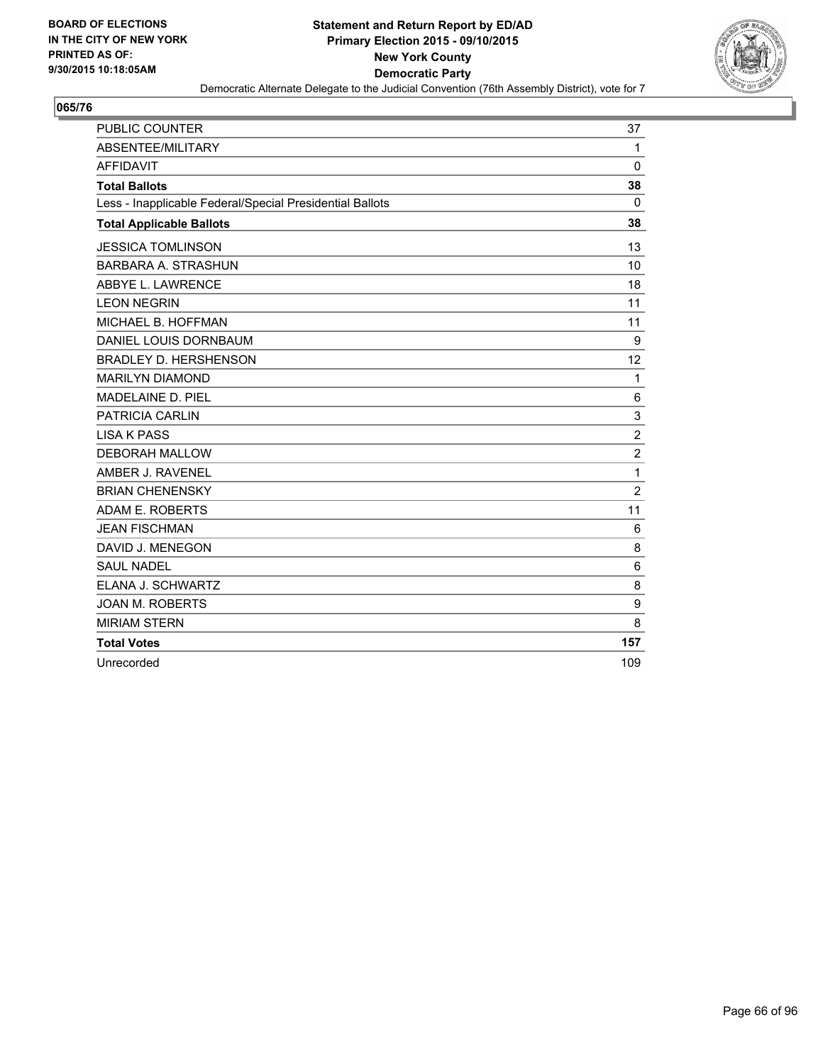BOARD OF ELECTIONS
IN THE CITY OF NEW YORK
PRINTED AS OF:
9/30/2015 10:18:05AM

**Statement and Return Report by ED/AD**
**Primary Election 2015 - 09/10/2015**
**New York County**
**Democratic Party**
Democratic Alternate Delegate to the Judicial Convention (76th Assembly District), vote for 7

## 065/76

| | |
|---|---|
| PUBLIC COUNTER | 37 |
| ABSENTEE/MILITARY | 1 |
| AFFIDAVIT | 0 |
| **Total Ballots** | **38** |
| Less - Inapplicable Federal/Special Presidential Ballots | 0 |
| **Total Applicable Ballots** | **38** |
| JESSICA TOMLINSON | 13 |
| BARBARA A. STRASHUN | 10 |
| ABBYE L. LAWRENCE | 18 |
| LEON NEGRIN | 11 |
| MICHAEL B. HOFFMAN | 11 |
| DANIEL LOUIS DORNBAUM | 9 |
| BRADLEY D. HERSHENSON | 12 |
| MARILYN DIAMOND | 1 |
| MADELAINE D. PIEL | 6 |
| PATRICIA CARLIN | 3 |
| LISA K PASS | 2 |
| DEBORAH MALLOW | 2 |
| AMBER J. RAVENEL | 1 |
| BRIAN CHENENSKY | 2 |
| ADAM E. ROBERTS | 11 |
| JEAN FISCHMAN | 6 |
| DAVID J. MENEGON | 8 |
| SAUL NADEL | 6 |
| ELANA J. SCHWARTZ | 8 |
| JOAN M. ROBERTS | 9 |
| MIRIAM STERN | 8 |
| **Total Votes** | **157** |
| Unrecorded | 109 |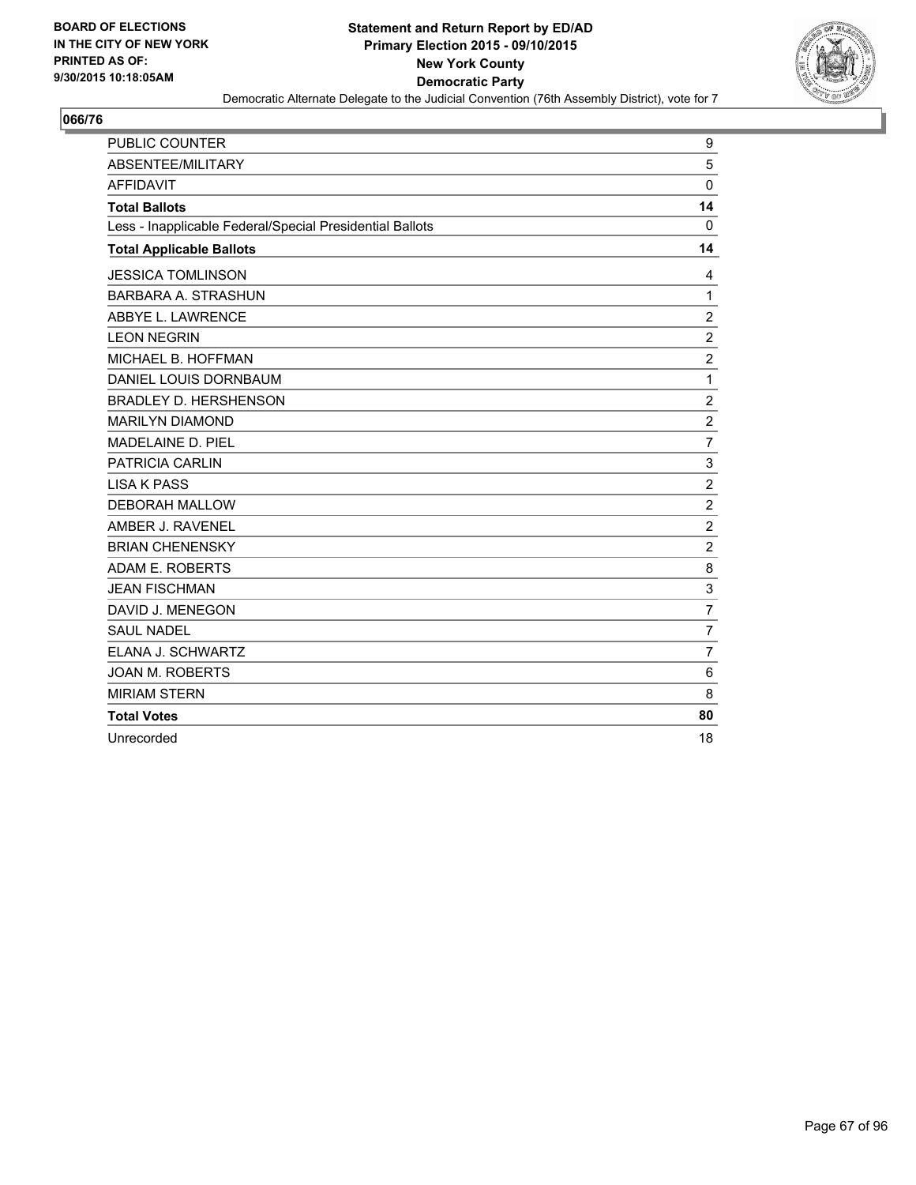**BOARD OF ELECTIONS IN THE CITY OF NEW YORK PRINTED AS OF: 9/30/2015 10:18:05AM**

**Statement and Return Report by ED/AD**
**Primary Election 2015 - 09/10/2015**
**New York County**
**Democratic Party**
Democratic Alternate Delegate to the Judicial Convention (76th Assembly District), vote for 7

## 066/76

| | |
|---|---|
| PUBLIC COUNTER | 9 |
| ABSENTEE/MILITARY | 5 |
| AFFIDAVIT | 0 |
| **Total Ballots** | **14** |
| Less - Inapplicable Federal/Special Presidential Ballots | 0 |
| **Total Applicable Ballots** | **14** |
| JESSICA TOMLINSON | 4 |
| BARBARA A. STRASHUN | 1 |
| ABBYE L. LAWRENCE | 2 |
| LEON NEGRIN | 2 |
| MICHAEL B. HOFFMAN | 2 |
| DANIEL LOUIS DORNBAUM | 1 |
| BRADLEY D. HERSHENSON | 2 |
| MARILYN DIAMOND | 2 |
| MADELAINE D. PIEL | 7 |
| PATRICIA CARLIN | 3 |
| LISA K PASS | 2 |
| DEBORAH MALLOW | 2 |
| AMBER J. RAVENEL | 2 |
| BRIAN CHENENSKY | 2 |
| ADAM E. ROBERTS | 8 |
| JEAN FISCHMAN | 3 |
| DAVID J. MENEGON | 7 |
| SAUL NADEL | 7 |
| ELANA J. SCHWARTZ | 7 |
| JOAN M. ROBERTS | 6 |
| MIRIAM STERN | 8 |
| **Total Votes** | **80** |
| Unrecorded | 18 |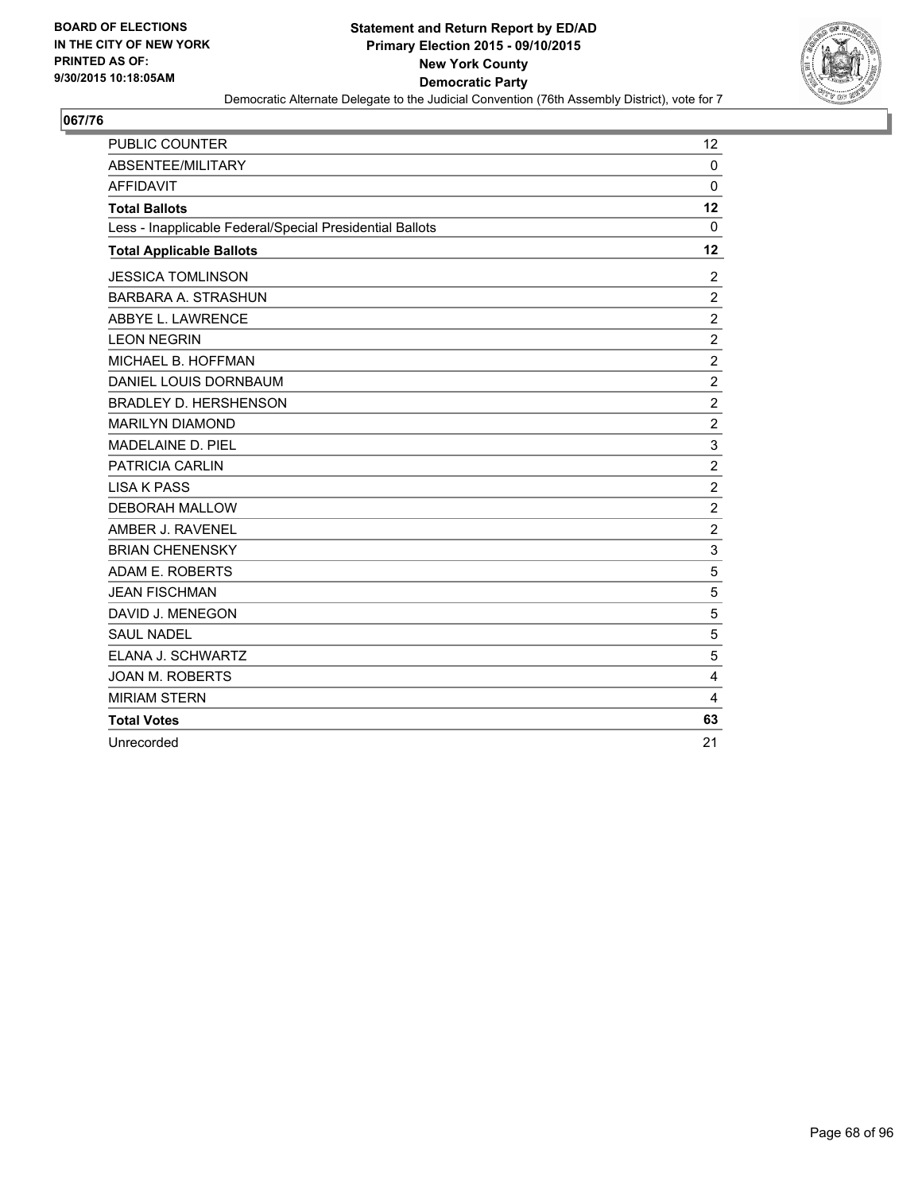**BOARD OF ELECTIONS IN THE CITY OF NEW YORK PRINTED AS OF: 9/30/2015 10:18:05AM**

**Statement and Return Report by ED/AD**
**Primary Election 2015 - 09/10/2015**
**New York County**
**Democratic Party**
Democratic Alternate Delegate to the Judicial Convention (76th Assembly District), vote for 7

## 067/76

| | |
|---|---|
| PUBLIC COUNTER | 12 |
| ABSENTEE/MILITARY | 0 |
| AFFIDAVIT | 0 |
| **Total Ballots** | **12** |
| Less - Inapplicable Federal/Special Presidential Ballots | 0 |
| **Total Applicable Ballots** | **12** |
| JESSICA TOMLINSON | 2 |
| BARBARA A. STRASHUN | 2 |
| ABBYE L. LAWRENCE | 2 |
| LEON NEGRIN | 2 |
| MICHAEL B. HOFFMAN | 2 |
| DANIEL LOUIS DORNBAUM | 2 |
| BRADLEY D. HERSHENSON | 2 |
| MARILYN DIAMOND | 2 |
| MADELAINE D. PIEL | 3 |
| PATRICIA CARLIN | 2 |
| LISA K PASS | 2 |
| DEBORAH MALLOW | 2 |
| AMBER J. RAVENEL | 2 |
| BRIAN CHENENSKY | 3 |
| ADAM E. ROBERTS | 5 |
| JEAN FISCHMAN | 5 |
| DAVID J. MENEGON | 5 |
| SAUL NADEL | 5 |
| ELANA J. SCHWARTZ | 5 |
| JOAN M. ROBERTS | 4 |
| MIRIAM STERN | 4 |
| **Total Votes** | **63** |
| Unrecorded | 21 |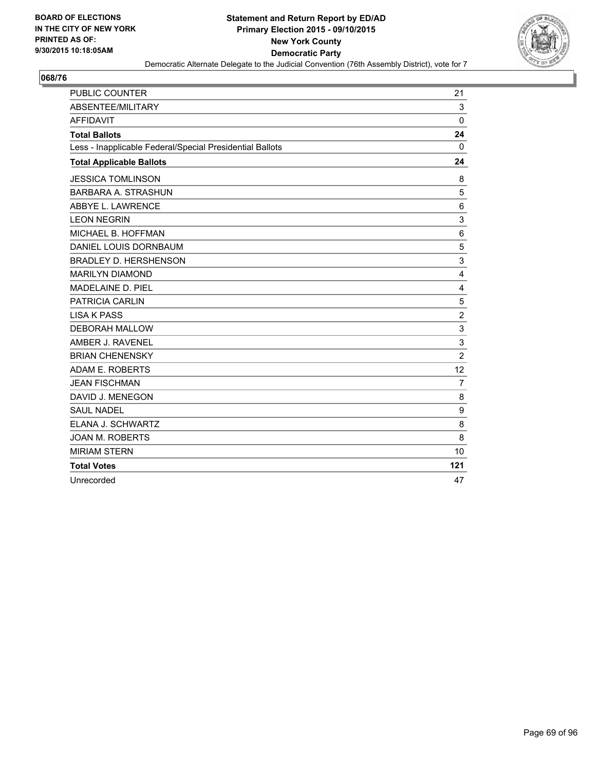**BOARD OF ELECTIONS**
**IN THE CITY OF NEW YORK**
**PRINTED AS OF:**
**9/30/2015 10:18:05AM**

## Statement and Return Report by ED/AD
## Primary Election 2015 - 09/10/2015
## New York County
## Democratic Party

Democratic Alternate Delegate to the Judicial Convention (76th Assembly District), vote for 7

### 068/76

| | |
|---|---|
| PUBLIC COUNTER | 21 |
| ABSENTEE/MILITARY | 3 |
| AFFIDAVIT | 0 |
| **Total Ballots** | **24** |
| Less - Inapplicable Federal/Special Presidential Ballots | 0 |
| **Total Applicable Ballots** | **24** |
| JESSICA TOMLINSON | 8 |
| BARBARA A. STRASHUN | 5 |
| ABBYE L. LAWRENCE | 6 |
| LEON NEGRIN | 3 |
| MICHAEL B. HOFFMAN | 6 |
| DANIEL LOUIS DORNBAUM | 5 |
| BRADLEY D. HERSHENSON | 3 |
| MARILYN DIAMOND | 4 |
| MADELAINE D. PIEL | 4 |
| PATRICIA CARLIN | 5 |
| LISA K PASS | 2 |
| DEBORAH MALLOW | 3 |
| AMBER J. RAVENEL | 3 |
| BRIAN CHENENSKY | 2 |
| ADAM E. ROBERTS | 12 |
| JEAN FISCHMAN | 7 |
| DAVID J. MENEGON | 8 |
| SAUL NADEL | 9 |
| ELANA J. SCHWARTZ | 8 |
| JOAN M. ROBERTS | 8 |
| MIRIAM STERN | 10 |
| **Total Votes** | **121** |
| Unrecorded | 47 |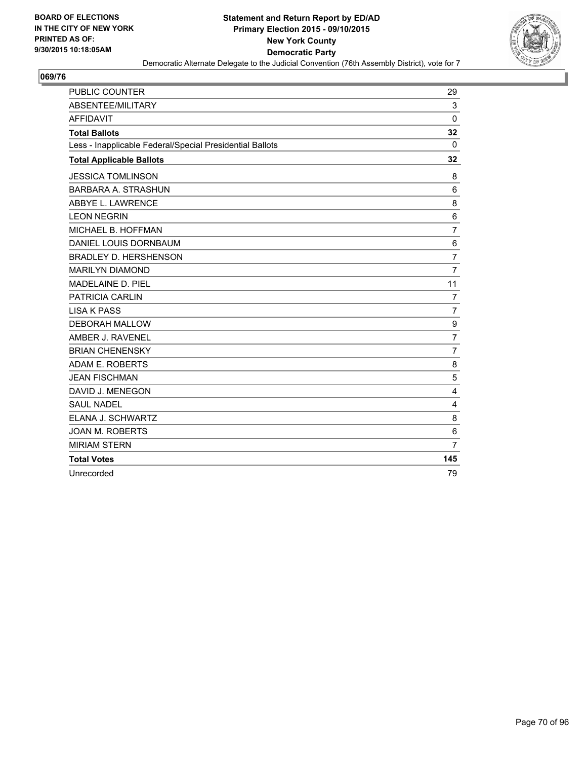BOARD OF ELECTIONS
IN THE CITY OF NEW YORK
PRINTED AS OF:
9/30/2015 10:18:05AM

**Statement and Return Report by ED/AD**
**Primary Election 2015 - 09/10/2015**
**New York County**
**Democratic Party**
Democratic Alternate Delegate to the Judicial Convention (76th Assembly District), vote for 7

**069/76**

| | |
|---|---|
| PUBLIC COUNTER | 29 |
| ABSENTEE/MILITARY | 3 |
| AFFIDAVIT | 0 |
| **Total Ballots** | **32** |
| Less - Inapplicable Federal/Special Presidential Ballots | 0 |
| **Total Applicable Ballots** | **32** |
| JESSICA TOMLINSON | 8 |
| BARBARA A. STRASHUN | 6 |
| ABBYE L. LAWRENCE | 8 |
| LEON NEGRIN | 6 |
| MICHAEL B. HOFFMAN | 7 |
| DANIEL LOUIS DORNBAUM | 6 |
| BRADLEY D. HERSHENSON | 7 |
| MARILYN DIAMOND | 7 |
| MADELAINE D. PIEL | 11 |
| PATRICIA CARLIN | 7 |
| LISA K PASS | 7 |
| DEBORAH MALLOW | 9 |
| AMBER J. RAVENEL | 7 |
| BRIAN CHENENSKY | 7 |
| ADAM E. ROBERTS | 8 |
| JEAN FISCHMAN | 5 |
| DAVID J. MENEGON | 4 |
| SAUL NADEL | 4 |
| ELANA J. SCHWARTZ | 8 |
| JOAN M. ROBERTS | 6 |
| MIRIAM STERN | 7 |
| **Total Votes** | **145** |
| Unrecorded | 79 |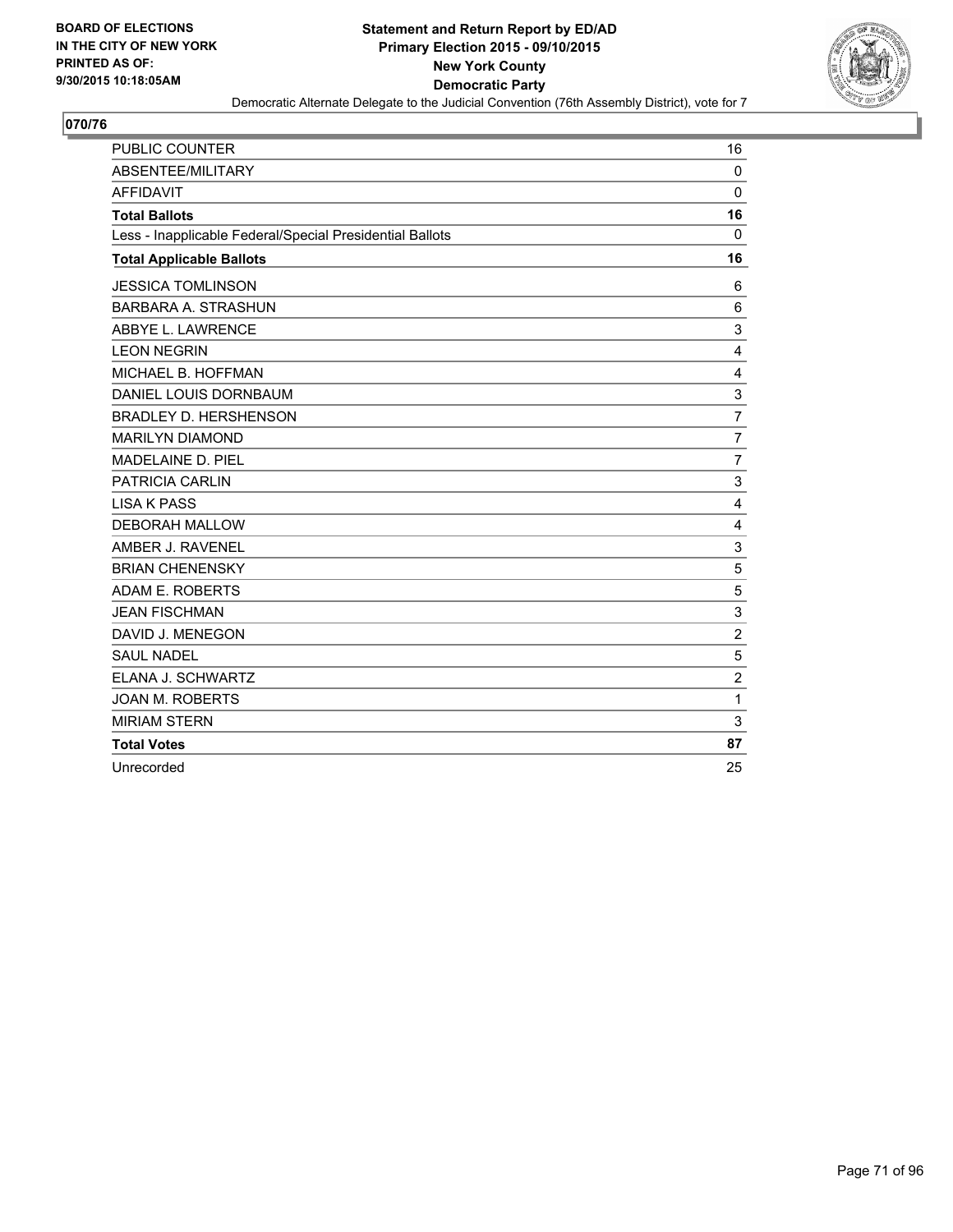BOARD OF ELECTIONS
IN THE CITY OF NEW YORK
PRINTED AS OF:
9/30/2015 10:18:05AM

**Statement and Return Report by ED/AD**
**Primary Election 2015 - 09/10/2015**
**New York County**
**Democratic Party**
Democratic Alternate Delegate to the Judicial Convention (76th Assembly District), vote for 7

## 070/76

| | |
|---|---|
| PUBLIC COUNTER | 16 |
| ABSENTEE/MILITARY | 0 |
| AFFIDAVIT | 0 |
| **Total Ballots** | **16** |
| Less - Inapplicable Federal/Special Presidential Ballots | 0 |
| **Total Applicable Ballots** | **16** |
| JESSICA TOMLINSON | 6 |
| BARBARA A. STRASHUN | 6 |
| ABBYE L. LAWRENCE | 3 |
| LEON NEGRIN | 4 |
| MICHAEL B. HOFFMAN | 4 |
| DANIEL LOUIS DORNBAUM | 3 |
| BRADLEY D. HERSHENSON | 7 |
| MARILYN DIAMOND | 7 |
| MADELAINE D. PIEL | 7 |
| PATRICIA CARLIN | 3 |
| LISA K PASS | 4 |
| DEBORAH MALLOW | 4 |
| AMBER J. RAVENEL | 3 |
| BRIAN CHENENSKY | 5 |
| ADAM E. ROBERTS | 5 |
| JEAN FISCHMAN | 3 |
| DAVID J. MENEGON | 2 |
| SAUL NADEL | 5 |
| ELANA J. SCHWARTZ | 2 |
| JOAN M. ROBERTS | 1 |
| MIRIAM STERN | 3 |
| **Total Votes** | **87** |
| Unrecorded | 25 |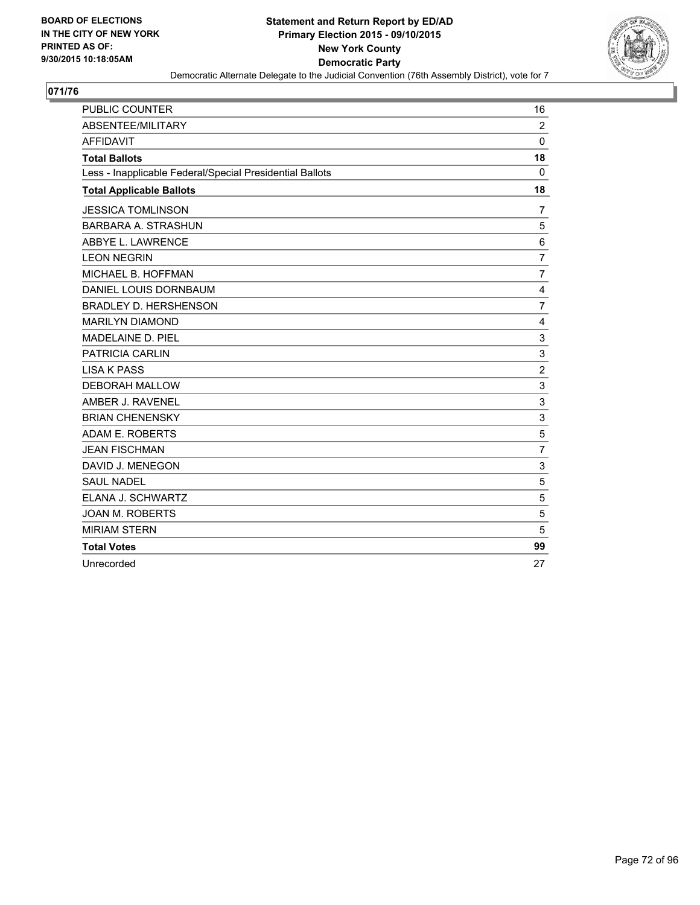BOARD OF ELECTIONS
IN THE CITY OF NEW YORK
PRINTED AS OF:
9/30/2015 10:18:05AM

**Statement and Return Report by ED/AD**
**Primary Election 2015 - 09/10/2015**
**New York County**
**Democratic Party**
Democratic Alternate Delegate to the Judicial Convention (76th Assembly District), vote for 7

## 071/76

| | |
|---|---|
| PUBLIC COUNTER | 16 |
| ABSENTEE/MILITARY | 2 |
| AFFIDAVIT | 0 |
| **Total Ballots** | **18** |
| Less - Inapplicable Federal/Special Presidential Ballots | 0 |
| **Total Applicable Ballots** | **18** |
| JESSICA TOMLINSON | 7 |
| BARBARA A. STRASHUN | 5 |
| ABBYE L. LAWRENCE | 6 |
| LEON NEGRIN | 7 |
| MICHAEL B. HOFFMAN | 7 |
| DANIEL LOUIS DORNBAUM | 4 |
| BRADLEY D. HERSHENSON | 7 |
| MARILYN DIAMOND | 4 |
| MADELAINE D. PIEL | 3 |
| PATRICIA CARLIN | 3 |
| LISA K PASS | 2 |
| DEBORAH MALLOW | 3 |
| AMBER J. RAVENEL | 3 |
| BRIAN CHENENSKY | 3 |
| ADAM E. ROBERTS | 5 |
| JEAN FISCHMAN | 7 |
| DAVID J. MENEGON | 3 |
| SAUL NADEL | 5 |
| ELANA J. SCHWARTZ | 5 |
| JOAN M. ROBERTS | 5 |
| MIRIAM STERN | 5 |
| **Total Votes** | **99** |
| Unrecorded | 27 |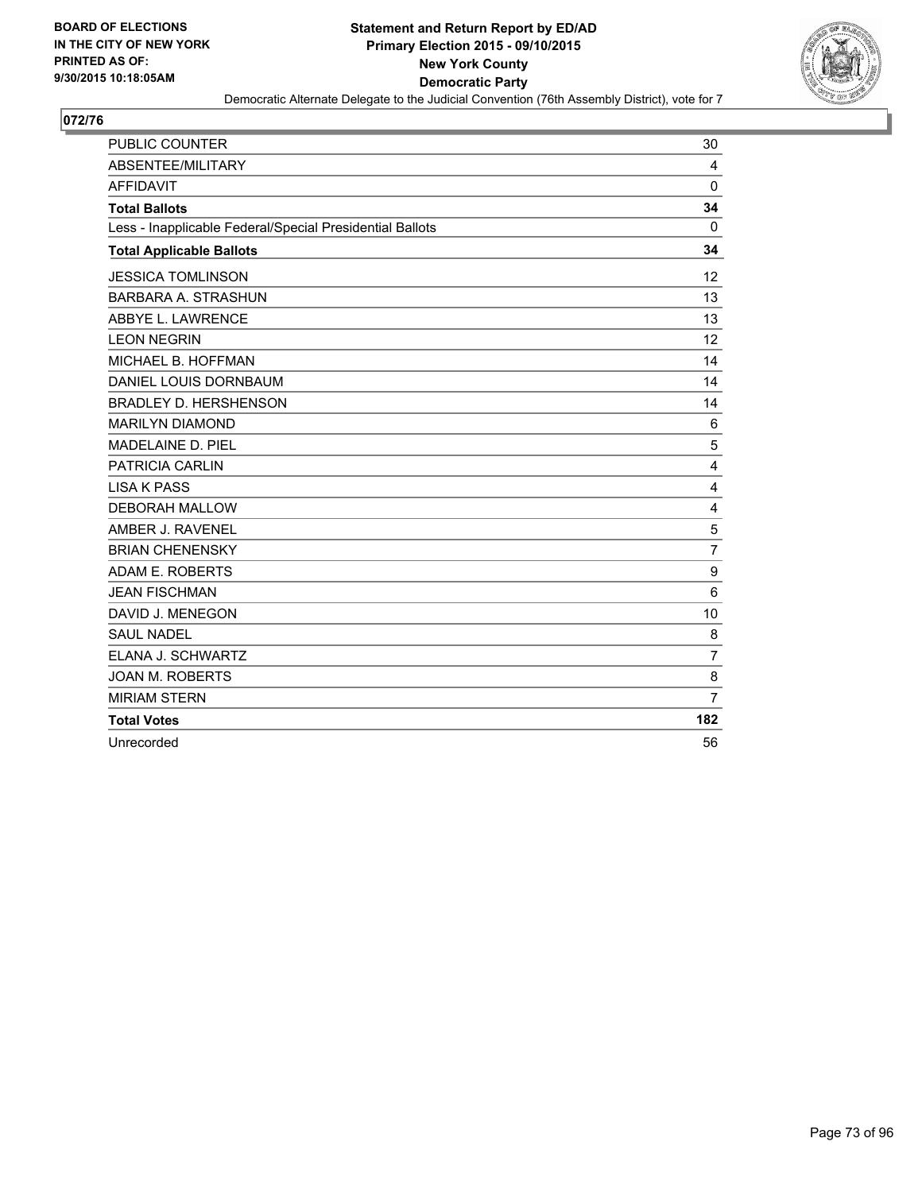BOARD OF ELECTIONS
IN THE CITY OF NEW YORK
PRINTED AS OF:
9/30/2015 10:18:05AM

**Statement and Return Report by ED/AD**
**Primary Election 2015 - 09/10/2015**
**New York County**
**Democratic Party**
Democratic Alternate Delegate to the Judicial Convention (76th Assembly District), vote for 7

**072/76**

| | |
|---|---|
| PUBLIC COUNTER | 30 |
| ABSENTEE/MILITARY | 4 |
| AFFIDAVIT | 0 |
| **Total Ballots** | **34** |
| Less - Inapplicable Federal/Special Presidential Ballots | 0 |
| **Total Applicable Ballots** | **34** |
| JESSICA TOMLINSON | 12 |
| BARBARA A. STRASHUN | 13 |
| ABBYE L. LAWRENCE | 13 |
| LEON NEGRIN | 12 |
| MICHAEL B. HOFFMAN | 14 |
| DANIEL LOUIS DORNBAUM | 14 |
| BRADLEY D. HERSHENSON | 14 |
| MARILYN DIAMOND | 6 |
| MADELAINE D. PIEL | 5 |
| PATRICIA CARLIN | 4 |
| LISA K PASS | 4 |
| DEBORAH MALLOW | 4 |
| AMBER J. RAVENEL | 5 |
| BRIAN CHENENSKY | 7 |
| ADAM E. ROBERTS | 9 |
| JEAN FISCHMAN | 6 |
| DAVID J. MENEGON | 10 |
| SAUL NADEL | 8 |
| ELANA J. SCHWARTZ | 7 |
| JOAN M. ROBERTS | 8 |
| MIRIAM STERN | 7 |
| **Total Votes** | **182** |
| Unrecorded | 56 |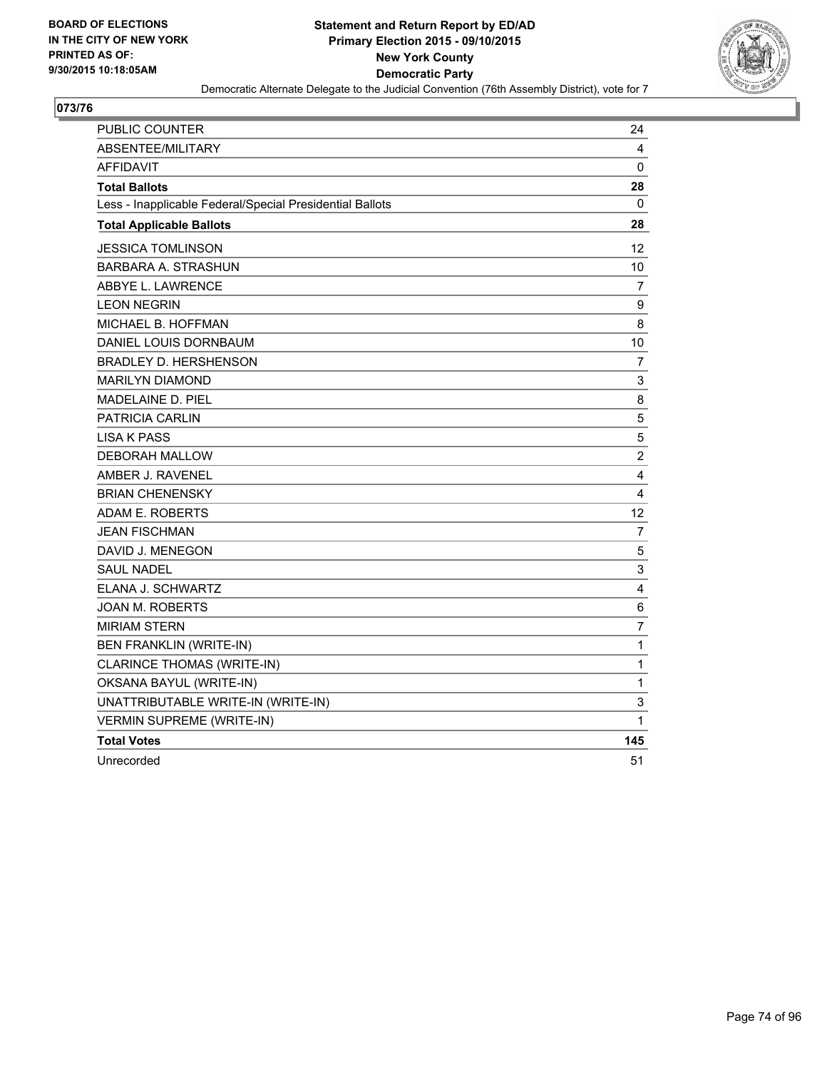# Statement and Return Report by ED/AD
## Primary Election 2015 - 09/10/2015
## New York County
## Democratic Party

Democratic Alternate Delegate to the Judicial Convention (76th Assembly District), vote for 7

**073/76**

| | |
|---|---|
| PUBLIC COUNTER | 24 |
| ABSENTEE/MILITARY | 4 |
| AFFIDAVIT | 0 |
| **Total Ballots** | **28** |
| Less - Inapplicable Federal/Special Presidential Ballots | 0 |
| **Total Applicable Ballots** | **28** |
| JESSICA TOMLINSON | 12 |
| BARBARA A. STRASHUN | 10 |
| ABBYE L. LAWRENCE | 7 |
| LEON NEGRIN | 9 |
| MICHAEL B. HOFFMAN | 8 |
| DANIEL LOUIS DORNBAUM | 10 |
| BRADLEY D. HERSHENSON | 7 |
| MARILYN DIAMOND | 3 |
| MADELAINE D. PIEL | 8 |
| PATRICIA CARLIN | 5 |
| LISA K PASS | 5 |
| DEBORAH MALLOW | 2 |
| AMBER J. RAVENEL | 4 |
| BRIAN CHENENSKY | 4 |
| ADAM E. ROBERTS | 12 |
| JEAN FISCHMAN | 7 |
| DAVID J. MENEGON | 5 |
| SAUL NADEL | 3 |
| ELANA J. SCHWARTZ | 4 |
| JOAN M. ROBERTS | 6 |
| MIRIAM STERN | 7 |
| BEN FRANKLIN (WRITE-IN) | 1 |
| CLARINCE THOMAS (WRITE-IN) | 1 |
| OKSANA BAYUL (WRITE-IN) | 1 |
| UNATTRIBUTABLE WRITE-IN (WRITE-IN) | 3 |
| VERMIN SUPREME (WRITE-IN) | 1 |
| **Total Votes** | **145** |
| Unrecorded | 51 |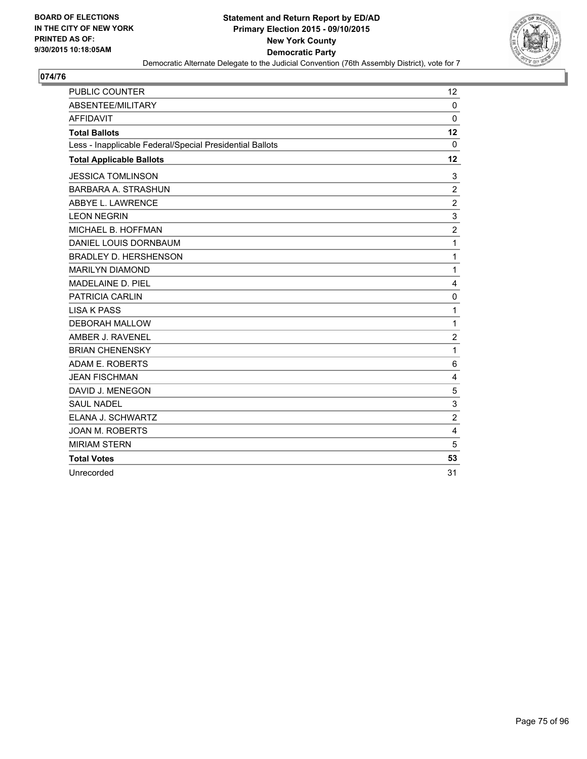**BOARD OF ELECTIONS IN THE CITY OF NEW YORK PRINTED AS OF: 9/30/2015 10:18:05AM**

**Statement and Return Report by ED/AD Primary Election 2015 - 09/10/2015 New York County Democratic Party**

Democratic Alternate Delegate to the Judicial Convention (76th Assembly District), vote for 7

**074/76**

| | |
|---|---|
| PUBLIC COUNTER | 12 |
| ABSENTEE/MILITARY | 0 |
| AFFIDAVIT | 0 |
| **Total Ballots** | **12** |
| Less - Inapplicable Federal/Special Presidential Ballots | 0 |
| **Total Applicable Ballots** | **12** |
| JESSICA TOMLINSON | 3 |
| BARBARA A. STRASHUN | 2 |
| ABBYE L. LAWRENCE | 2 |
| LEON NEGRIN | 3 |
| MICHAEL B. HOFFMAN | 2 |
| DANIEL LOUIS DORNBAUM | 1 |
| BRADLEY D. HERSHENSON | 1 |
| MARILYN DIAMOND | 1 |
| MADELAINE D. PIEL | 4 |
| PATRICIA CARLIN | 0 |
| LISA K PASS | 1 |
| DEBORAH MALLOW | 1 |
| AMBER J. RAVENEL | 2 |
| BRIAN CHENENSKY | 1 |
| ADAM E. ROBERTS | 6 |
| JEAN FISCHMAN | 4 |
| DAVID J. MENEGON | 5 |
| SAUL NADEL | 3 |
| ELANA J. SCHWARTZ | 2 |
| JOAN M. ROBERTS | 4 |
| MIRIAM STERN | 5 |
| **Total Votes** | **53** |
| Unrecorded | 31 |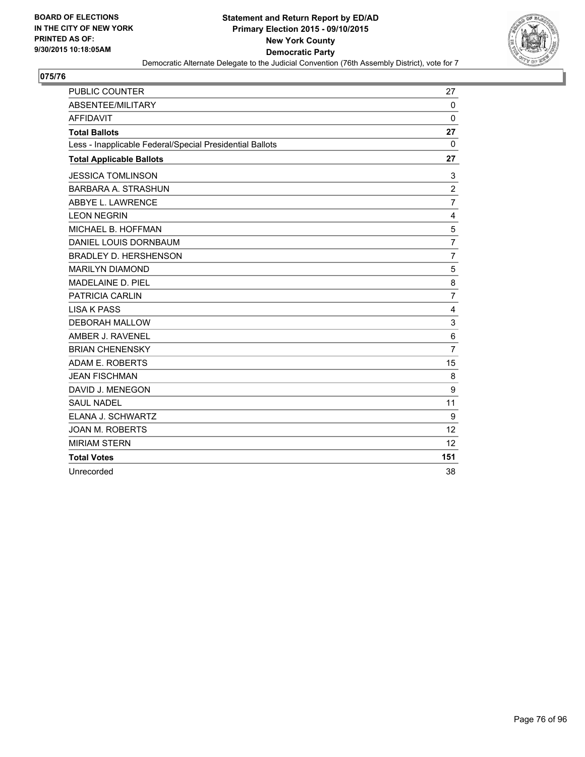**BOARD OF ELECTIONS IN THE CITY OF NEW YORK PRINTED AS OF: 9/30/2015 10:18:05AM**

# Statement and Return Report by ED/AD
## Primary Election 2015 - 09/10/2015
## New York County
## Democratic Party

Democratic Alternate Delegate to the Judicial Convention (76th Assembly District), vote for 7

### 075/76

| | |
|---|---|
| PUBLIC COUNTER | 27 |
| ABSENTEE/MILITARY | 0 |
| AFFIDAVIT | 0 |
| **Total Ballots** | **27** |
| Less - Inapplicable Federal/Special Presidential Ballots | 0 |
| **Total Applicable Ballots** | **27** |
| JESSICA TOMLINSON | 3 |
| BARBARA A. STRASHUN | 2 |
| ABBYE L. LAWRENCE | 7 |
| LEON NEGRIN | 4 |
| MICHAEL B. HOFFMAN | 5 |
| DANIEL LOUIS DORNBAUM | 7 |
| BRADLEY D. HERSHENSON | 7 |
| MARILYN DIAMOND | 5 |
| MADELAINE D. PIEL | 8 |
| PATRICIA CARLIN | 7 |
| LISA K PASS | 4 |
| DEBORAH MALLOW | 3 |
| AMBER J. RAVENEL | 6 |
| BRIAN CHENENSKY | 7 |
| ADAM E. ROBERTS | 15 |
| JEAN FISCHMAN | 8 |
| DAVID J. MENEGON | 9 |
| SAUL NADEL | 11 |
| ELANA J. SCHWARTZ | 9 |
| JOAN M. ROBERTS | 12 |
| MIRIAM STERN | 12 |
| **Total Votes** | **151** |
| Unrecorded | 38 |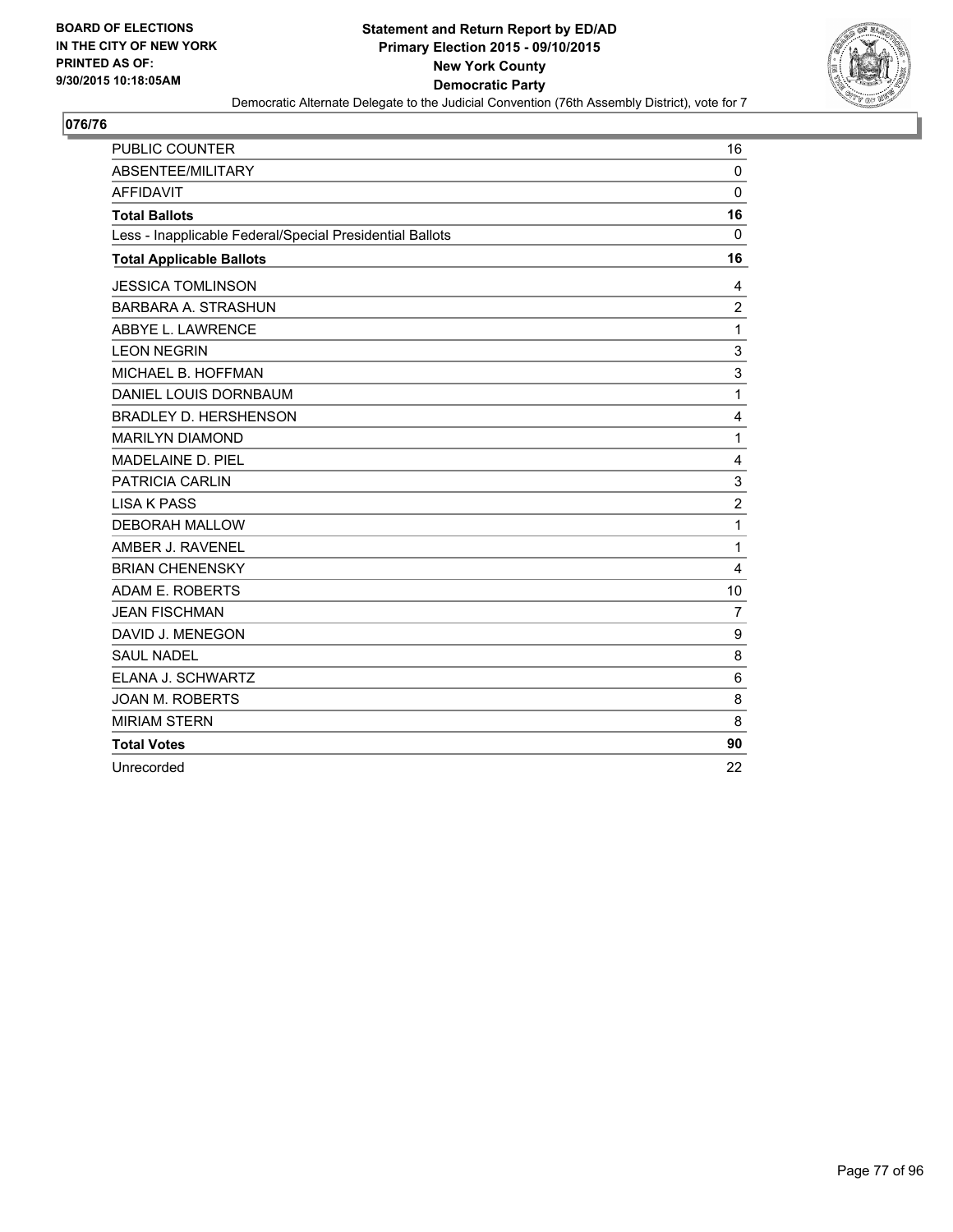BOARD OF ELECTIONS
IN THE CITY OF NEW YORK
PRINTED AS OF:
9/30/2015 10:18:05AM

**Statement and Return Report by ED/AD**
**Primary Election 2015 - 09/10/2015**
**New York County**
**Democratic Party**
Democratic Alternate Delegate to the Judicial Convention (76th Assembly District), vote for 7

**076/76**

| | |
|---|---|
| PUBLIC COUNTER | 16 |
| ABSENTEE/MILITARY | 0 |
| AFFIDAVIT | 0 |
| **Total Ballots** | **16** |
| Less - Inapplicable Federal/Special Presidential Ballots | 0 |
| **Total Applicable Ballots** | **16** |
| JESSICA TOMLINSON | 4 |
| BARBARA A. STRASHUN | 2 |
| ABBYE L. LAWRENCE | 1 |
| LEON NEGRIN | 3 |
| MICHAEL B. HOFFMAN | 3 |
| DANIEL LOUIS DORNBAUM | 1 |
| BRADLEY D. HERSHENSON | 4 |
| MARILYN DIAMOND | 1 |
| MADELAINE D. PIEL | 4 |
| PATRICIA CARLIN | 3 |
| LISA K PASS | 2 |
| DEBORAH MALLOW | 1 |
| AMBER J. RAVENEL | 1 |
| BRIAN CHENENSKY | 4 |
| ADAM E. ROBERTS | 10 |
| JEAN FISCHMAN | 7 |
| DAVID J. MENEGON | 9 |
| SAUL NADEL | 8 |
| ELANA J. SCHWARTZ | 6 |
| JOAN M. ROBERTS | 8 |
| MIRIAM STERN | 8 |
| **Total Votes** | **90** |
| Unrecorded | 22 |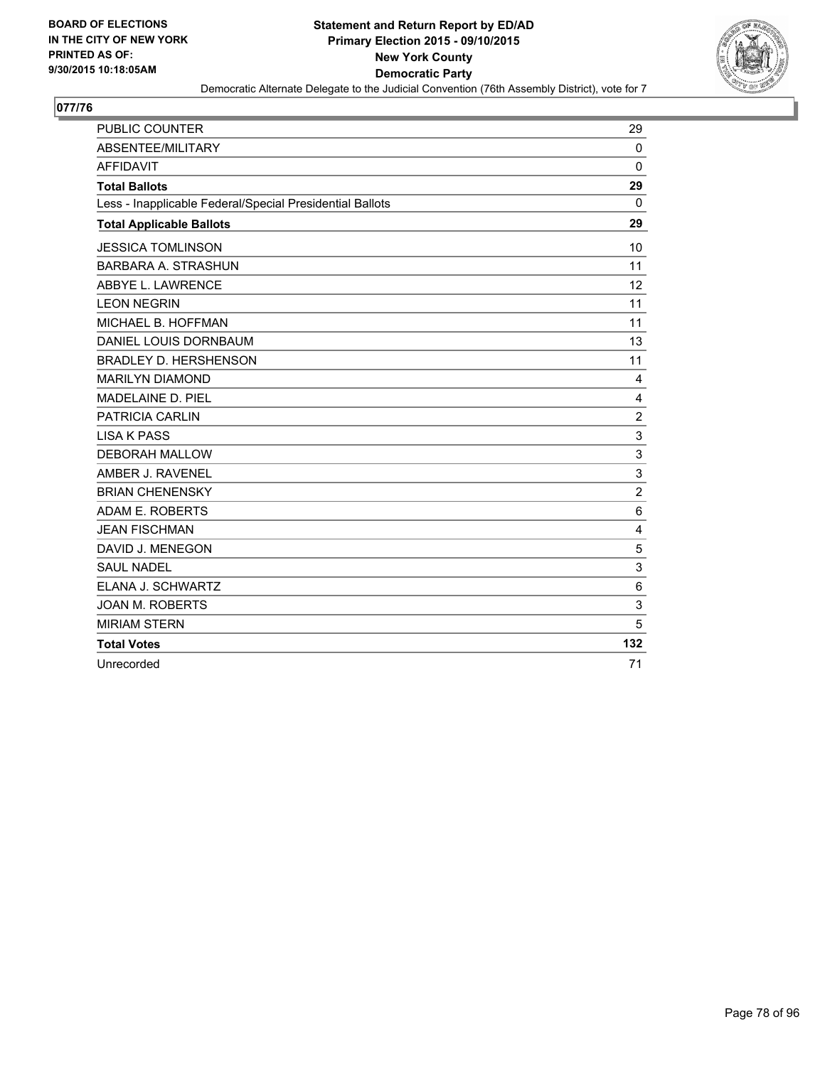BOARD OF ELECTIONS
IN THE CITY OF NEW YORK
PRINTED AS OF:
9/30/2015 10:18:05AM

**Statement and Return Report by ED/AD**
**Primary Election 2015 - 09/10/2015**
**New York County**
**Democratic Party**
Democratic Alternate Delegate to the Judicial Convention (76th Assembly District), vote for 7

## 077/76

| | |
|---|---|
| PUBLIC COUNTER | 29 |
| ABSENTEE/MILITARY | 0 |
| AFFIDAVIT | 0 |
| **Total Ballots** | **29** |
| Less - Inapplicable Federal/Special Presidential Ballots | 0 |
| **Total Applicable Ballots** | **29** |
| JESSICA TOMLINSON | 10 |
| BARBARA A. STRASHUN | 11 |
| ABBYE L. LAWRENCE | 12 |
| LEON NEGRIN | 11 |
| MICHAEL B. HOFFMAN | 11 |
| DANIEL LOUIS DORNBAUM | 13 |
| BRADLEY D. HERSHENSON | 11 |
| MARILYN DIAMOND | 4 |
| MADELAINE D. PIEL | 4 |
| PATRICIA CARLIN | 2 |
| LISA K PASS | 3 |
| DEBORAH MALLOW | 3 |
| AMBER J. RAVENEL | 3 |
| BRIAN CHENENSKY | 2 |
| ADAM E. ROBERTS | 6 |
| JEAN FISCHMAN | 4 |
| DAVID J. MENEGON | 5 |
| SAUL NADEL | 3 |
| ELANA J. SCHWARTZ | 6 |
| JOAN M. ROBERTS | 3 |
| MIRIAM STERN | 5 |
| **Total Votes** | **132** |
| Unrecorded | 71 |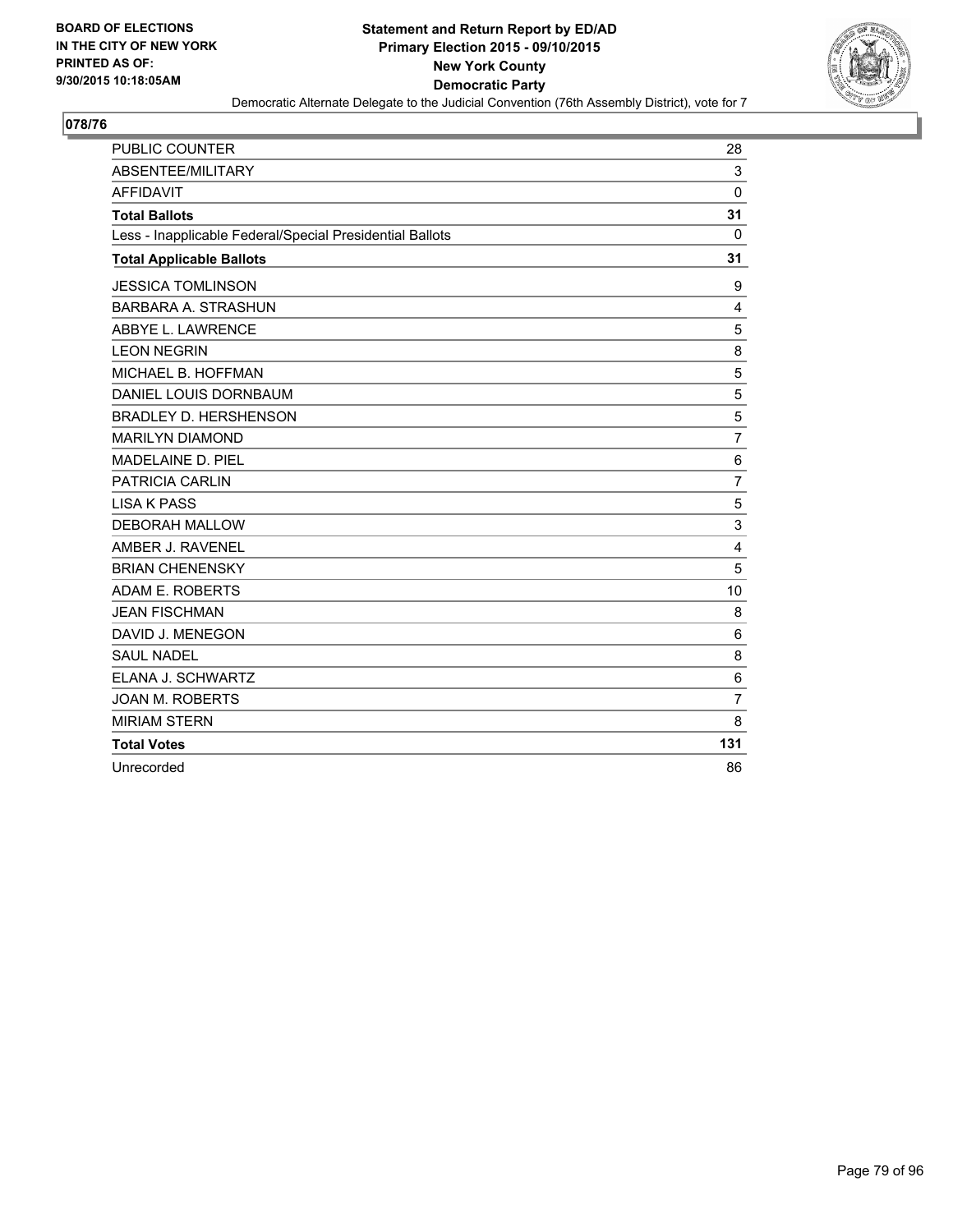**BOARD OF ELECTIONS IN THE CITY OF NEW YORK PRINTED AS OF: 9/30/2015 10:18:05AM**

**Statement and Return Report by ED/AD**
**Primary Election 2015 - 09/10/2015**
**New York County**
**Democratic Party**
Democratic Alternate Delegate to the Judicial Convention (76th Assembly District), vote for 7

**078/76**

| | |
|---|---|
| PUBLIC COUNTER | 28 |
| ABSENTEE/MILITARY | 3 |
| AFFIDAVIT | 0 |
| **Total Ballots** | **31** |
| Less - Inapplicable Federal/Special Presidential Ballots | 0 |
| **Total Applicable Ballots** | **31** |
| JESSICA TOMLINSON | 9 |
| BARBARA A. STRASHUN | 4 |
| ABBYE L. LAWRENCE | 5 |
| LEON NEGRIN | 8 |
| MICHAEL B. HOFFMAN | 5 |
| DANIEL LOUIS DORNBAUM | 5 |
| BRADLEY D. HERSHENSON | 5 |
| MARILYN DIAMOND | 7 |
| MADELAINE D. PIEL | 6 |
| PATRICIA CARLIN | 7 |
| LISA K PASS | 5 |
| DEBORAH MALLOW | 3 |
| AMBER J. RAVENEL | 4 |
| BRIAN CHENENSKY | 5 |
| ADAM E. ROBERTS | 10 |
| JEAN FISCHMAN | 8 |
| DAVID J. MENEGON | 6 |
| SAUL NADEL | 8 |
| ELANA J. SCHWARTZ | 6 |
| JOAN M. ROBERTS | 7 |
| MIRIAM STERN | 8 |
| **Total Votes** | **131** |
| Unrecorded | 86 |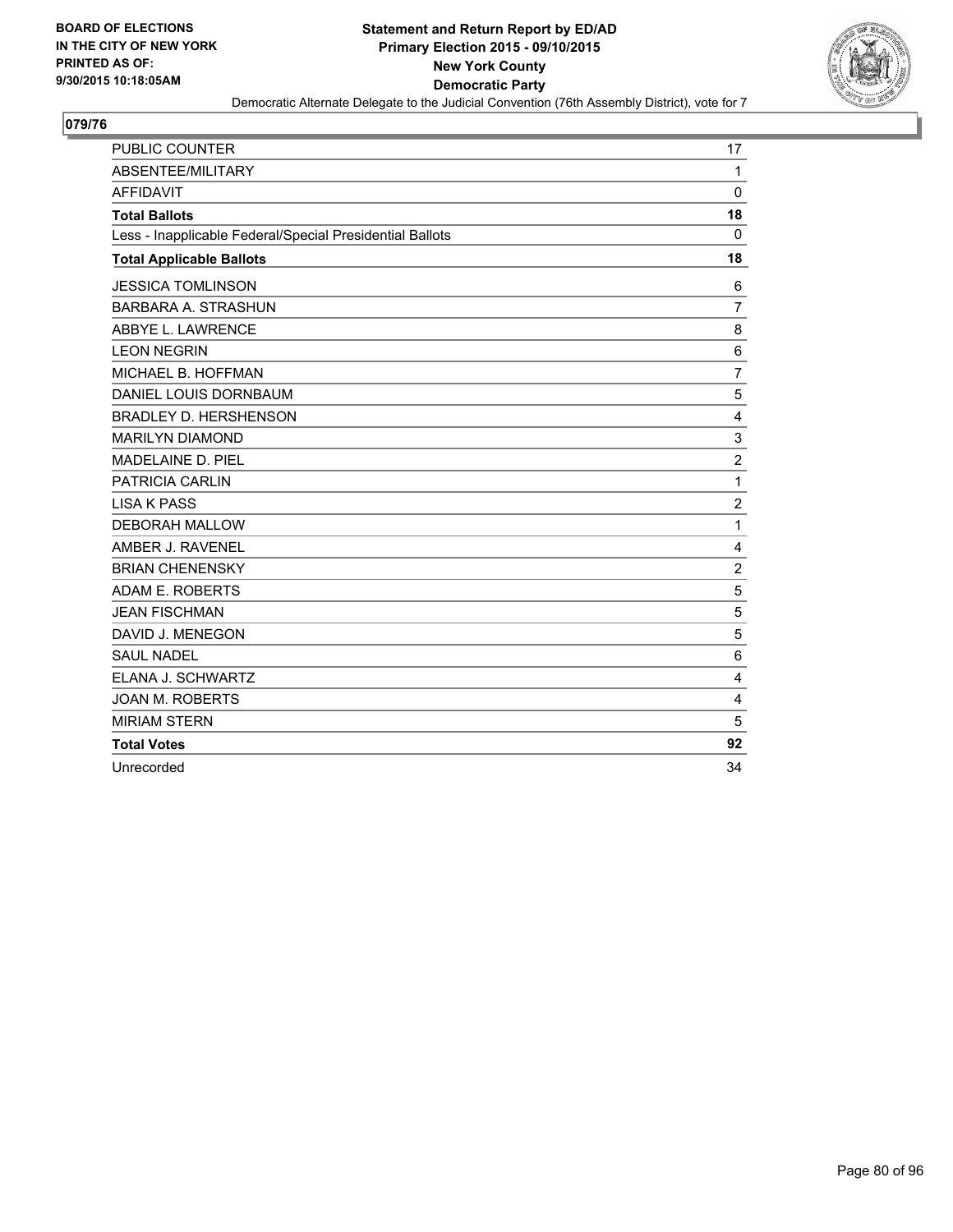**BOARD OF ELECTIONS IN THE CITY OF NEW YORK PRINTED AS OF: 9/30/2015 10:18:05AM**

**Statement and Return Report by ED/AD**
**Primary Election 2015 - 09/10/2015**
**New York County**
**Democratic Party**
Democratic Alternate Delegate to the Judicial Convention (76th Assembly District), vote for 7

**079/76**

| | |
|---|---|
| PUBLIC COUNTER | 17 |
| ABSENTEE/MILITARY | 1 |
| AFFIDAVIT | 0 |
| **Total Ballots** | **18** |
| Less - Inapplicable Federal/Special Presidential Ballots | 0 |
| **Total Applicable Ballots** | **18** |
| JESSICA TOMLINSON | 6 |
| BARBARA A. STRASHUN | 7 |
| ABBYE L. LAWRENCE | 8 |
| LEON NEGRIN | 6 |
| MICHAEL B. HOFFMAN | 7 |
| DANIEL LOUIS DORNBAUM | 5 |
| BRADLEY D. HERSHENSON | 4 |
| MARILYN DIAMOND | 3 |
| MADELAINE D. PIEL | 2 |
| PATRICIA CARLIN | 1 |
| LISA K PASS | 2 |
| DEBORAH MALLOW | 1 |
| AMBER J. RAVENEL | 4 |
| BRIAN CHENENSKY | 2 |
| ADAM E. ROBERTS | 5 |
| JEAN FISCHMAN | 5 |
| DAVID J. MENEGON | 5 |
| SAUL NADEL | 6 |
| ELANA J. SCHWARTZ | 4 |
| JOAN M. ROBERTS | 4 |
| MIRIAM STERN | 5 |
| **Total Votes** | **92** |
| Unrecorded | 34 |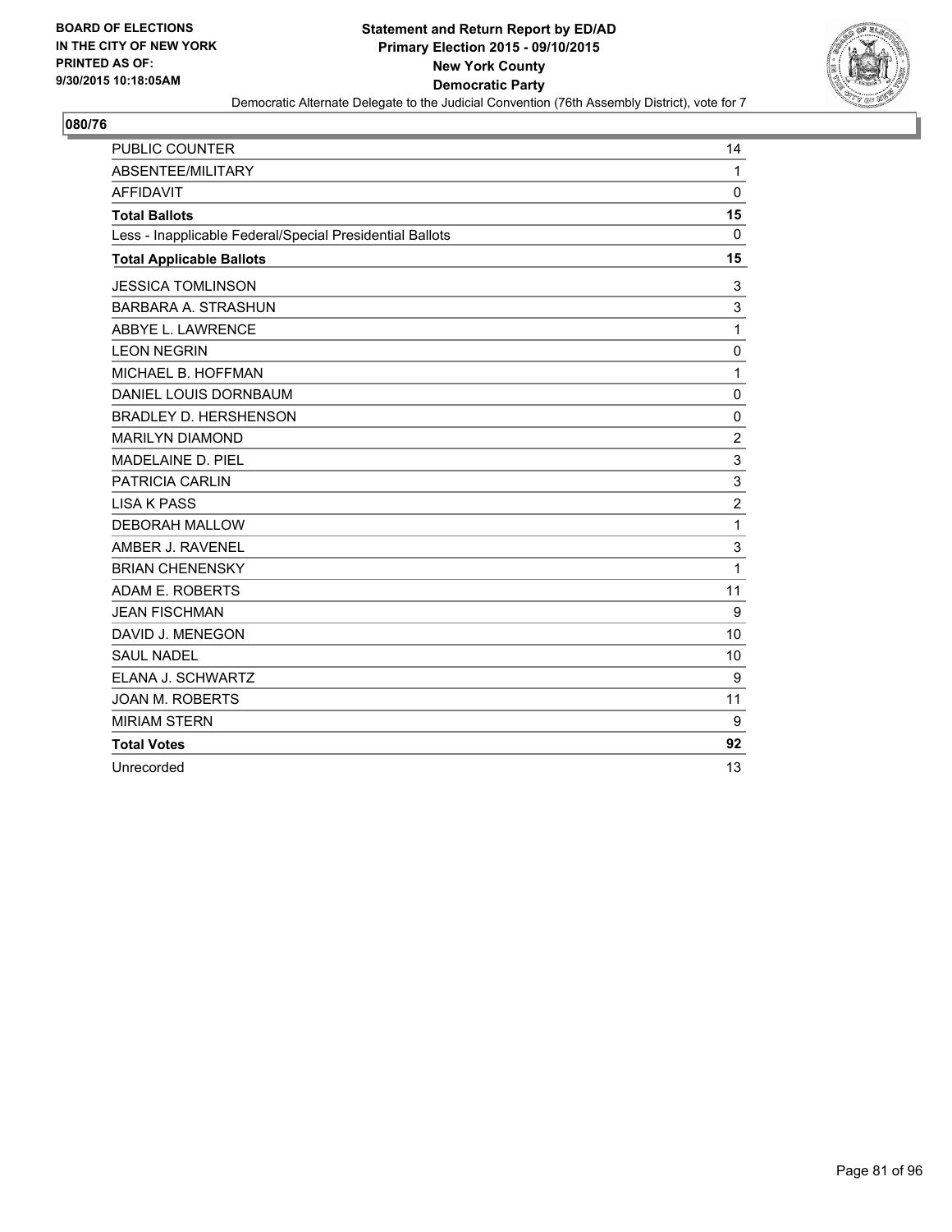**BOARD OF ELECTIONS IN THE CITY OF NEW YORK PRINTED AS OF: 9/30/2015 10:18:05AM**

**Statement and Return Report by ED/AD Primary Election 2015 - 09/10/2015 New York County Democratic Party**

Democratic Alternate Delegate to the Judicial Convention (76th Assembly District), vote for 7

**080/76**

| | |
|---|---|
| PUBLIC COUNTER | 14 |
| ABSENTEE/MILITARY | 1 |
| AFFIDAVIT | 0 |
| **Total Ballots** | **15** |
| Less - Inapplicable Federal/Special Presidential Ballots | 0 |
| **Total Applicable Ballots** | **15** |
| JESSICA TOMLINSON | 3 |
| BARBARA A. STRASHUN | 3 |
| ABBYE L. LAWRENCE | 1 |
| LEON NEGRIN | 0 |
| MICHAEL B. HOFFMAN | 1 |
| DANIEL LOUIS DORNBAUM | 0 |
| BRADLEY D. HERSHENSON | 0 |
| MARILYN DIAMOND | 2 |
| MADELAINE D. PIEL | 3 |
| PATRICIA CARLIN | 3 |
| LISA K PASS | 2 |
| DEBORAH MALLOW | 1 |
| AMBER J. RAVENEL | 3 |
| BRIAN CHENENSKY | 1 |
| ADAM E. ROBERTS | 11 |
| JEAN FISCHMAN | 9 |
| DAVID J. MENEGON | 10 |
| SAUL NADEL | 10 |
| ELANA J. SCHWARTZ | 9 |
| JOAN M. ROBERTS | 11 |
| MIRIAM STERN | 9 |
| **Total Votes** | **92** |
| Unrecorded | 13 |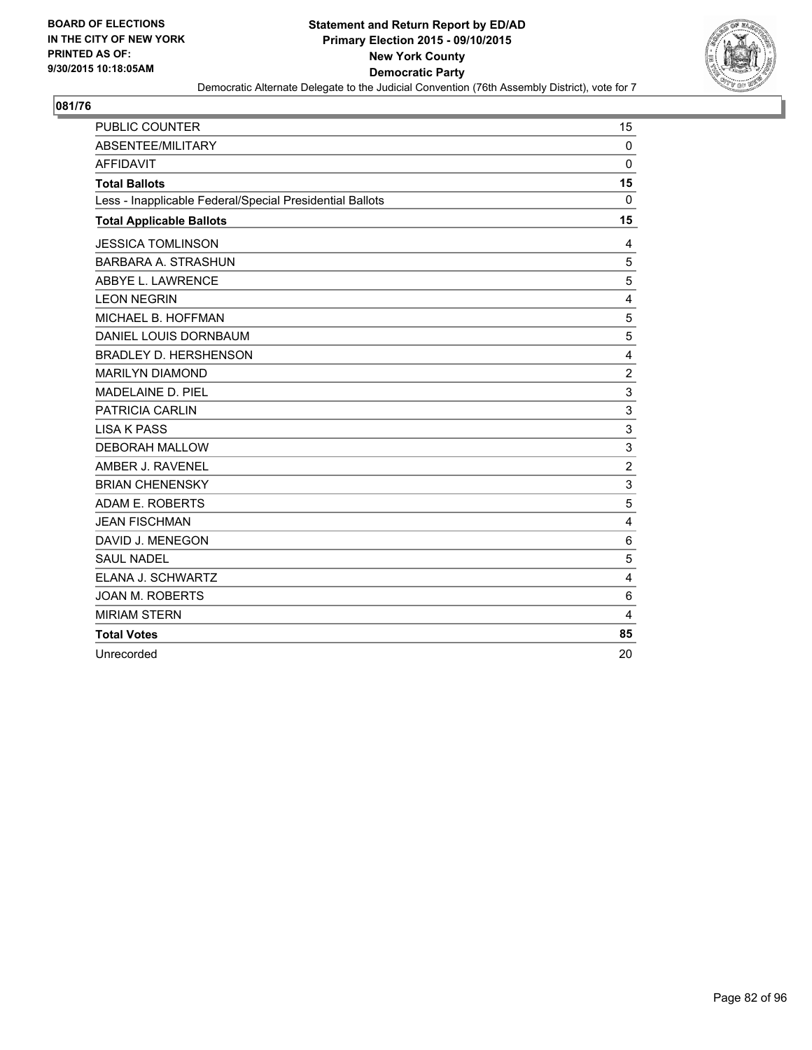**BOARD OF ELECTIONS IN THE CITY OF NEW YORK PRINTED AS OF: 9/30/2015 10:18:05AM**

**Statement and Return Report by ED/AD Primary Election 2015 - 09/10/2015 New York County Democratic Party**

Democratic Alternate Delegate to the Judicial Convention (76th Assembly District), vote for 7

**081/76**

| | |
|---|---|
| PUBLIC COUNTER | 15 |
| ABSENTEE/MILITARY | 0 |
| AFFIDAVIT | 0 |
| **Total Ballots** | **15** |
| Less - Inapplicable Federal/Special Presidential Ballots | 0 |
| **Total Applicable Ballots** | **15** |
| JESSICA TOMLINSON | 4 |
| BARBARA A. STRASHUN | 5 |
| ABBYE L. LAWRENCE | 5 |
| LEON NEGRIN | 4 |
| MICHAEL B. HOFFMAN | 5 |
| DANIEL LOUIS DORNBAUM | 5 |
| BRADLEY D. HERSHENSON | 4 |
| MARILYN DIAMOND | 2 |
| MADELAINE D. PIEL | 3 |
| PATRICIA CARLIN | 3 |
| LISA K PASS | 3 |
| DEBORAH MALLOW | 3 |
| AMBER J. RAVENEL | 2 |
| BRIAN CHENENSKY | 3 |
| ADAM E. ROBERTS | 5 |
| JEAN FISCHMAN | 4 |
| DAVID J. MENEGON | 6 |
| SAUL NADEL | 5 |
| ELANA J. SCHWARTZ | 4 |
| JOAN M. ROBERTS | 6 |
| MIRIAM STERN | 4 |
| **Total Votes** | **85** |
| Unrecorded | 20 |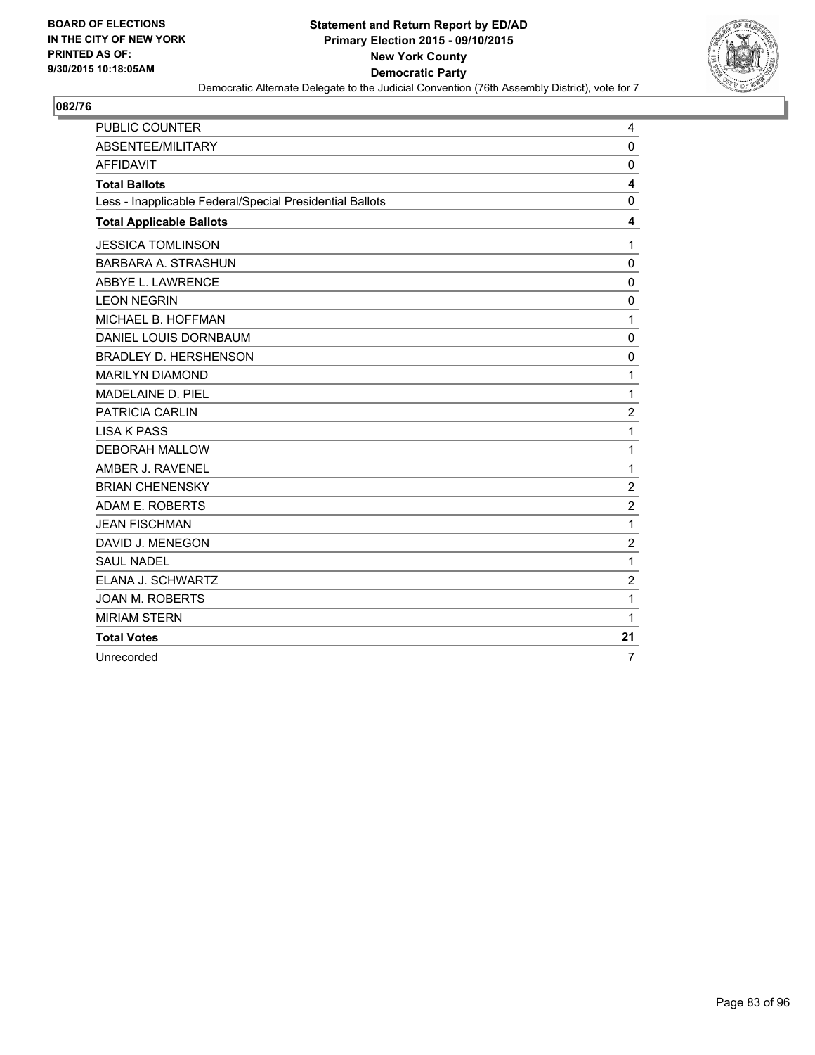**BOARD OF ELECTIONS IN THE CITY OF NEW YORK PRINTED AS OF: 9/30/2015 10:18:05AM**

# Statement and Return Report by ED/AD
## Primary Election 2015 - 09/10/2015
## New York County
## Democratic Party

Democratic Alternate Delegate to the Judicial Convention (76th Assembly District), vote for 7

### 082/76

| | |
|---|---|
| PUBLIC COUNTER | 4 |
| ABSENTEE/MILITARY | 0 |
| AFFIDAVIT | 0 |
| **Total Ballots** | **4** |
| Less - Inapplicable Federal/Special Presidential Ballots | 0 |
| **Total Applicable Ballots** | **4** |
| JESSICA TOMLINSON | 1 |
| BARBARA A. STRASHUN | 0 |
| ABBYE L. LAWRENCE | 0 |
| LEON NEGRIN | 0 |
| MICHAEL B. HOFFMAN | 1 |
| DANIEL LOUIS DORNBAUM | 0 |
| BRADLEY D. HERSHENSON | 0 |
| MARILYN DIAMOND | 1 |
| MADELAINE D. PIEL | 1 |
| PATRICIA CARLIN | 2 |
| LISA K PASS | 1 |
| DEBORAH MALLOW | 1 |
| AMBER J. RAVENEL | 1 |
| BRIAN CHENENSKY | 2 |
| ADAM E. ROBERTS | 2 |
| JEAN FISCHMAN | 1 |
| DAVID J. MENEGON | 2 |
| SAUL NADEL | 1 |
| ELANA J. SCHWARTZ | 2 |
| JOAN M. ROBERTS | 1 |
| MIRIAM STERN | 1 |
| **Total Votes** | **21** |
| Unrecorded | 7 |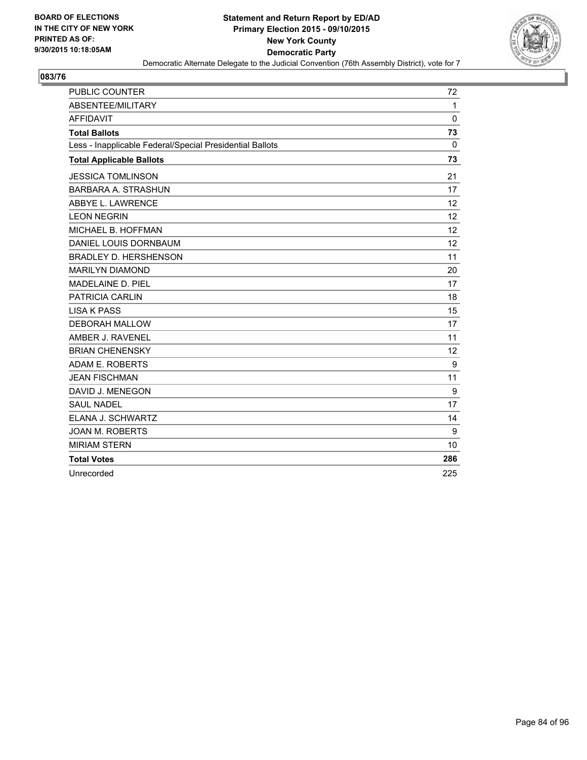**BOARD OF ELECTIONS IN THE CITY OF NEW YORK PRINTED AS OF: 9/30/2015 10:18:05AM**

**Statement and Return Report by ED/AD**
**Primary Election 2015 - 09/10/2015**
**New York County**
**Democratic Party**
Democratic Alternate Delegate to the Judicial Convention (76th Assembly District), vote for 7

**083/76**

| | |
|---|---|
| PUBLIC COUNTER | 72 |
| ABSENTEE/MILITARY | 1 |
| AFFIDAVIT | 0 |
| **Total Ballots** | **73** |
| Less - Inapplicable Federal/Special Presidential Ballots | 0 |
| **Total Applicable Ballots** | **73** |
| JESSICA TOMLINSON | 21 |
| BARBARA A. STRASHUN | 17 |
| ABBYE L. LAWRENCE | 12 |
| LEON NEGRIN | 12 |
| MICHAEL B. HOFFMAN | 12 |
| DANIEL LOUIS DORNBAUM | 12 |
| BRADLEY D. HERSHENSON | 11 |
| MARILYN DIAMOND | 20 |
| MADELAINE D. PIEL | 17 |
| PATRICIA CARLIN | 18 |
| LISA K PASS | 15 |
| DEBORAH MALLOW | 17 |
| AMBER J. RAVENEL | 11 |
| BRIAN CHENENSKY | 12 |
| ADAM E. ROBERTS | 9 |
| JEAN FISCHMAN | 11 |
| DAVID J. MENEGON | 9 |
| SAUL NADEL | 17 |
| ELANA J. SCHWARTZ | 14 |
| JOAN M. ROBERTS | 9 |
| MIRIAM STERN | 10 |
| **Total Votes** | **286** |
| Unrecorded | 225 |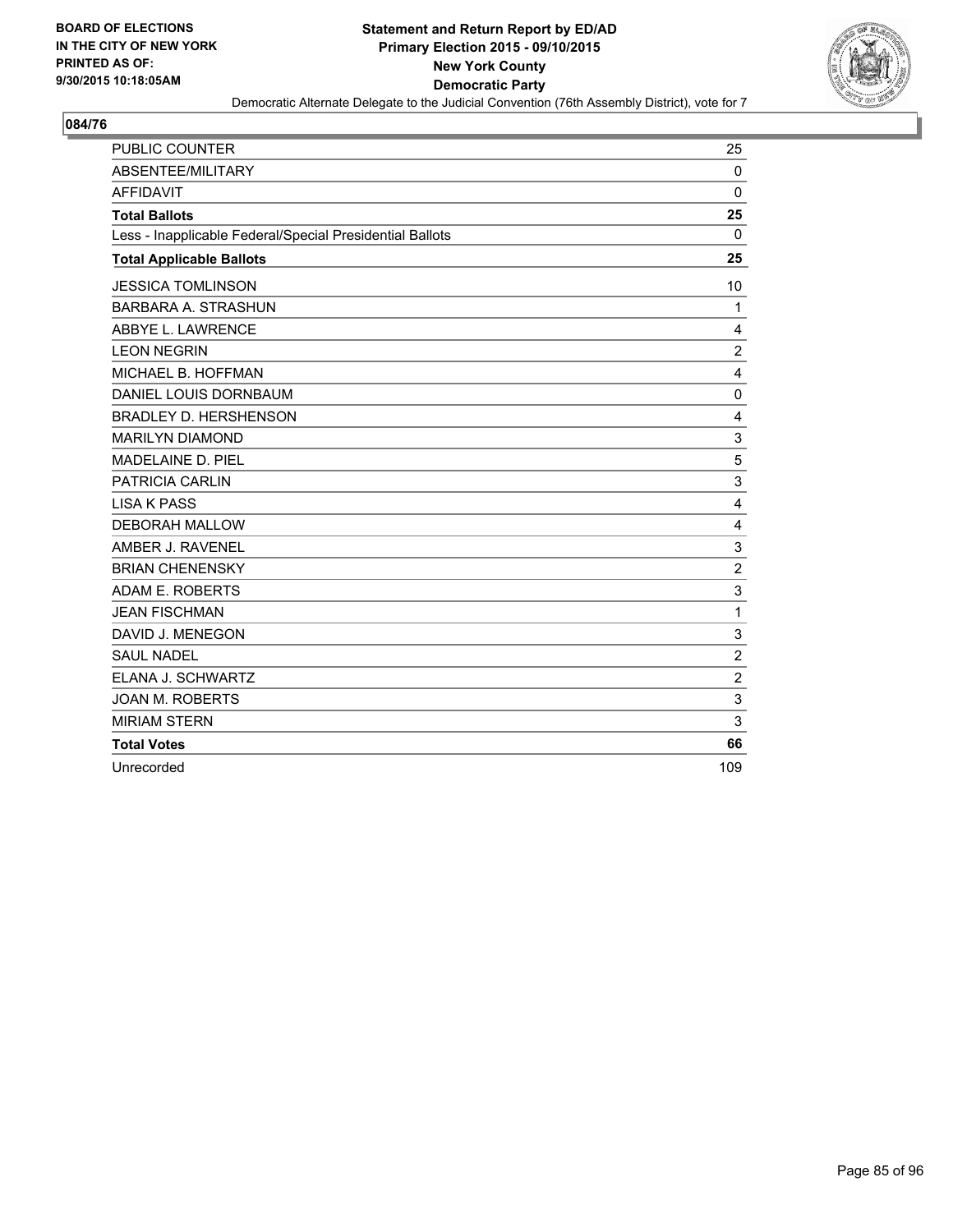**BOARD OF ELECTIONS IN THE CITY OF NEW YORK PRINTED AS OF: 9/30/2015 10:18:05AM**

**Statement and Return Report by ED/AD Primary Election 2015 - 09/10/2015 New York County Democratic Party**

Democratic Alternate Delegate to the Judicial Convention (76th Assembly District), vote for 7

**084/76**

| | |
|---|---|
| PUBLIC COUNTER | 25 |
| ABSENTEE/MILITARY | 0 |
| AFFIDAVIT | 0 |
| **Total Ballots** | **25** |
| Less - Inapplicable Federal/Special Presidential Ballots | 0 |
| **Total Applicable Ballots** | **25** |
| JESSICA TOMLINSON | 10 |
| BARBARA A. STRASHUN | 1 |
| ABBYE L. LAWRENCE | 4 |
| LEON NEGRIN | 2 |
| MICHAEL B. HOFFMAN | 4 |
| DANIEL LOUIS DORNBAUM | 0 |
| BRADLEY D. HERSHENSON | 4 |
| MARILYN DIAMOND | 3 |
| MADELAINE D. PIEL | 5 |
| PATRICIA CARLIN | 3 |
| LISA K PASS | 4 |
| DEBORAH MALLOW | 4 |
| AMBER J. RAVENEL | 3 |
| BRIAN CHENENSKY | 2 |
| ADAM E. ROBERTS | 3 |
| JEAN FISCHMAN | 1 |
| DAVID J. MENEGON | 3 |
| SAUL NADEL | 2 |
| ELANA J. SCHWARTZ | 2 |
| JOAN M. ROBERTS | 3 |
| MIRIAM STERN | 3 |
| **Total Votes** | **66** |
| Unrecorded | 109 |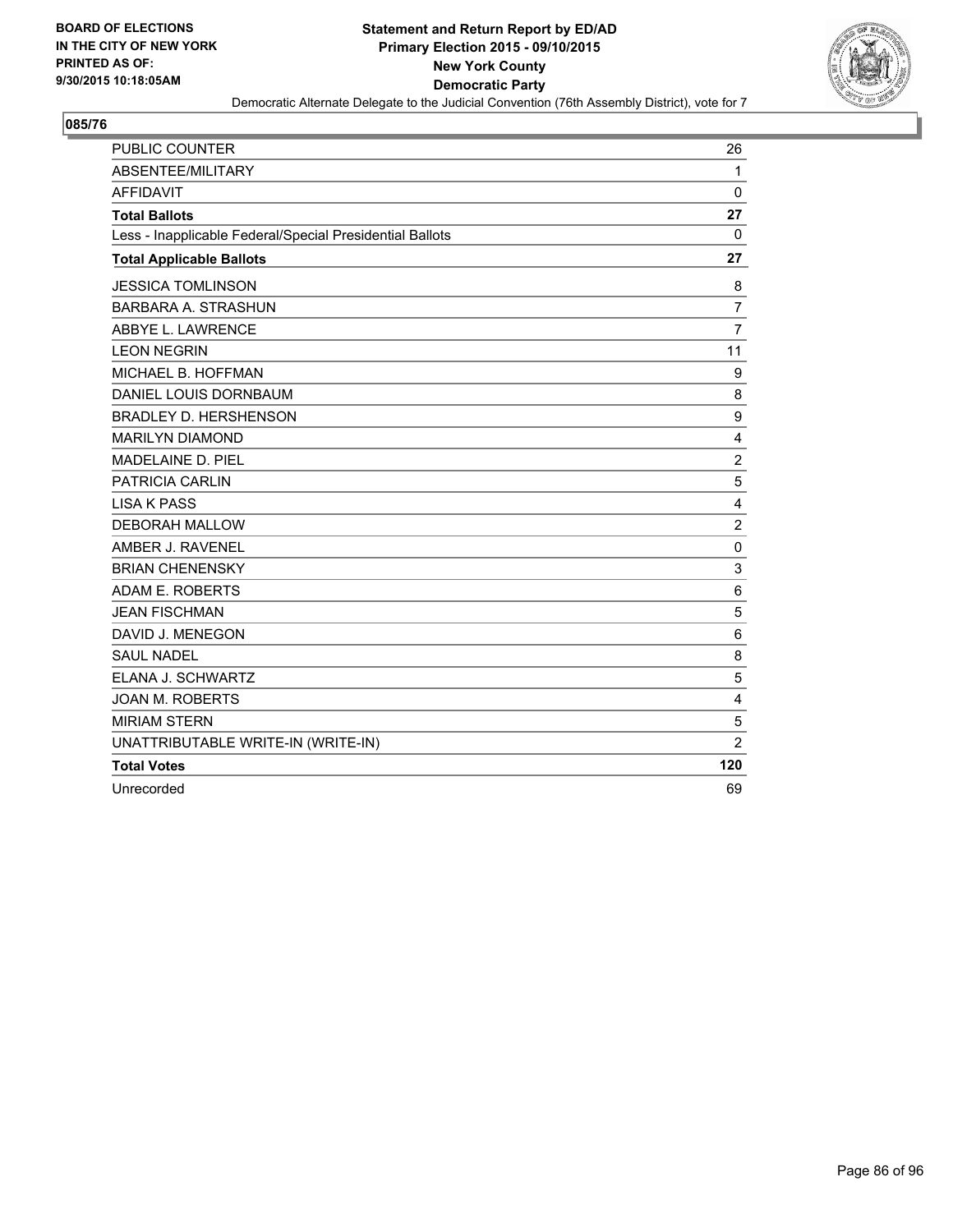**BOARD OF ELECTIONS IN THE CITY OF NEW YORK PRINTED AS OF: 9/30/2015 10:18:05AM**

## Statement and Return Report by ED/AD
## Primary Election 2015 - 09/10/2015
## New York County
## Democratic Party

Democratic Alternate Delegate to the Judicial Convention (76th Assembly District), vote for 7

### 085/76

| | |
|---|---|
| PUBLIC COUNTER | 26 |
| ABSENTEE/MILITARY | 1 |
| AFFIDAVIT | 0 |
| **Total Ballots** | **27** |
| Less - Inapplicable Federal/Special Presidential Ballots | 0 |
| **Total Applicable Ballots** | **27** |
| JESSICA TOMLINSON | 8 |
| BARBARA A. STRASHUN | 7 |
| ABBYE L. LAWRENCE | 7 |
| LEON NEGRIN | 11 |
| MICHAEL B. HOFFMAN | 9 |
| DANIEL LOUIS DORNBAUM | 8 |
| BRADLEY D. HERSHENSON | 9 |
| MARILYN DIAMOND | 4 |
| MADELAINE D. PIEL | 2 |
| PATRICIA CARLIN | 5 |
| LISA K PASS | 4 |
| DEBORAH MALLOW | 2 |
| AMBER J. RAVENEL | 0 |
| BRIAN CHENENSKY | 3 |
| ADAM E. ROBERTS | 6 |
| JEAN FISCHMAN | 5 |
| DAVID J. MENEGON | 6 |
| SAUL NADEL | 8 |
| ELANA J. SCHWARTZ | 5 |
| JOAN M. ROBERTS | 4 |
| MIRIAM STERN | 5 |
| UNATTRIBUTABLE WRITE-IN (WRITE-IN) | 2 |
| **Total Votes** | **120** |
| Unrecorded | 69 |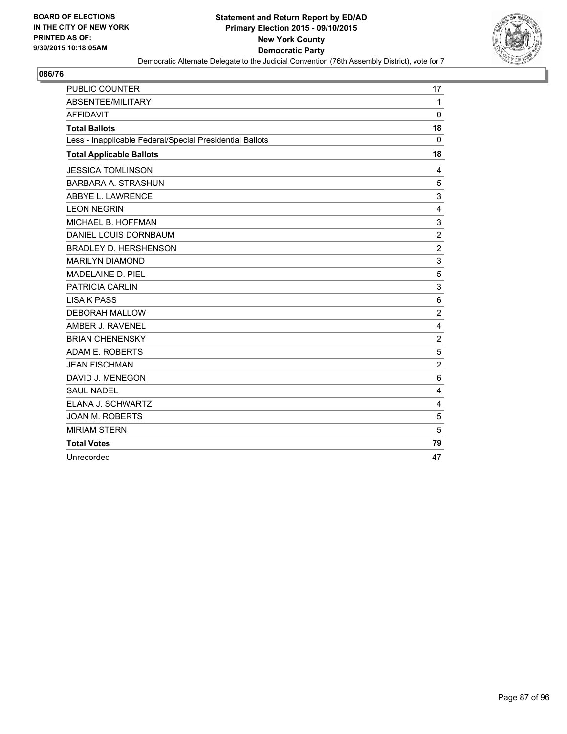**BOARD OF ELECTIONS IN THE CITY OF NEW YORK PRINTED AS OF: 9/30/2015 10:18:05AM**

**Statement and Return Report by ED/AD**
**Primary Election 2015 - 09/10/2015**
**New York County**
**Democratic Party**
Democratic Alternate Delegate to the Judicial Convention (76th Assembly District), vote for 7

**086/76**

| | |
|---|---|
| PUBLIC COUNTER | 17 |
| ABSENTEE/MILITARY | 1 |
| AFFIDAVIT | 0 |
| **Total Ballots** | **18** |
| Less - Inapplicable Federal/Special Presidential Ballots | 0 |
| **Total Applicable Ballots** | **18** |
| JESSICA TOMLINSON | 4 |
| BARBARA A. STRASHUN | 5 |
| ABBYE L. LAWRENCE | 3 |
| LEON NEGRIN | 4 |
| MICHAEL B. HOFFMAN | 3 |
| DANIEL LOUIS DORNBAUM | 2 |
| BRADLEY D. HERSHENSON | 2 |
| MARILYN DIAMOND | 3 |
| MADELAINE D. PIEL | 5 |
| PATRICIA CARLIN | 3 |
| LISA K PASS | 6 |
| DEBORAH MALLOW | 2 |
| AMBER J. RAVENEL | 4 |
| BRIAN CHENENSKY | 2 |
| ADAM E. ROBERTS | 5 |
| JEAN FISCHMAN | 2 |
| DAVID J. MENEGON | 6 |
| SAUL NADEL | 4 |
| ELANA J. SCHWARTZ | 4 |
| JOAN M. ROBERTS | 5 |
| MIRIAM STERN | 5 |
| **Total Votes** | **79** |
| Unrecorded | 47 |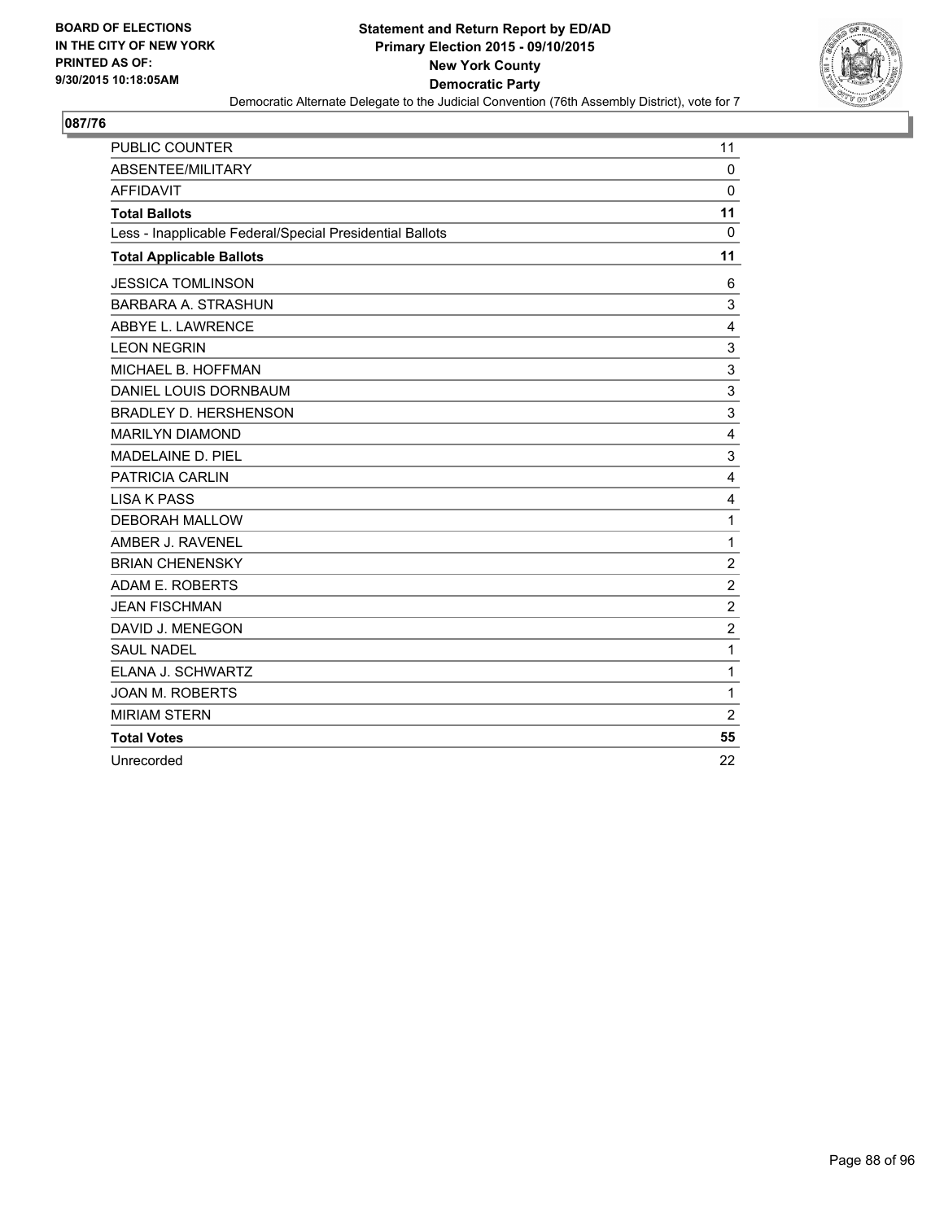**BOARD OF ELECTIONS**
**IN THE CITY OF NEW YORK**
**PRINTED AS OF:**
**9/30/2015 10:18:05AM**

**Statement and Return Report by ED/AD**
**Primary Election 2015 - 09/10/2015**
**New York County**
**Democratic Party**
Democratic Alternate Delegate to the Judicial Convention (76th Assembly District), vote for 7

## 087/76

| | |
|---|---|
| PUBLIC COUNTER | 11 |
| ABSENTEE/MILITARY | 0 |
| AFFIDAVIT | 0 |
| **Total Ballots** | **11** |
| Less - Inapplicable Federal/Special Presidential Ballots | 0 |
| **Total Applicable Ballots** | **11** |
| JESSICA TOMLINSON | 6 |
| BARBARA A. STRASHUN | 3 |
| ABBYE L. LAWRENCE | 4 |
| LEON NEGRIN | 3 |
| MICHAEL B. HOFFMAN | 3 |
| DANIEL LOUIS DORNBAUM | 3 |
| BRADLEY D. HERSHENSON | 3 |
| MARILYN DIAMOND | 4 |
| MADELAINE D. PIEL | 3 |
| PATRICIA CARLIN | 4 |
| LISA K PASS | 4 |
| DEBORAH MALLOW | 1 |
| AMBER J. RAVENEL | 1 |
| BRIAN CHENENSKY | 2 |
| ADAM E. ROBERTS | 2 |
| JEAN FISCHMAN | 2 |
| DAVID J. MENEGON | 2 |
| SAUL NADEL | 1 |
| ELANA J. SCHWARTZ | 1 |
| JOAN M. ROBERTS | 1 |
| MIRIAM STERN | 2 |
| **Total Votes** | **55** |
| Unrecorded | 22 |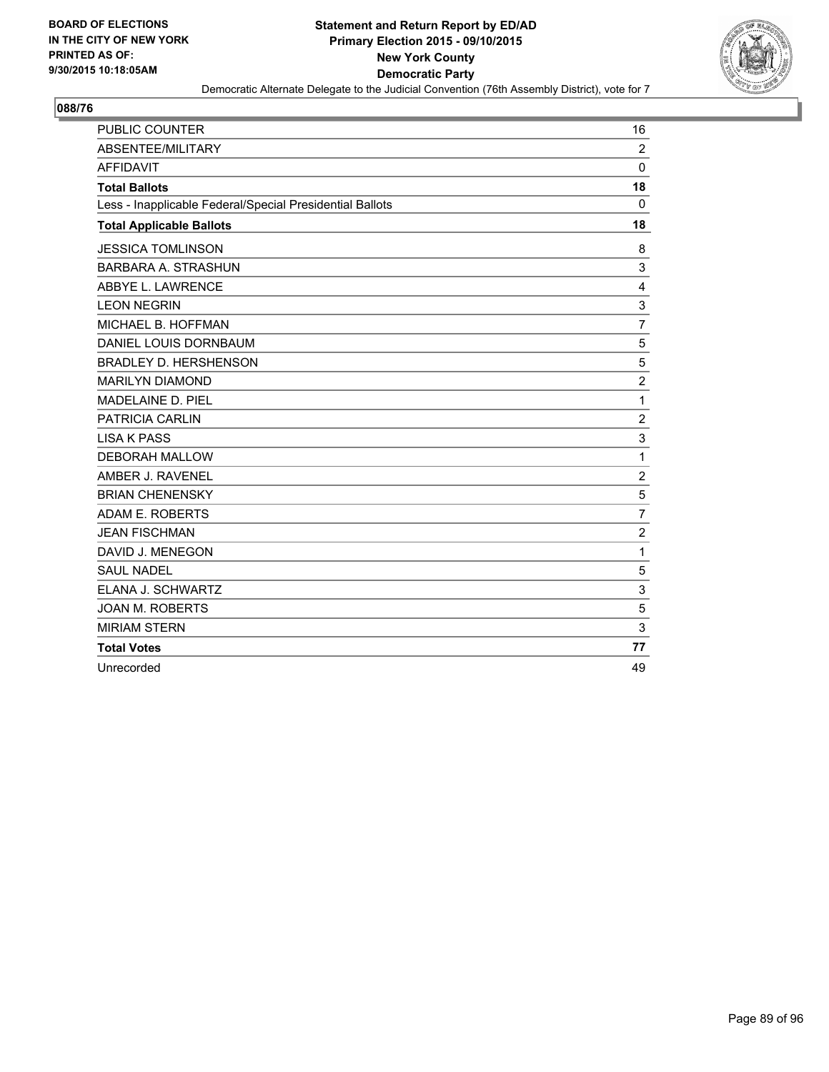BOARD OF ELECTIONS
IN THE CITY OF NEW YORK
PRINTED AS OF:
9/30/2015 10:18:05AM

**Statement and Return Report by ED/AD**
**Primary Election 2015 - 09/10/2015**
**New York County**
**Democratic Party**
Democratic Alternate Delegate to the Judicial Convention (76th Assembly District), vote for 7

## 088/76

| | |
|---|---|
| PUBLIC COUNTER | 16 |
| ABSENTEE/MILITARY | 2 |
| AFFIDAVIT | 0 |
| **Total Ballots** | **18** |
| Less - Inapplicable Federal/Special Presidential Ballots | 0 |
| **Total Applicable Ballots** | **18** |
| JESSICA TOMLINSON | 8 |
| BARBARA A. STRASHUN | 3 |
| ABBYE L. LAWRENCE | 4 |
| LEON NEGRIN | 3 |
| MICHAEL B. HOFFMAN | 7 |
| DANIEL LOUIS DORNBAUM | 5 |
| BRADLEY D. HERSHENSON | 5 |
| MARILYN DIAMOND | 2 |
| MADELAINE D. PIEL | 1 |
| PATRICIA CARLIN | 2 |
| LISA K PASS | 3 |
| DEBORAH MALLOW | 1 |
| AMBER J. RAVENEL | 2 |
| BRIAN CHENENSKY | 5 |
| ADAM E. ROBERTS | 7 |
| JEAN FISCHMAN | 2 |
| DAVID J. MENEGON | 1 |
| SAUL NADEL | 5 |
| ELANA J. SCHWARTZ | 3 |
| JOAN M. ROBERTS | 5 |
| MIRIAM STERN | 3 |
| **Total Votes** | **77** |
| Unrecorded | 49 |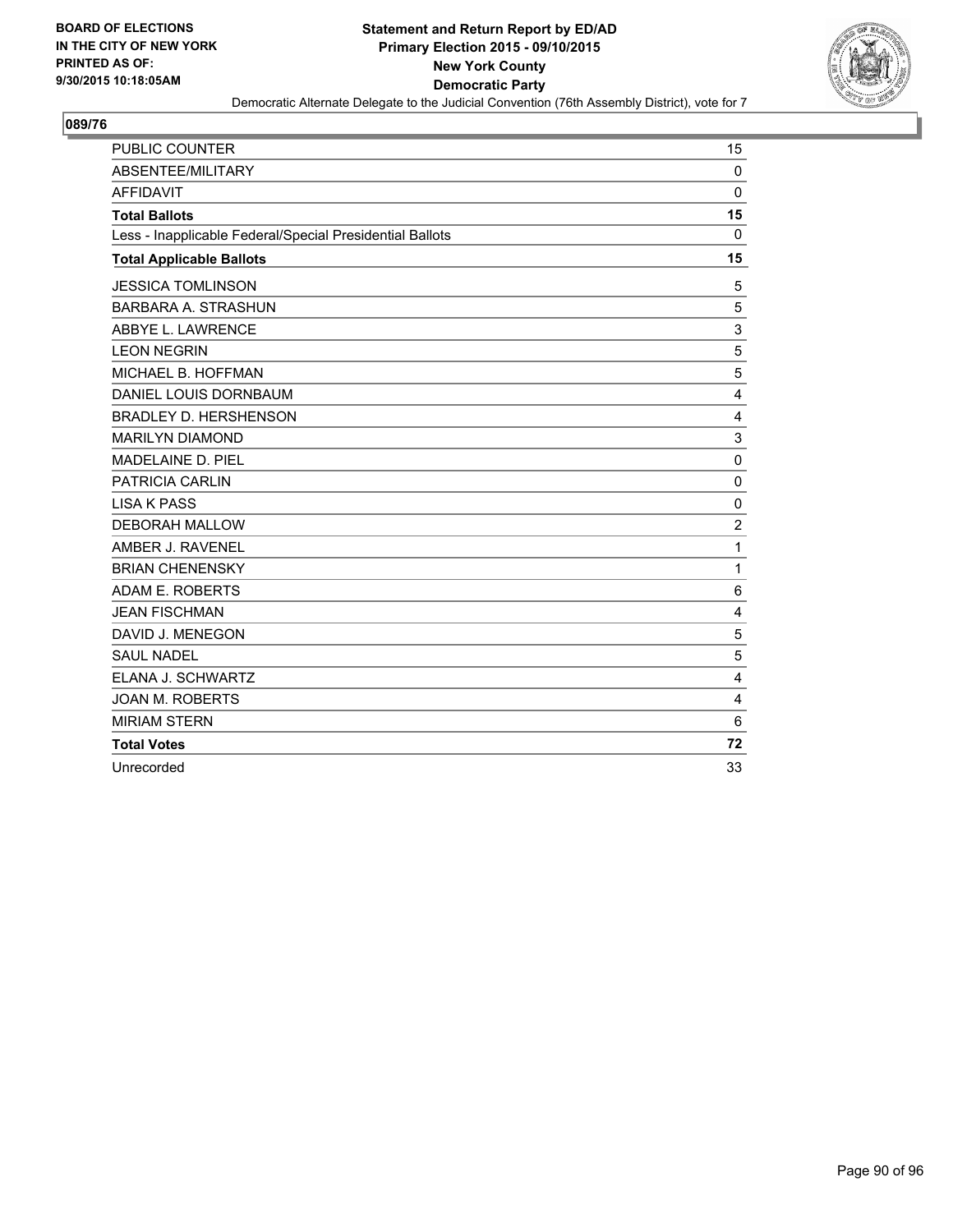**BOARD OF ELECTIONS IN THE CITY OF NEW YORK PRINTED AS OF: 9/30/2015 10:18:05AM**

**Statement and Return Report by ED/AD**
**Primary Election 2015 - 09/10/2015**
**New York County**
**Democratic Party**
Democratic Alternate Delegate to the Judicial Convention (76th Assembly District), vote for 7

## 089/76

| | |
|---|---|
| PUBLIC COUNTER | 15 |
| ABSENTEE/MILITARY | 0 |
| AFFIDAVIT | 0 |
| **Total Ballots** | **15** |
| Less - Inapplicable Federal/Special Presidential Ballots | 0 |
| **Total Applicable Ballots** | **15** |
| JESSICA TOMLINSON | 5 |
| BARBARA A. STRASHUN | 5 |
| ABBYE L. LAWRENCE | 3 |
| LEON NEGRIN | 5 |
| MICHAEL B. HOFFMAN | 5 |
| DANIEL LOUIS DORNBAUM | 4 |
| BRADLEY D. HERSHENSON | 4 |
| MARILYN DIAMOND | 3 |
| MADELAINE D. PIEL | 0 |
| PATRICIA CARLIN | 0 |
| LISA K PASS | 0 |
| DEBORAH MALLOW | 2 |
| AMBER J. RAVENEL | 1 |
| BRIAN CHENENSKY | 1 |
| ADAM E. ROBERTS | 6 |
| JEAN FISCHMAN | 4 |
| DAVID J. MENEGON | 5 |
| SAUL NADEL | 5 |
| ELANA J. SCHWARTZ | 4 |
| JOAN M. ROBERTS | 4 |
| MIRIAM STERN | 6 |
| **Total Votes** | **72** |
| Unrecorded | 33 |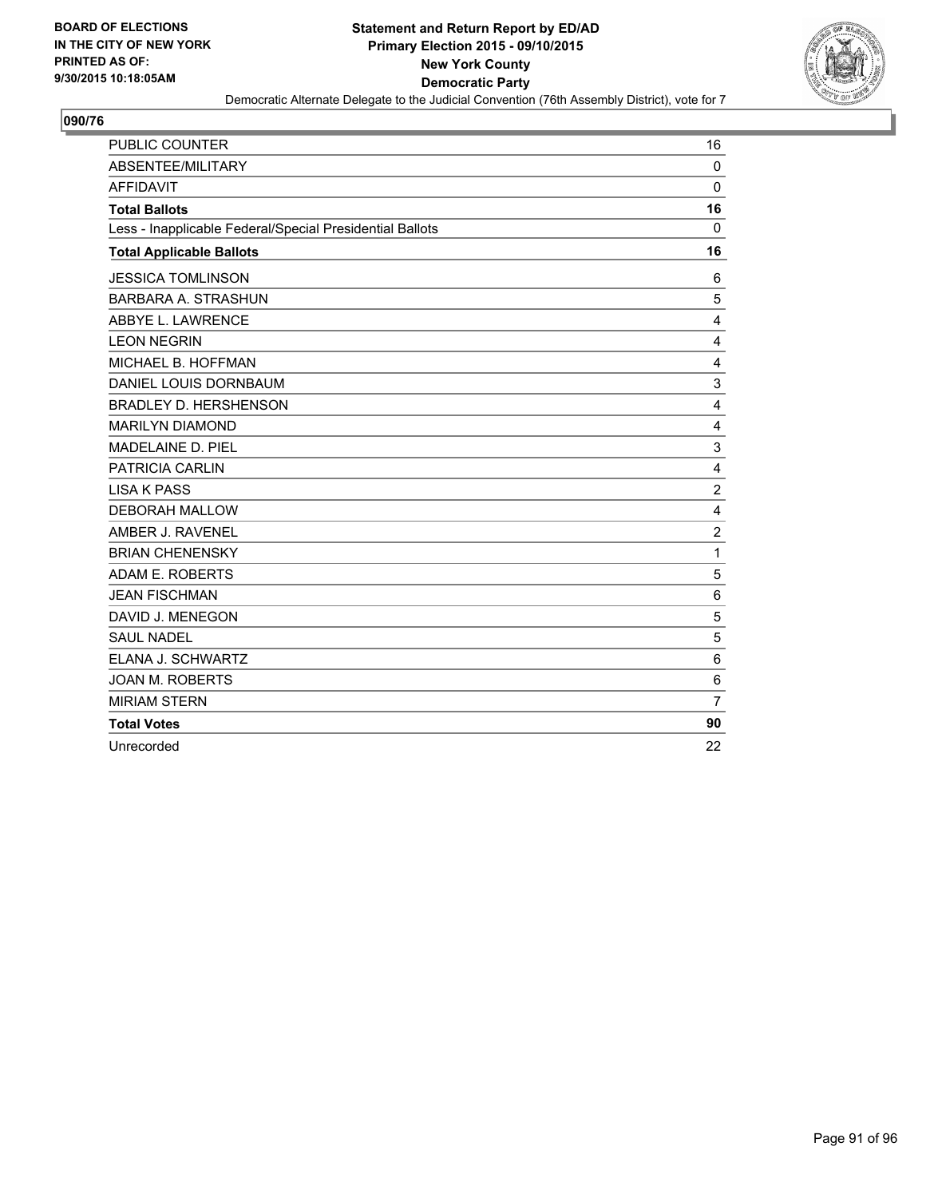**BOARD OF ELECTIONS IN THE CITY OF NEW YORK PRINTED AS OF: 9/30/2015 10:18:05AM**

# Statement and Return Report by ED/AD
## Primary Election 2015 - 09/10/2015
## New York County
## Democratic Party
Democratic Alternate Delegate to the Judicial Convention (76th Assembly District), vote for 7

**090/76**

| | |
|---|---|
| PUBLIC COUNTER | 16 |
| ABSENTEE/MILITARY | 0 |
| AFFIDAVIT | 0 |
| **Total Ballots** | **16** |
| Less - Inapplicable Federal/Special Presidential Ballots | 0 |
| **Total Applicable Ballots** | **16** |
| JESSICA TOMLINSON | 6 |
| BARBARA A. STRASHUN | 5 |
| ABBYE L. LAWRENCE | 4 |
| LEON NEGRIN | 4 |
| MICHAEL B. HOFFMAN | 4 |
| DANIEL LOUIS DORNBAUM | 3 |
| BRADLEY D. HERSHENSON | 4 |
| MARILYN DIAMOND | 4 |
| MADELAINE D. PIEL | 3 |
| PATRICIA CARLIN | 4 |
| LISA K PASS | 2 |
| DEBORAH MALLOW | 4 |
| AMBER J. RAVENEL | 2 |
| BRIAN CHENENSKY | 1 |
| ADAM E. ROBERTS | 5 |
| JEAN FISCHMAN | 6 |
| DAVID J. MENEGON | 5 |
| SAUL NADEL | 5 |
| ELANA J. SCHWARTZ | 6 |
| JOAN M. ROBERTS | 6 |
| MIRIAM STERN | 7 |
| **Total Votes** | **90** |
| Unrecorded | 22 |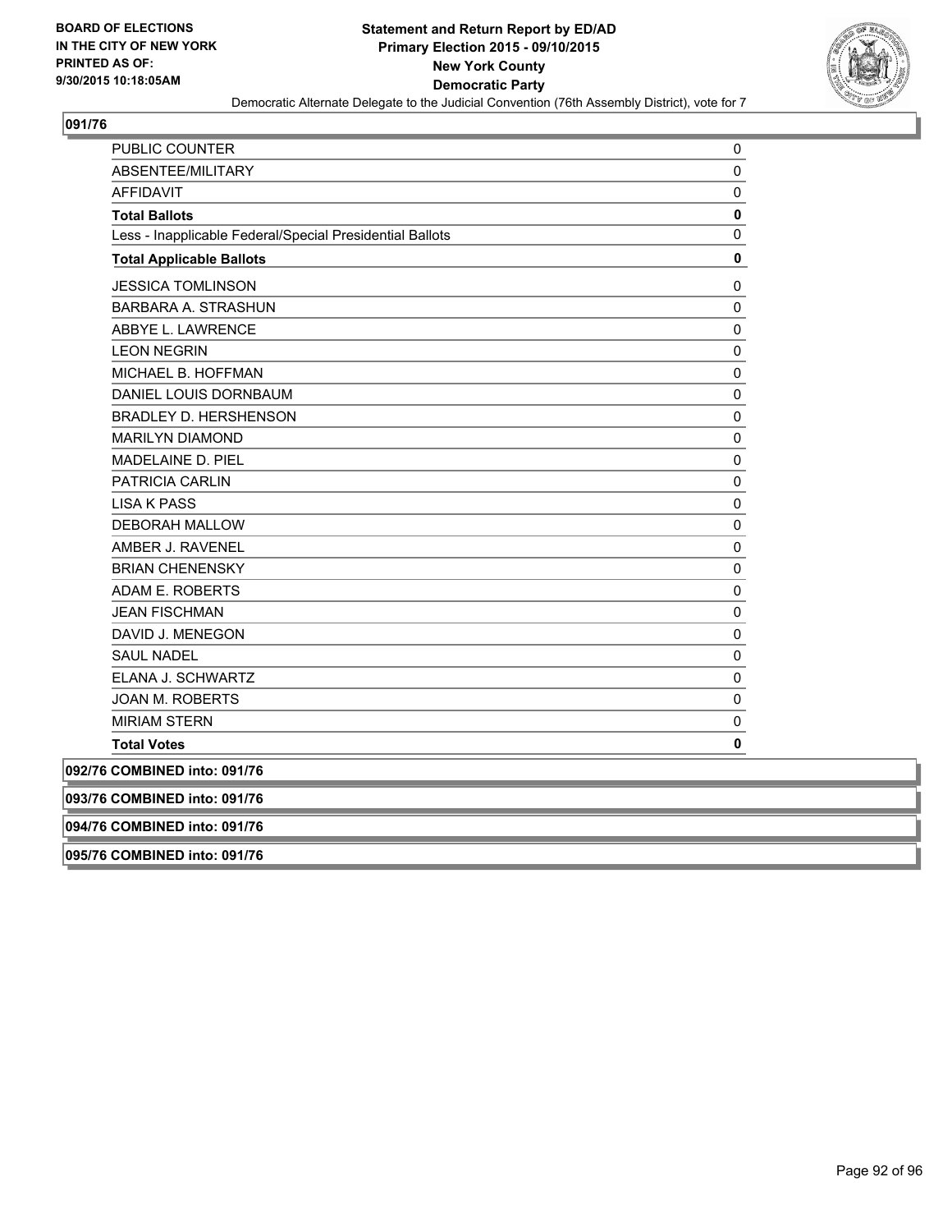BOARD OF ELECTIONS
IN THE CITY OF NEW YORK
PRINTED AS OF:
9/30/2015 10:18:05AM

**Statement and Return Report by ED/AD**
**Primary Election 2015 - 09/10/2015**
**New York County**
**Democratic Party**
Democratic Alternate Delegate to the Judicial Convention (76th Assembly District), vote for 7

**091/76**

| | |
|---|---|
| PUBLIC COUNTER | 0 |
| ABSENTEE/MILITARY | 0 |
| AFFIDAVIT | 0 |
| **Total Ballots** | **0** |
| Less - Inapplicable Federal/Special Presidential Ballots | 0 |
| **Total Applicable Ballots** | **0** |
| JESSICA TOMLINSON | 0 |
| BARBARA A. STRASHUN | 0 |
| ABBYE L. LAWRENCE | 0 |
| LEON NEGRIN | 0 |
| MICHAEL B. HOFFMAN | 0 |
| DANIEL LOUIS DORNBAUM | 0 |
| BRADLEY D. HERSHENSON | 0 |
| MARILYN DIAMOND | 0 |
| MADELAINE D. PIEL | 0 |
| PATRICIA CARLIN | 0 |
| LISA K PASS | 0 |
| DEBORAH MALLOW | 0 |
| AMBER J. RAVENEL | 0 |
| BRIAN CHENENSKY | 0 |
| ADAM E. ROBERTS | 0 |
| JEAN FISCHMAN | 0 |
| DAVID J. MENEGON | 0 |
| SAUL NADEL | 0 |
| ELANA J. SCHWARTZ | 0 |
| JOAN M. ROBERTS | 0 |
| MIRIAM STERN | 0 |
| **Total Votes** | **0** |

**092/76 COMBINED into: 091/76**

**093/76 COMBINED into: 091/76**

**094/76 COMBINED into: 091/76**

**095/76 COMBINED into: 091/76**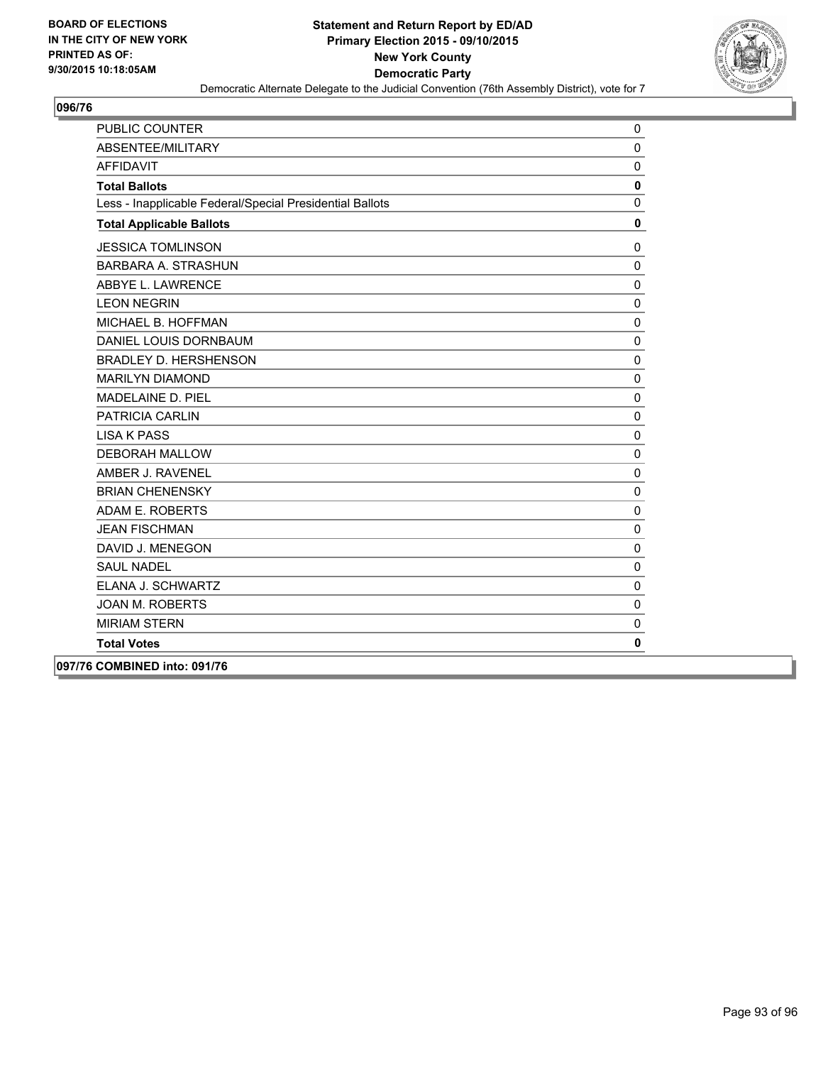**Statement and Return Report by ED/AD**
**Primary Election 2015 - 09/10/2015**
**New York County**
**Democratic Party**
Democratic Alternate Delegate to the Judicial Convention (76th Assembly District), vote for 7

BOARD OF ELECTIONS
IN THE CITY OF NEW YORK
PRINTED AS OF:
9/30/2015 10:18:05AM

## 096/76

| | |
|---|---|
| PUBLIC COUNTER | 0 |
| ABSENTEE/MILITARY | 0 |
| AFFIDAVIT | 0 |
| **Total Ballots** | **0** |
| Less - Inapplicable Federal/Special Presidential Ballots | 0 |
| **Total Applicable Ballots** | **0** |
| JESSICA TOMLINSON | 0 |
| BARBARA A. STRASHUN | 0 |
| ABBYE L. LAWRENCE | 0 |
| LEON NEGRIN | 0 |
| MICHAEL B. HOFFMAN | 0 |
| DANIEL LOUIS DORNBAUM | 0 |
| BRADLEY D. HERSHENSON | 0 |
| MARILYN DIAMOND | 0 |
| MADELAINE D. PIEL | 0 |
| PATRICIA CARLIN | 0 |
| LISA K PASS | 0 |
| DEBORAH MALLOW | 0 |
| AMBER J. RAVENEL | 0 |
| BRIAN CHENENSKY | 0 |
| ADAM E. ROBERTS | 0 |
| JEAN FISCHMAN | 0 |
| DAVID J. MENEGON | 0 |
| SAUL NADEL | 0 |
| ELANA J. SCHWARTZ | 0 |
| JOAN M. ROBERTS | 0 |
| MIRIAM STERN | 0 |
| **Total Votes** | **0** |

## 097/76 COMBINED into: 091/76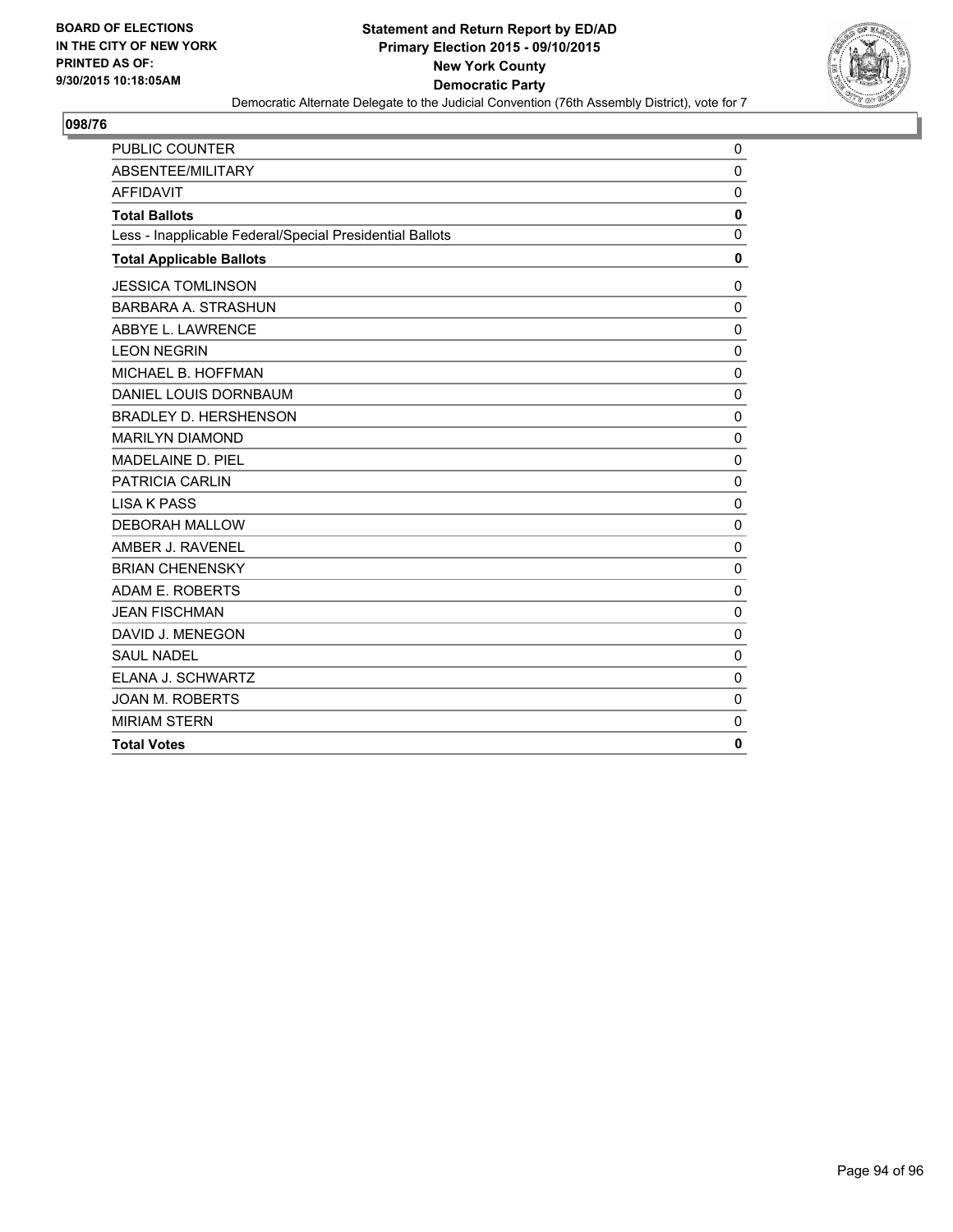**BOARD OF ELECTIONS IN THE CITY OF NEW YORK PRINTED AS OF: 9/30/2015 10:18:05AM**

# Statement and Return Report by ED/AD
## Primary Election 2015 - 09/10/2015
## New York County
## Democratic Party

Democratic Alternate Delegate to the Judicial Convention (76th Assembly District), vote for 7

### 098/76

| | |
|---|---|
| PUBLIC COUNTER | 0 |
| ABSENTEE/MILITARY | 0 |
| AFFIDAVIT | 0 |
| **Total Ballots** | **0** |
| Less - Inapplicable Federal/Special Presidential Ballots | 0 |
| **Total Applicable Ballots** | **0** |
| JESSICA TOMLINSON | 0 |
| BARBARA A. STRASHUN | 0 |
| ABBYE L. LAWRENCE | 0 |
| LEON NEGRIN | 0 |
| MICHAEL B. HOFFMAN | 0 |
| DANIEL LOUIS DORNBAUM | 0 |
| BRADLEY D. HERSHENSON | 0 |
| MARILYN DIAMOND | 0 |
| MADELAINE D. PIEL | 0 |
| PATRICIA CARLIN | 0 |
| LISA K PASS | 0 |
| DEBORAH MALLOW | 0 |
| AMBER J. RAVENEL | 0 |
| BRIAN CHENENSKY | 0 |
| ADAM E. ROBERTS | 0 |
| JEAN FISCHMAN | 0 |
| DAVID J. MENEGON | 0 |
| SAUL NADEL | 0 |
| ELANA J. SCHWARTZ | 0 |
| JOAN M. ROBERTS | 0 |
| MIRIAM STERN | 0 |
| **Total Votes** | **0** |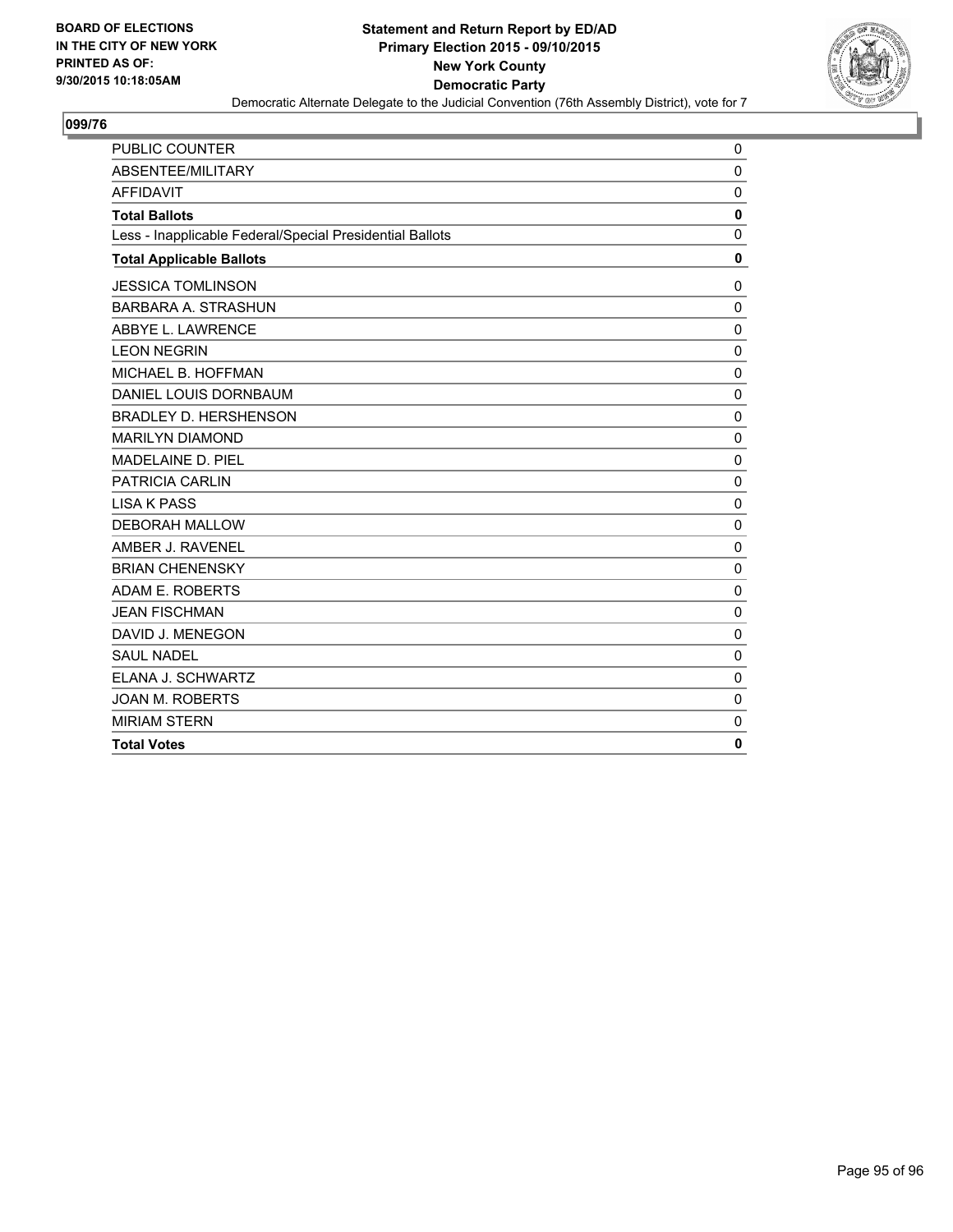**BOARD OF ELECTIONS**
**IN THE CITY OF NEW YORK**
**PRINTED AS OF:**
**9/30/2015 10:18:05AM**

**Statement and Return Report by ED/AD**
**Primary Election 2015 - 09/10/2015**
**New York County**
**Democratic Party**
Democratic Alternate Delegate to the Judicial Convention (76th Assembly District), vote for 7

## 099/76

| | |
|---|---|
| PUBLIC COUNTER | 0 |
| ABSENTEE/MILITARY | 0 |
| AFFIDAVIT | 0 |
| **Total Ballots** | **0** |
| Less - Inapplicable Federal/Special Presidential Ballots | 0 |
| **Total Applicable Ballots** | **0** |
| JESSICA TOMLINSON | 0 |
| BARBARA A. STRASHUN | 0 |
| ABBYE L. LAWRENCE | 0 |
| LEON NEGRIN | 0 |
| MICHAEL B. HOFFMAN | 0 |
| DANIEL LOUIS DORNBAUM | 0 |
| BRADLEY D. HERSHENSON | 0 |
| MARILYN DIAMOND | 0 |
| MADELAINE D. PIEL | 0 |
| PATRICIA CARLIN | 0 |
| LISA K PASS | 0 |
| DEBORAH MALLOW | 0 |
| AMBER J. RAVENEL | 0 |
| BRIAN CHENENSKY | 0 |
| ADAM E. ROBERTS | 0 |
| JEAN FISCHMAN | 0 |
| DAVID J. MENEGON | 0 |
| SAUL NADEL | 0 |
| ELANA J. SCHWARTZ | 0 |
| JOAN M. ROBERTS | 0 |
| MIRIAM STERN | 0 |
| **Total Votes** | **0** |